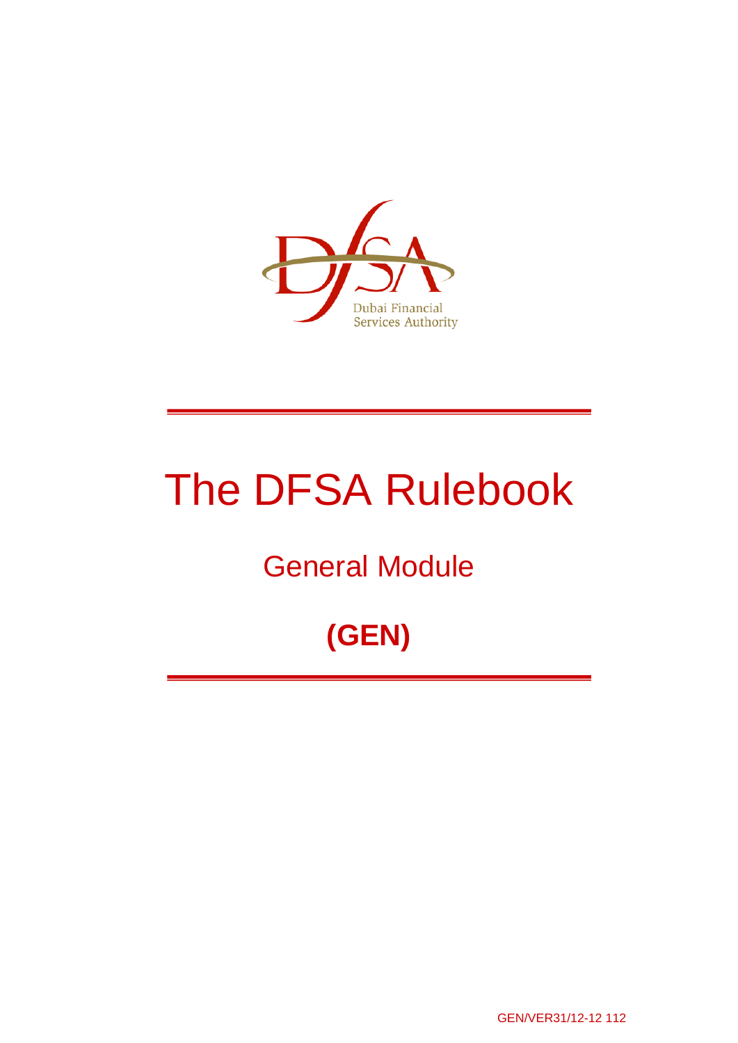Dubai Financial Services Authority

# The DFSA Rulebook

## General Module

## (GEN)

GEN/VER31/12-12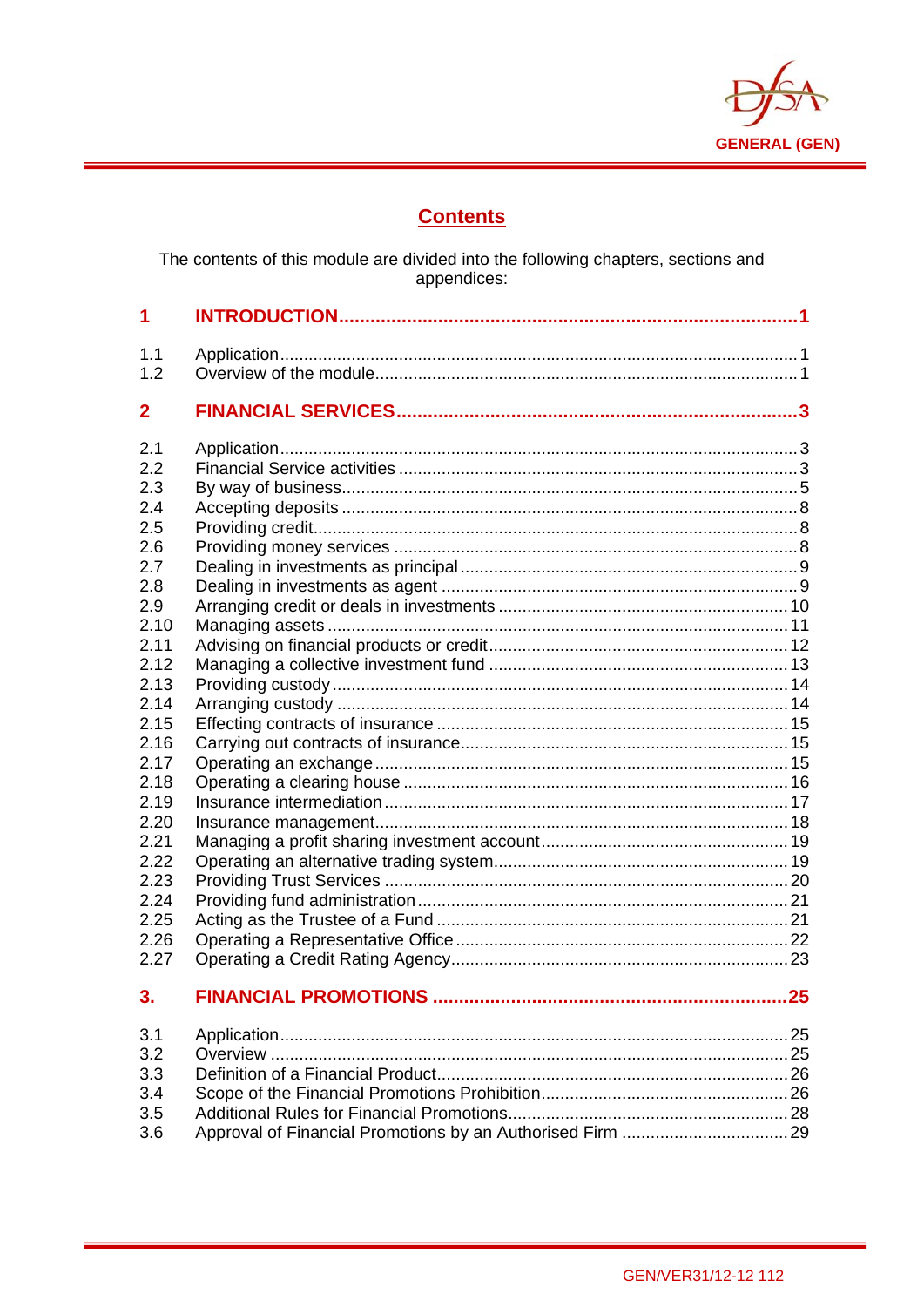## Contents

The contents of this module are divided into the following chapters, sections and appendices:

| | | |
|---|---|---|
| **1** | **INTRODUCTION** | **1** |
| 1.1 | Application | 1 |
| 1.2 | Overview of the module | 1 |
| **2** | **FINANCIAL SERVICES** | **3** |
| 2.1 | Application | 3 |
| 2.2 | Financial Service activities | 3 |
| 2.3 | By way of business | 5 |
| 2.4 | Accepting deposits | 8 |
| 2.5 | Providing credit | 8 |
| 2.6 | Providing money services | 8 |
| 2.7 | Dealing in investments as principal | 9 |
| 2.8 | Dealing in investments as agent | 9 |
| 2.9 | Arranging credit or deals in investments | 10 |
| 2.10 | Managing assets | 11 |
| 2.11 | Advising on financial products or credit | 12 |
| 2.12 | Managing a collective investment fund | 13 |
| 2.13 | Providing custody | 14 |
| 2.14 | Arranging custody | 14 |
| 2.15 | Effecting contracts of insurance | 15 |
| 2.16 | Carrying out contracts of insurance | 15 |
| 2.17 | Operating an exchange | 15 |
| 2.18 | Operating a clearing house | 16 |
| 2.19 | Insurance intermediation | 17 |
| 2.20 | Insurance management | 18 |
| 2.21 | Managing a profit sharing investment account | 19 |
| 2.22 | Operating an alternative trading system | 19 |
| 2.23 | Providing Trust Services | 20 |
| 2.24 | Providing fund administration | 21 |
| 2.25 | Acting as the Trustee of a Fund | 21 |
| 2.26 | Operating a Representative Office | 22 |
| 2.27 | Operating a Credit Rating Agency | 23 |
| **3.** | **FINANCIAL PROMOTIONS** | **25** |
| 3.1 | Application | 25 |
| 3.2 | Overview | 25 |
| 3.3 | Definition of a Financial Product | 26 |
| 3.4 | Scope of the Financial Promotions Prohibition | 26 |
| 3.5 | Additional Rules for Financial Promotions | 28 |
| 3.6 | Approval of Financial Promotions by an Authorised Firm | 29 |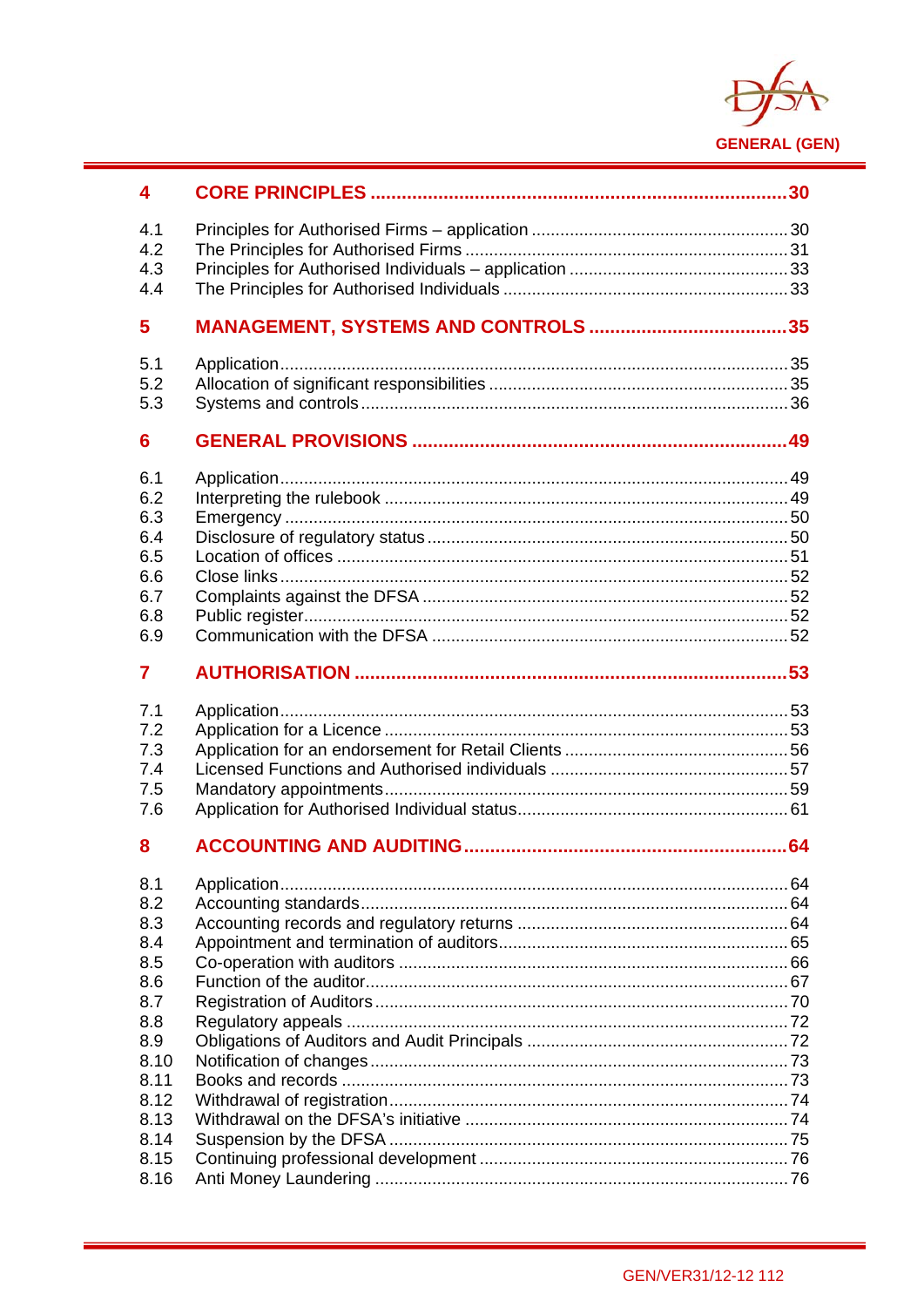| | | |
|---|---|---|
| **4** | **CORE PRINCIPLES** | **30** |
| 4.1 | Principles for Authorised Firms – application | 30 |
| 4.2 | The Principles for Authorised Firms | 31 |
| 4.3 | Principles for Authorised Individuals – application | 33 |
| 4.4 | The Principles for Authorised Individuals | 33 |
| **5** | **MANAGEMENT, SYSTEMS AND CONTROLS** | **35** |
| 5.1 | Application | 35 |
| 5.2 | Allocation of significant responsibilities | 35 |
| 5.3 | Systems and controls | 36 |
| **6** | **GENERAL PROVISIONS** | **49** |
| 6.1 | Application | 49 |
| 6.2 | Interpreting the rulebook | 49 |
| 6.3 | Emergency | 50 |
| 6.4 | Disclosure of regulatory status | 50 |
| 6.5 | Location of offices | 51 |
| 6.6 | Close links | 52 |
| 6.7 | Complaints against the DFSA | 52 |
| 6.8 | Public register | 52 |
| 6.9 | Communication with the DFSA | 52 |
| **7** | **AUTHORISATION** | **53** |
| 7.1 | Application | 53 |
| 7.2 | Application for a Licence | 53 |
| 7.3 | Application for an endorsement for Retail Clients | 56 |
| 7.4 | Licensed Functions and Authorised individuals | 57 |
| 7.5 | Mandatory appointments | 59 |
| 7.6 | Application for Authorised Individual status | 61 |
| **8** | **ACCOUNTING AND AUDITING** | **64** |
| 8.1 | Application | 64 |
| 8.2 | Accounting standards | 64 |
| 8.3 | Accounting records and regulatory returns | 64 |
| 8.4 | Appointment and termination of auditors | 65 |
| 8.5 | Co-operation with auditors | 66 |
| 8.6 | Function of the auditor | 67 |
| 8.7 | Registration of Auditors | 70 |
| 8.8 | Regulatory appeals | 72 |
| 8.9 | Obligations of Auditors and Audit Principals | 72 |
| 8.10 | Notification of changes | 73 |
| 8.11 | Books and records | 73 |
| 8.12 | Withdrawal of registration | 74 |
| 8.13 | Withdrawal on the DFSA's initiative | 74 |
| 8.14 | Suspension by the DFSA | 75 |
| 8.15 | Continuing professional development | 76 |
| 8.16 | Anti Money Laundering | 76 |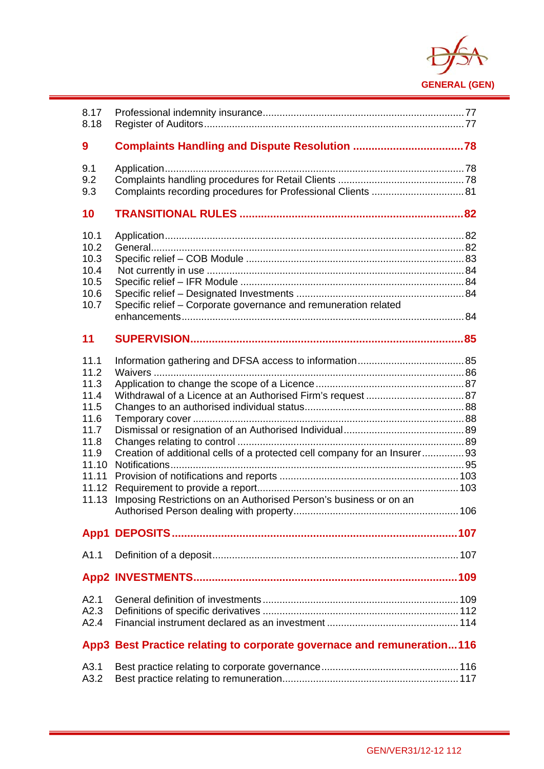8.17 Professional indemnity insurance ..... 77
8.18 Register of Auditors ..... 77

**9 Complaints Handling and Dispute Resolution ..... 78**

9.1 Application ..... 78
9.2 Complaints handling procedures for Retail Clients ..... 78
9.3 Complaints recording procedures for Professional Clients ..... 81

**10 TRANSITIONAL RULES ..... 82**

10.1 Application ..... 82
10.2 General ..... 82
10.3 Specific relief – COB Module ..... 83
10.4 Not currently in use ..... 84
10.5 Specific relief – IFR Module ..... 84
10.6 Specific relief – Designated Investments ..... 84
10.7 Specific relief – Corporate governance and remuneration related enhancements ..... 84

**11 SUPERVISION ..... 85**

11.1 Information gathering and DFSA access to information ..... 85
11.2 Waivers ..... 86
11.3 Application to change the scope of a Licence ..... 87
11.4 Withdrawal of a Licence at an Authorised Firm's request ..... 87
11.5 Changes to an authorised individual status ..... 88
11.6 Temporary cover ..... 88
11.7 Dismissal or resignation of an Authorised Individual ..... 89
11.8 Changes relating to control ..... 89
11.9 Creation of additional cells of a protected cell company for an Insurer ..... 93
11.10 Notifications ..... 95
11.11 Provision of notifications and reports ..... 103
11.12 Requirement to provide a report ..... 103
11.13 Imposing Restrictions on an Authorised Person's business or on an Authorised Person dealing with property ..... 106

**App1 DEPOSITS ..... 107**

A1.1 Definition of a deposit ..... 107

**App2 INVESTMENTS ..... 109**

A2.1 General definition of investments ..... 109
A2.3 Definitions of specific derivatives ..... 112
A2.4 Financial instrument declared as an investment ..... 114

**App3 Best Practice relating to corporate governace and remuneration ..... 116**

A3.1 Best practice relating to corporate governance ..... 116
A3.2 Best practice relating to remuneration ..... 117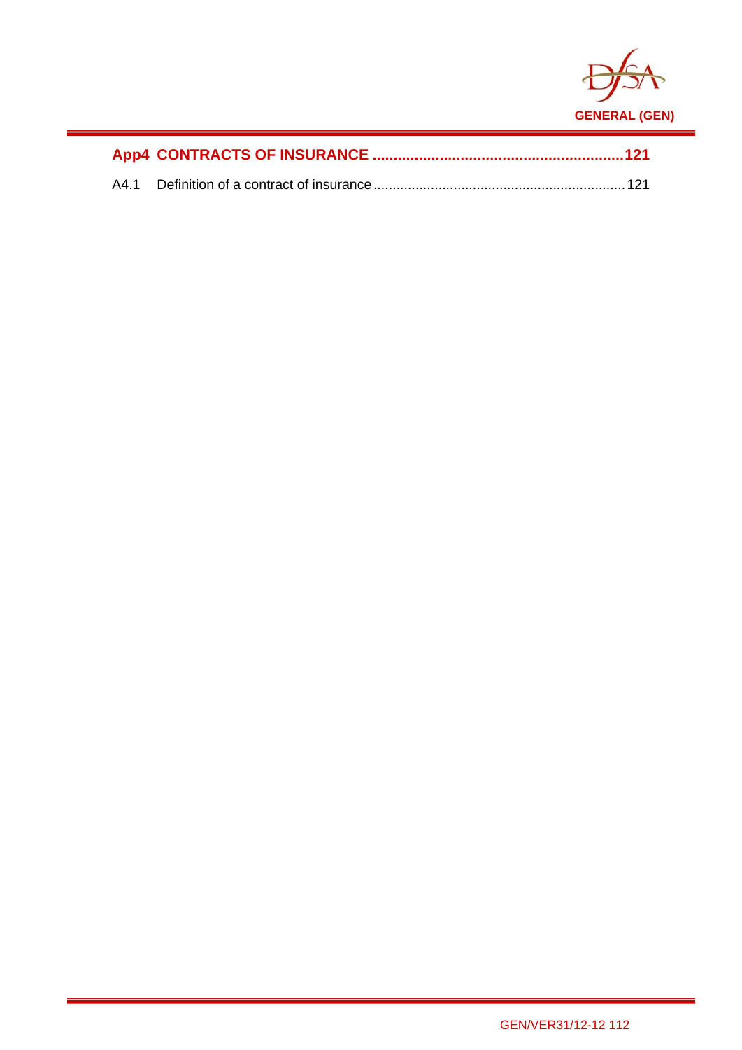**App4 CONTRACTS OF INSURANCE ............................................................121**

A4.1 Definition of a contract of insurance ...................................................................121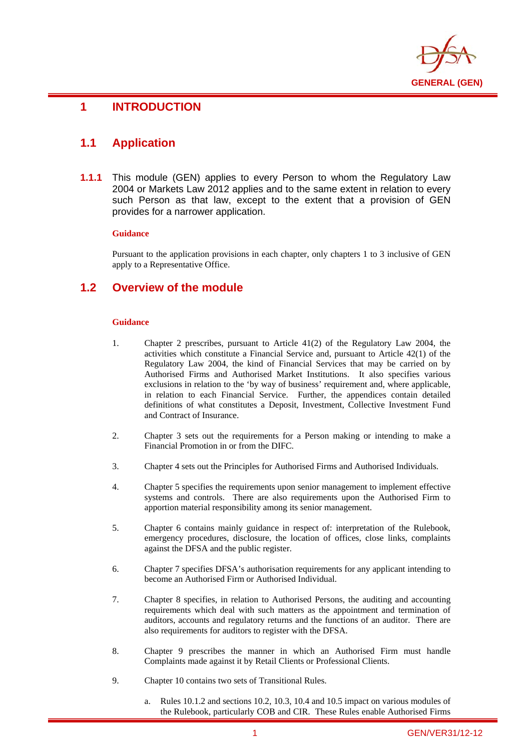# 1 INTRODUCTION

## 1.1 Application

**1.1.1** This module (GEN) applies to every Person to whom the Regulatory Law 2004 or Markets Law 2012 applies and to the same extent in relation to every such Person as that law, except to the extent that a provision of GEN provides for a narrower application.

**Guidance**

Pursuant to the application provisions in each chapter, only chapters 1 to 3 inclusive of GEN apply to a Representative Office.

## 1.2 Overview of the module

**Guidance**

1. Chapter 2 prescribes, pursuant to Article 41(2) of the Regulatory Law 2004, the activities which constitute a Financial Service and, pursuant to Article 42(1) of the Regulatory Law 2004, the kind of Financial Services that may be carried on by Authorised Firms and Authorised Market Institutions. It also specifies various exclusions in relation to the 'by way of business' requirement and, where applicable, in relation to each Financial Service. Further, the appendices contain detailed definitions of what constitutes a Deposit, Investment, Collective Investment Fund and Contract of Insurance.

2. Chapter 3 sets out the requirements for a Person making or intending to make a Financial Promotion in or from the DIFC.

3. Chapter 4 sets out the Principles for Authorised Firms and Authorised Individuals.

4. Chapter 5 specifies the requirements upon senior management to implement effective systems and controls. There are also requirements upon the Authorised Firm to apportion material responsibility among its senior management.

5. Chapter 6 contains mainly guidance in respect of: interpretation of the Rulebook, emergency procedures, disclosure, the location of offices, close links, complaints against the DFSA and the public register.

6. Chapter 7 specifies DFSA's authorisation requirements for any applicant intending to become an Authorised Firm or Authorised Individual.

7. Chapter 8 specifies, in relation to Authorised Persons, the auditing and accounting requirements which deal with such matters as the appointment and termination of auditors, accounts and regulatory returns and the functions of an auditor. There are also requirements for auditors to register with the DFSA.

8. Chapter 9 prescribes the manner in which an Authorised Firm must handle Complaints made against it by Retail Clients or Professional Clients.

9. Chapter 10 contains two sets of Transitional Rules.

   a. Rules 10.1.2 and sections 10.2, 10.3, 10.4 and 10.5 impact on various modules of the Rulebook, particularly COB and CIR. These Rules enable Authorised Firms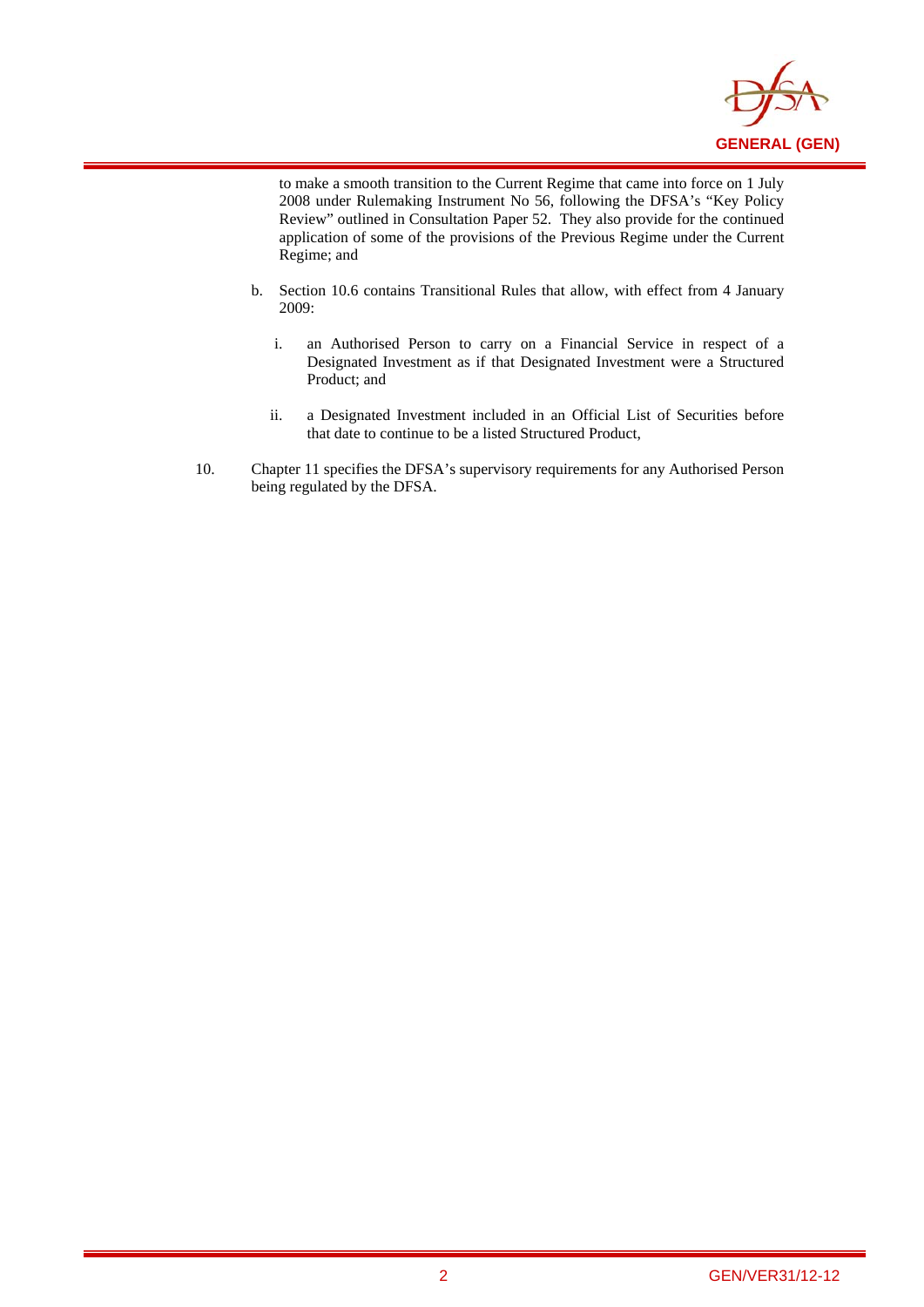to make a smooth transition to the Current Regime that came into force on 1 July 2008 under Rulemaking Instrument No 56, following the DFSA's "Key Policy Review" outlined in Consultation Paper 52. They also provide for the continued application of some of the provisions of the Previous Regime under the Current Regime; and

b. Section 10.6 contains Transitional Rules that allow, with effect from 4 January 2009:

   i. an Authorised Person to carry on a Financial Service in respect of a Designated Investment as if that Designated Investment were a Structured Product; and

   ii. a Designated Investment included in an Official List of Securities before that date to continue to be a listed Structured Product,

10. Chapter 11 specifies the DFSA's supervisory requirements for any Authorised Person being regulated by the DFSA.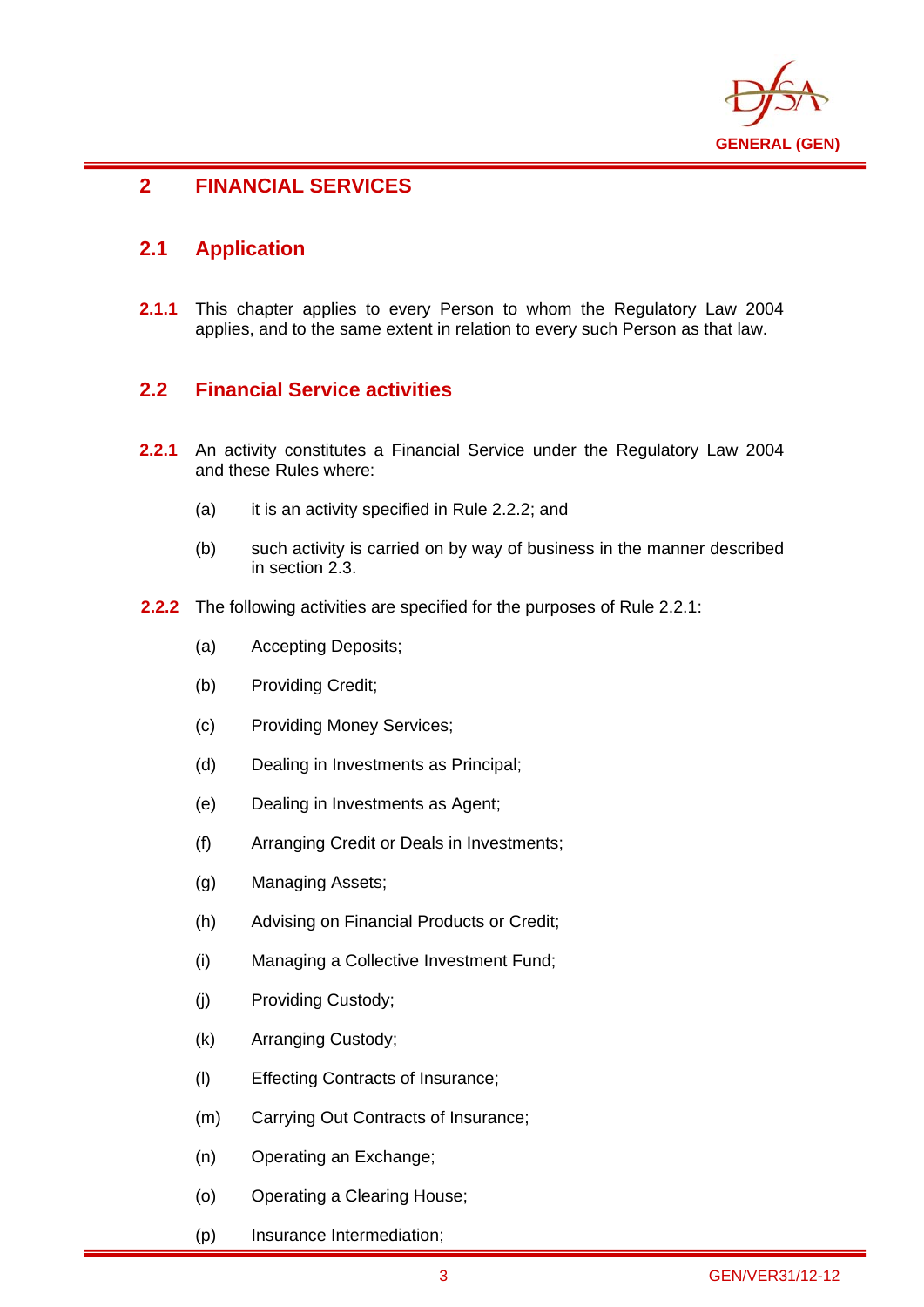# 2 FINANCIAL SERVICES

## 2.1 Application

**2.1.1** This chapter applies to every Person to whom the Regulatory Law 2004 applies, and to the same extent in relation to every such Person as that law.

## 2.2 Financial Service activities

**2.2.1** An activity constitutes a Financial Service under the Regulatory Law 2004 and these Rules where:

(a) it is an activity specified in Rule 2.2.2; and

(b) such activity is carried on by way of business in the manner described in section 2.3.

**2.2.2** The following activities are specified for the purposes of Rule 2.2.1:

(a) Accepting Deposits;

(b) Providing Credit;

(c) Providing Money Services;

(d) Dealing in Investments as Principal;

(e) Dealing in Investments as Agent;

(f) Arranging Credit or Deals in Investments;

(g) Managing Assets;

(h) Advising on Financial Products or Credit;

(i) Managing a Collective Investment Fund;

(j) Providing Custody;

(k) Arranging Custody;

(l) Effecting Contracts of Insurance;

(m) Carrying Out Contracts of Insurance;

(n) Operating an Exchange;

(o) Operating a Clearing House;

(p) Insurance Intermediation;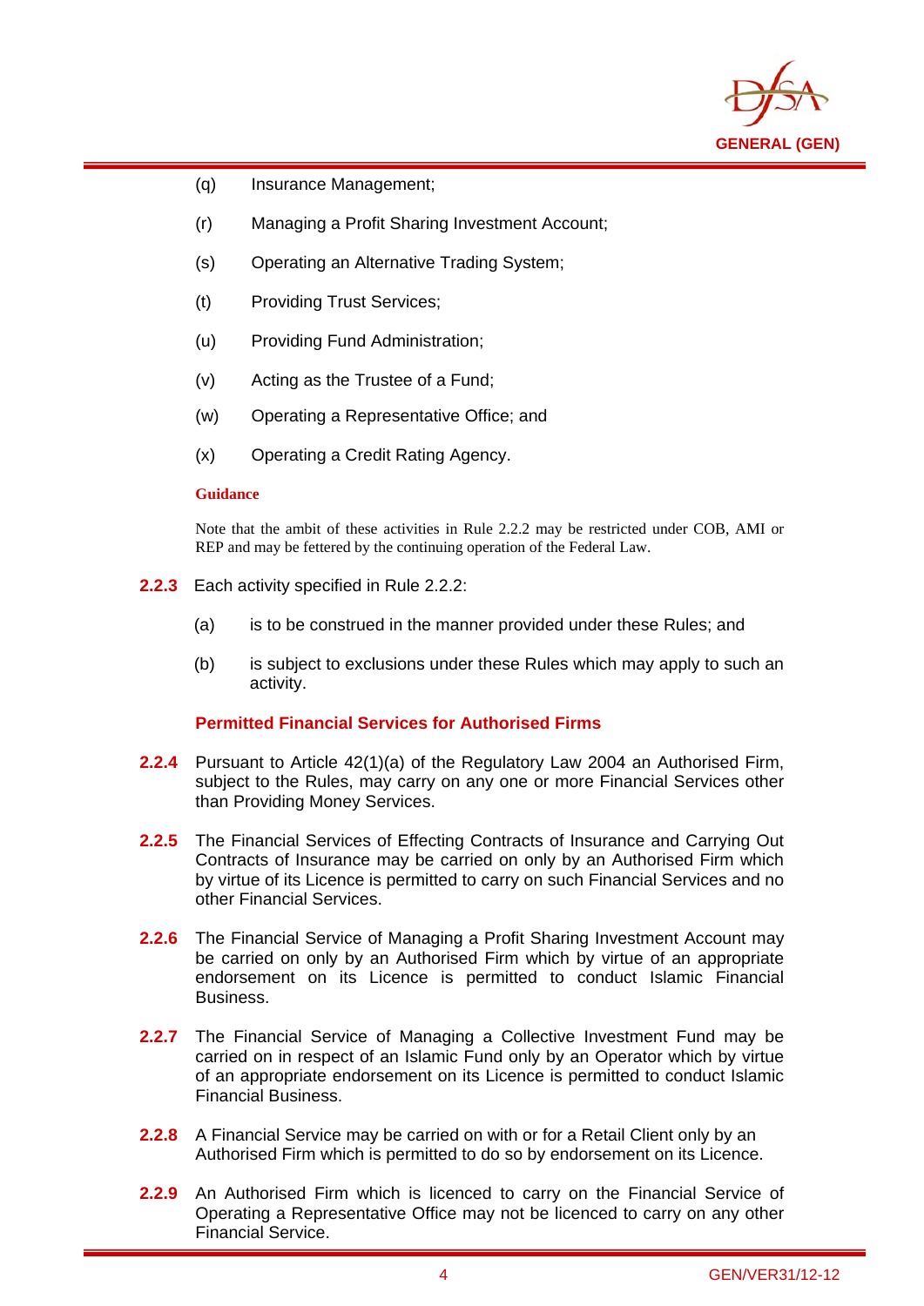(q) Insurance Management;

(r) Managing a Profit Sharing Investment Account;

(s) Operating an Alternative Trading System;

(t) Providing Trust Services;

(u) Providing Fund Administration;

(v) Acting as the Trustee of a Fund;

(w) Operating a Representative Office; and

(x) Operating a Credit Rating Agency.

**Guidance**

Note that the ambit of these activities in Rule 2.2.2 may be restricted under COB, AMI or REP and may be fettered by the continuing operation of the Federal Law.

**2.2.3** Each activity specified in Rule 2.2.2:

(a) is to be construed in the manner provided under these Rules; and

(b) is subject to exclusions under these Rules which may apply to such an activity.

### Permitted Financial Services for Authorised Firms

**2.2.4** Pursuant to Article 42(1)(a) of the Regulatory Law 2004 an Authorised Firm, subject to the Rules, may carry on any one or more Financial Services other than Providing Money Services.

**2.2.5** The Financial Services of Effecting Contracts of Insurance and Carrying Out Contracts of Insurance may be carried on only by an Authorised Firm which by virtue of its Licence is permitted to carry on such Financial Services and no other Financial Services.

**2.2.6** The Financial Service of Managing a Profit Sharing Investment Account may be carried on only by an Authorised Firm which by virtue of an appropriate endorsement on its Licence is permitted to conduct Islamic Financial Business.

**2.2.7** The Financial Service of Managing a Collective Investment Fund may be carried on in respect of an Islamic Fund only by an Operator which by virtue of an appropriate endorsement on its Licence is permitted to conduct Islamic Financial Business.

**2.2.8** A Financial Service may be carried on with or for a Retail Client only by an Authorised Firm which is permitted to do so by endorsement on its Licence.

**2.2.9** An Authorised Firm which is licenced to carry on the Financial Service of Operating a Representative Office may not be licenced to carry on any other Financial Service.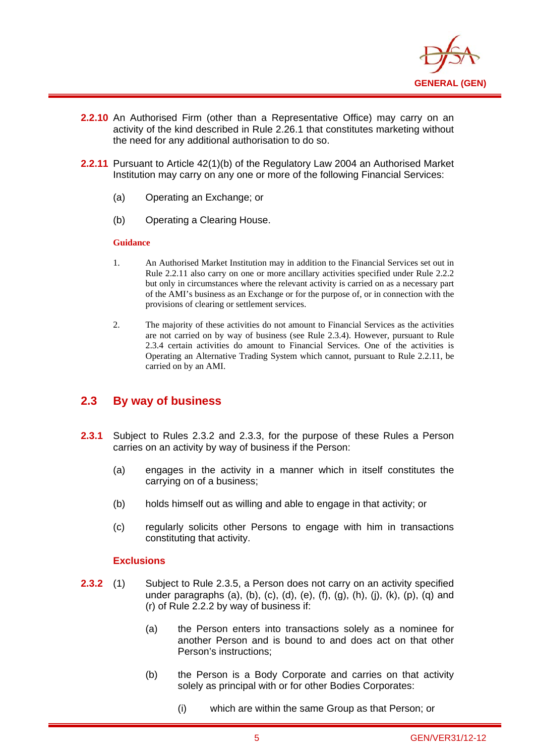**2.2.10** An Authorised Firm (other than a Representative Office) may carry on an activity of the kind described in Rule 2.26.1 that constitutes marketing without the need for any additional authorisation to do so.

**2.2.11** Pursuant to Article 42(1)(b) of the Regulatory Law 2004 an Authorised Market Institution may carry on any one or more of the following Financial Services:

(a) Operating an Exchange; or

(b) Operating a Clearing House.

**Guidance**

1. An Authorised Market Institution may in addition to the Financial Services set out in Rule 2.2.11 also carry on one or more ancillary activities specified under Rule 2.2.2 but only in circumstances where the relevant activity is carried on as a necessary part of the AMI's business as an Exchange or for the purpose of, or in connection with the provisions of clearing or settlement services.

2. The majority of these activities do not amount to Financial Services as the activities are not carried on by way of business (see Rule 2.3.4). However, pursuant to Rule 2.3.4 certain activities do amount to Financial Services. One of the activities is Operating an Alternative Trading System which cannot, pursuant to Rule 2.2.11, be carried on by an AMI.

## 2.3 By way of business

**2.3.1** Subject to Rules 2.3.2 and 2.3.3, for the purpose of these Rules a Person carries on an activity by way of business if the Person:

(a) engages in the activity in a manner which in itself constitutes the carrying on of a business;

(b) holds himself out as willing and able to engage in that activity; or

(c) regularly solicits other Persons to engage with him in transactions constituting that activity.

### Exclusions

**2.3.2** (1) Subject to Rule 2.3.5, a Person does not carry on an activity specified under paragraphs (a), (b), (c), (d), (e), (f), (g), (h), (j), (k), (p), (q) and (r) of Rule 2.2.2 by way of business if:

(a) the Person enters into transactions solely as a nominee for another Person and is bound to and does act on that other Person's instructions;

(b) the Person is a Body Corporate and carries on that activity solely as principal with or for other Bodies Corporates:

(i) which are within the same Group as that Person; or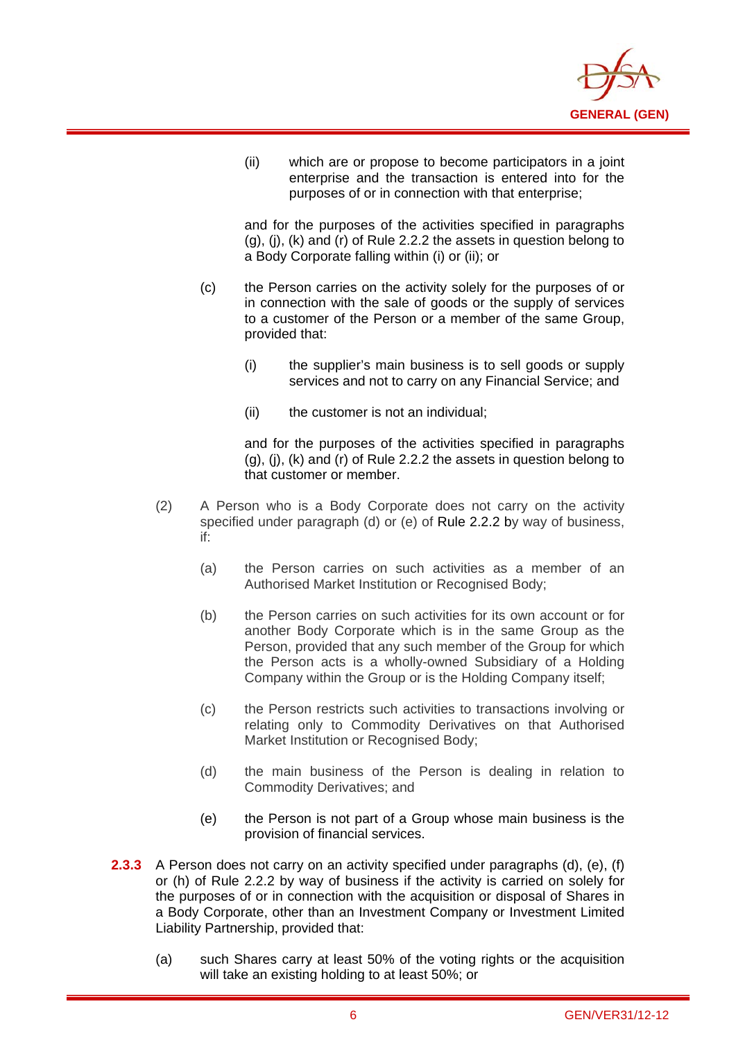(ii) which are or propose to become participators in a joint enterprise and the transaction is entered into for the purposes of or in connection with that enterprise;

and for the purposes of the activities specified in paragraphs (g), (j), (k) and (r) of Rule 2.2.2 the assets in question belong to a Body Corporate falling within (i) or (ii); or

(c) the Person carries on the activity solely for the purposes of or in connection with the sale of goods or the supply of services to a customer of the Person or a member of the same Group, provided that:

(i) the supplier's main business is to sell goods or supply services and not to carry on any Financial Service; and

(ii) the customer is not an individual;

and for the purposes of the activities specified in paragraphs (g), (j), (k) and (r) of Rule 2.2.2 the assets in question belong to that customer or member.

(2) A Person who is a Body Corporate does not carry on the activity specified under paragraph (d) or (e) of Rule 2.2.2 by way of business, if:

(a) the Person carries on such activities as a member of an Authorised Market Institution or Recognised Body;

(b) the Person carries on such activities for its own account or for another Body Corporate which is in the same Group as the Person, provided that any such member of the Group for which the Person acts is a wholly-owned Subsidiary of a Holding Company within the Group or is the Holding Company itself;

(c) the Person restricts such activities to transactions involving or relating only to Commodity Derivatives on that Authorised Market Institution or Recognised Body;

(d) the main business of the Person is dealing in relation to Commodity Derivatives; and

(e) the Person is not part of a Group whose main business is the provision of financial services.

**2.3.3** A Person does not carry on an activity specified under paragraphs (d), (e), (f) or (h) of Rule 2.2.2 by way of business if the activity is carried on solely for the purposes of or in connection with the acquisition or disposal of Shares in a Body Corporate, other than an Investment Company or Investment Limited Liability Partnership, provided that:

(a) such Shares carry at least 50% of the voting rights or the acquisition will take an existing holding to at least 50%; or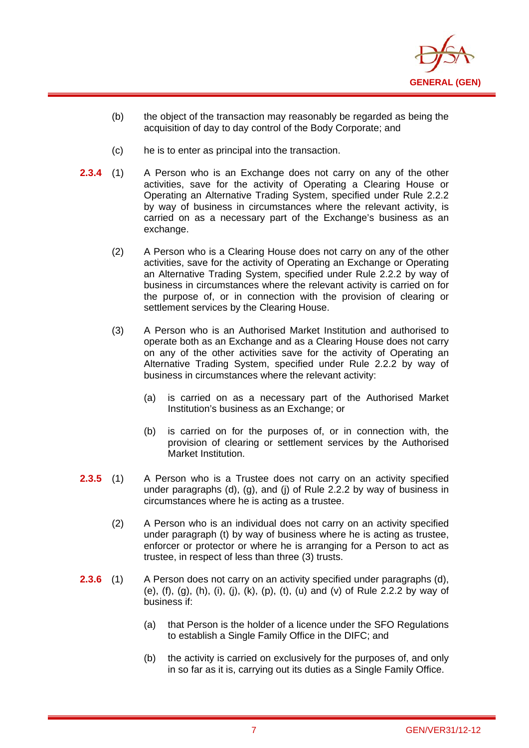(b) the object of the transaction may reasonably be regarded as being the acquisition of day to day control of the Body Corporate; and

(c) he is to enter as principal into the transaction.

**2.3.4** (1) A Person who is an Exchange does not carry on any of the other activities, save for the activity of Operating a Clearing House or Operating an Alternative Trading System, specified under Rule 2.2.2 by way of business in circumstances where the relevant activity, is carried on as a necessary part of the Exchange's business as an exchange.

(2) A Person who is a Clearing House does not carry on any of the other activities, save for the activity of Operating an Exchange or Operating an Alternative Trading System, specified under Rule 2.2.2 by way of business in circumstances where the relevant activity is carried on for the purpose of, or in connection with the provision of clearing or settlement services by the Clearing House.

(3) A Person who is an Authorised Market Institution and authorised to operate both as an Exchange and as a Clearing House does not carry on any of the other activities save for the activity of Operating an Alternative Trading System, specified under Rule 2.2.2 by way of business in circumstances where the relevant activity:

(a) is carried on as a necessary part of the Authorised Market Institution's business as an Exchange; or

(b) is carried on for the purposes of, or in connection with, the provision of clearing or settlement services by the Authorised Market Institution.

**2.3.5** (1) A Person who is a Trustee does not carry on an activity specified under paragraphs (d), (g), and (j) of Rule 2.2.2 by way of business in circumstances where he is acting as a trustee.

(2) A Person who is an individual does not carry on an activity specified under paragraph (t) by way of business where he is acting as trustee, enforcer or protector or where he is arranging for a Person to act as trustee, in respect of less than three (3) trusts.

**2.3.6** (1) A Person does not carry on an activity specified under paragraphs (d), (e), (f), (g), (h), (i), (j), (k), (p), (t), (u) and (v) of Rule 2.2.2 by way of business if:

(a) that Person is the holder of a licence under the SFO Regulations to establish a Single Family Office in the DIFC; and

(b) the activity is carried on exclusively for the purposes of, and only in so far as it is, carrying out its duties as a Single Family Office.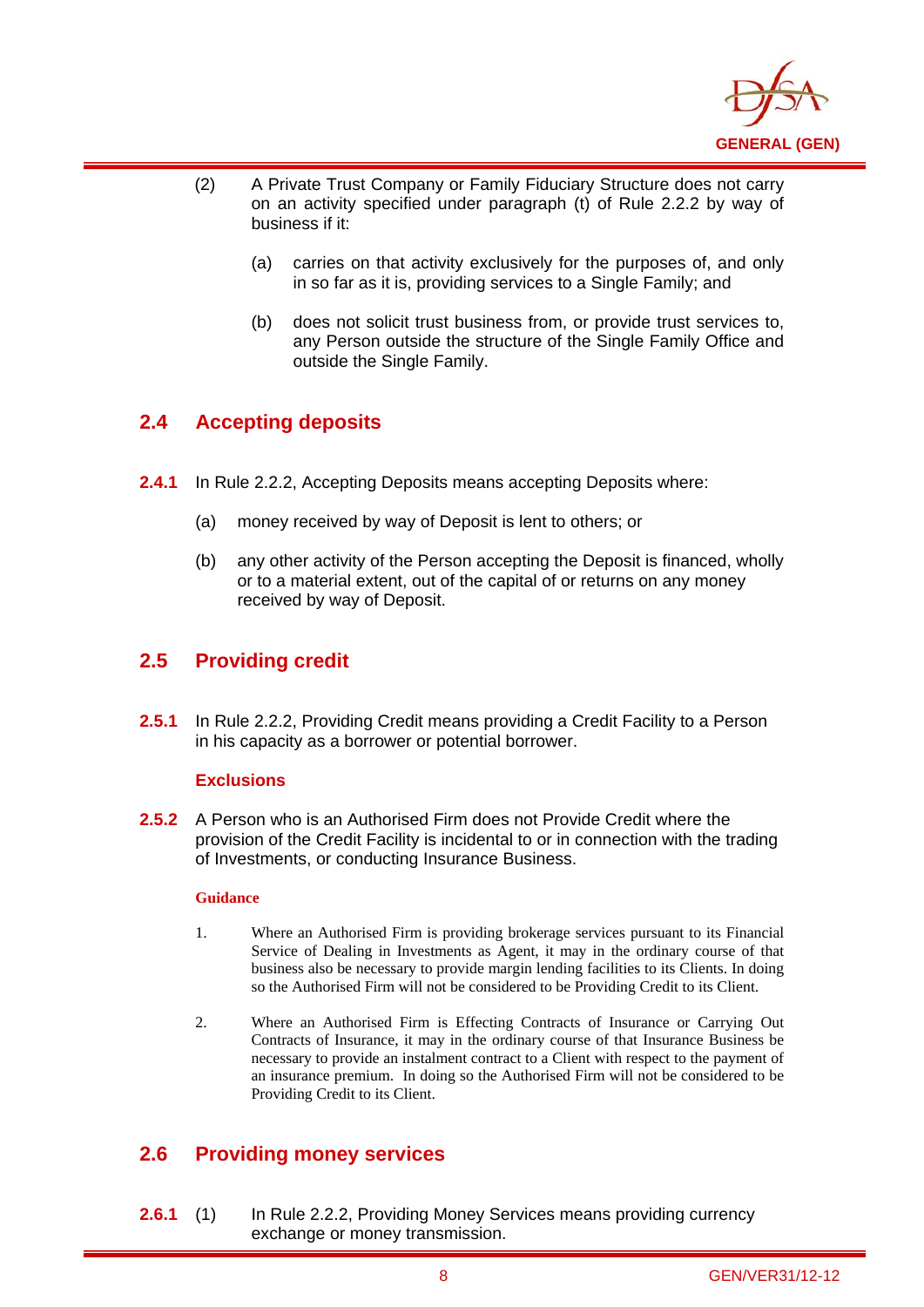(2) A Private Trust Company or Family Fiduciary Structure does not carry on an activity specified under paragraph (t) of Rule 2.2.2 by way of business if it:

(a) carries on that activity exclusively for the purposes of, and only in so far as it is, providing services to a Single Family; and

(b) does not solicit trust business from, or provide trust services to, any Person outside the structure of the Single Family Office and outside the Single Family.

## 2.4 Accepting deposits

**2.4.1** In Rule 2.2.2, Accepting Deposits means accepting Deposits where:

(a) money received by way of Deposit is lent to others; or

(b) any other activity of the Person accepting the Deposit is financed, wholly or to a material extent, out of the capital of or returns on any money received by way of Deposit.

## 2.5 Providing credit

**2.5.1** In Rule 2.2.2, Providing Credit means providing a Credit Facility to a Person in his capacity as a borrower or potential borrower.

### Exclusions

**2.5.2** A Person who is an Authorised Firm does not Provide Credit where the provision of the Credit Facility is incidental to or in connection with the trading of Investments, or conducting Insurance Business.

#### Guidance

1. Where an Authorised Firm is providing brokerage services pursuant to its Financial Service of Dealing in Investments as Agent, it may in the ordinary course of that business also be necessary to provide margin lending facilities to its Clients. In doing so the Authorised Firm will not be considered to be Providing Credit to its Client.

2. Where an Authorised Firm is Effecting Contracts of Insurance or Carrying Out Contracts of Insurance, it may in the ordinary course of that Insurance Business be necessary to provide an instalment contract to a Client with respect to the payment of an insurance premium. In doing so the Authorised Firm will not be considered to be Providing Credit to its Client.

## 2.6 Providing money services

**2.6.1** (1) In Rule 2.2.2, Providing Money Services means providing currency exchange or money transmission.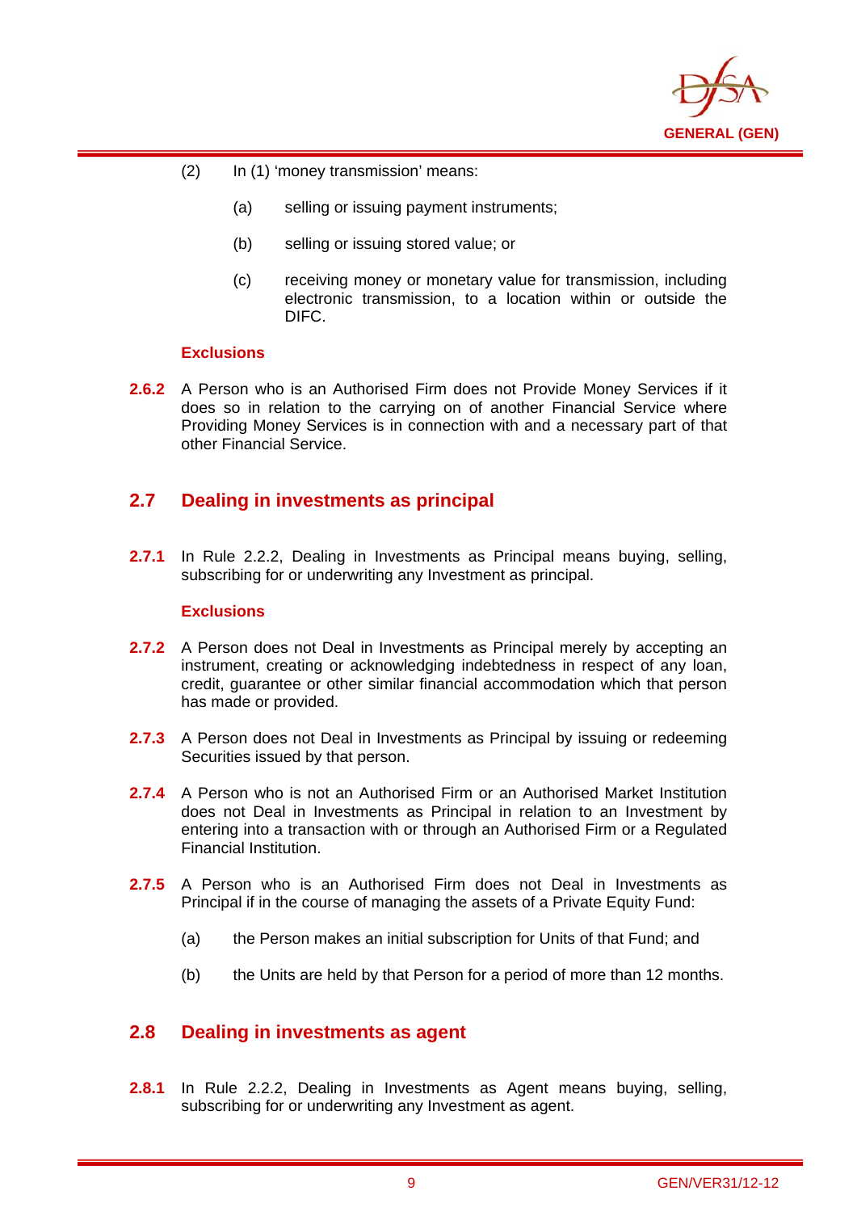(2) In (1) 'money transmission' means:

(a) selling or issuing payment instruments;

(b) selling or issuing stored value; or

(c) receiving money or monetary value for transmission, including electronic transmission, to a location within or outside the DIFC.

**Exclusions**

**2.6.2** A Person who is an Authorised Firm does not Provide Money Services if it does so in relation to the carrying on of another Financial Service where Providing Money Services is in connection with and a necessary part of that other Financial Service.

## 2.7 Dealing in investments as principal

**2.7.1** In Rule 2.2.2, Dealing in Investments as Principal means buying, selling, subscribing for or underwriting any Investment as principal.

**Exclusions**

**2.7.2** A Person does not Deal in Investments as Principal merely by accepting an instrument, creating or acknowledging indebtedness in respect of any loan, credit, guarantee or other similar financial accommodation which that person has made or provided.

**2.7.3** A Person does not Deal in Investments as Principal by issuing or redeeming Securities issued by that person.

**2.7.4** A Person who is not an Authorised Firm or an Authorised Market Institution does not Deal in Investments as Principal in relation to an Investment by entering into a transaction with or through an Authorised Firm or a Regulated Financial Institution.

**2.7.5** A Person who is an Authorised Firm does not Deal in Investments as Principal if in the course of managing the assets of a Private Equity Fund:

(a) the Person makes an initial subscription for Units of that Fund; and

(b) the Units are held by that Person for a period of more than 12 months.

## 2.8 Dealing in investments as agent

**2.8.1** In Rule 2.2.2, Dealing in Investments as Agent means buying, selling, subscribing for or underwriting any Investment as agent.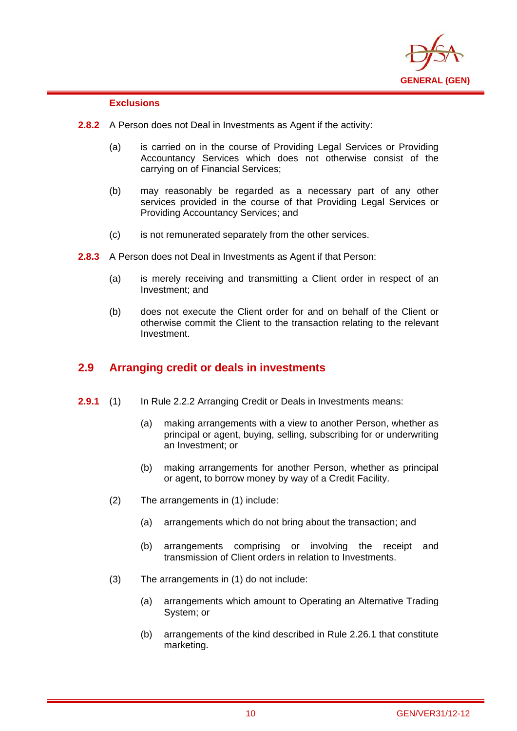#### Exclusions

**2.8.2** A Person does not Deal in Investments as Agent if the activity:

(a) is carried on in the course of Providing Legal Services or Providing Accountancy Services which does not otherwise consist of the carrying on of Financial Services;

(b) may reasonably be regarded as a necessary part of any other services provided in the course of that Providing Legal Services or Providing Accountancy Services; and

(c) is not remunerated separately from the other services.

**2.8.3** A Person does not Deal in Investments as Agent if that Person:

(a) is merely receiving and transmitting a Client order in respect of an Investment; and

(b) does not execute the Client order for and on behalf of the Client or otherwise commit the Client to the transaction relating to the relevant Investment.

## 2.9 Arranging credit or deals in investments

**2.9.1** (1) In Rule 2.2.2 Arranging Credit or Deals in Investments means:

(a) making arrangements with a view to another Person, whether as principal or agent, buying, selling, subscribing for or underwriting an Investment; or

(b) making arrangements for another Person, whether as principal or agent, to borrow money by way of a Credit Facility.

(2) The arrangements in (1) include:

(a) arrangements which do not bring about the transaction; and

(b) arrangements comprising or involving the receipt and transmission of Client orders in relation to Investments.

(3) The arrangements in (1) do not include:

(a) arrangements which amount to Operating an Alternative Trading System; or

(b) arrangements of the kind described in Rule 2.26.1 that constitute marketing.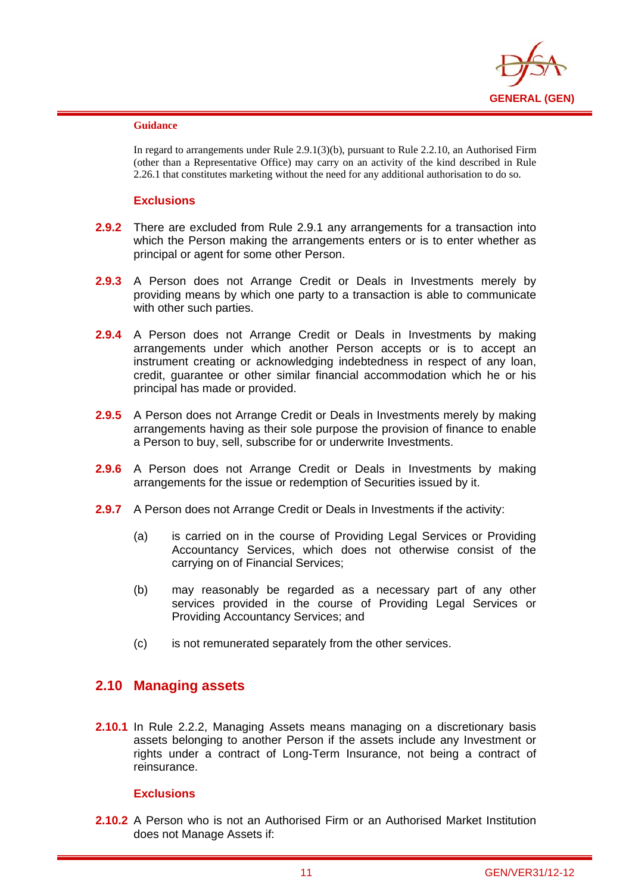**Guidance**

In regard to arrangements under Rule 2.9.1(3)(b), pursuant to Rule 2.2.10, an Authorised Firm (other than a Representative Office) may carry on an activity of the kind described in Rule 2.26.1 that constitutes marketing without the need for any additional authorisation to do so.

### Exclusions

**2.9.2** There are excluded from Rule 2.9.1 any arrangements for a transaction into which the Person making the arrangements enters or is to enter whether as principal or agent for some other Person.

**2.9.3** A Person does not Arrange Credit or Deals in Investments merely by providing means by which one party to a transaction is able to communicate with other such parties.

**2.9.4** A Person does not Arrange Credit or Deals in Investments by making arrangements under which another Person accepts or is to accept an instrument creating or acknowledging indebtedness in respect of any loan, credit, guarantee or other similar financial accommodation which he or his principal has made or provided.

**2.9.5** A Person does not Arrange Credit or Deals in Investments merely by making arrangements having as their sole purpose the provision of finance to enable a Person to buy, sell, subscribe for or underwrite Investments.

**2.9.6** A Person does not Arrange Credit or Deals in Investments by making arrangements for the issue or redemption of Securities issued by it.

**2.9.7** A Person does not Arrange Credit or Deals in Investments if the activity:

(a) is carried on in the course of Providing Legal Services or Providing Accountancy Services, which does not otherwise consist of the carrying on of Financial Services;

(b) may reasonably be regarded as a necessary part of any other services provided in the course of Providing Legal Services or Providing Accountancy Services; and

(c) is not remunerated separately from the other services.

## 2.10 Managing assets

**2.10.1** In Rule 2.2.2, Managing Assets means managing on a discretionary basis assets belonging to another Person if the assets include any Investment or rights under a contract of Long-Term Insurance, not being a contract of reinsurance.

### Exclusions

**2.10.2** A Person who is not an Authorised Firm or an Authorised Market Institution does not Manage Assets if: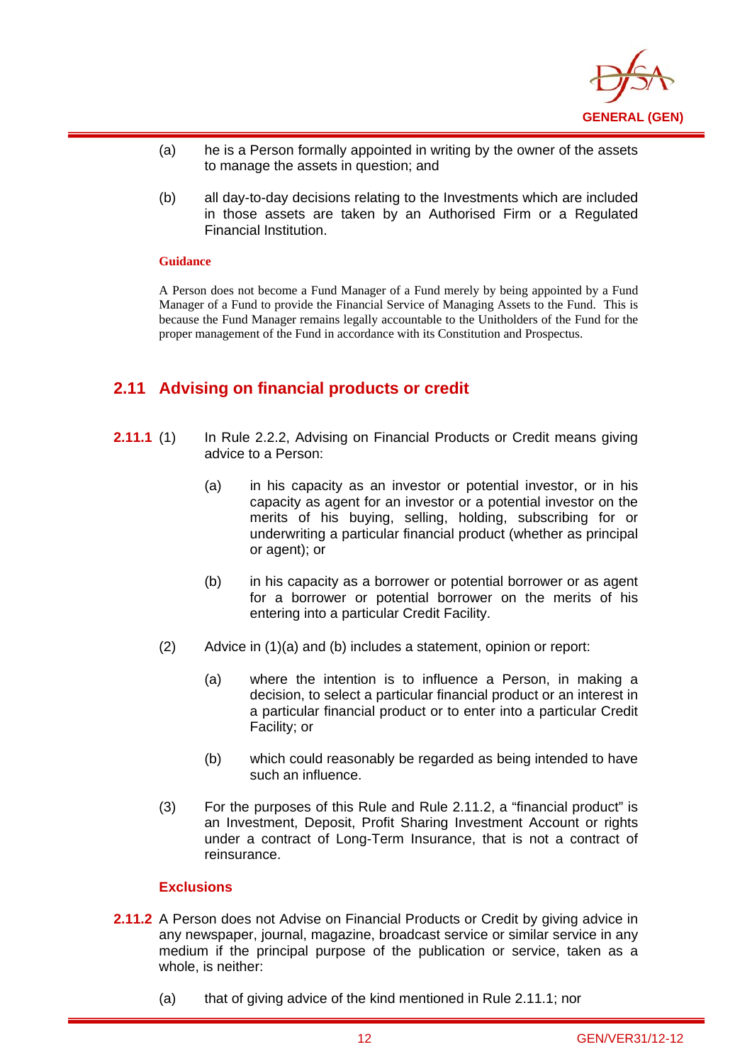(a) he is a Person formally appointed in writing by the owner of the assets to manage the assets in question; and

(b) all day-to-day decisions relating to the Investments which are included in those assets are taken by an Authorised Firm or a Regulated Financial Institution.

**Guidance**

A Person does not become a Fund Manager of a Fund merely by being appointed by a Fund Manager of a Fund to provide the Financial Service of Managing Assets to the Fund. This is because the Fund Manager remains legally accountable to the Unitholders of the Fund for the proper management of the Fund in accordance with its Constitution and Prospectus.

## 2.11 Advising on financial products or credit

**2.11.1** (1) In Rule 2.2.2, Advising on Financial Products or Credit means giving advice to a Person:

(a) in his capacity as an investor or potential investor, or in his capacity as agent for an investor or a potential investor on the merits of his buying, selling, holding, subscribing for or underwriting a particular financial product (whether as principal or agent); or

(b) in his capacity as a borrower or potential borrower or as agent for a borrower or potential borrower on the merits of his entering into a particular Credit Facility.

(2) Advice in (1)(a) and (b) includes a statement, opinion or report:

(a) where the intention is to influence a Person, in making a decision, to select a particular financial product or an interest in a particular financial product or to enter into a particular Credit Facility; or

(b) which could reasonably be regarded as being intended to have such an influence.

(3) For the purposes of this Rule and Rule 2.11.2, a "financial product" is an Investment, Deposit, Profit Sharing Investment Account or rights under a contract of Long-Term Insurance, that is not a contract of reinsurance.

**Exclusions**

**2.11.2** A Person does not Advise on Financial Products or Credit by giving advice in any newspaper, journal, magazine, broadcast service or similar service in any medium if the principal purpose of the publication or service, taken as a whole, is neither:

(a) that of giving advice of the kind mentioned in Rule 2.11.1; nor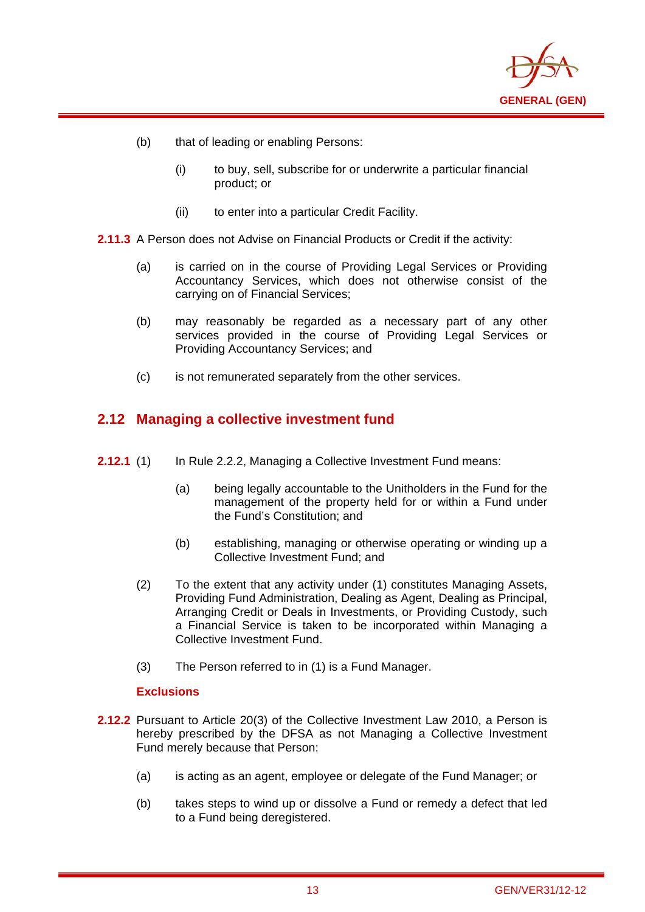(b) that of leading or enabling Persons:

  (i) to buy, sell, subscribe for or underwrite a particular financial product; or

  (ii) to enter into a particular Credit Facility.

**2.11.3** A Person does not Advise on Financial Products or Credit if the activity:

(a) is carried on in the course of Providing Legal Services or Providing Accountancy Services, which does not otherwise consist of the carrying on of Financial Services;

(b) may reasonably be regarded as a necessary part of any other services provided in the course of Providing Legal Services or Providing Accountancy Services; and

(c) is not remunerated separately from the other services.

## 2.12 Managing a collective investment fund

**2.12.1** (1) In Rule 2.2.2, Managing a Collective Investment Fund means:

  (a) being legally accountable to the Unitholders in the Fund for the management of the property held for or within a Fund under the Fund's Constitution; and

  (b) establishing, managing or otherwise operating or winding up a Collective Investment Fund; and

(2) To the extent that any activity under (1) constitutes Managing Assets, Providing Fund Administration, Dealing as Agent, Dealing as Principal, Arranging Credit or Deals in Investments, or Providing Custody, such a Financial Service is taken to be incorporated within Managing a Collective Investment Fund.

(3) The Person referred to in (1) is a Fund Manager.

### Exclusions

**2.12.2** Pursuant to Article 20(3) of the Collective Investment Law 2010, a Person is hereby prescribed by the DFSA as not Managing a Collective Investment Fund merely because that Person:

(a) is acting as an agent, employee or delegate of the Fund Manager; or

(b) takes steps to wind up or dissolve a Fund or remedy a defect that led to a Fund being deregistered.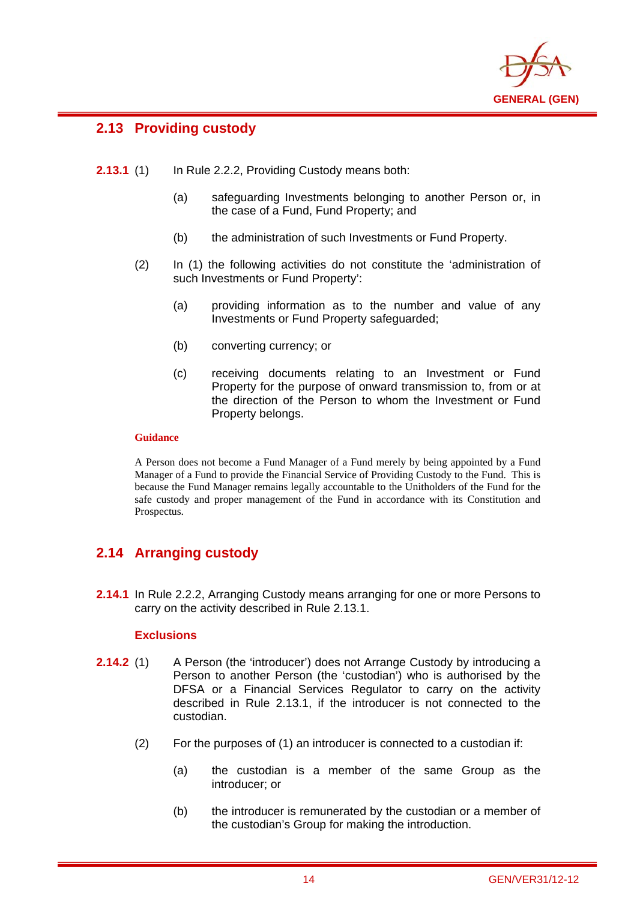## 2.13 Providing custody

**2.13.1** (1) In Rule 2.2.2, Providing Custody means both:

(a) safeguarding Investments belonging to another Person or, in the case of a Fund, Fund Property; and

(b) the administration of such Investments or Fund Property.

(2) In (1) the following activities do not constitute the 'administration of such Investments or Fund Property':

(a) providing information as to the number and value of any Investments or Fund Property safeguarded;

(b) converting currency; or

(c) receiving documents relating to an Investment or Fund Property for the purpose of onward transmission to, from or at the direction of the Person to whom the Investment or Fund Property belongs.

**Guidance**

A Person does not become a Fund Manager of a Fund merely by being appointed by a Fund Manager of a Fund to provide the Financial Service of Providing Custody to the Fund. This is because the Fund Manager remains legally accountable to the Unitholders of the Fund for the safe custody and proper management of the Fund in accordance with its Constitution and Prospectus.

## 2.14 Arranging custody

**2.14.1** In Rule 2.2.2, Arranging Custody means arranging for one or more Persons to carry on the activity described in Rule 2.13.1.

**Exclusions**

**2.14.2** (1) A Person (the 'introducer') does not Arrange Custody by introducing a Person to another Person (the 'custodian') who is authorised by the DFSA or a Financial Services Regulator to carry on the activity described in Rule 2.13.1, if the introducer is not connected to the custodian.

(2) For the purposes of (1) an introducer is connected to a custodian if:

(a) the custodian is a member of the same Group as the introducer; or

(b) the introducer is remunerated by the custodian or a member of the custodian's Group for making the introduction.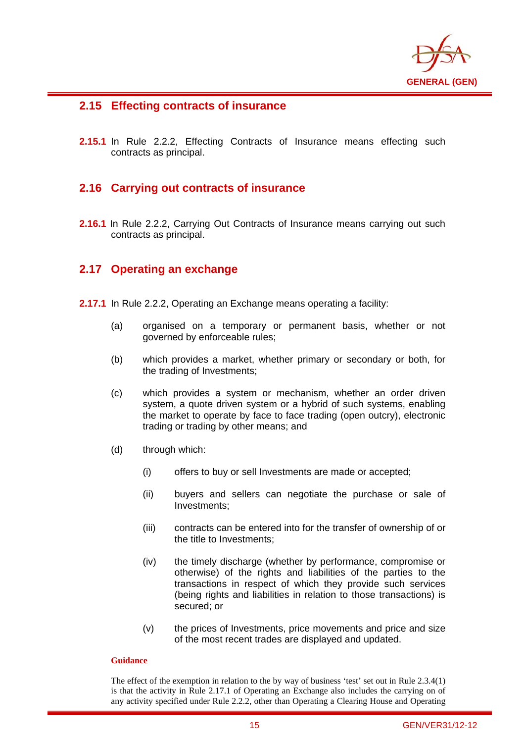## 2.15 Effecting contracts of insurance

**2.15.1** In Rule 2.2.2, Effecting Contracts of Insurance means effecting such contracts as principal.

## 2.16 Carrying out contracts of insurance

**2.16.1** In Rule 2.2.2, Carrying Out Contracts of Insurance means carrying out such contracts as principal.

## 2.17 Operating an exchange

**2.17.1** In Rule 2.2.2, Operating an Exchange means operating a facility:

(a) organised on a temporary or permanent basis, whether or not governed by enforceable rules;

(b) which provides a market, whether primary or secondary or both, for the trading of Investments;

(c) which provides a system or mechanism, whether an order driven system, a quote driven system or a hybrid of such systems, enabling the market to operate by face to face trading (open outcry), electronic trading or trading by other means; and

(d) through which:

  (i) offers to buy or sell Investments are made or accepted;

  (ii) buyers and sellers can negotiate the purchase or sale of Investments;

  (iii) contracts can be entered into for the transfer of ownership of or the title to Investments;

  (iv) the timely discharge (whether by performance, compromise or otherwise) of the rights and liabilities of the parties to the transactions in respect of which they provide such services (being rights and liabilities in relation to those transactions) is secured; or

  (v) the prices of Investments, price movements and price and size of the most recent trades are displayed and updated.

**Guidance**

The effect of the exemption in relation to the by way of business 'test' set out in Rule 2.3.4(1) is that the activity in Rule 2.17.1 of Operating an Exchange also includes the carrying on of any activity specified under Rule 2.2.2, other than Operating a Clearing House and Operating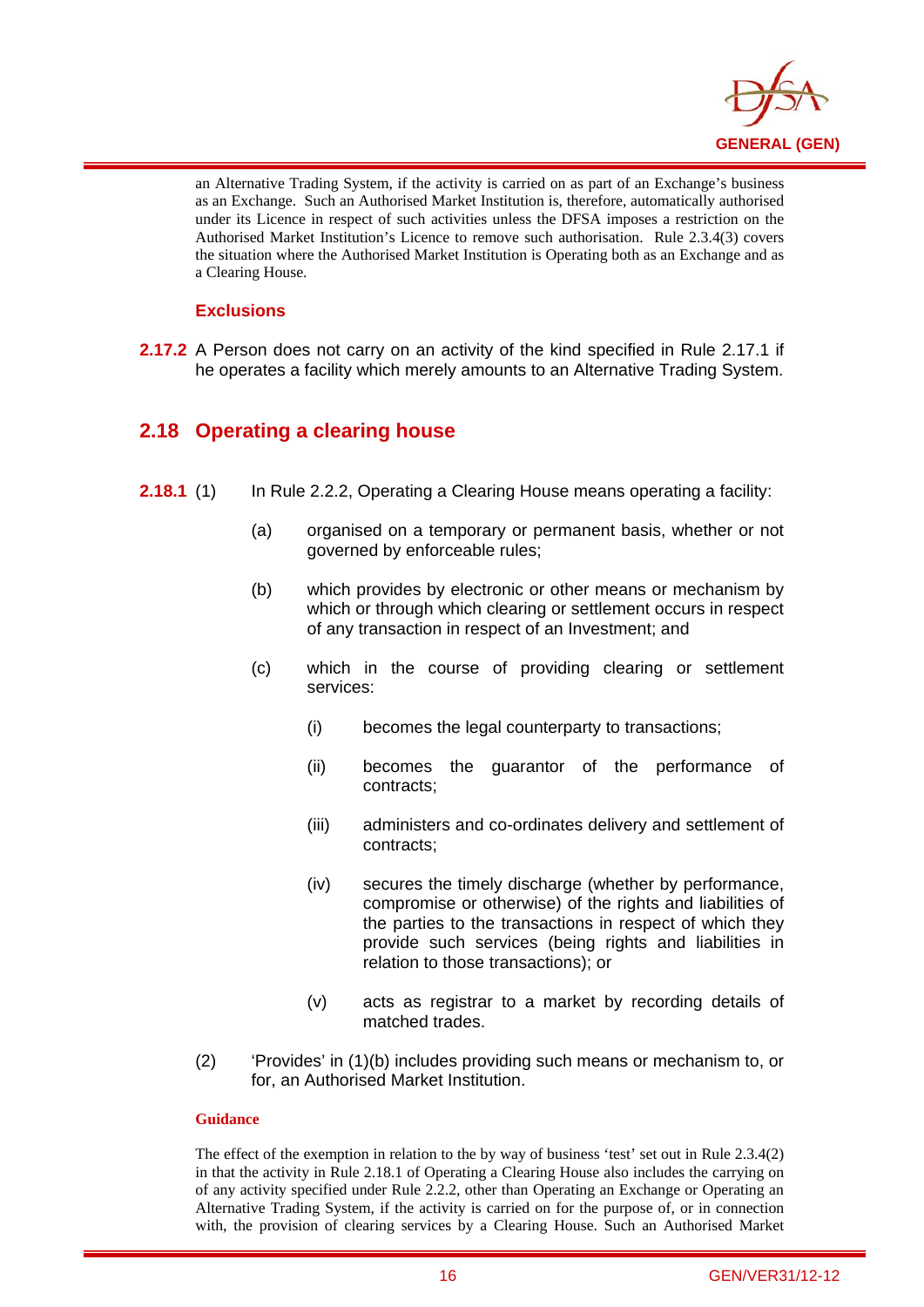an Alternative Trading System, if the activity is carried on as part of an Exchange's business as an Exchange. Such an Authorised Market Institution is, therefore, automatically authorised under its Licence in respect of such activities unless the DFSA imposes a restriction on the Authorised Market Institution's Licence to remove such authorisation. Rule 2.3.4(3) covers the situation where the Authorised Market Institution is Operating both as an Exchange and as a Clearing House.

### Exclusions

**2.17.2** A Person does not carry on an activity of the kind specified in Rule 2.17.1 if he operates a facility which merely amounts to an Alternative Trading System.

## 2.18 Operating a clearing house

**2.18.1** (1) In Rule 2.2.2, Operating a Clearing House means operating a facility:

(a) organised on a temporary or permanent basis, whether or not governed by enforceable rules;

(b) which provides by electronic or other means or mechanism by which or through which clearing or settlement occurs in respect of any transaction in respect of an Investment; and

(c) which in the course of providing clearing or settlement services:

(i) becomes the legal counterparty to transactions;

(ii) becomes the guarantor of the performance of contracts;

(iii) administers and co-ordinates delivery and settlement of contracts;

(iv) secures the timely discharge (whether by performance, compromise or otherwise) of the rights and liabilities of the parties to the transactions in respect of which they provide such services (being rights and liabilities in relation to those transactions); or

(v) acts as registrar to a market by recording details of matched trades.

(2) 'Provides' in (1)(b) includes providing such means or mechanism to, or for, an Authorised Market Institution.

### Guidance

The effect of the exemption in relation to the by way of business 'test' set out in Rule 2.3.4(2) in that the activity in Rule 2.18.1 of Operating a Clearing House also includes the carrying on of any activity specified under Rule 2.2.2, other than Operating an Exchange or Operating an Alternative Trading System, if the activity is carried on for the purpose of, or in connection with, the provision of clearing services by a Clearing House. Such an Authorised Market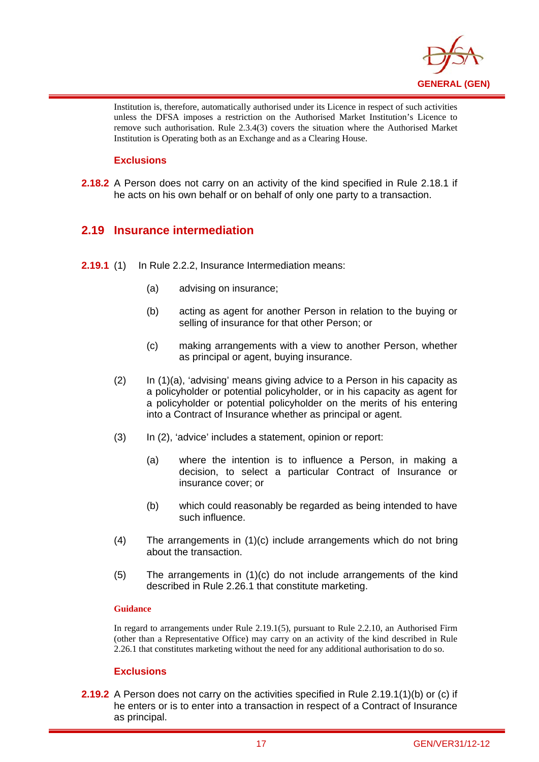Institution is, therefore, automatically authorised under its Licence in respect of such activities unless the DFSA imposes a restriction on the Authorised Market Institution's Licence to remove such authorisation. Rule 2.3.4(3) covers the situation where the Authorised Market Institution is Operating both as an Exchange and as a Clearing House.

**Exclusions**

**2.18.2** A Person does not carry on an activity of the kind specified in Rule 2.18.1 if he acts on his own behalf or on behalf of only one party to a transaction.

## 2.19 Insurance intermediation

**2.19.1** (1) In Rule 2.2.2, Insurance Intermediation means:

(a) advising on insurance;

(b) acting as agent for another Person in relation to the buying or selling of insurance for that other Person; or

(c) making arrangements with a view to another Person, whether as principal or agent, buying insurance.

(2) In (1)(a), 'advising' means giving advice to a Person in his capacity as a policyholder or potential policyholder, or in his capacity as agent for a policyholder or potential policyholder on the merits of his entering into a Contract of Insurance whether as principal or agent.

(3) In (2), 'advice' includes a statement, opinion or report:

(a) where the intention is to influence a Person, in making a decision, to select a particular Contract of Insurance or insurance cover; or

(b) which could reasonably be regarded as being intended to have such influence.

(4) The arrangements in (1)(c) include arrangements which do not bring about the transaction.

(5) The arrangements in (1)(c) do not include arrangements of the kind described in Rule 2.26.1 that constitute marketing.

**Guidance**

In regard to arrangements under Rule 2.19.1(5), pursuant to Rule 2.2.10, an Authorised Firm (other than a Representative Office) may carry on an activity of the kind described in Rule 2.26.1 that constitutes marketing without the need for any additional authorisation to do so.

**Exclusions**

**2.19.2** A Person does not carry on the activities specified in Rule 2.19.1(1)(b) or (c) if he enters or is to enter into a transaction in respect of a Contract of Insurance as principal.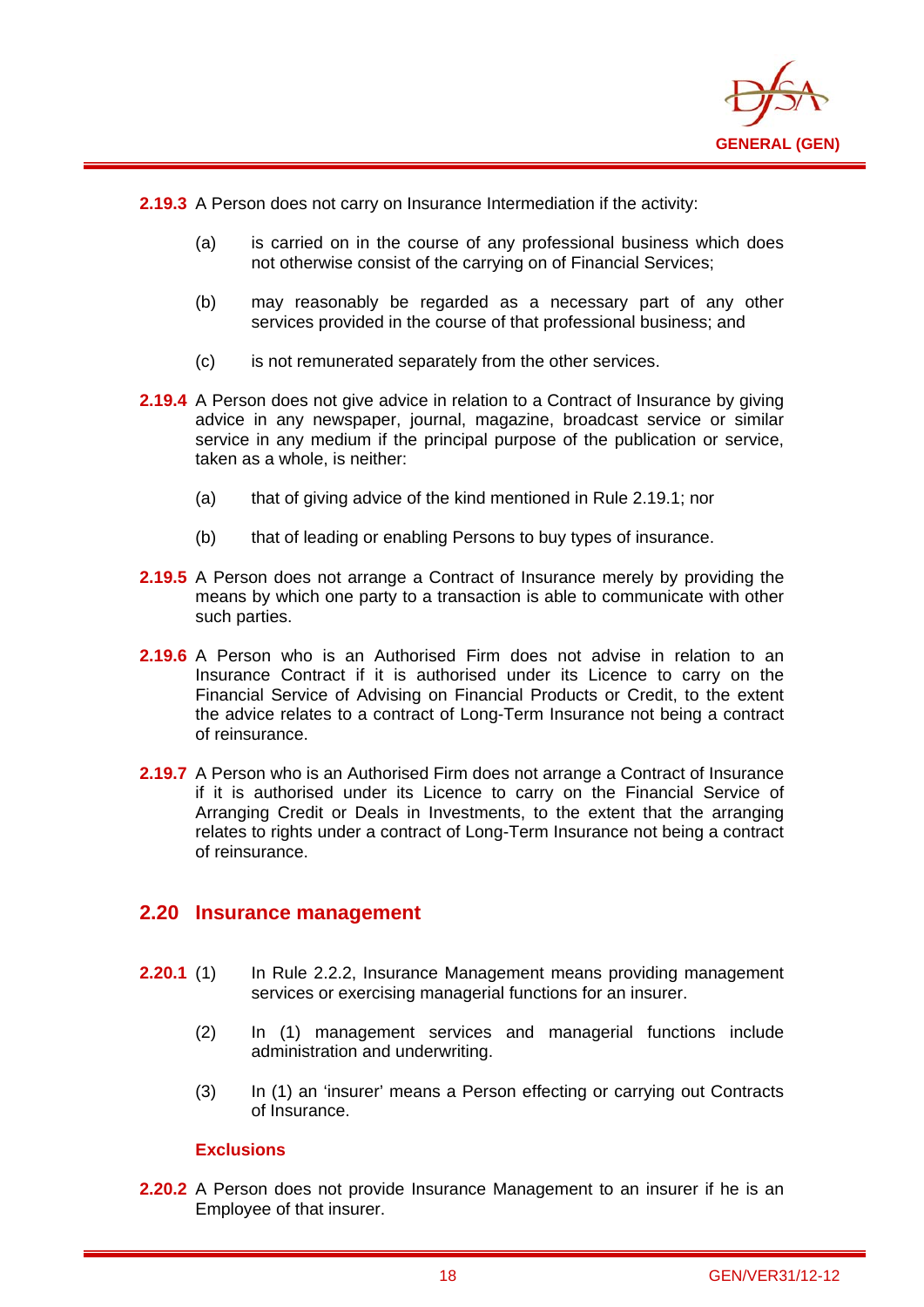**2.19.3** A Person does not carry on Insurance Intermediation if the activity:

(a) is carried on in the course of any professional business which does not otherwise consist of the carrying on of Financial Services;

(b) may reasonably be regarded as a necessary part of any other services provided in the course of that professional business; and

(c) is not remunerated separately from the other services.

**2.19.4** A Person does not give advice in relation to a Contract of Insurance by giving advice in any newspaper, journal, magazine, broadcast service or similar service in any medium if the principal purpose of the publication or service, taken as a whole, is neither:

(a) that of giving advice of the kind mentioned in Rule 2.19.1; nor

(b) that of leading or enabling Persons to buy types of insurance.

**2.19.5** A Person does not arrange a Contract of Insurance merely by providing the means by which one party to a transaction is able to communicate with other such parties.

**2.19.6** A Person who is an Authorised Firm does not advise in relation to an Insurance Contract if it is authorised under its Licence to carry on the Financial Service of Advising on Financial Products or Credit, to the extent the advice relates to a contract of Long-Term Insurance not being a contract of reinsurance.

**2.19.7** A Person who is an Authorised Firm does not arrange a Contract of Insurance if it is authorised under its Licence to carry on the Financial Service of Arranging Credit or Deals in Investments, to the extent that the arranging relates to rights under a contract of Long-Term Insurance not being a contract of reinsurance.

## 2.20 Insurance management

**2.20.1** (1) In Rule 2.2.2, Insurance Management means providing management services or exercising managerial functions for an insurer.

(2) In (1) management services and managerial functions include administration and underwriting.

(3) In (1) an 'insurer' means a Person effecting or carrying out Contracts of Insurance.

**Exclusions**

**2.20.2** A Person does not provide Insurance Management to an insurer if he is an Employee of that insurer.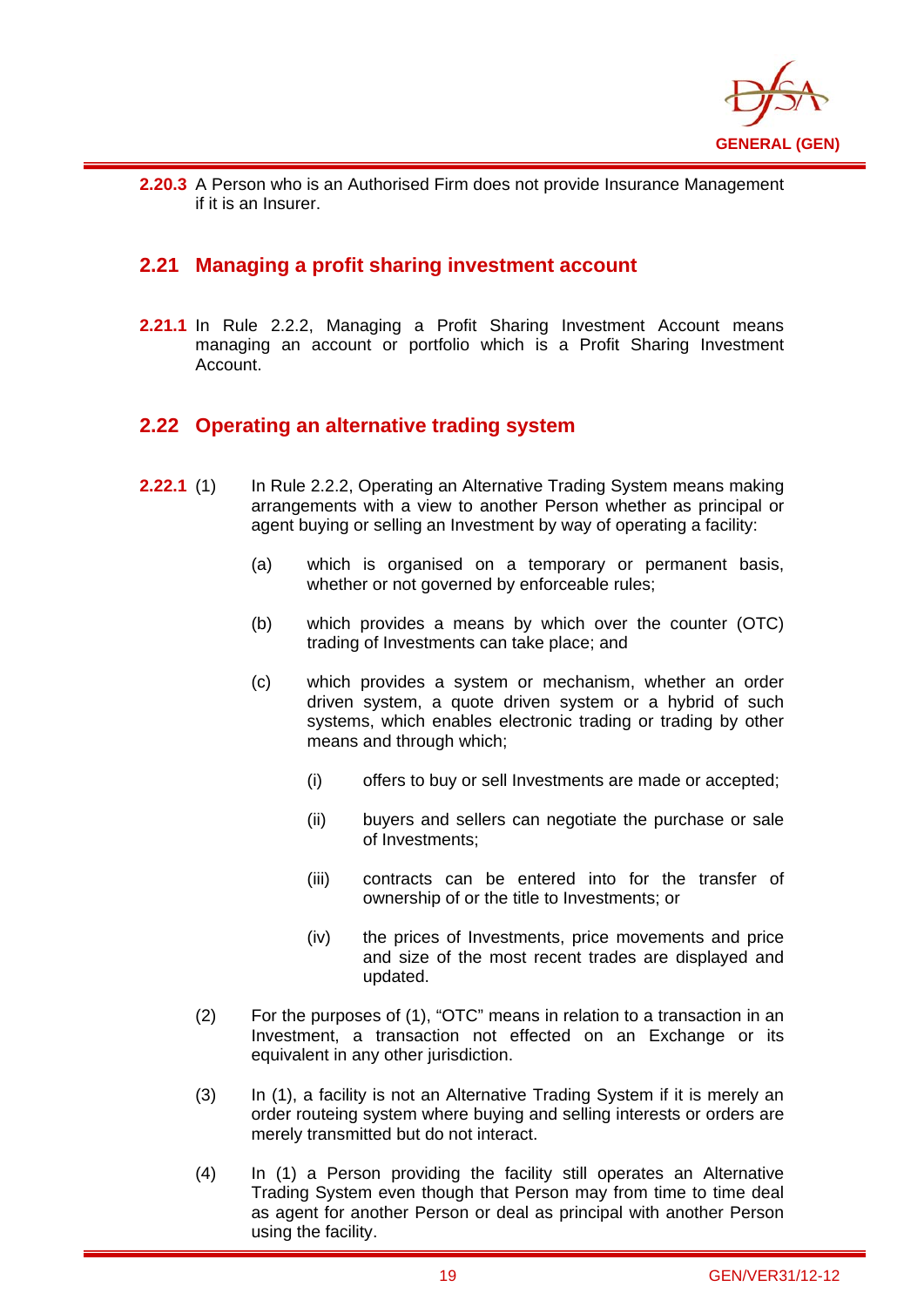**2.20.3** A Person who is an Authorised Firm does not provide Insurance Management if it is an Insurer.

## 2.21 Managing a profit sharing investment account

**2.21.1** In Rule 2.2.2, Managing a Profit Sharing Investment Account means managing an account or portfolio which is a Profit Sharing Investment Account.

## 2.22 Operating an alternative trading system

**2.22.1** (1) In Rule 2.2.2, Operating an Alternative Trading System means making arrangements with a view to another Person whether as principal or agent buying or selling an Investment by way of operating a facility:

- (a) which is organised on a temporary or permanent basis, whether or not governed by enforceable rules;
- (b) which provides a means by which over the counter (OTC) trading of Investments can take place; and
- (c) which provides a system or mechanism, whether an order driven system, a quote driven system or a hybrid of such systems, which enables electronic trading or trading by other means and through which;
  - (i) offers to buy or sell Investments are made or accepted;
  - (ii) buyers and sellers can negotiate the purchase or sale of Investments;
  - (iii) contracts can be entered into for the transfer of ownership of or the title to Investments; or
  - (iv) the prices of Investments, price movements and price and size of the most recent trades are displayed and updated.

(2) For the purposes of (1), "OTC" means in relation to a transaction in an Investment, a transaction not effected on an Exchange or its equivalent in any other jurisdiction.

(3) In (1), a facility is not an Alternative Trading System if it is merely an order routeing system where buying and selling interests or orders are merely transmitted but do not interact.

(4) In (1) a Person providing the facility still operates an Alternative Trading System even though that Person may from time to time deal as agent for another Person or deal as principal with another Person using the facility.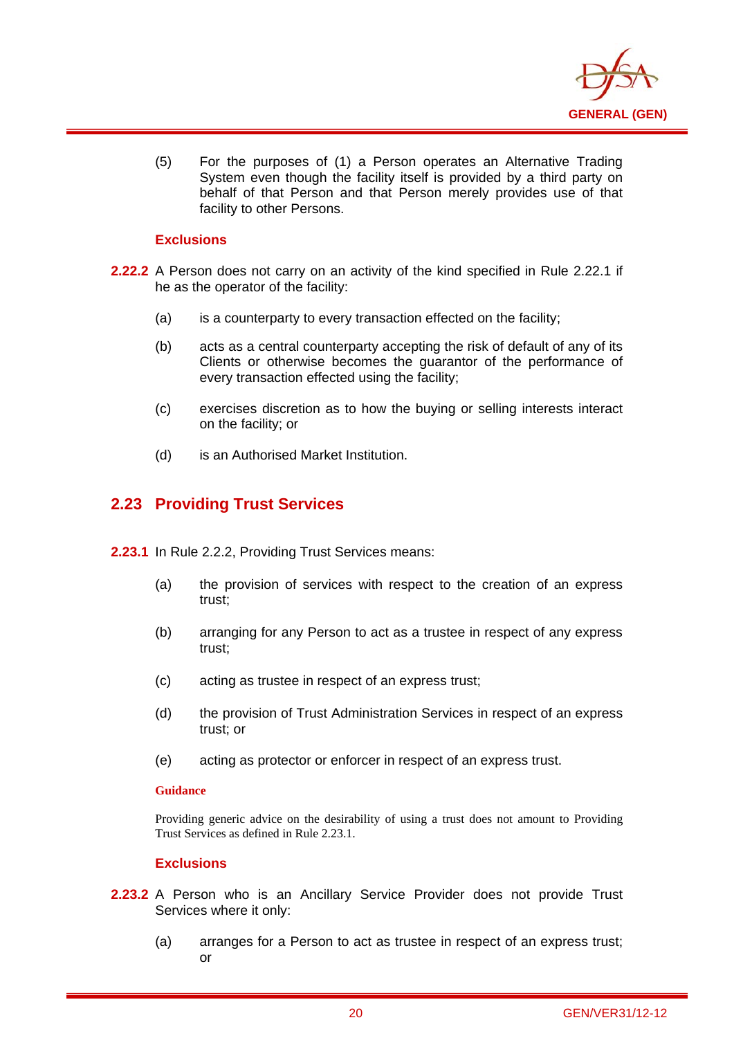(5) For the purposes of (1) a Person operates an Alternative Trading System even though the facility itself is provided by a third party on behalf of that Person and that Person merely provides use of that facility to other Persons.

**Exclusions**

**2.22.2** A Person does not carry on an activity of the kind specified in Rule 2.22.1 if he as the operator of the facility:

(a) is a counterparty to every transaction effected on the facility;

(b) acts as a central counterparty accepting the risk of default of any of its Clients or otherwise becomes the guarantor of the performance of every transaction effected using the facility;

(c) exercises discretion as to how the buying or selling interests interact on the facility; or

(d) is an Authorised Market Institution.

## 2.23 Providing Trust Services

**2.23.1** In Rule 2.2.2, Providing Trust Services means:

(a) the provision of services with respect to the creation of an express trust;

(b) arranging for any Person to act as a trustee in respect of any express trust;

(c) acting as trustee in respect of an express trust;

(d) the provision of Trust Administration Services in respect of an express trust; or

(e) acting as protector or enforcer in respect of an express trust.

**Guidance**

Providing generic advice on the desirability of using a trust does not amount to Providing Trust Services as defined in Rule 2.23.1.

**Exclusions**

**2.23.2** A Person who is an Ancillary Service Provider does not provide Trust Services where it only:

(a) arranges for a Person to act as trustee in respect of an express trust; or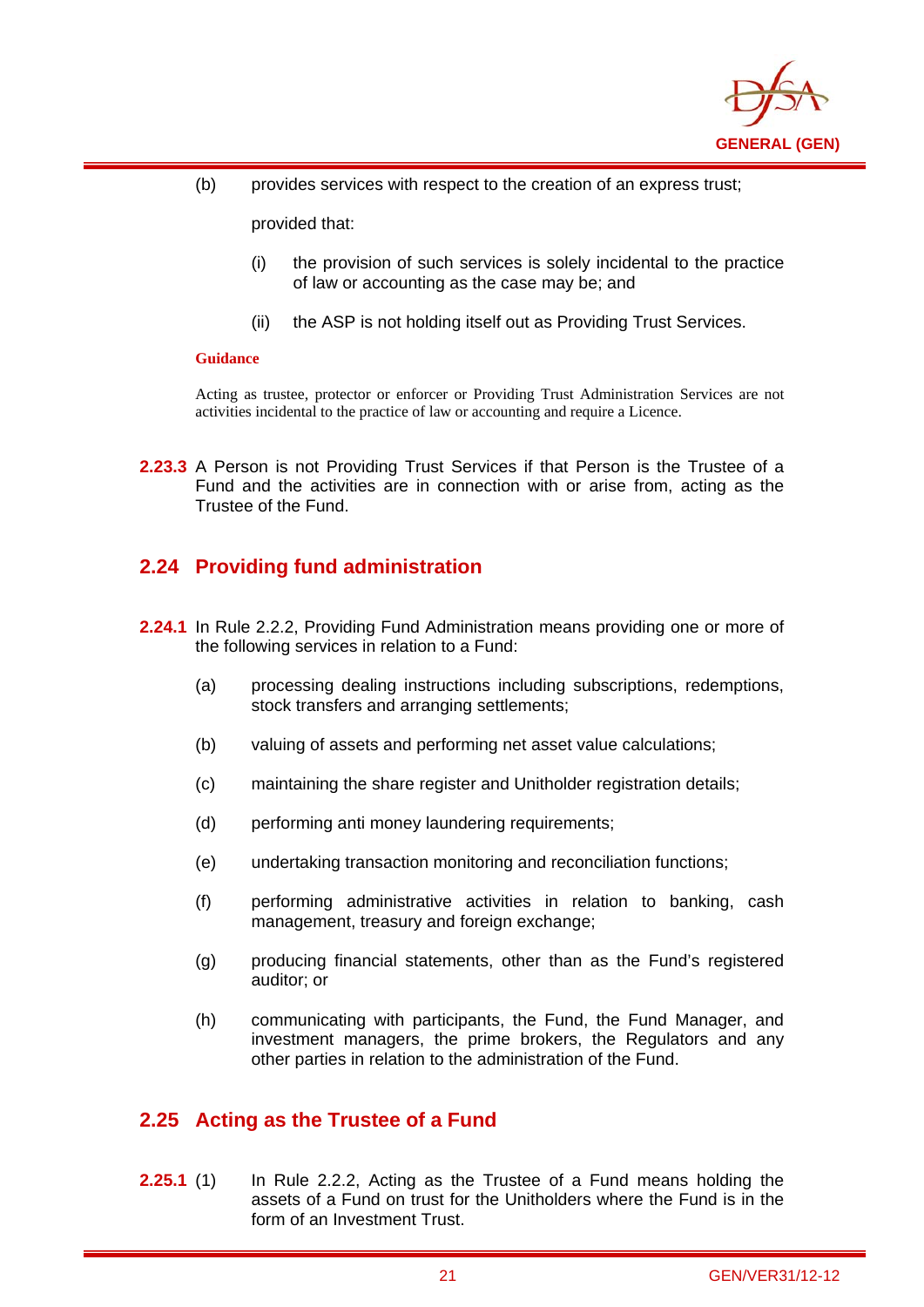(b) provides services with respect to the creation of an express trust;

provided that:

(i) the provision of such services is solely incidental to the practice of law or accounting as the case may be; and

(ii) the ASP is not holding itself out as Providing Trust Services.

**Guidance**

Acting as trustee, protector or enforcer or Providing Trust Administration Services are not activities incidental to the practice of law or accounting and require a Licence.

**2.23.3** A Person is not Providing Trust Services if that Person is the Trustee of a Fund and the activities are in connection with or arise from, acting as the Trustee of the Fund.

## 2.24 Providing fund administration

**2.24.1** In Rule 2.2.2, Providing Fund Administration means providing one or more of the following services in relation to a Fund:

(a) processing dealing instructions including subscriptions, redemptions, stock transfers and arranging settlements;

(b) valuing of assets and performing net asset value calculations;

(c) maintaining the share register and Unitholder registration details;

(d) performing anti money laundering requirements;

(e) undertaking transaction monitoring and reconciliation functions;

(f) performing administrative activities in relation to banking, cash management, treasury and foreign exchange;

(g) producing financial statements, other than as the Fund's registered auditor; or

(h) communicating with participants, the Fund, the Fund Manager, and investment managers, the prime brokers, the Regulators and any other parties in relation to the administration of the Fund.

## 2.25 Acting as the Trustee of a Fund

**2.25.1** (1) In Rule 2.2.2, Acting as the Trustee of a Fund means holding the assets of a Fund on trust for the Unitholders where the Fund is in the form of an Investment Trust.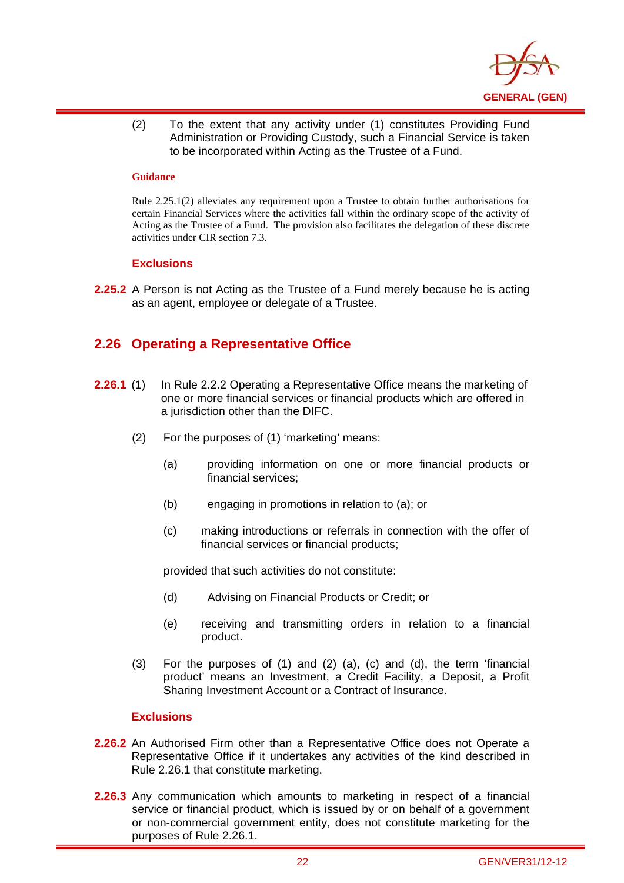(2) To the extent that any activity under (1) constitutes Providing Fund Administration or Providing Custody, such a Financial Service is taken to be incorporated within Acting as the Trustee of a Fund.

**Guidance**

Rule 2.25.1(2) alleviates any requirement upon a Trustee to obtain further authorisations for certain Financial Services where the activities fall within the ordinary scope of the activity of Acting as the Trustee of a Fund. The provision also facilitates the delegation of these discrete activities under CIR section 7.3.

### Exclusions

**2.25.2** A Person is not Acting as the Trustee of a Fund merely because he is acting as an agent, employee or delegate of a Trustee.

## 2.26 Operating a Representative Office

**2.26.1** (1) In Rule 2.2.2 Operating a Representative Office means the marketing of one or more financial services or financial products which are offered in a jurisdiction other than the DIFC.

(2) For the purposes of (1) 'marketing' means:

(a) providing information on one or more financial products or financial services;

(b) engaging in promotions in relation to (a); or

(c) making introductions or referrals in connection with the offer of financial services or financial products;

provided that such activities do not constitute:

(d) Advising on Financial Products or Credit; or

(e) receiving and transmitting orders in relation to a financial product.

(3) For the purposes of (1) and (2) (a), (c) and (d), the term 'financial product' means an Investment, a Credit Facility, a Deposit, a Profit Sharing Investment Account or a Contract of Insurance.

### Exclusions

**2.26.2** An Authorised Firm other than a Representative Office does not Operate a Representative Office if it undertakes any activities of the kind described in Rule 2.26.1 that constitute marketing.

**2.26.3** Any communication which amounts to marketing in respect of a financial service or financial product, which is issued by or on behalf of a government or non-commercial government entity, does not constitute marketing for the purposes of Rule 2.26.1.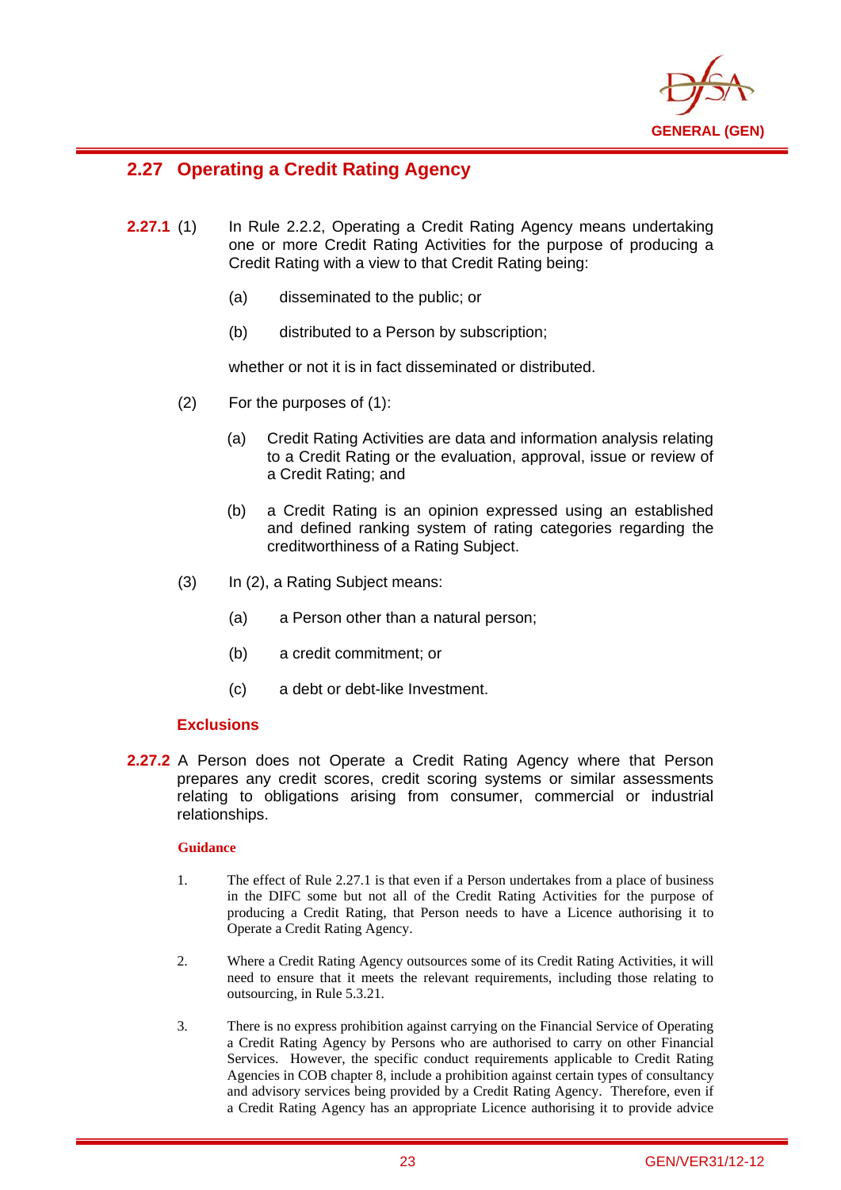## 2.27 Operating a Credit Rating Agency

**2.27.1** (1) In Rule 2.2.2, Operating a Credit Rating Agency means undertaking one or more Credit Rating Activities for the purpose of producing a Credit Rating with a view to that Credit Rating being:

(a) disseminated to the public; or

(b) distributed to a Person by subscription;

whether or not it is in fact disseminated or distributed.

(2) For the purposes of (1):

(a) Credit Rating Activities are data and information analysis relating to a Credit Rating or the evaluation, approval, issue or review of a Credit Rating; and

(b) a Credit Rating is an opinion expressed using an established and defined ranking system of rating categories regarding the creditworthiness of a Rating Subject.

(3) In (2), a Rating Subject means:

(a) a Person other than a natural person;

(b) a credit commitment; or

(c) a debt or debt-like Investment.

### Exclusions

**2.27.2** A Person does not Operate a Credit Rating Agency where that Person prepares any credit scores, credit scoring systems or similar assessments relating to obligations arising from consumer, commercial or industrial relationships.

**Guidance**

1. The effect of Rule 2.27.1 is that even if a Person undertakes from a place of business in the DIFC some but not all of the Credit Rating Activities for the purpose of producing a Credit Rating, that Person needs to have a Licence authorising it to Operate a Credit Rating Agency.

2. Where a Credit Rating Agency outsources some of its Credit Rating Activities, it will need to ensure that it meets the relevant requirements, including those relating to outsourcing, in Rule 5.3.21.

3. There is no express prohibition against carrying on the Financial Service of Operating a Credit Rating Agency by Persons who are authorised to carry on other Financial Services. However, the specific conduct requirements applicable to Credit Rating Agencies in COB chapter 8, include a prohibition against certain types of consultancy and advisory services being provided by a Credit Rating Agency. Therefore, even if a Credit Rating Agency has an appropriate Licence authorising it to provide advice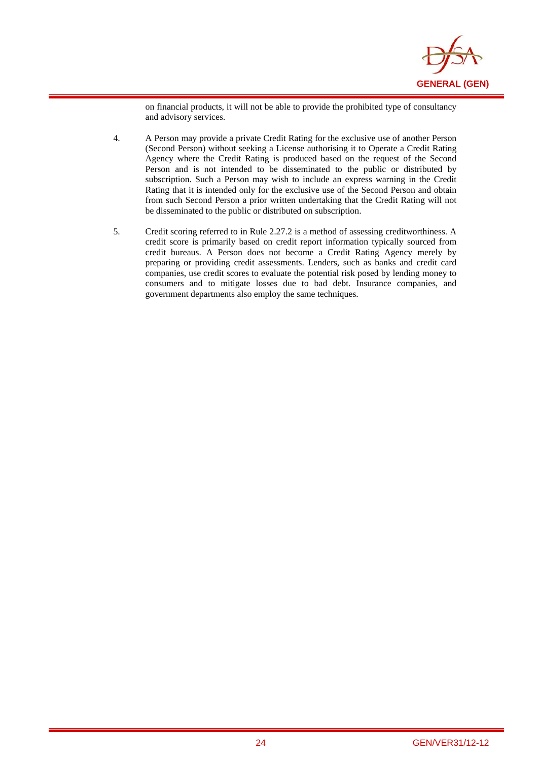on financial products, it will not be able to provide the prohibited type of consultancy and advisory services.

4. A Person may provide a private Credit Rating for the exclusive use of another Person (Second Person) without seeking a License authorising it to Operate a Credit Rating Agency where the Credit Rating is produced based on the request of the Second Person and is not intended to be disseminated to the public or distributed by subscription. Such a Person may wish to include an express warning in the Credit Rating that it is intended only for the exclusive use of the Second Person and obtain from such Second Person a prior written undertaking that the Credit Rating will not be disseminated to the public or distributed on subscription.

5. Credit scoring referred to in Rule 2.27.2 is a method of assessing creditworthiness. A credit score is primarily based on credit report information typically sourced from credit bureaus. A Person does not become a Credit Rating Agency merely by preparing or providing credit assessments. Lenders, such as banks and credit card companies, use credit scores to evaluate the potential risk posed by lending money to consumers and to mitigate losses due to bad debt. Insurance companies, and government departments also employ the same techniques.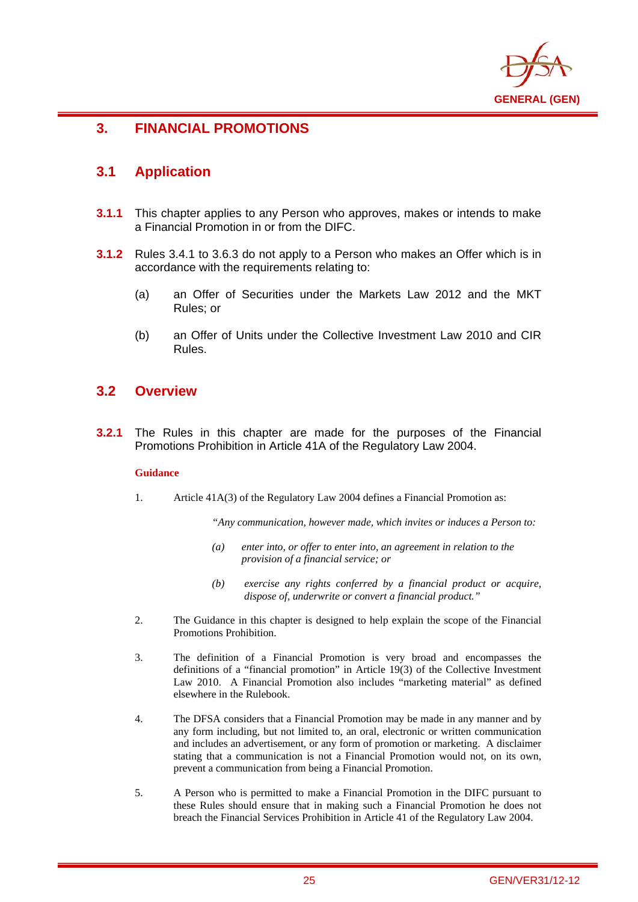# 3. FINANCIAL PROMOTIONS

## 3.1 Application

**3.1.1** This chapter applies to any Person who approves, makes or intends to make a Financial Promotion in or from the DIFC.

**3.1.2** Rules 3.4.1 to 3.6.3 do not apply to a Person who makes an Offer which is in accordance with the requirements relating to:

(a) an Offer of Securities under the Markets Law 2012 and the MKT Rules; or

(b) an Offer of Units under the Collective Investment Law 2010 and CIR Rules.

## 3.2 Overview

**3.2.1** The Rules in this chapter are made for the purposes of the Financial Promotions Prohibition in Article 41A of the Regulatory Law 2004.

**Guidance**

1. Article 41A(3) of the Regulatory Law 2004 defines a Financial Promotion as:

   *"Any communication, however made, which invites or induces a Person to:*

   *(a) enter into, or offer to enter into, an agreement in relation to the provision of a financial service; or*

   *(b) exercise any rights conferred by a financial product or acquire, dispose of, underwrite or convert a financial product."*

2. The Guidance in this chapter is designed to help explain the scope of the Financial Promotions Prohibition.

3. The definition of a Financial Promotion is very broad and encompasses the definitions of a "financial promotion" in Article 19(3) of the Collective Investment Law 2010. A Financial Promotion also includes "marketing material" as defined elsewhere in the Rulebook.

4. The DFSA considers that a Financial Promotion may be made in any manner and by any form including, but not limited to, an oral, electronic or written communication and includes an advertisement, or any form of promotion or marketing. A disclaimer stating that a communication is not a Financial Promotion would not, on its own, prevent a communication from being a Financial Promotion.

5. A Person who is permitted to make a Financial Promotion in the DIFC pursuant to these Rules should ensure that in making such a Financial Promotion he does not breach the Financial Services Prohibition in Article 41 of the Regulatory Law 2004.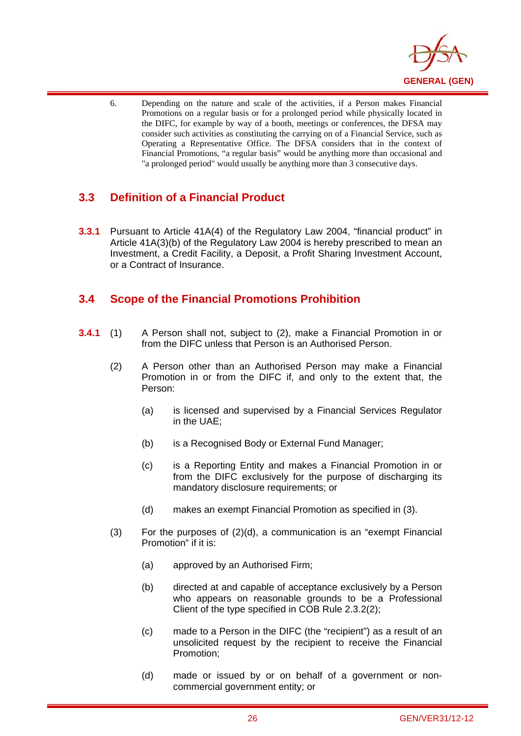6. Depending on the nature and scale of the activities, if a Person makes Financial Promotions on a regular basis or for a prolonged period while physically located in the DIFC, for example by way of a booth, meetings or conferences, the DFSA may consider such activities as constituting the carrying on of a Financial Service, such as Operating a Representative Office. The DFSA considers that in the context of Financial Promotions, "a regular basis" would be anything more than occasional and "a prolonged period" would usually be anything more than 3 consecutive days.

## 3.3 Definition of a Financial Product

**3.3.1** Pursuant to Article 41A(4) of the Regulatory Law 2004, "financial product" in Article 41A(3)(b) of the Regulatory Law 2004 is hereby prescribed to mean an Investment, a Credit Facility, a Deposit, a Profit Sharing Investment Account, or a Contract of Insurance.

## 3.4 Scope of the Financial Promotions Prohibition

**3.4.1** (1) A Person shall not, subject to (2), make a Financial Promotion in or from the DIFC unless that Person is an Authorised Person.

(2) A Person other than an Authorised Person may make a Financial Promotion in or from the DIFC if, and only to the extent that, the Person:

(a) is licensed and supervised by a Financial Services Regulator in the UAE;

(b) is a Recognised Body or External Fund Manager;

(c) is a Reporting Entity and makes a Financial Promotion in or from the DIFC exclusively for the purpose of discharging its mandatory disclosure requirements; or

(d) makes an exempt Financial Promotion as specified in (3).

(3) For the purposes of (2)(d), a communication is an "exempt Financial Promotion" if it is:

(a) approved by an Authorised Firm;

(b) directed at and capable of acceptance exclusively by a Person who appears on reasonable grounds to be a Professional Client of the type specified in COB Rule 2.3.2(2);

(c) made to a Person in the DIFC (the "recipient") as a result of an unsolicited request by the recipient to receive the Financial Promotion;

(d) made or issued by or on behalf of a government or non-commercial government entity; or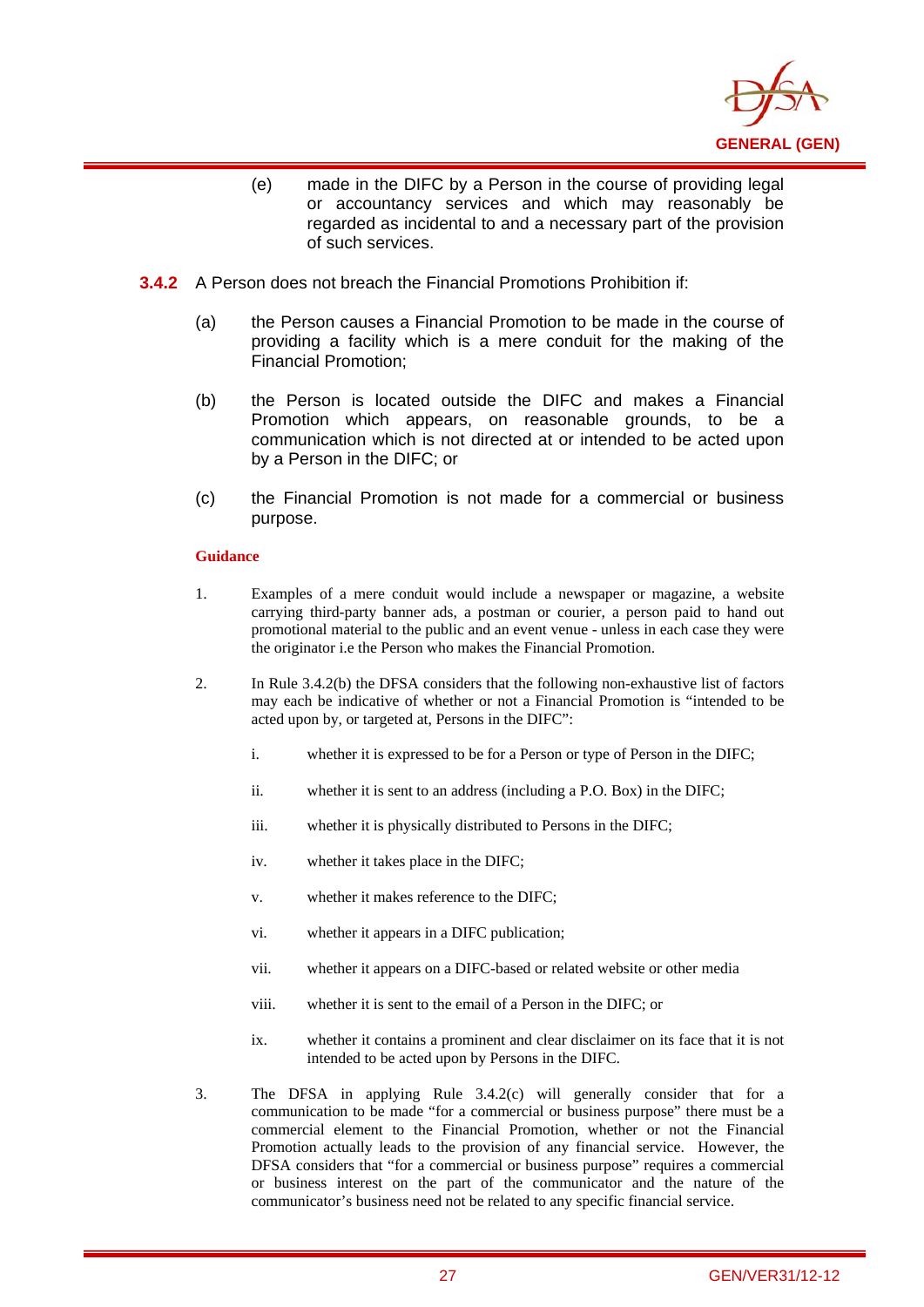(e) made in the DIFC by a Person in the course of providing legal or accountancy services and which may reasonably be regarded as incidental to and a necessary part of the provision of such services.

**3.4.2** A Person does not breach the Financial Promotions Prohibition if:

(a) the Person causes a Financial Promotion to be made in the course of providing a facility which is a mere conduit for the making of the Financial Promotion;

(b) the Person is located outside the DIFC and makes a Financial Promotion which appears, on reasonable grounds, to be a communication which is not directed at or intended to be acted upon by a Person in the DIFC; or

(c) the Financial Promotion is not made for a commercial or business purpose.

**Guidance**

1. Examples of a mere conduit would include a newspaper or magazine, a website carrying third-party banner ads, a postman or courier, a person paid to hand out promotional material to the public and an event venue - unless in each case they were the originator i.e the Person who makes the Financial Promotion.

2. In Rule 3.4.2(b) the DFSA considers that the following non-exhaustive list of factors may each be indicative of whether or not a Financial Promotion is "intended to be acted upon by, or targeted at, Persons in the DIFC":

   i. whether it is expressed to be for a Person or type of Person in the DIFC;

   ii. whether it is sent to an address (including a P.O. Box) in the DIFC;

   iii. whether it is physically distributed to Persons in the DIFC;

   iv. whether it takes place in the DIFC;

   v. whether it makes reference to the DIFC;

   vi. whether it appears in a DIFC publication;

   vii. whether it appears on a DIFC-based or related website or other media

   viii. whether it is sent to the email of a Person in the DIFC; or

   ix. whether it contains a prominent and clear disclaimer on its face that it is not intended to be acted upon by Persons in the DIFC.

3. The DFSA in applying Rule 3.4.2(c) will generally consider that for a communication to be made "for a commercial or business purpose" there must be a commercial element to the Financial Promotion, whether or not the Financial Promotion actually leads to the provision of any financial service. However, the DFSA considers that "for a commercial or business purpose" requires a commercial or business interest on the part of the communicator and the nature of the communicator's business need not be related to any specific financial service.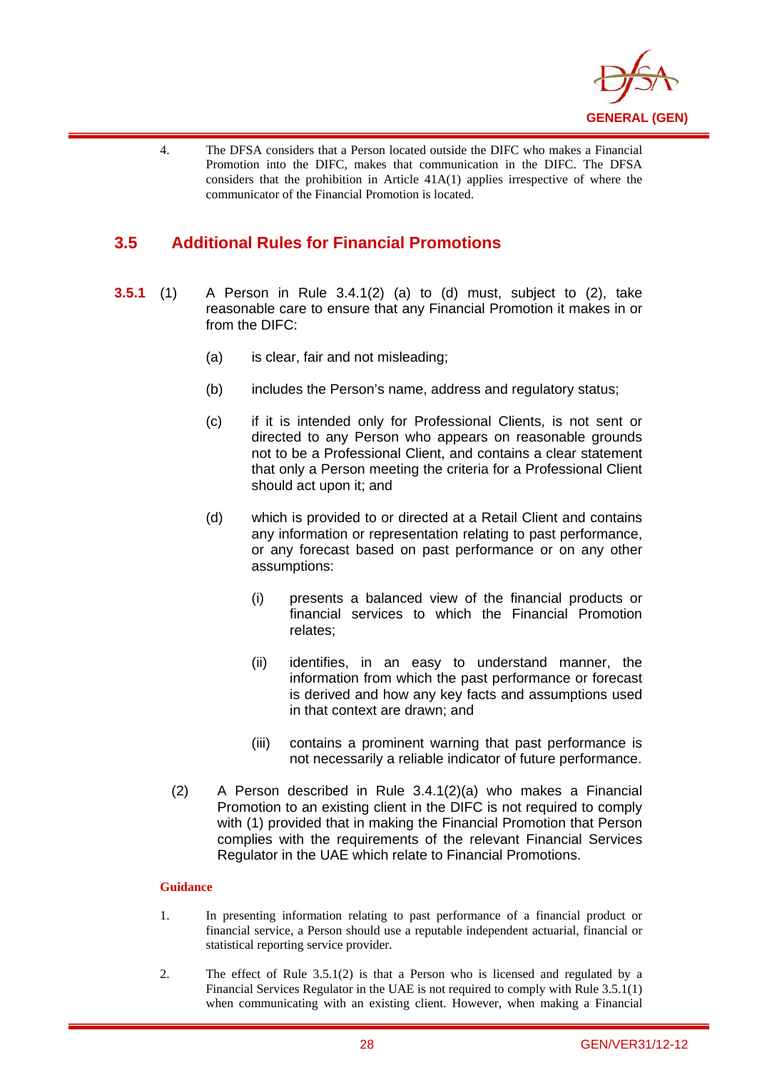4. The DFSA considers that a Person located outside the DIFC who makes a Financial Promotion into the DIFC, makes that communication in the DIFC. The DFSA considers that the prohibition in Article 41A(1) applies irrespective of where the communicator of the Financial Promotion is located.

## 3.5 Additional Rules for Financial Promotions

**3.5.1** (1) A Person in Rule 3.4.1(2) (a) to (d) must, subject to (2), take reasonable care to ensure that any Financial Promotion it makes in or from the DIFC:

(a) is clear, fair and not misleading;

(b) includes the Person's name, address and regulatory status;

(c) if it is intended only for Professional Clients, is not sent or directed to any Person who appears on reasonable grounds not to be a Professional Client, and contains a clear statement that only a Person meeting the criteria for a Professional Client should act upon it; and

(d) which is provided to or directed at a Retail Client and contains any information or representation relating to past performance, or any forecast based on past performance or on any other assumptions:

(i) presents a balanced view of the financial products or financial services to which the Financial Promotion relates;

(ii) identifies, in an easy to understand manner, the information from which the past performance or forecast is derived and how any key facts and assumptions used in that context are drawn; and

(iii) contains a prominent warning that past performance is not necessarily a reliable indicator of future performance.

(2) A Person described in Rule 3.4.1(2)(a) who makes a Financial Promotion to an existing client in the DIFC is not required to comply with (1) provided that in making the Financial Promotion that Person complies with the requirements of the relevant Financial Services Regulator in the UAE which relate to Financial Promotions.

**Guidance**

1. In presenting information relating to past performance of a financial product or financial service, a Person should use a reputable independent actuarial, financial or statistical reporting service provider.

2. The effect of Rule 3.5.1(2) is that a Person who is licensed and regulated by a Financial Services Regulator in the UAE is not required to comply with Rule 3.5.1(1) when communicating with an existing client. However, when making a Financial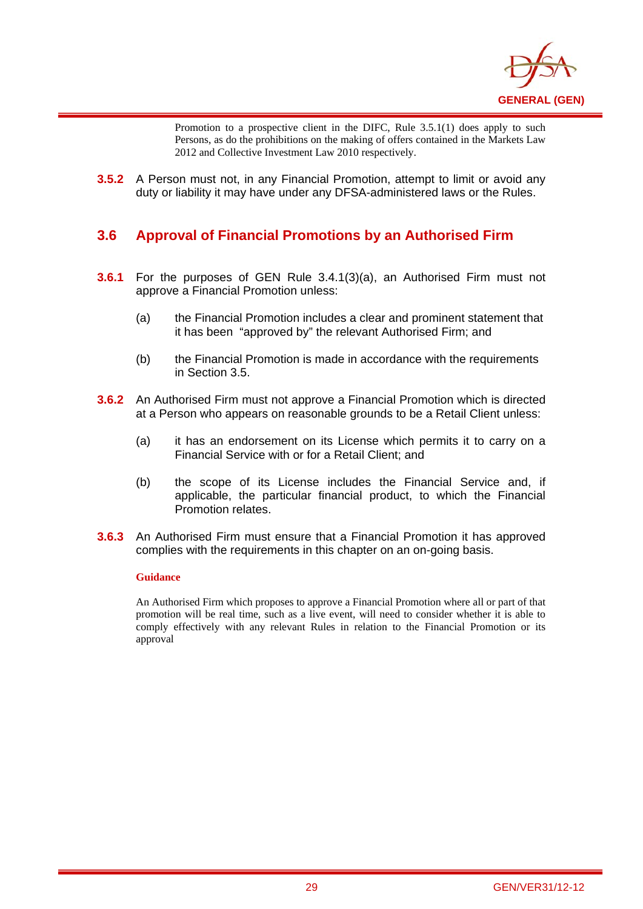Promotion to a prospective client in the DIFC, Rule 3.5.1(1) does apply to such Persons, as do the prohibitions on the making of offers contained in the Markets Law 2012 and Collective Investment Law 2010 respectively.

**3.5.2** A Person must not, in any Financial Promotion, attempt to limit or avoid any duty or liability it may have under any DFSA-administered laws or the Rules.

## 3.6 Approval of Financial Promotions by an Authorised Firm

**3.6.1** For the purposes of GEN Rule 3.4.1(3)(a), an Authorised Firm must not approve a Financial Promotion unless:

(a) the Financial Promotion includes a clear and prominent statement that it has been "approved by" the relevant Authorised Firm; and

(b) the Financial Promotion is made in accordance with the requirements in Section 3.5.

**3.6.2** An Authorised Firm must not approve a Financial Promotion which is directed at a Person who appears on reasonable grounds to be a Retail Client unless:

(a) it has an endorsement on its License which permits it to carry on a Financial Service with or for a Retail Client; and

(b) the scope of its License includes the Financial Service and, if applicable, the particular financial product, to which the Financial Promotion relates.

**3.6.3** An Authorised Firm must ensure that a Financial Promotion it has approved complies with the requirements in this chapter on an on-going basis.

**Guidance**

An Authorised Firm which proposes to approve a Financial Promotion where all or part of that promotion will be real time, such as a live event, will need to consider whether it is able to comply effectively with any relevant Rules in relation to the Financial Promotion or its approval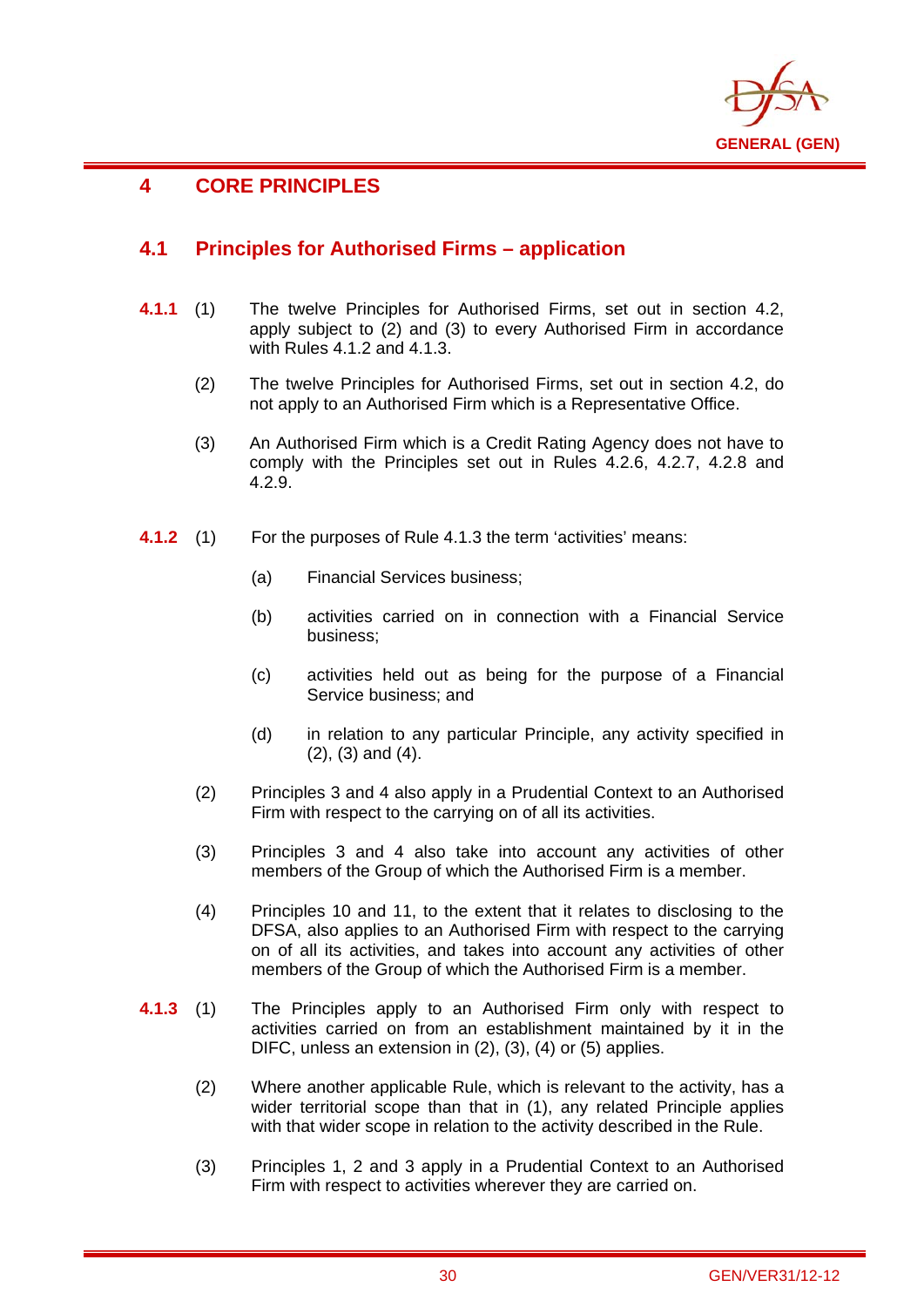# 4 CORE PRINCIPLES

## 4.1 Principles for Authorised Firms – application

**4.1.1** (1) The twelve Principles for Authorised Firms, set out in section 4.2, apply subject to (2) and (3) to every Authorised Firm in accordance with Rules 4.1.2 and 4.1.3.

(2) The twelve Principles for Authorised Firms, set out in section 4.2, do not apply to an Authorised Firm which is a Representative Office.

(3) An Authorised Firm which is a Credit Rating Agency does not have to comply with the Principles set out in Rules 4.2.6, 4.2.7, 4.2.8 and 4.2.9.

**4.1.2** (1) For the purposes of Rule 4.1.3 the term 'activities' means:

(a) Financial Services business;

(b) activities carried on in connection with a Financial Service business;

(c) activities held out as being for the purpose of a Financial Service business; and

(d) in relation to any particular Principle, any activity specified in (2), (3) and (4).

(2) Principles 3 and 4 also apply in a Prudential Context to an Authorised Firm with respect to the carrying on of all its activities.

(3) Principles 3 and 4 also take into account any activities of other members of the Group of which the Authorised Firm is a member.

(4) Principles 10 and 11, to the extent that it relates to disclosing to the DFSA, also applies to an Authorised Firm with respect to the carrying on of all its activities, and takes into account any activities of other members of the Group of which the Authorised Firm is a member.

**4.1.3** (1) The Principles apply to an Authorised Firm only with respect to activities carried on from an establishment maintained by it in the DIFC, unless an extension in (2), (3), (4) or (5) applies.

(2) Where another applicable Rule, which is relevant to the activity, has a wider territorial scope than that in (1), any related Principle applies with that wider scope in relation to the activity described in the Rule.

(3) Principles 1, 2 and 3 apply in a Prudential Context to an Authorised Firm with respect to activities wherever they are carried on.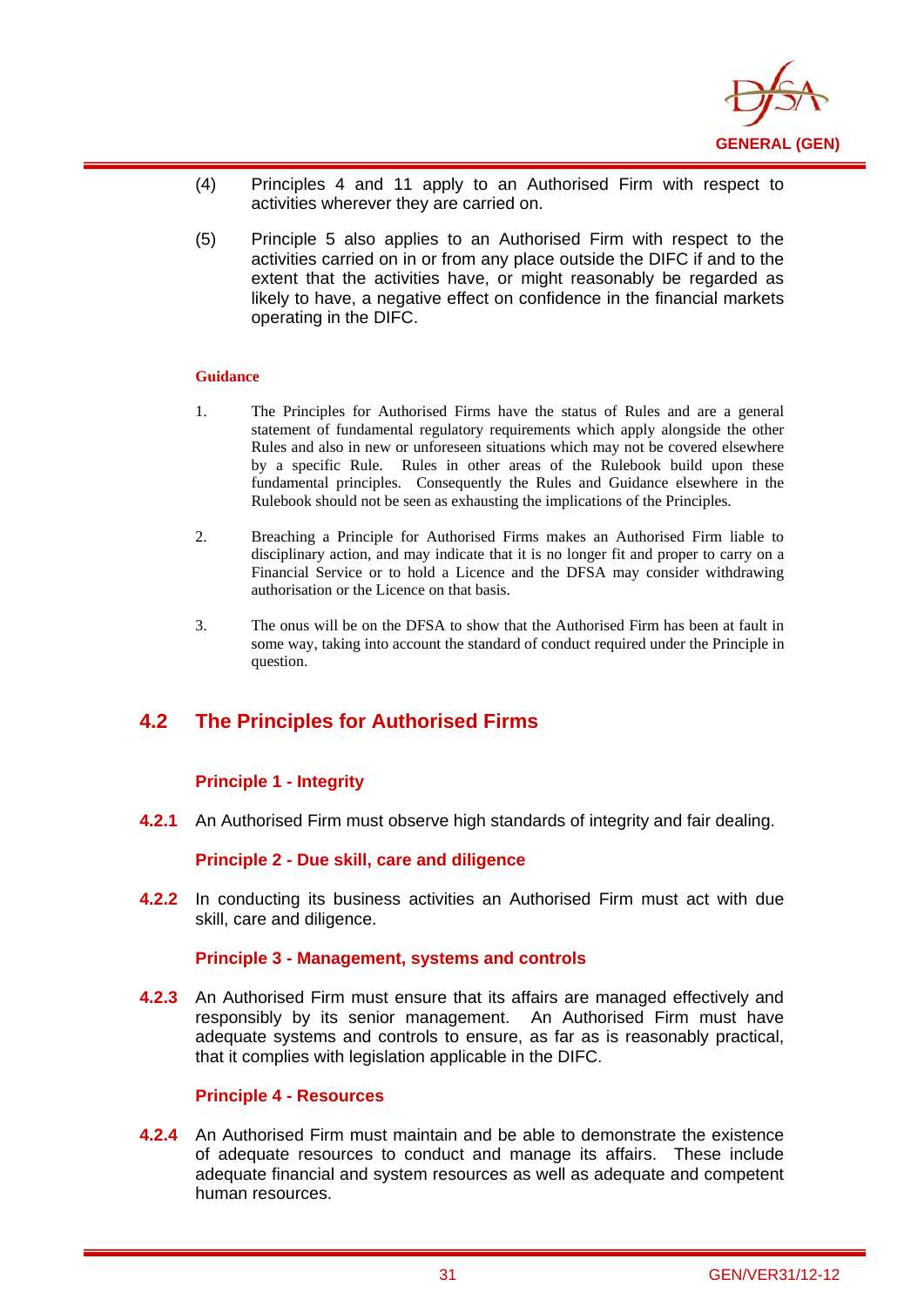(4) Principles 4 and 11 apply to an Authorised Firm with respect to activities wherever they are carried on.

(5) Principle 5 also applies to an Authorised Firm with respect to the activities carried on in or from any place outside the DIFC if and to the extent that the activities have, or might reasonably be regarded as likely to have, a negative effect on confidence in the financial markets operating in the DIFC.

**Guidance**

1. The Principles for Authorised Firms have the status of Rules and are a general statement of fundamental regulatory requirements which apply alongside the other Rules and also in new or unforeseen situations which may not be covered elsewhere by a specific Rule. Rules in other areas of the Rulebook build upon these fundamental principles. Consequently the Rules and Guidance elsewhere in the Rulebook should not be seen as exhausting the implications of the Principles.

2. Breaching a Principle for Authorised Firms makes an Authorised Firm liable to disciplinary action, and may indicate that it is no longer fit and proper to carry on a Financial Service or to hold a Licence and the DFSA may consider withdrawing authorisation or the Licence on that basis.

3. The onus will be on the DFSA to show that the Authorised Firm has been at fault in some way, taking into account the standard of conduct required under the Principle in question.

## 4.2 The Principles for Authorised Firms

### Principle 1 - Integrity

**4.2.1** An Authorised Firm must observe high standards of integrity and fair dealing.

### Principle 2 - Due skill, care and diligence

**4.2.2** In conducting its business activities an Authorised Firm must act with due skill, care and diligence.

### Principle 3 - Management, systems and controls

**4.2.3** An Authorised Firm must ensure that its affairs are managed effectively and responsibly by its senior management. An Authorised Firm must have adequate systems and controls to ensure, as far as is reasonably practical, that it complies with legislation applicable in the DIFC.

### Principle 4 - Resources

**4.2.4** An Authorised Firm must maintain and be able to demonstrate the existence of adequate resources to conduct and manage its affairs. These include adequate financial and system resources as well as adequate and competent human resources.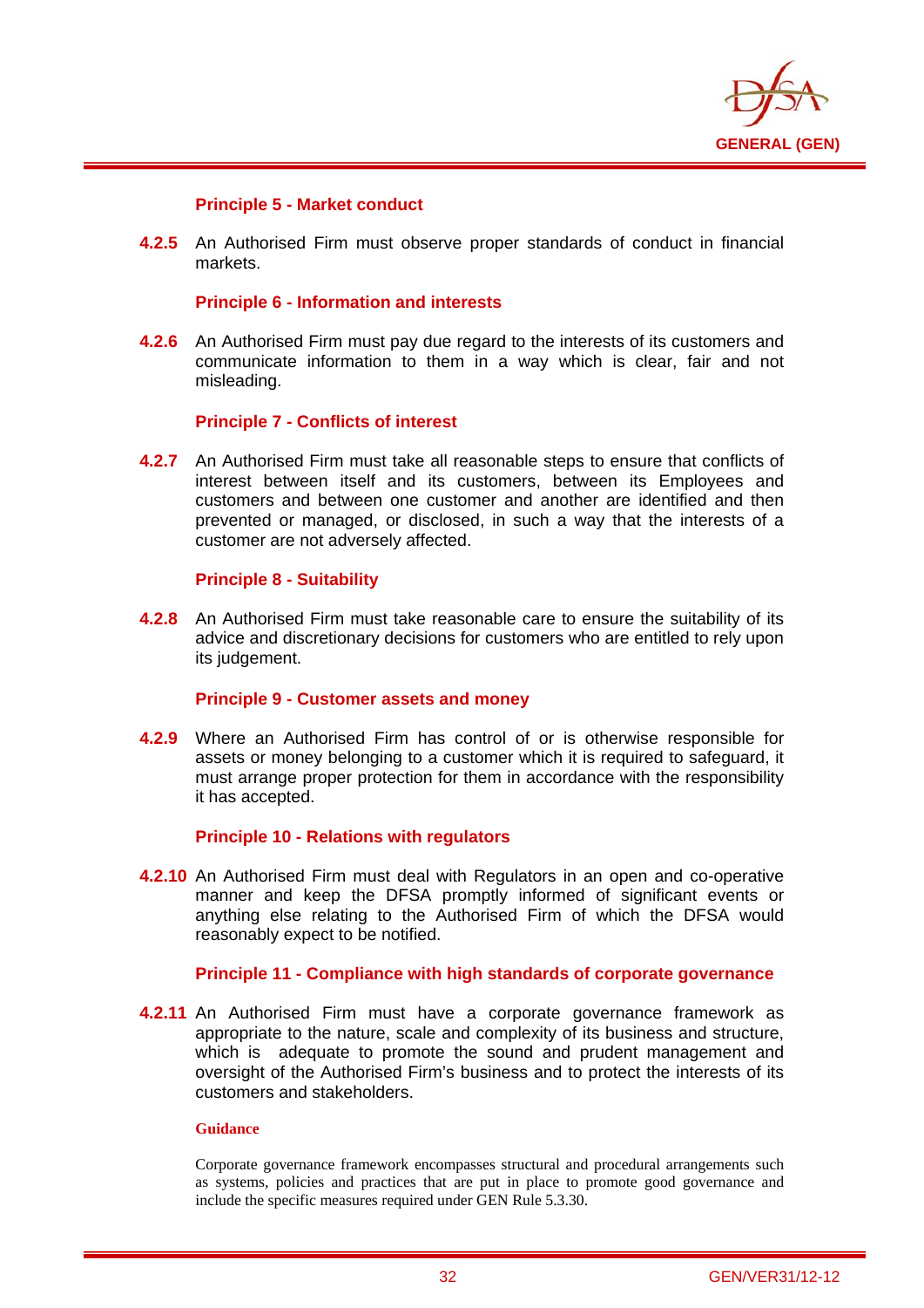### Principle 5 - Market conduct

**4.2.5** An Authorised Firm must observe proper standards of conduct in financial markets.

### Principle 6 - Information and interests

**4.2.6** An Authorised Firm must pay due regard to the interests of its customers and communicate information to them in a way which is clear, fair and not misleading.

### Principle 7 - Conflicts of interest

**4.2.7** An Authorised Firm must take all reasonable steps to ensure that conflicts of interest between itself and its customers, between its Employees and customers and between one customer and another are identified and then prevented or managed, or disclosed, in such a way that the interests of a customer are not adversely affected.

### Principle 8 - Suitability

**4.2.8** An Authorised Firm must take reasonable care to ensure the suitability of its advice and discretionary decisions for customers who are entitled to rely upon its judgement.

### Principle 9 - Customer assets and money

**4.2.9** Where an Authorised Firm has control of or is otherwise responsible for assets or money belonging to a customer which it is required to safeguard, it must arrange proper protection for them in accordance with the responsibility it has accepted.

### Principle 10 - Relations with regulators

**4.2.10** An Authorised Firm must deal with Regulators in an open and co-operative manner and keep the DFSA promptly informed of significant events or anything else relating to the Authorised Firm of which the DFSA would reasonably expect to be notified.

### Principle 11 - Compliance with high standards of corporate governance

**4.2.11** An Authorised Firm must have a corporate governance framework as appropriate to the nature, scale and complexity of its business and structure, which is adequate to promote the sound and prudent management and oversight of the Authorised Firm's business and to protect the interests of its customers and stakeholders.

**Guidance**

Corporate governance framework encompasses structural and procedural arrangements such as systems, policies and practices that are put in place to promote good governance and include the specific measures required under GEN Rule 5.3.30.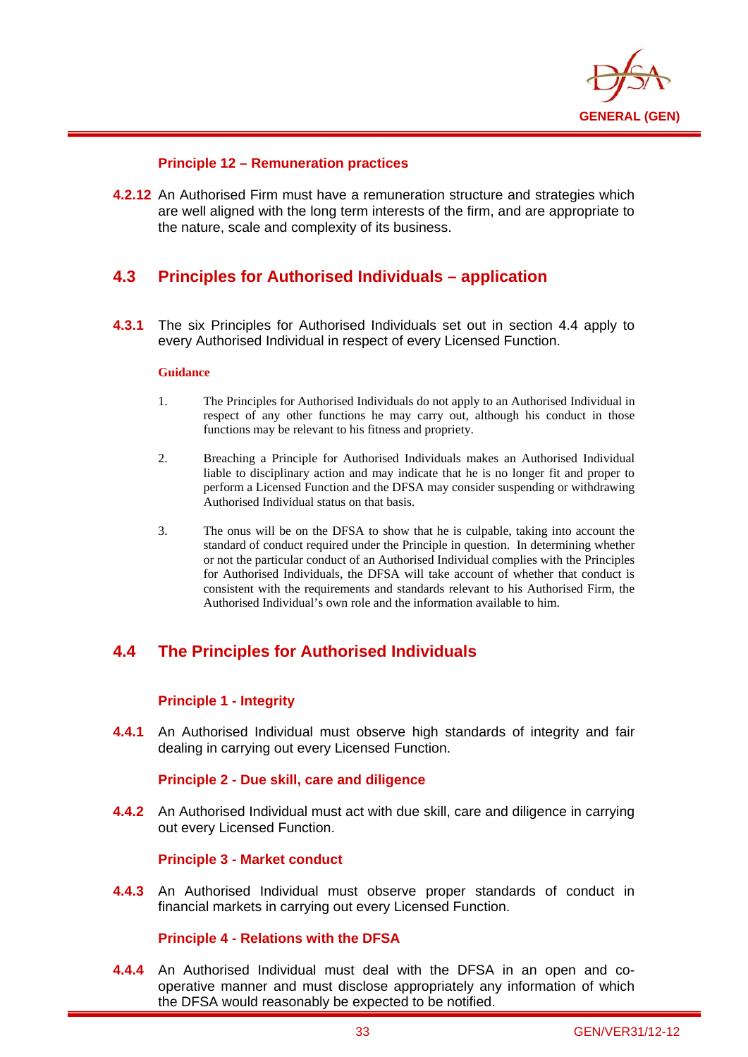#### Principle 12 – Remuneration practices

**4.2.12** An Authorised Firm must have a remuneration structure and strategies which are well aligned with the long term interests of the firm, and are appropriate to the nature, scale and complexity of its business.

## 4.3 Principles for Authorised Individuals – application

**4.3.1** The six Principles for Authorised Individuals set out in section 4.4 apply to every Authorised Individual in respect of every Licensed Function.

**Guidance**

1. The Principles for Authorised Individuals do not apply to an Authorised Individual in respect of any other functions he may carry out, although his conduct in those functions may be relevant to his fitness and propriety.

2. Breaching a Principle for Authorised Individuals makes an Authorised Individual liable to disciplinary action and may indicate that he is no longer fit and proper to perform a Licensed Function and the DFSA may consider suspending or withdrawing Authorised Individual status on that basis.

3. The onus will be on the DFSA to show that he is culpable, taking into account the standard of conduct required under the Principle in question. In determining whether or not the particular conduct of an Authorised Individual complies with the Principles for Authorised Individuals, the DFSA will take account of whether that conduct is consistent with the requirements and standards relevant to his Authorised Firm, the Authorised Individual's own role and the information available to him.

## 4.4 The Principles for Authorised Individuals

#### Principle 1 - Integrity

**4.4.1** An Authorised Individual must observe high standards of integrity and fair dealing in carrying out every Licensed Function.

#### Principle 2 - Due skill, care and diligence

**4.4.2** An Authorised Individual must act with due skill, care and diligence in carrying out every Licensed Function.

#### Principle 3 - Market conduct

**4.4.3** An Authorised Individual must observe proper standards of conduct in financial markets in carrying out every Licensed Function.

#### Principle 4 - Relations with the DFSA

**4.4.4** An Authorised Individual must deal with the DFSA in an open and co-operative manner and must disclose appropriately any information of which the DFSA would reasonably be expected to be notified.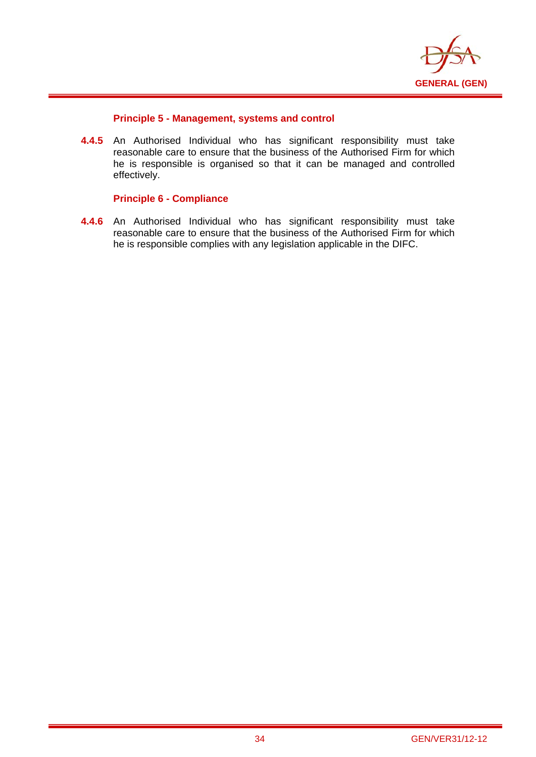### Principle 5 - Management, systems and control

**4.4.5** An Authorised Individual who has significant responsibility must take reasonable care to ensure that the business of the Authorised Firm for which he is responsible is organised so that it can be managed and controlled effectively.

### Principle 6 - Compliance

**4.4.6** An Authorised Individual who has significant responsibility must take reasonable care to ensure that the business of the Authorised Firm for which he is responsible complies with any legislation applicable in the DIFC.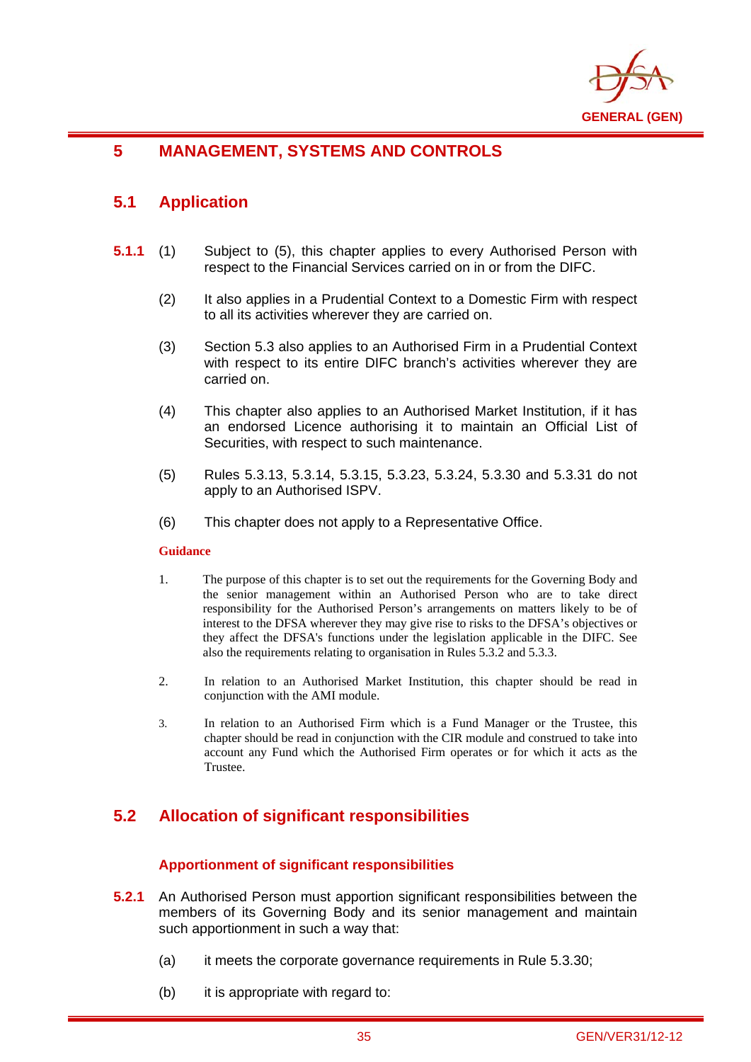# 5 MANAGEMENT, SYSTEMS AND CONTROLS

## 5.1 Application

**5.1.1** (1) Subject to (5), this chapter applies to every Authorised Person with respect to the Financial Services carried on in or from the DIFC.

(2) It also applies in a Prudential Context to a Domestic Firm with respect to all its activities wherever they are carried on.

(3) Section 5.3 also applies to an Authorised Firm in a Prudential Context with respect to its entire DIFC branch's activities wherever they are carried on.

(4) This chapter also applies to an Authorised Market Institution, if it has an endorsed Licence authorising it to maintain an Official List of Securities, with respect to such maintenance.

(5) Rules 5.3.13, 5.3.14, 5.3.15, 5.3.23, 5.3.24, 5.3.30 and 5.3.31 do not apply to an Authorised ISPV.

(6) This chapter does not apply to a Representative Office.

**Guidance**

1. The purpose of this chapter is to set out the requirements for the Governing Body and the senior management within an Authorised Person who are to take direct responsibility for the Authorised Person's arrangements on matters likely to be of interest to the DFSA wherever they may give rise to risks to the DFSA's objectives or they affect the DFSA's functions under the legislation applicable in the DIFC. See also the requirements relating to organisation in Rules 5.3.2 and 5.3.3.

2. In relation to an Authorised Market Institution, this chapter should be read in conjunction with the AMI module.

3. In relation to an Authorised Firm which is a Fund Manager or the Trustee, this chapter should be read in conjunction with the CIR module and construed to take into account any Fund which the Authorised Firm operates or for which it acts as the Trustee.

## 5.2 Allocation of significant responsibilities

### Apportionment of significant responsibilities

**5.2.1** An Authorised Person must apportion significant responsibilities between the members of its Governing Body and its senior management and maintain such apportionment in such a way that:

(a) it meets the corporate governance requirements in Rule 5.3.30;

(b) it is appropriate with regard to: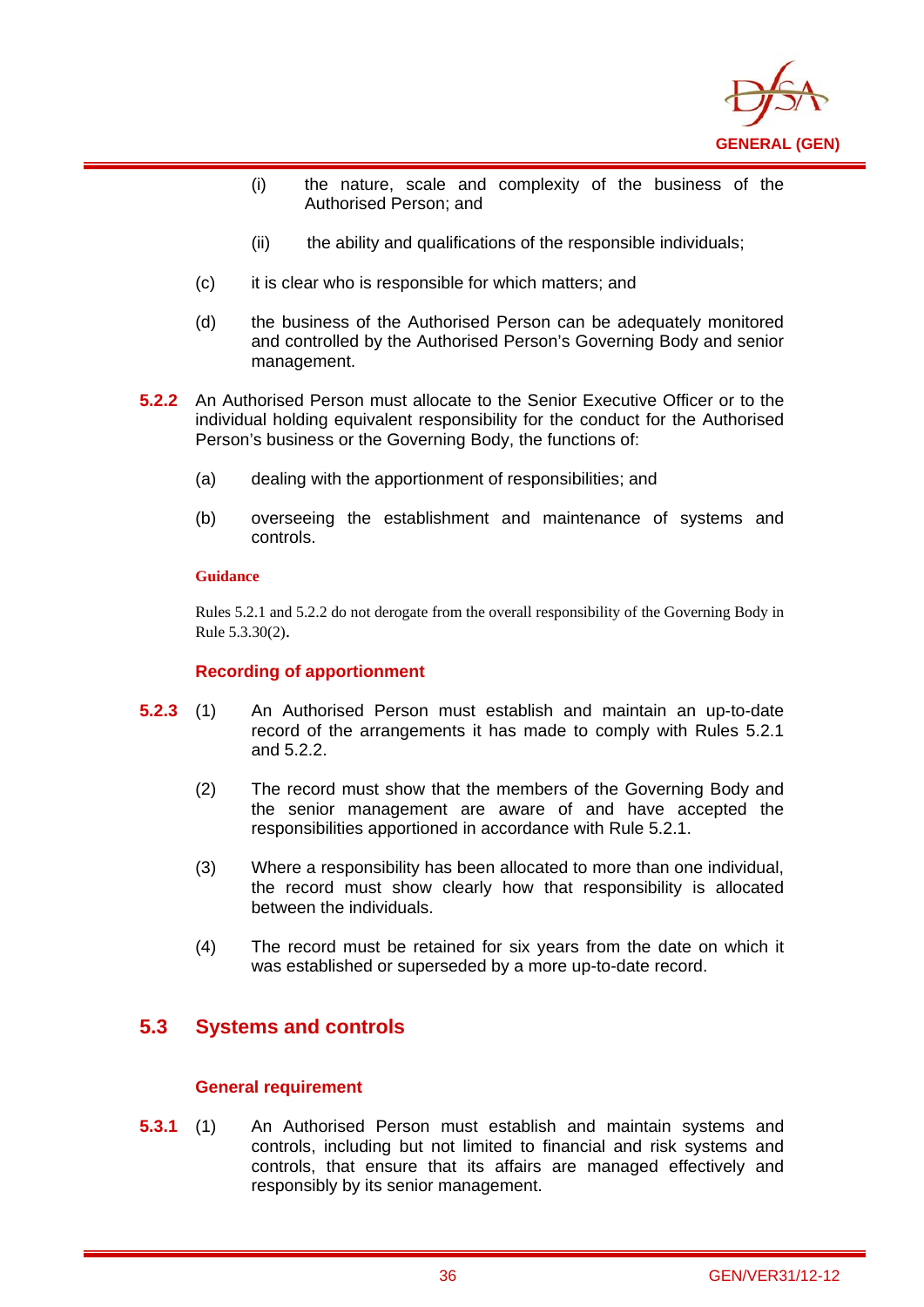(i) the nature, scale and complexity of the business of the Authorised Person; and

(ii) the ability and qualifications of the responsible individuals;

(c) it is clear who is responsible for which matters; and

(d) the business of the Authorised Person can be adequately monitored and controlled by the Authorised Person's Governing Body and senior management.

**5.2.2** An Authorised Person must allocate to the Senior Executive Officer or to the individual holding equivalent responsibility for the conduct for the Authorised Person's business or the Governing Body, the functions of:

(a) dealing with the apportionment of responsibilities; and

(b) overseeing the establishment and maintenance of systems and controls.

**Guidance**

Rules 5.2.1 and 5.2.2 do not derogate from the overall responsibility of the Governing Body in Rule 5.3.30(2).

### Recording of apportionment

**5.2.3** (1) An Authorised Person must establish and maintain an up-to-date record of the arrangements it has made to comply with Rules 5.2.1 and 5.2.2.

(2) The record must show that the members of the Governing Body and the senior management are aware of and have accepted the responsibilities apportioned in accordance with Rule 5.2.1.

(3) Where a responsibility has been allocated to more than one individual, the record must show clearly how that responsibility is allocated between the individuals.

(4) The record must be retained for six years from the date on which it was established or superseded by a more up-to-date record.

## 5.3 Systems and controls

### General requirement

**5.3.1** (1) An Authorised Person must establish and maintain systems and controls, including but not limited to financial and risk systems and controls, that ensure that its affairs are managed effectively and responsibly by its senior management.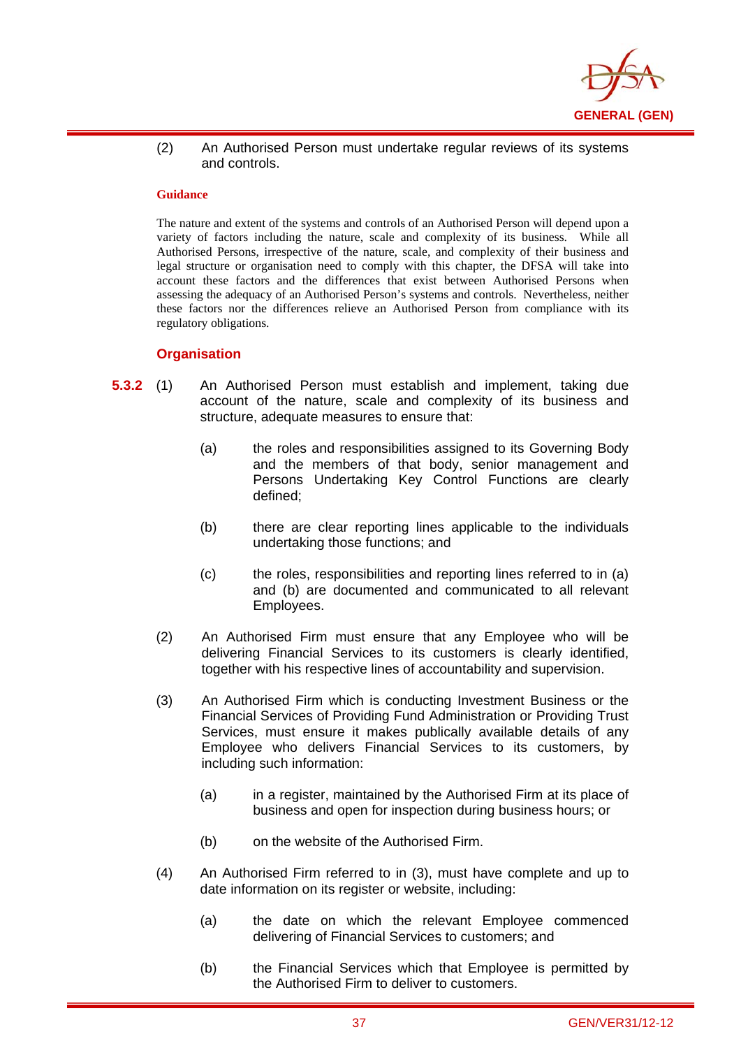(2) An Authorised Person must undertake regular reviews of its systems and controls.

**Guidance**

The nature and extent of the systems and controls of an Authorised Person will depend upon a variety of factors including the nature, scale and complexity of its business. While all Authorised Persons, irrespective of the nature, scale, and complexity of their business and legal structure or organisation need to comply with this chapter, the DFSA will take into account these factors and the differences that exist between Authorised Persons when assessing the adequacy of an Authorised Person's systems and controls. Nevertheless, neither these factors nor the differences relieve an Authorised Person from compliance with its regulatory obligations.

### Organisation

**5.3.2** (1) An Authorised Person must establish and implement, taking due account of the nature, scale and complexity of its business and structure, adequate measures to ensure that:

(a) the roles and responsibilities assigned to its Governing Body and the members of that body, senior management and Persons Undertaking Key Control Functions are clearly defined;

(b) there are clear reporting lines applicable to the individuals undertaking those functions; and

(c) the roles, responsibilities and reporting lines referred to in (a) and (b) are documented and communicated to all relevant Employees.

(2) An Authorised Firm must ensure that any Employee who will be delivering Financial Services to its customers is clearly identified, together with his respective lines of accountability and supervision.

(3) An Authorised Firm which is conducting Investment Business or the Financial Services of Providing Fund Administration or Providing Trust Services, must ensure it makes publically available details of any Employee who delivers Financial Services to its customers, by including such information:

(a) in a register, maintained by the Authorised Firm at its place of business and open for inspection during business hours; or

(b) on the website of the Authorised Firm.

(4) An Authorised Firm referred to in (3), must have complete and up to date information on its register or website, including:

(a) the date on which the relevant Employee commenced delivering of Financial Services to customers; and

(b) the Financial Services which that Employee is permitted by the Authorised Firm to deliver to customers.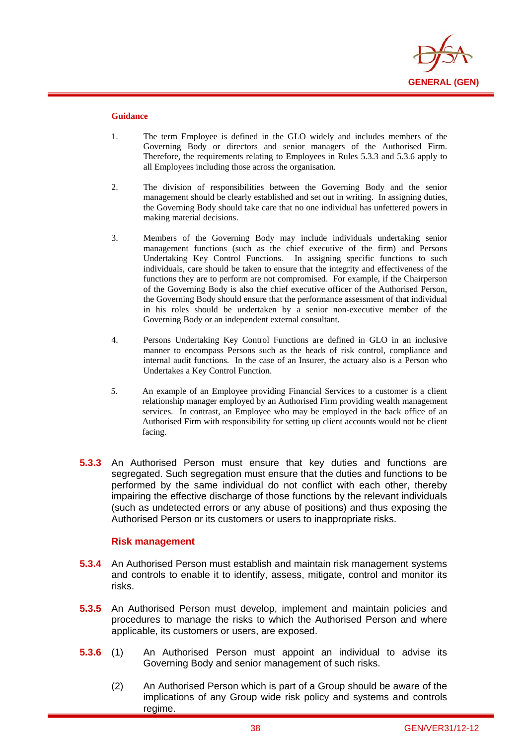#### Guidance

1. The term Employee is defined in the GLO widely and includes members of the Governing Body or directors and senior managers of the Authorised Firm. Therefore, the requirements relating to Employees in Rules 5.3.3 and 5.3.6 apply to all Employees including those across the organisation.

2. The division of responsibilities between the Governing Body and the senior management should be clearly established and set out in writing. In assigning duties, the Governing Body should take care that no one individual has unfettered powers in making material decisions.

3. Members of the Governing Body may include individuals undertaking senior management functions (such as the chief executive of the firm) and Persons Undertaking Key Control Functions. In assigning specific functions to such individuals, care should be taken to ensure that the integrity and effectiveness of the functions they are to perform are not compromised. For example, if the Chairperson of the Governing Body is also the chief executive officer of the Authorised Person, the Governing Body should ensure that the performance assessment of that individual in his roles should be undertaken by a senior non-executive member of the Governing Body or an independent external consultant.

4. Persons Undertaking Key Control Functions are defined in GLO in an inclusive manner to encompass Persons such as the heads of risk control, compliance and internal audit functions. In the case of an Insurer, the actuary also is a Person who Undertakes a Key Control Function.

5. An example of an Employee providing Financial Services to a customer is a client relationship manager employed by an Authorised Firm providing wealth management services. In contrast, an Employee who may be employed in the back office of an Authorised Firm with responsibility for setting up client accounts would not be client facing.

**5.3.3** An Authorised Person must ensure that key duties and functions are segregated. Such segregation must ensure that the duties and functions to be performed by the same individual do not conflict with each other, thereby impairing the effective discharge of those functions by the relevant individuals (such as undetected errors or any abuse of positions) and thus exposing the Authorised Person or its customers or users to inappropriate risks.

#### Risk management

**5.3.4** An Authorised Person must establish and maintain risk management systems and controls to enable it to identify, assess, mitigate, control and monitor its risks.

**5.3.5** An Authorised Person must develop, implement and maintain policies and procedures to manage the risks to which the Authorised Person and where applicable, its customers or users, are exposed.

**5.3.6** (1) An Authorised Person must appoint an individual to advise its Governing Body and senior management of such risks.

(2) An Authorised Person which is part of a Group should be aware of the implications of any Group wide risk policy and systems and controls regime.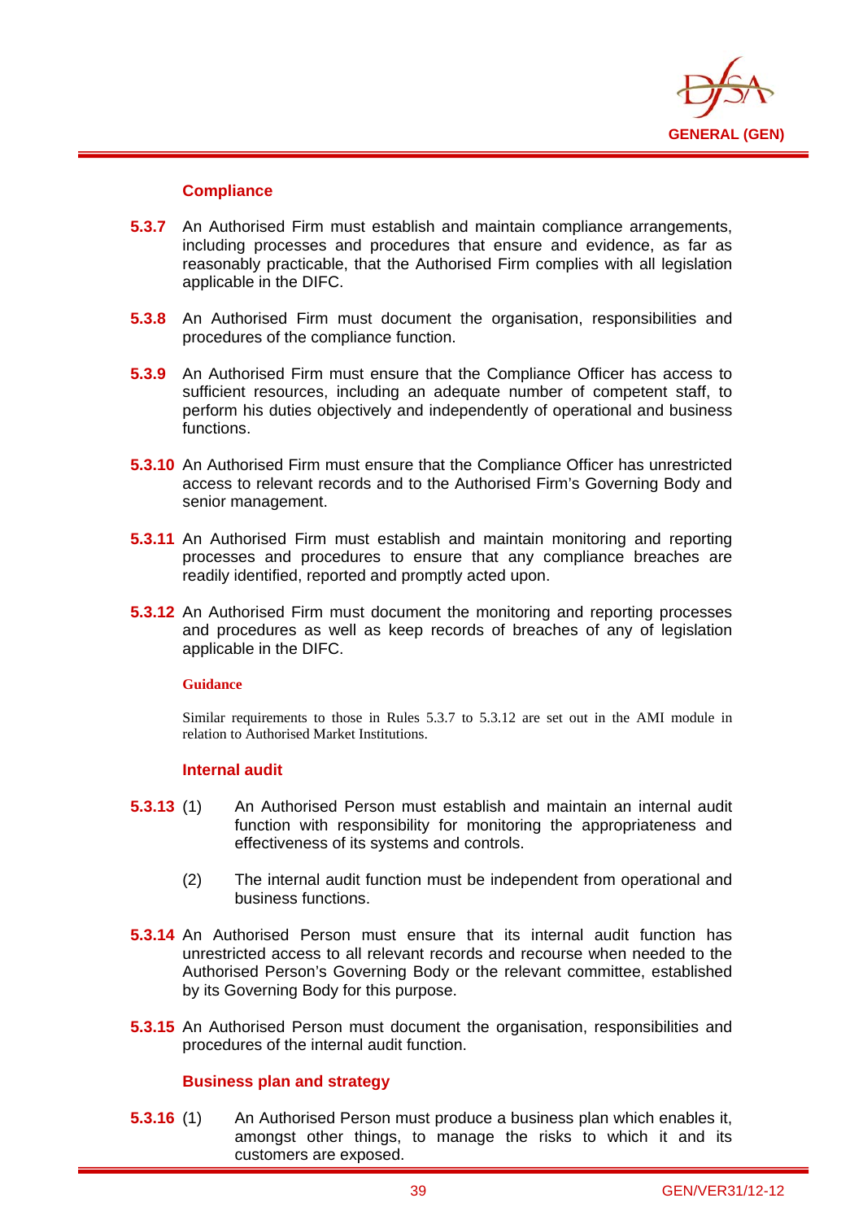### Compliance

**5.3.7** An Authorised Firm must establish and maintain compliance arrangements, including processes and procedures that ensure and evidence, as far as reasonably practicable, that the Authorised Firm complies with all legislation applicable in the DIFC.

**5.3.8** An Authorised Firm must document the organisation, responsibilities and procedures of the compliance function.

**5.3.9** An Authorised Firm must ensure that the Compliance Officer has access to sufficient resources, including an adequate number of competent staff, to perform his duties objectively and independently of operational and business functions.

**5.3.10** An Authorised Firm must ensure that the Compliance Officer has unrestricted access to relevant records and to the Authorised Firm's Governing Body and senior management.

**5.3.11** An Authorised Firm must establish and maintain monitoring and reporting processes and procedures to ensure that any compliance breaches are readily identified, reported and promptly acted upon.

**5.3.12** An Authorised Firm must document the monitoring and reporting processes and procedures as well as keep records of breaches of any of legislation applicable in the DIFC.

**Guidance**

Similar requirements to those in Rules 5.3.7 to 5.3.12 are set out in the AMI module in relation to Authorised Market Institutions.

### Internal audit

**5.3.13** (1) An Authorised Person must establish and maintain an internal audit function with responsibility for monitoring the appropriateness and effectiveness of its systems and controls.

(2) The internal audit function must be independent from operational and business functions.

**5.3.14** An Authorised Person must ensure that its internal audit function has unrestricted access to all relevant records and recourse when needed to the Authorised Person's Governing Body or the relevant committee, established by its Governing Body for this purpose.

**5.3.15** An Authorised Person must document the organisation, responsibilities and procedures of the internal audit function.

### Business plan and strategy

**5.3.16** (1) An Authorised Person must produce a business plan which enables it, amongst other things, to manage the risks to which it and its customers are exposed.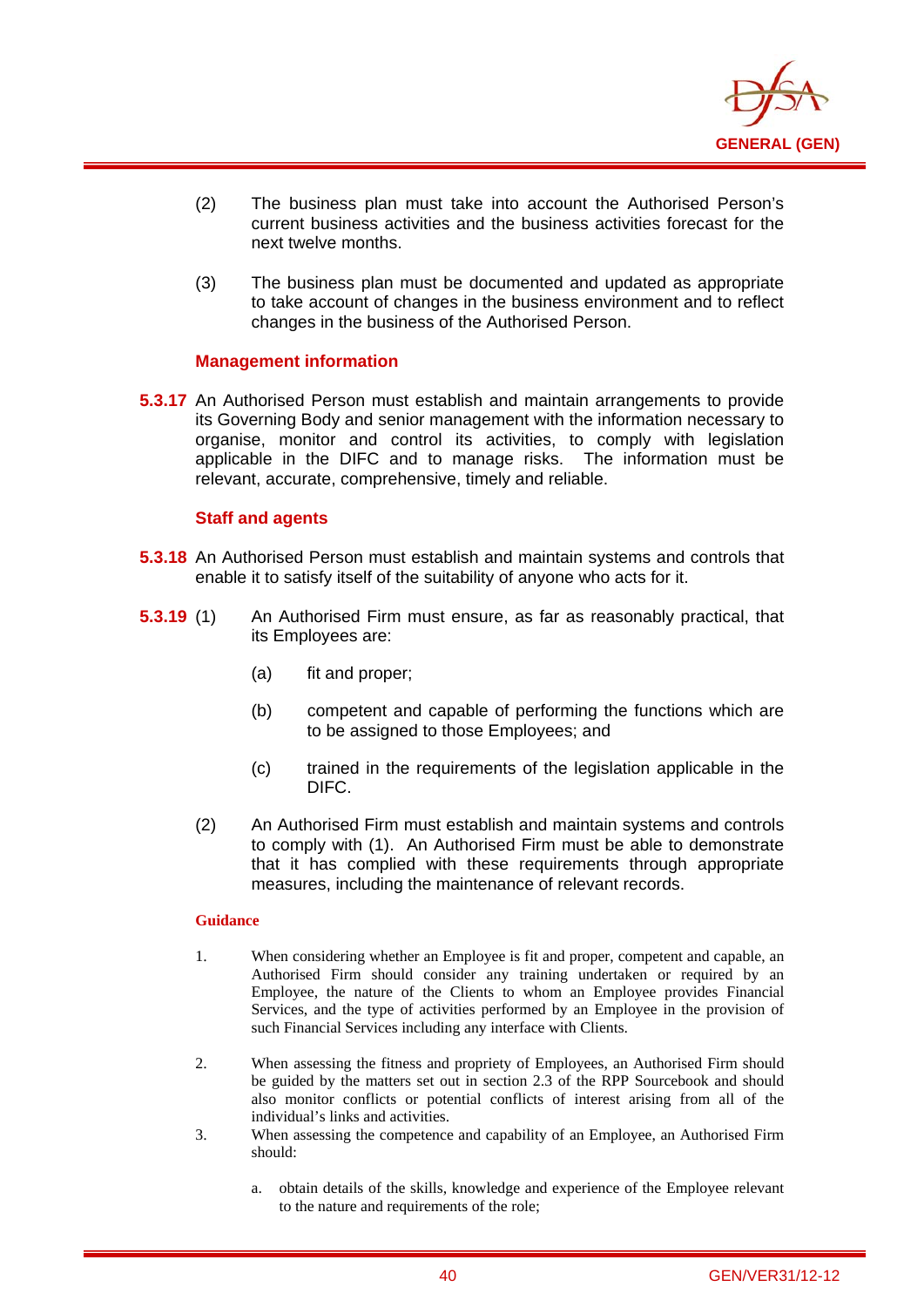(2) The business plan must take into account the Authorised Person's current business activities and the business activities forecast for the next twelve months.

(3) The business plan must be documented and updated as appropriate to take account of changes in the business environment and to reflect changes in the business of the Authorised Person.

### Management information

**5.3.17** An Authorised Person must establish and maintain arrangements to provide its Governing Body and senior management with the information necessary to organise, monitor and control its activities, to comply with legislation applicable in the DIFC and to manage risks. The information must be relevant, accurate, comprehensive, timely and reliable.

### Staff and agents

**5.3.18** An Authorised Person must establish and maintain systems and controls that enable it to satisfy itself of the suitability of anyone who acts for it.

**5.3.19** (1) An Authorised Firm must ensure, as far as reasonably practical, that its Employees are:

(a) fit and proper;

(b) competent and capable of performing the functions which are to be assigned to those Employees; and

(c) trained in the requirements of the legislation applicable in the DIFC.

(2) An Authorised Firm must establish and maintain systems and controls to comply with (1). An Authorised Firm must be able to demonstrate that it has complied with these requirements through appropriate measures, including the maintenance of relevant records.

**Guidance**

1. When considering whether an Employee is fit and proper, competent and capable, an Authorised Firm should consider any training undertaken or required by an Employee, the nature of the Clients to whom an Employee provides Financial Services, and the type of activities performed by an Employee in the provision of such Financial Services including any interface with Clients.

2. When assessing the fitness and propriety of Employees, an Authorised Firm should be guided by the matters set out in section 2.3 of the RPP Sourcebook and should also monitor conflicts or potential conflicts of interest arising from all of the individual's links and activities.

3. When assessing the competence and capability of an Employee, an Authorised Firm should:

   a. obtain details of the skills, knowledge and experience of the Employee relevant to the nature and requirements of the role;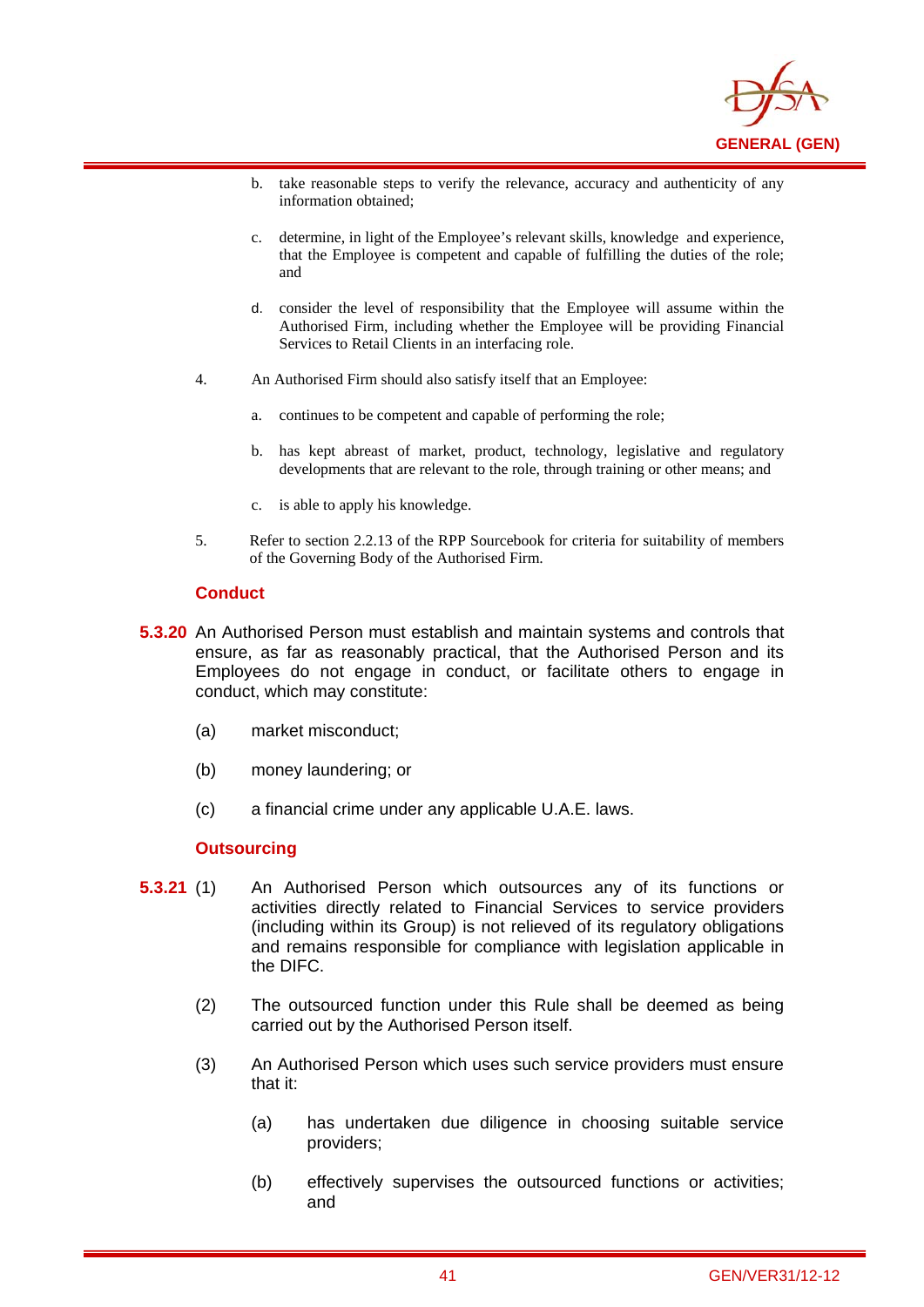b. take reasonable steps to verify the relevance, accuracy and authenticity of any information obtained;

   c. determine, in light of the Employee's relevant skills, knowledge and experience, that the Employee is competent and capable of fulfilling the duties of the role; and

   d. consider the level of responsibility that the Employee will assume within the Authorised Firm, including whether the Employee will be providing Financial Services to Retail Clients in an interfacing role.

4. An Authorised Firm should also satisfy itself that an Employee:

   a. continues to be competent and capable of performing the role;

   b. has kept abreast of market, product, technology, legislative and regulatory developments that are relevant to the role, through training or other means; and

   c. is able to apply his knowledge.

5. Refer to section 2.2.13 of the RPP Sourcebook for criteria for suitability of members of the Governing Body of the Authorised Firm.

### Conduct

**5.3.20** An Authorised Person must establish and maintain systems and controls that ensure, as far as reasonably practical, that the Authorised Person and its Employees do not engage in conduct, or facilitate others to engage in conduct, which may constitute:

(a) market misconduct;

(b) money laundering; or

(c) a financial crime under any applicable U.A.E. laws.

### Outsourcing

**5.3.21** (1) An Authorised Person which outsources any of its functions or activities directly related to Financial Services to service providers (including within its Group) is not relieved of its regulatory obligations and remains responsible for compliance with legislation applicable in the DIFC.

(2) The outsourced function under this Rule shall be deemed as being carried out by the Authorised Person itself.

(3) An Authorised Person which uses such service providers must ensure that it:

   (a) has undertaken due diligence in choosing suitable service providers;

   (b) effectively supervises the outsourced functions or activities; and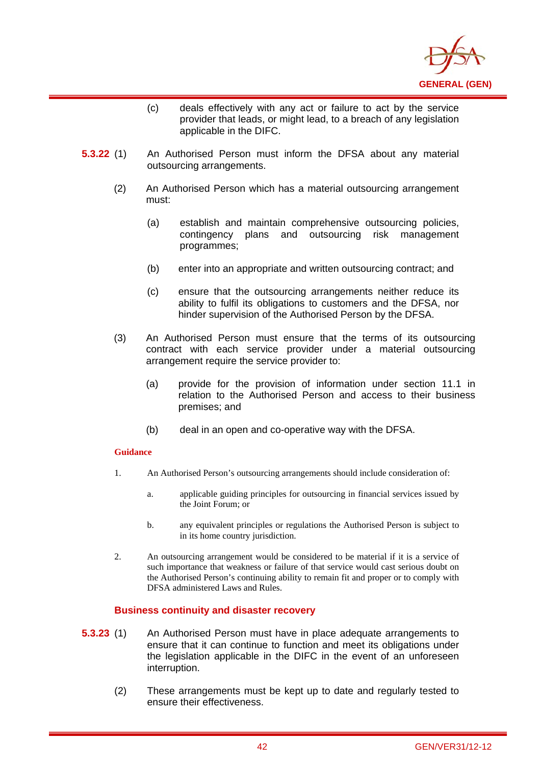(c) deals effectively with any act or failure to act by the service provider that leads, or might lead, to a breach of any legislation applicable in the DIFC.

**5.3.22** (1) An Authorised Person must inform the DFSA about any material outsourcing arrangements.

(2) An Authorised Person which has a material outsourcing arrangement must:

(a) establish and maintain comprehensive outsourcing policies, contingency plans and outsourcing risk management programmes;

(b) enter into an appropriate and written outsourcing contract; and

(c) ensure that the outsourcing arrangements neither reduce its ability to fulfil its obligations to customers and the DFSA, nor hinder supervision of the Authorised Person by the DFSA.

(3) An Authorised Person must ensure that the terms of its outsourcing contract with each service provider under a material outsourcing arrangement require the service provider to:

(a) provide for the provision of information under section 11.1 in relation to the Authorised Person and access to their business premises; and

(b) deal in an open and co-operative way with the DFSA.

**Guidance**

1. An Authorised Person's outsourcing arrangements should include consideration of:

   a. applicable guiding principles for outsourcing in financial services issued by the Joint Forum; or

   b. any equivalent principles or regulations the Authorised Person is subject to in its home country jurisdiction.

2. An outsourcing arrangement would be considered to be material if it is a service of such importance that weakness or failure of that service would cast serious doubt on the Authorised Person's continuing ability to remain fit and proper or to comply with DFSA administered Laws and Rules.

### Business continuity and disaster recovery

**5.3.23** (1) An Authorised Person must have in place adequate arrangements to ensure that it can continue to function and meet its obligations under the legislation applicable in the DIFC in the event of an unforeseen interruption.

(2) These arrangements must be kept up to date and regularly tested to ensure their effectiveness.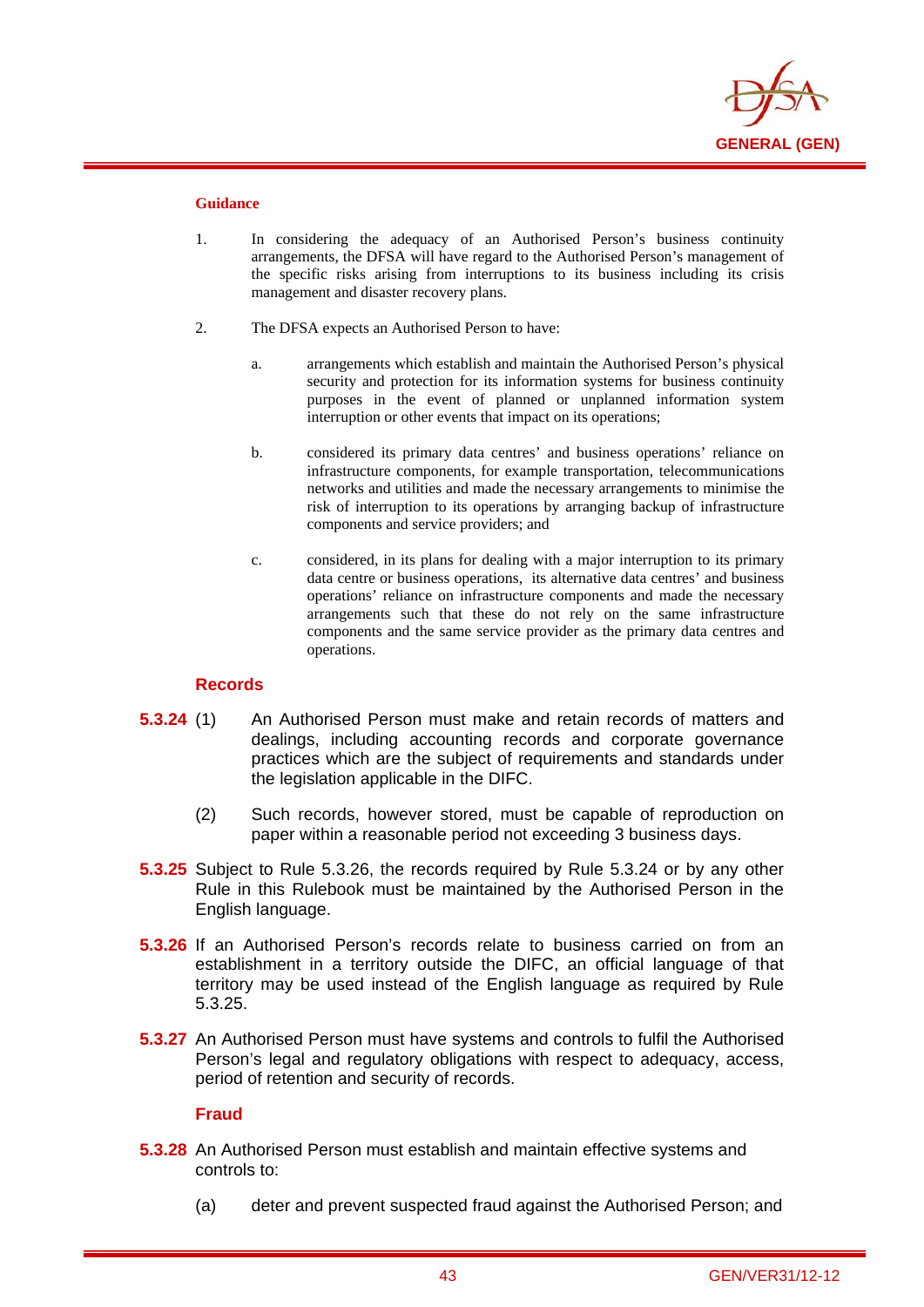**Guidance**

1. In considering the adequacy of an Authorised Person's business continuity arrangements, the DFSA will have regard to the Authorised Person's management of the specific risks arising from interruptions to its business including its crisis management and disaster recovery plans.

2. The DFSA expects an Authorised Person to have:

   a. arrangements which establish and maintain the Authorised Person's physical security and protection for its information systems for business continuity purposes in the event of planned or unplanned information system interruption or other events that impact on its operations;

   b. considered its primary data centres' and business operations' reliance on infrastructure components, for example transportation, telecommunications networks and utilities and made the necessary arrangements to minimise the risk of interruption to its operations by arranging backup of infrastructure components and service providers; and

   c. considered, in its plans for dealing with a major interruption to its primary data centre or business operations, its alternative data centres' and business operations' reliance on infrastructure components and made the necessary arrangements such that these do not rely on the same infrastructure components and the same service provider as the primary data centres and operations.

## Records

**5.3.24** (1) An Authorised Person must make and retain records of matters and dealings, including accounting records and corporate governance practices which are the subject of requirements and standards under the legislation applicable in the DIFC.

(2) Such records, however stored, must be capable of reproduction on paper within a reasonable period not exceeding 3 business days.

**5.3.25** Subject to Rule 5.3.26, the records required by Rule 5.3.24 or by any other Rule in this Rulebook must be maintained by the Authorised Person in the English language.

**5.3.26** If an Authorised Person's records relate to business carried on from an establishment in a territory outside the DIFC, an official language of that territory may be used instead of the English language as required by Rule 5.3.25.

**5.3.27** An Authorised Person must have systems and controls to fulfil the Authorised Person's legal and regulatory obligations with respect to adequacy, access, period of retention and security of records.

## Fraud

**5.3.28** An Authorised Person must establish and maintain effective systems and controls to:

(a) deter and prevent suspected fraud against the Authorised Person; and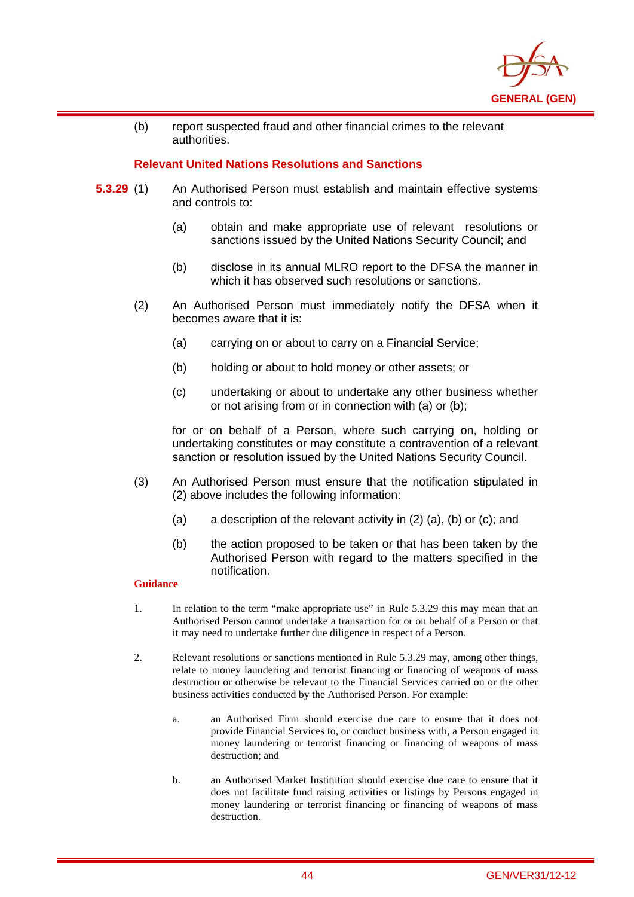(b) report suspected fraud and other financial crimes to the relevant authorities.

### Relevant United Nations Resolutions and Sanctions

**5.3.29** (1) An Authorised Person must establish and maintain effective systems and controls to:

(a) obtain and make appropriate use of relevant resolutions or sanctions issued by the United Nations Security Council; and

(b) disclose in its annual MLRO report to the DFSA the manner in which it has observed such resolutions or sanctions.

(2) An Authorised Person must immediately notify the DFSA when it becomes aware that it is:

(a) carrying on or about to carry on a Financial Service;

(b) holding or about to hold money or other assets; or

(c) undertaking or about to undertake any other business whether or not arising from or in connection with (a) or (b);

for or on behalf of a Person, where such carrying on, holding or undertaking constitutes or may constitute a contravention of a relevant sanction or resolution issued by the United Nations Security Council.

(3) An Authorised Person must ensure that the notification stipulated in (2) above includes the following information:

(a) a description of the relevant activity in (2) (a), (b) or (c); and

(b) the action proposed to be taken or that has been taken by the Authorised Person with regard to the matters specified in the notification.

**Guidance**

1. In relation to the term "make appropriate use" in Rule 5.3.29 this may mean that an Authorised Person cannot undertake a transaction for or on behalf of a Person or that it may need to undertake further due diligence in respect of a Person.

2. Relevant resolutions or sanctions mentioned in Rule 5.3.29 may, among other things, relate to money laundering and terrorist financing or financing of weapons of mass destruction or otherwise be relevant to the Financial Services carried on or the other business activities conducted by the Authorised Person. For example:

   a. an Authorised Firm should exercise due care to ensure that it does not provide Financial Services to, or conduct business with, a Person engaged in money laundering or terrorist financing or financing of weapons of mass destruction; and

   b. an Authorised Market Institution should exercise due care to ensure that it does not facilitate fund raising activities or listings by Persons engaged in money laundering or terrorist financing or financing of weapons of mass destruction.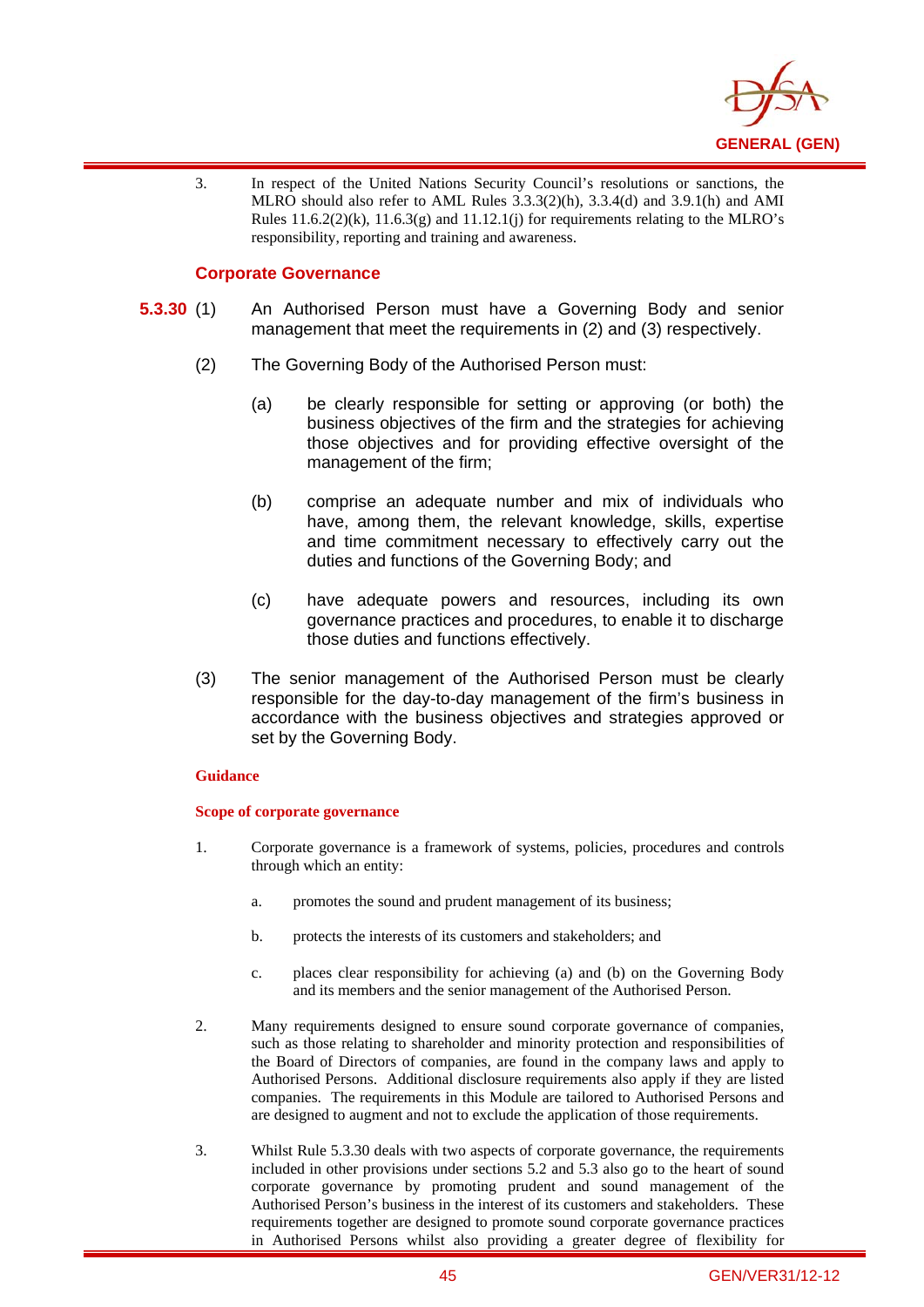3. In respect of the United Nations Security Council's resolutions or sanctions, the MLRO should also refer to AML Rules 3.3.3(2)(h), 3.3.4(d) and 3.9.1(h) and AMI Rules 11.6.2(2)(k), 11.6.3(g) and 11.12.1(j) for requirements relating to the MLRO's responsibility, reporting and training and awareness.

### Corporate Governance

**5.3.30** (1) An Authorised Person must have a Governing Body and senior management that meet the requirements in (2) and (3) respectively.

(2) The Governing Body of the Authorised Person must:

(a) be clearly responsible for setting or approving (or both) the business objectives of the firm and the strategies for achieving those objectives and for providing effective oversight of the management of the firm;

(b) comprise an adequate number and mix of individuals who have, among them, the relevant knowledge, skills, expertise and time commitment necessary to effectively carry out the duties and functions of the Governing Body; and

(c) have adequate powers and resources, including its own governance practices and procedures, to enable it to discharge those duties and functions effectively.

(3) The senior management of the Authorised Person must be clearly responsible for the day-to-day management of the firm's business in accordance with the business objectives and strategies approved or set by the Governing Body.

**Guidance**

**Scope of corporate governance**

1. Corporate governance is a framework of systems, policies, procedures and controls through which an entity:

   a. promotes the sound and prudent management of its business;

   b. protects the interests of its customers and stakeholders; and

   c. places clear responsibility for achieving (a) and (b) on the Governing Body and its members and the senior management of the Authorised Person.

2. Many requirements designed to ensure sound corporate governance of companies, such as those relating to shareholder and minority protection and responsibilities of the Board of Directors of companies, are found in the company laws and apply to Authorised Persons. Additional disclosure requirements also apply if they are listed companies. The requirements in this Module are tailored to Authorised Persons and are designed to augment and not to exclude the application of those requirements.

3. Whilst Rule 5.3.30 deals with two aspects of corporate governance, the requirements included in other provisions under sections 5.2 and 5.3 also go to the heart of sound corporate governance by promoting prudent and sound management of the Authorised Person's business in the interest of its customers and stakeholders. These requirements together are designed to promote sound corporate governance practices in Authorised Persons whilst also providing a greater degree of flexibility for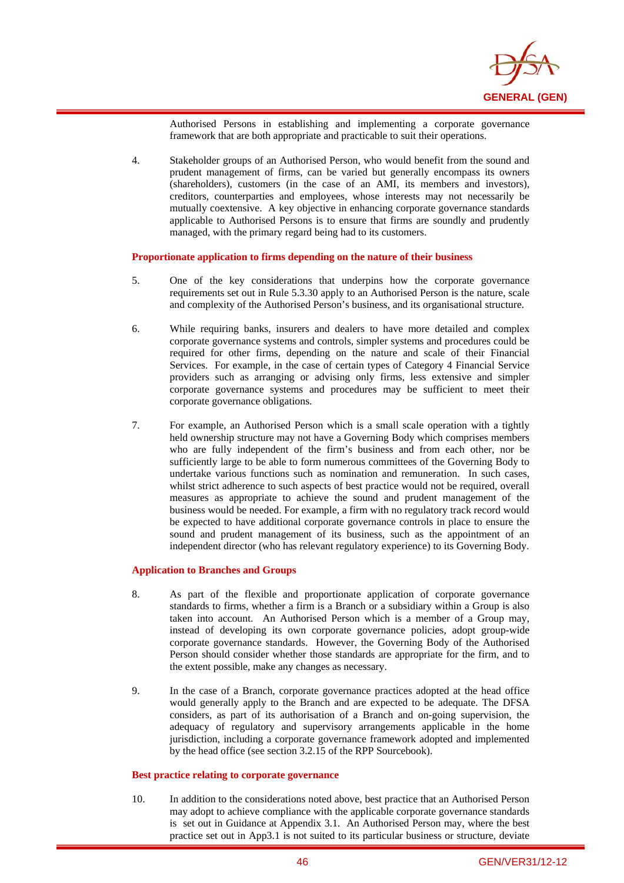Authorised Persons in establishing and implementing a corporate governance framework that are both appropriate and practicable to suit their operations.

4. Stakeholder groups of an Authorised Person, who would benefit from the sound and prudent management of firms, can be varied but generally encompass its owners (shareholders), customers (in the case of an AMI, its members and investors), creditors, counterparties and employees, whose interests may not necessarily be mutually coextensive. A key objective in enhancing corporate governance standards applicable to Authorised Persons is to ensure that firms are soundly and prudently managed, with the primary regard being had to its customers.

**Proportionate application to firms depending on the nature of their business**

5. One of the key considerations that underpins how the corporate governance requirements set out in Rule 5.3.30 apply to an Authorised Person is the nature, scale and complexity of the Authorised Person's business, and its organisational structure.

6. While requiring banks, insurers and dealers to have more detailed and complex corporate governance systems and controls, simpler systems and procedures could be required for other firms, depending on the nature and scale of their Financial Services. For example, in the case of certain types of Category 4 Financial Service providers such as arranging or advising only firms, less extensive and simpler corporate governance systems and procedures may be sufficient to meet their corporate governance obligations.

7. For example, an Authorised Person which is a small scale operation with a tightly held ownership structure may not have a Governing Body which comprises members who are fully independent of the firm's business and from each other, nor be sufficiently large to be able to form numerous committees of the Governing Body to undertake various functions such as nomination and remuneration. In such cases, whilst strict adherence to such aspects of best practice would not be required, overall measures as appropriate to achieve the sound and prudent management of the business would be needed. For example, a firm with no regulatory track record would be expected to have additional corporate governance controls in place to ensure the sound and prudent management of its business, such as the appointment of an independent director (who has relevant regulatory experience) to its Governing Body.

**Application to Branches and Groups**

8. As part of the flexible and proportionate application of corporate governance standards to firms, whether a firm is a Branch or a subsidiary within a Group is also taken into account. An Authorised Person which is a member of a Group may, instead of developing its own corporate governance policies, adopt group-wide corporate governance standards. However, the Governing Body of the Authorised Person should consider whether those standards are appropriate for the firm, and to the extent possible, make any changes as necessary.

9. In the case of a Branch, corporate governance practices adopted at the head office would generally apply to the Branch and are expected to be adequate. The DFSA considers, as part of its authorisation of a Branch and on-going supervision, the adequacy of regulatory and supervisory arrangements applicable in the home jurisdiction, including a corporate governance framework adopted and implemented by the head office (see section 3.2.15 of the RPP Sourcebook).

**Best practice relating to corporate governance**

10. In addition to the considerations noted above, best practice that an Authorised Person may adopt to achieve compliance with the applicable corporate governance standards is set out in Guidance at Appendix 3.1. An Authorised Person may, where the best practice set out in App3.1 is not suited to its particular business or structure, deviate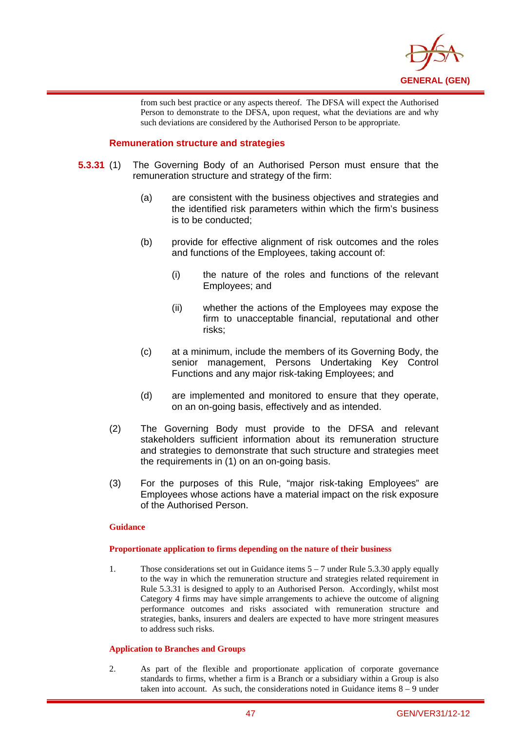from such best practice or any aspects thereof. The DFSA will expect the Authorised Person to demonstrate to the DFSA, upon request, what the deviations are and why such deviations are considered by the Authorised Person to be appropriate.

### Remuneration structure and strategies

**5.3.31** (1) The Governing Body of an Authorised Person must ensure that the remuneration structure and strategy of the firm:

(a) are consistent with the business objectives and strategies and the identified risk parameters within which the firm's business is to be conducted;

(b) provide for effective alignment of risk outcomes and the roles and functions of the Employees, taking account of:

(i) the nature of the roles and functions of the relevant Employees; and

(ii) whether the actions of the Employees may expose the firm to unacceptable financial, reputational and other risks;

(c) at a minimum, include the members of its Governing Body, the senior management, Persons Undertaking Key Control Functions and any major risk-taking Employees; and

(d) are implemented and monitored to ensure that they operate, on an on-going basis, effectively and as intended.

(2) The Governing Body must provide to the DFSA and relevant stakeholders sufficient information about its remuneration structure and strategies to demonstrate that such structure and strategies meet the requirements in (1) on an on-going basis.

(3) For the purposes of this Rule, "major risk-taking Employees" are Employees whose actions have a material impact on the risk exposure of the Authorised Person.

**Guidance**

**Proportionate application to firms depending on the nature of their business**

1. Those considerations set out in Guidance items 5 – 7 under Rule 5.3.30 apply equally to the way in which the remuneration structure and strategies related requirement in Rule 5.3.31 is designed to apply to an Authorised Person. Accordingly, whilst most Category 4 firms may have simple arrangements to achieve the outcome of aligning performance outcomes and risks associated with remuneration structure and strategies, banks, insurers and dealers are expected to have more stringent measures to address such risks.

**Application to Branches and Groups**

2. As part of the flexible and proportionate application of corporate governance standards to firms, whether a firm is a Branch or a subsidiary within a Group is also taken into account. As such, the considerations noted in Guidance items 8 – 9 under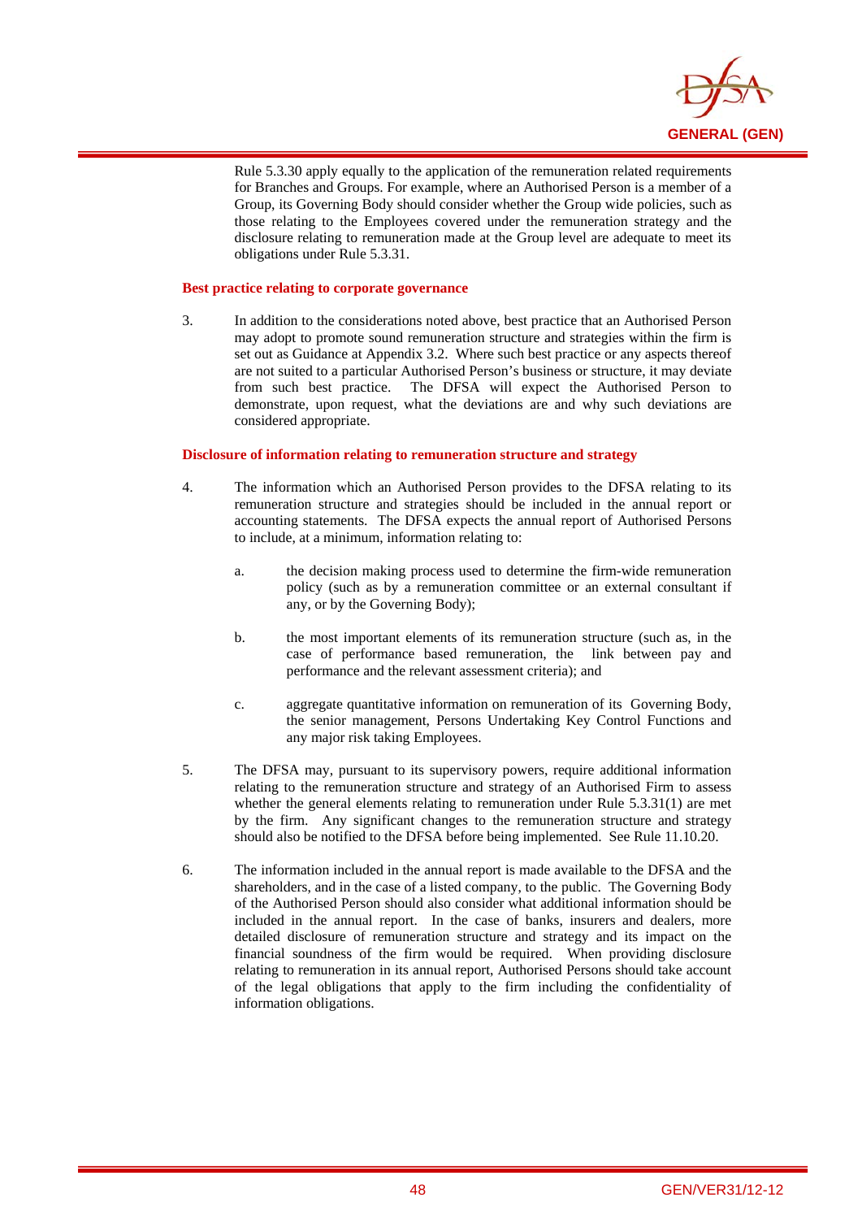Rule 5.3.30 apply equally to the application of the remuneration related requirements for Branches and Groups. For example, where an Authorised Person is a member of a Group, its Governing Body should consider whether the Group wide policies, such as those relating to the Employees covered under the remuneration strategy and the disclosure relating to remuneration made at the Group level are adequate to meet its obligations under Rule 5.3.31.

**Best practice relating to corporate governance**

3. In addition to the considerations noted above, best practice that an Authorised Person may adopt to promote sound remuneration structure and strategies within the firm is set out as Guidance at Appendix 3.2. Where such best practice or any aspects thereof are not suited to a particular Authorised Person's business or structure, it may deviate from such best practice. The DFSA will expect the Authorised Person to demonstrate, upon request, what the deviations are and why such deviations are considered appropriate.

**Disclosure of information relating to remuneration structure and strategy**

4. The information which an Authorised Person provides to the DFSA relating to its remuneration structure and strategies should be included in the annual report or accounting statements. The DFSA expects the annual report of Authorised Persons to include, at a minimum, information relating to:

   a. the decision making process used to determine the firm-wide remuneration policy (such as by a remuneration committee or an external consultant if any, or by the Governing Body);

   b. the most important elements of its remuneration structure (such as, in the case of performance based remuneration, the link between pay and performance and the relevant assessment criteria); and

   c. aggregate quantitative information on remuneration of its Governing Body, the senior management, Persons Undertaking Key Control Functions and any major risk taking Employees.

5. The DFSA may, pursuant to its supervisory powers, require additional information relating to the remuneration structure and strategy of an Authorised Firm to assess whether the general elements relating to remuneration under Rule 5.3.31(1) are met by the firm. Any significant changes to the remuneration structure and strategy should also be notified to the DFSA before being implemented. See Rule 11.10.20.

6. The information included in the annual report is made available to the DFSA and the shareholders, and in the case of a listed company, to the public. The Governing Body of the Authorised Person should also consider what additional information should be included in the annual report. In the case of banks, insurers and dealers, more detailed disclosure of remuneration structure and strategy and its impact on the financial soundness of the firm would be required. When providing disclosure relating to remuneration in its annual report, Authorised Persons should take account of the legal obligations that apply to the firm including the confidentiality of information obligations.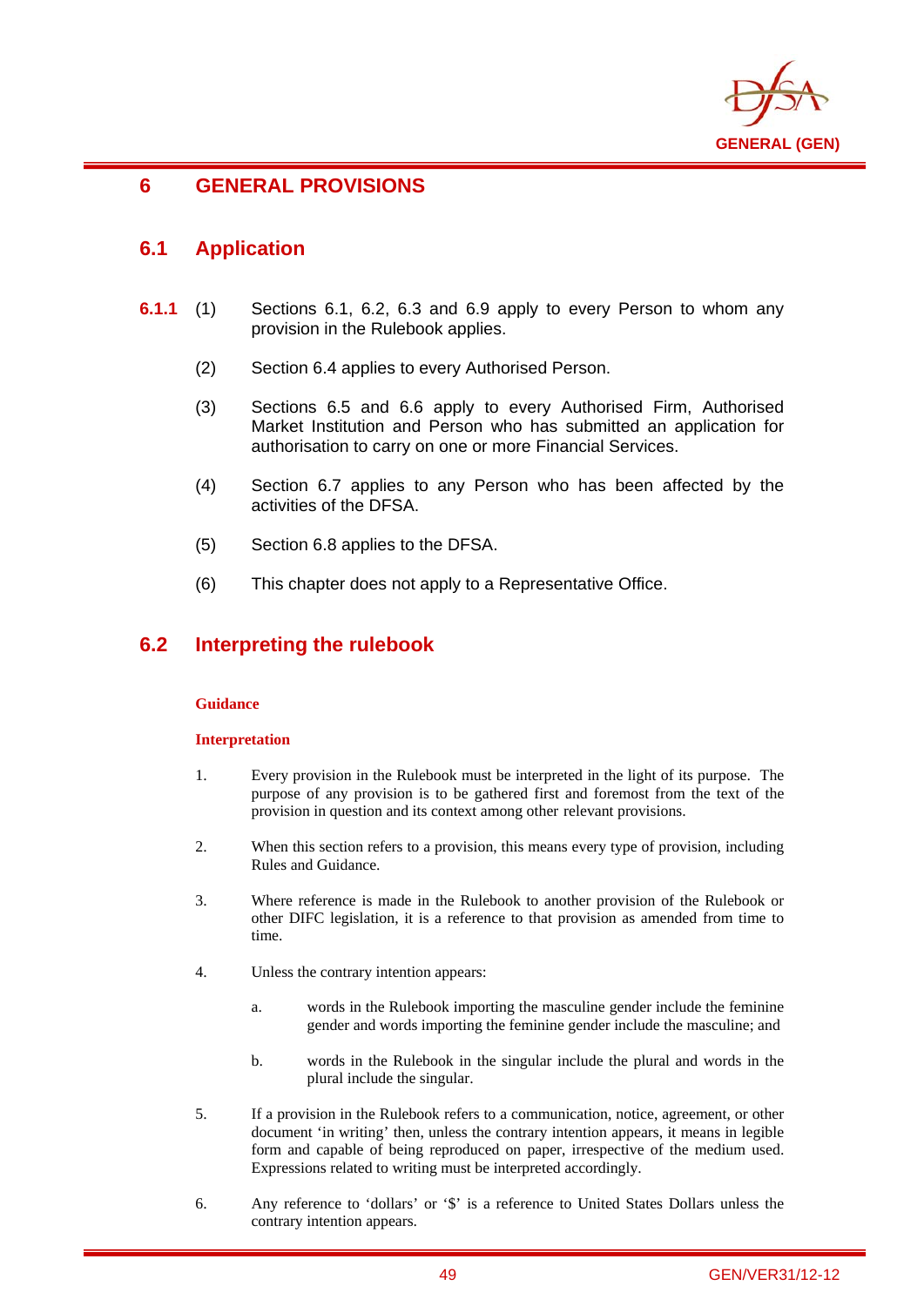# 6 GENERAL PROVISIONS

## 6.1 Application

**6.1.1** (1) Sections 6.1, 6.2, 6.3 and 6.9 apply to every Person to whom any provision in the Rulebook applies.

(2) Section 6.4 applies to every Authorised Person.

(3) Sections 6.5 and 6.6 apply to every Authorised Firm, Authorised Market Institution and Person who has submitted an application for authorisation to carry on one or more Financial Services.

(4) Section 6.7 applies to any Person who has been affected by the activities of the DFSA.

(5) Section 6.8 applies to the DFSA.

(6) This chapter does not apply to a Representative Office.

## 6.2 Interpreting the rulebook

**Guidance**

**Interpretation**

1. Every provision in the Rulebook must be interpreted in the light of its purpose. The purpose of any provision is to be gathered first and foremost from the text of the provision in question and its context among other relevant provisions.

2. When this section refers to a provision, this means every type of provision, including Rules and Guidance.

3. Where reference is made in the Rulebook to another provision of the Rulebook or other DIFC legislation, it is a reference to that provision as amended from time to time.

4. Unless the contrary intention appears:

   a. words in the Rulebook importing the masculine gender include the feminine gender and words importing the feminine gender include the masculine; and

   b. words in the Rulebook in the singular include the plural and words in the plural include the singular.

5. If a provision in the Rulebook refers to a communication, notice, agreement, or other document 'in writing' then, unless the contrary intention appears, it means in legible form and capable of being reproduced on paper, irrespective of the medium used. Expressions related to writing must be interpreted accordingly.

6. Any reference to 'dollars' or '$' is a reference to United States Dollars unless the contrary intention appears.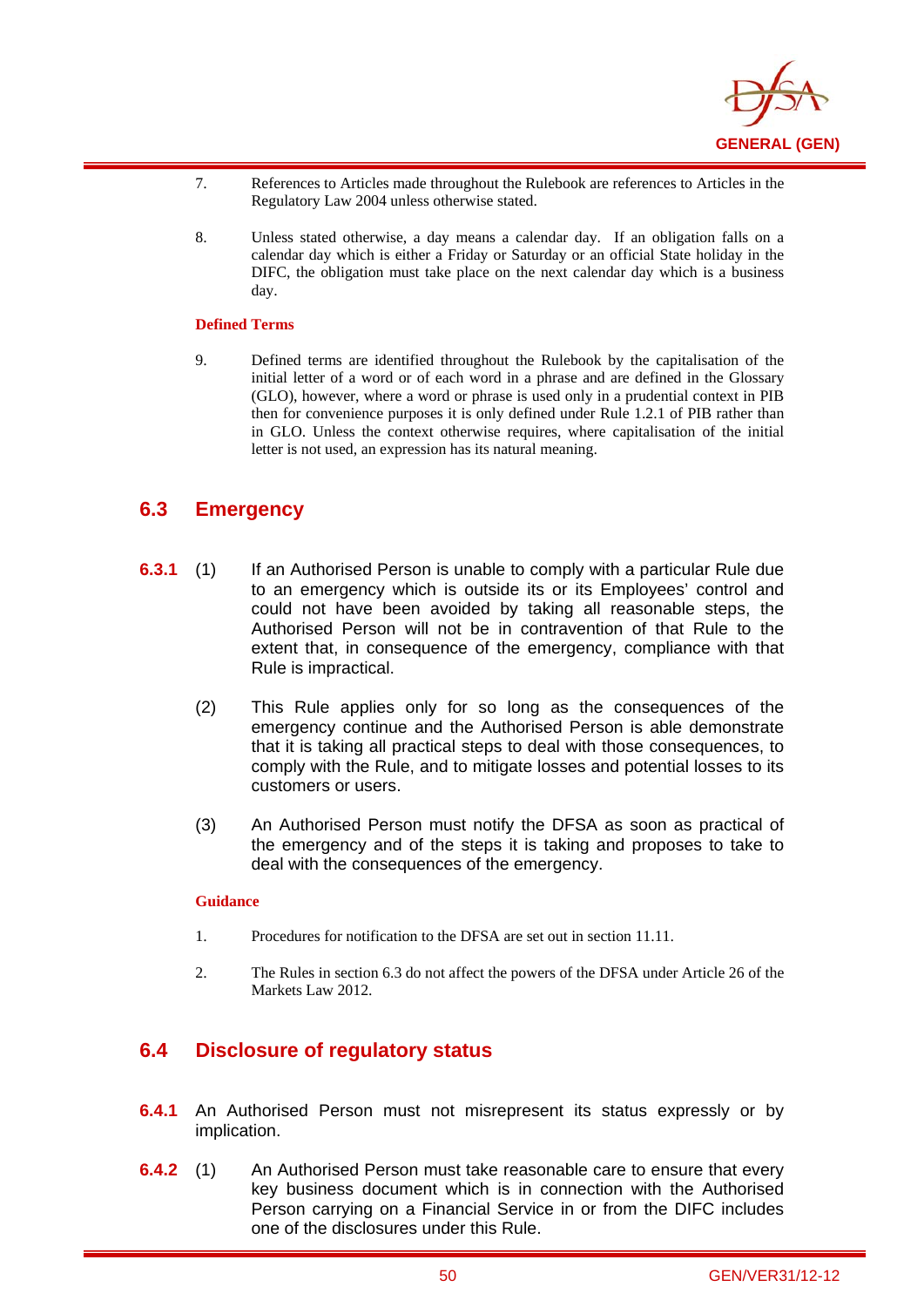7. References to Articles made throughout the Rulebook are references to Articles in the Regulatory Law 2004 unless otherwise stated.

8. Unless stated otherwise, a day means a calendar day. If an obligation falls on a calendar day which is either a Friday or Saturday or an official State holiday in the DIFC, the obligation must take place on the next calendar day which is a business day.

**Defined Terms**

9. Defined terms are identified throughout the Rulebook by the capitalisation of the initial letter of a word or of each word in a phrase and are defined in the Glossary (GLO), however, where a word or phrase is used only in a prudential context in PIB then for convenience purposes it is only defined under Rule 1.2.1 of PIB rather than in GLO. Unless the context otherwise requires, where capitalisation of the initial letter is not used, an expression has its natural meaning.

## 6.3 Emergency

**6.3.1** (1) If an Authorised Person is unable to comply with a particular Rule due to an emergency which is outside its or its Employees' control and could not have been avoided by taking all reasonable steps, the Authorised Person will not be in contravention of that Rule to the extent that, in consequence of the emergency, compliance with that Rule is impractical.

(2) This Rule applies only for so long as the consequences of the emergency continue and the Authorised Person is able demonstrate that it is taking all practical steps to deal with those consequences, to comply with the Rule, and to mitigate losses and potential losses to its customers or users.

(3) An Authorised Person must notify the DFSA as soon as practical of the emergency and of the steps it is taking and proposes to take to deal with the consequences of the emergency.

**Guidance**

1. Procedures for notification to the DFSA are set out in section 11.11.

2. The Rules in section 6.3 do not affect the powers of the DFSA under Article 26 of the Markets Law 2012.

## 6.4 Disclosure of regulatory status

**6.4.1** An Authorised Person must not misrepresent its status expressly or by implication.

**6.4.2** (1) An Authorised Person must take reasonable care to ensure that every key business document which is in connection with the Authorised Person carrying on a Financial Service in or from the DIFC includes one of the disclosures under this Rule.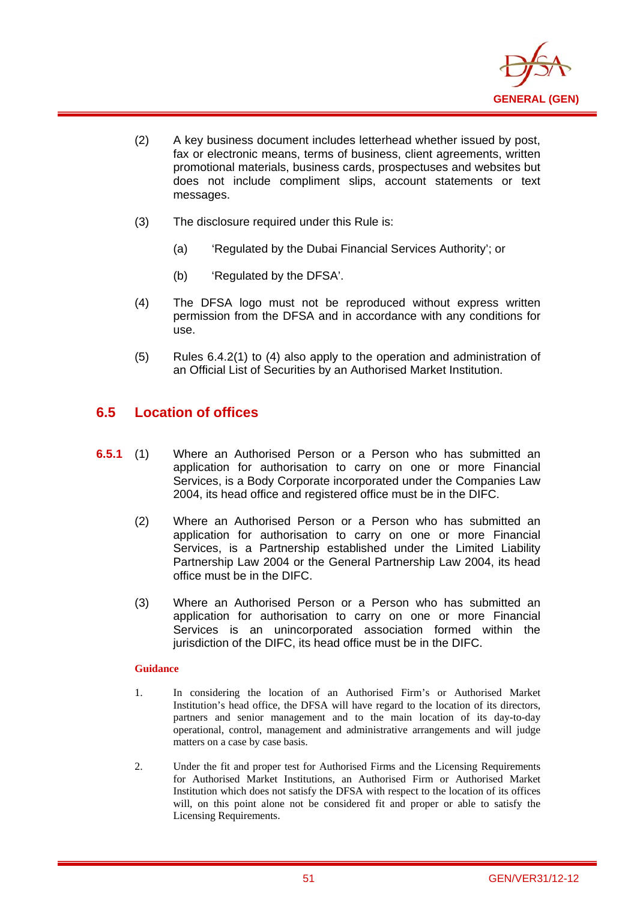(2) A key business document includes letterhead whether issued by post, fax or electronic means, terms of business, client agreements, written promotional materials, business cards, prospectuses and websites but does not include compliment slips, account statements or text messages.

(3) The disclosure required under this Rule is:

(a) 'Regulated by the Dubai Financial Services Authority'; or

(b) 'Regulated by the DFSA'.

(4) The DFSA logo must not be reproduced without express written permission from the DFSA and in accordance with any conditions for use.

(5) Rules 6.4.2(1) to (4) also apply to the operation and administration of an Official List of Securities by an Authorised Market Institution.

## 6.5 Location of offices

**6.5.1** (1) Where an Authorised Person or a Person who has submitted an application for authorisation to carry on one or more Financial Services, is a Body Corporate incorporated under the Companies Law 2004, its head office and registered office must be in the DIFC.

(2) Where an Authorised Person or a Person who has submitted an application for authorisation to carry on one or more Financial Services, is a Partnership established under the Limited Liability Partnership Law 2004 or the General Partnership Law 2004, its head office must be in the DIFC.

(3) Where an Authorised Person or a Person who has submitted an application for authorisation to carry on one or more Financial Services is an unincorporated association formed within the jurisdiction of the DIFC, its head office must be in the DIFC.

**Guidance**

1. In considering the location of an Authorised Firm's or Authorised Market Institution's head office, the DFSA will have regard to the location of its directors, partners and senior management and to the main location of its day-to-day operational, control, management and administrative arrangements and will judge matters on a case by case basis.

2. Under the fit and proper test for Authorised Firms and the Licensing Requirements for Authorised Market Institutions, an Authorised Firm or Authorised Market Institution which does not satisfy the DFSA with respect to the location of its offices will, on this point alone not be considered fit and proper or able to satisfy the Licensing Requirements.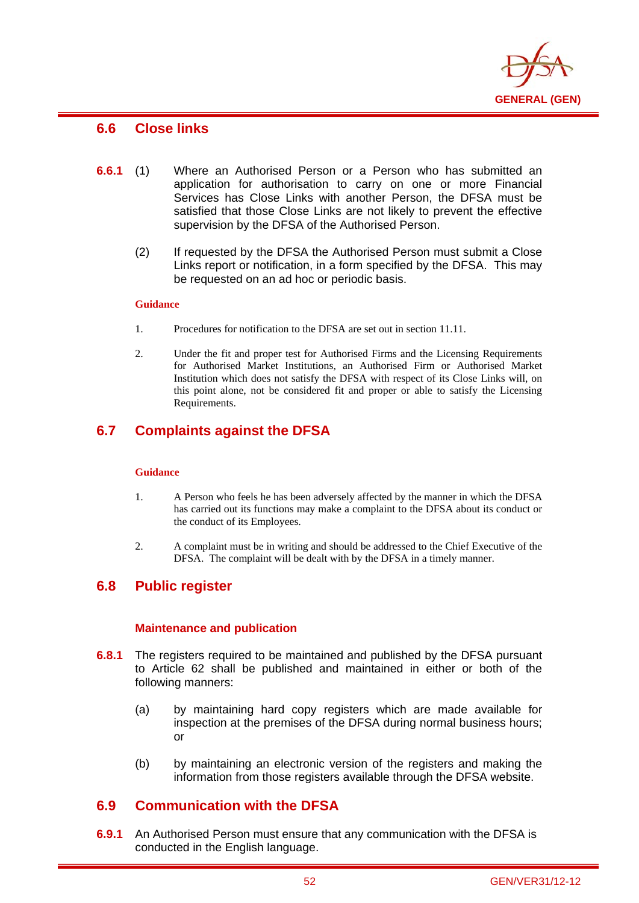## 6.6 Close links

**6.6.1** (1) Where an Authorised Person or a Person who has submitted an application for authorisation to carry on one or more Financial Services has Close Links with another Person, the DFSA must be satisfied that those Close Links are not likely to prevent the effective supervision by the DFSA of the Authorised Person.

(2) If requested by the DFSA the Authorised Person must submit a Close Links report or notification, in a form specified by the DFSA. This may be requested on an ad hoc or periodic basis.

**Guidance**

1. Procedures for notification to the DFSA are set out in section 11.11.
2. Under the fit and proper test for Authorised Firms and the Licensing Requirements for Authorised Market Institutions, an Authorised Firm or Authorised Market Institution which does not satisfy the DFSA with respect of its Close Links will, on this point alone, not be considered fit and proper or able to satisfy the Licensing Requirements.

## 6.7 Complaints against the DFSA

**Guidance**

1. A Person who feels he has been adversely affected by the manner in which the DFSA has carried out its functions may make a complaint to the DFSA about its conduct or the conduct of its Employees.
2. A complaint must be in writing and should be addressed to the Chief Executive of the DFSA. The complaint will be dealt with by the DFSA in a timely manner.

## 6.8 Public register

### Maintenance and publication

**6.8.1** The registers required to be maintained and published by the DFSA pursuant to Article 62 shall be published and maintained in either or both of the following manners:

(a) by maintaining hard copy registers which are made available for inspection at the premises of the DFSA during normal business hours; or

(b) by maintaining an electronic version of the registers and making the information from those registers available through the DFSA website.

## 6.9 Communication with the DFSA

**6.9.1** An Authorised Person must ensure that any communication with the DFSA is conducted in the English language.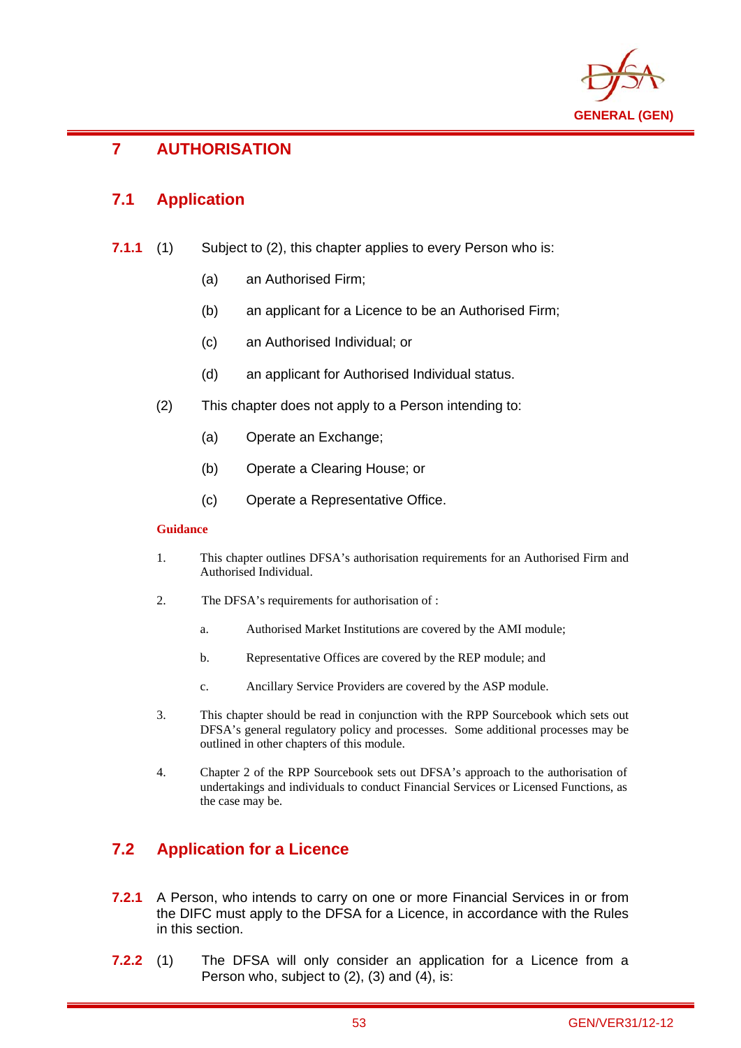# 7 AUTHORISATION

## 7.1 Application

**7.1.1** (1) Subject to (2), this chapter applies to every Person who is:

(a) an Authorised Firm;

(b) an applicant for a Licence to be an Authorised Firm;

(c) an Authorised Individual; or

(d) an applicant for Authorised Individual status.

(2) This chapter does not apply to a Person intending to:

(a) Operate an Exchange;

(b) Operate a Clearing House; or

(c) Operate a Representative Office.

**Guidance**

1. This chapter outlines DFSA's authorisation requirements for an Authorised Firm and Authorised Individual.

2. The DFSA's requirements for authorisation of :

   a. Authorised Market Institutions are covered by the AMI module;

   b. Representative Offices are covered by the REP module; and

   c. Ancillary Service Providers are covered by the ASP module.

3. This chapter should be read in conjunction with the RPP Sourcebook which sets out DFSA's general regulatory policy and processes. Some additional processes may be outlined in other chapters of this module.

4. Chapter 2 of the RPP Sourcebook sets out DFSA's approach to the authorisation of undertakings and individuals to conduct Financial Services or Licensed Functions, as the case may be.

## 7.2 Application for a Licence

**7.2.1** A Person, who intends to carry on one or more Financial Services in or from the DIFC must apply to the DFSA for a Licence, in accordance with the Rules in this section.

**7.2.2** (1) The DFSA will only consider an application for a Licence from a Person who, subject to (2), (3) and (4), is: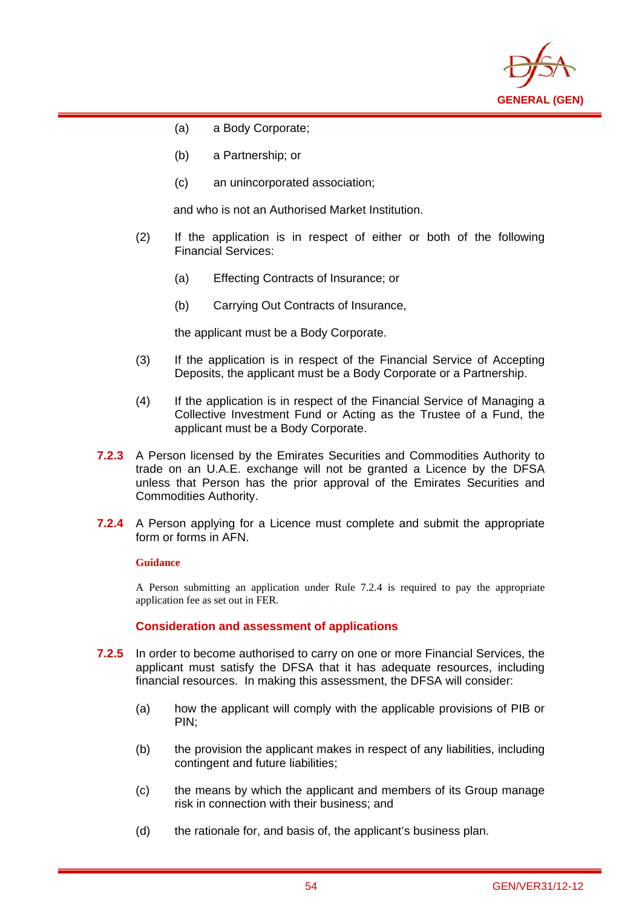(a) a Body Corporate;

(b) a Partnership; or

(c) an unincorporated association;

and who is not an Authorised Market Institution.

(2) If the application is in respect of either or both of the following Financial Services:

(a) Effecting Contracts of Insurance; or

(b) Carrying Out Contracts of Insurance,

the applicant must be a Body Corporate.

(3) If the application is in respect of the Financial Service of Accepting Deposits, the applicant must be a Body Corporate or a Partnership.

(4) If the application is in respect of the Financial Service of Managing a Collective Investment Fund or Acting as the Trustee of a Fund, the applicant must be a Body Corporate.

**7.2.3** A Person licensed by the Emirates Securities and Commodities Authority to trade on an U.A.E. exchange will not be granted a Licence by the DFSA unless that Person has the prior approval of the Emirates Securities and Commodities Authority.

**7.2.4** A Person applying for a Licence must complete and submit the appropriate form or forms in AFN.

**Guidance**

A Person submitting an application under Rule 7.2.4 is required to pay the appropriate application fee as set out in FER.

### Consideration and assessment of applications

**7.2.5** In order to become authorised to carry on one or more Financial Services, the applicant must satisfy the DFSA that it has adequate resources, including financial resources. In making this assessment, the DFSA will consider:

(a) how the applicant will comply with the applicable provisions of PIB or PIN;

(b) the provision the applicant makes in respect of any liabilities, including contingent and future liabilities;

(c) the means by which the applicant and members of its Group manage risk in connection with their business; and

(d) the rationale for, and basis of, the applicant's business plan.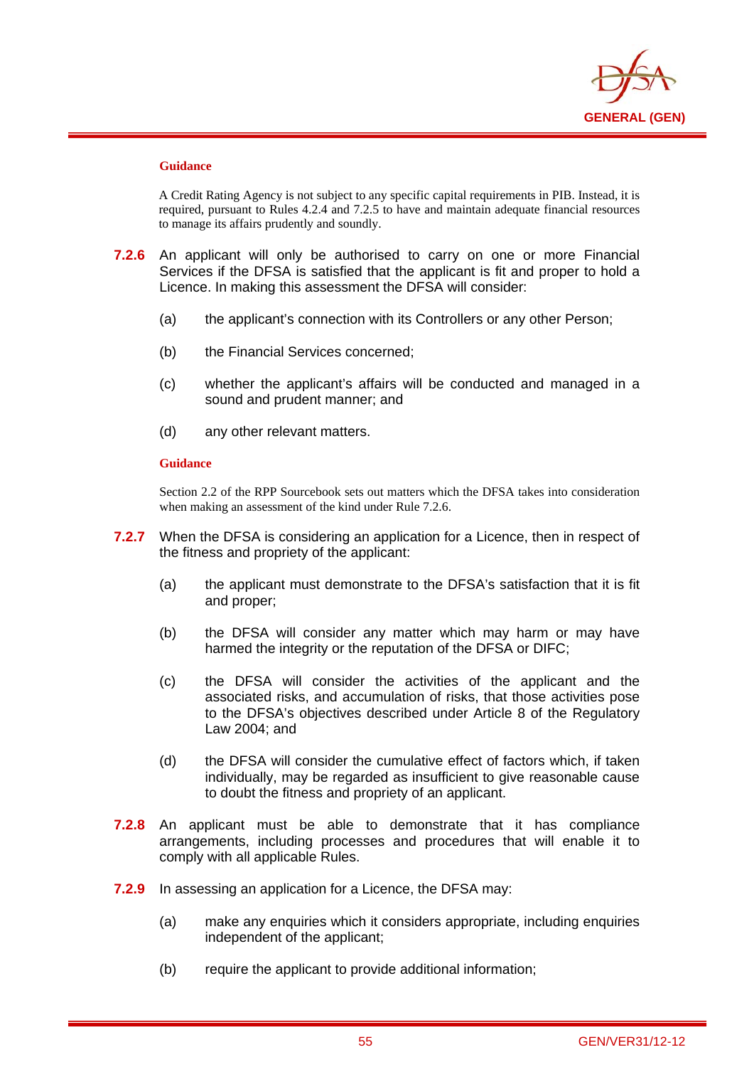**Guidance**

A Credit Rating Agency is not subject to any specific capital requirements in PIB. Instead, it is required, pursuant to Rules 4.2.4 and 7.2.5 to have and maintain adequate financial resources to manage its affairs prudently and soundly.

**7.2.6** An applicant will only be authorised to carry on one or more Financial Services if the DFSA is satisfied that the applicant is fit and proper to hold a Licence. In making this assessment the DFSA will consider:

(a) the applicant's connection with its Controllers or any other Person;

(b) the Financial Services concerned;

(c) whether the applicant's affairs will be conducted and managed in a sound and prudent manner; and

(d) any other relevant matters.

**Guidance**

Section 2.2 of the RPP Sourcebook sets out matters which the DFSA takes into consideration when making an assessment of the kind under Rule 7.2.6.

**7.2.7** When the DFSA is considering an application for a Licence, then in respect of the fitness and propriety of the applicant:

(a) the applicant must demonstrate to the DFSA's satisfaction that it is fit and proper;

(b) the DFSA will consider any matter which may harm or may have harmed the integrity or the reputation of the DFSA or DIFC;

(c) the DFSA will consider the activities of the applicant and the associated risks, and accumulation of risks, that those activities pose to the DFSA's objectives described under Article 8 of the Regulatory Law 2004; and

(d) the DFSA will consider the cumulative effect of factors which, if taken individually, may be regarded as insufficient to give reasonable cause to doubt the fitness and propriety of an applicant.

**7.2.8** An applicant must be able to demonstrate that it has compliance arrangements, including processes and procedures that will enable it to comply with all applicable Rules.

**7.2.9** In assessing an application for a Licence, the DFSA may:

(a) make any enquiries which it considers appropriate, including enquiries independent of the applicant;

(b) require the applicant to provide additional information;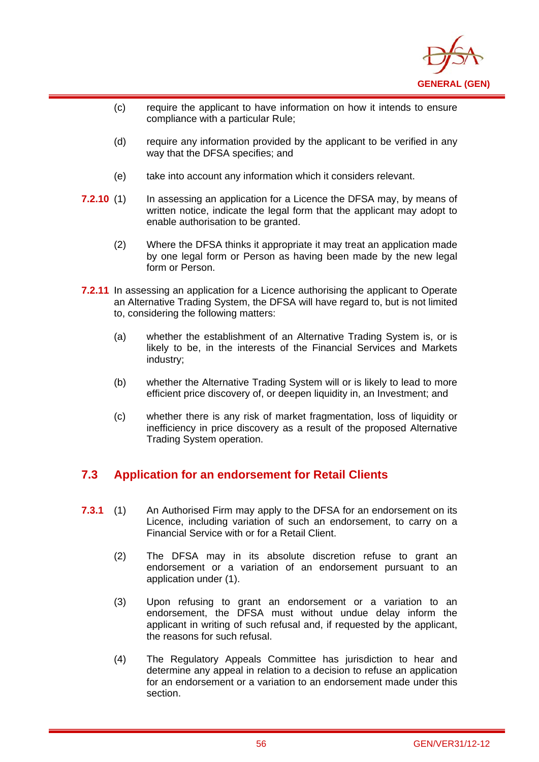(c) require the applicant to have information on how it intends to ensure compliance with a particular Rule;

(d) require any information provided by the applicant to be verified in any way that the DFSA specifies; and

(e) take into account any information which it considers relevant.

**7.2.10** (1) In assessing an application for a Licence the DFSA may, by means of written notice, indicate the legal form that the applicant may adopt to enable authorisation to be granted.

(2) Where the DFSA thinks it appropriate it may treat an application made by one legal form or Person as having been made by the new legal form or Person.

**7.2.11** In assessing an application for a Licence authorising the applicant to Operate an Alternative Trading System, the DFSA will have regard to, but is not limited to, considering the following matters:

(a) whether the establishment of an Alternative Trading System is, or is likely to be, in the interests of the Financial Services and Markets industry;

(b) whether the Alternative Trading System will or is likely to lead to more efficient price discovery of, or deepen liquidity in, an Investment; and

(c) whether there is any risk of market fragmentation, loss of liquidity or inefficiency in price discovery as a result of the proposed Alternative Trading System operation.

## 7.3 Application for an endorsement for Retail Clients

**7.3.1** (1) An Authorised Firm may apply to the DFSA for an endorsement on its Licence, including variation of such an endorsement, to carry on a Financial Service with or for a Retail Client.

(2) The DFSA may in its absolute discretion refuse to grant an endorsement or a variation of an endorsement pursuant to an application under (1).

(3) Upon refusing to grant an endorsement or a variation to an endorsement, the DFSA must without undue delay inform the applicant in writing of such refusal and, if requested by the applicant, the reasons for such refusal.

(4) The Regulatory Appeals Committee has jurisdiction to hear and determine any appeal in relation to a decision to refuse an application for an endorsement or a variation to an endorsement made under this section.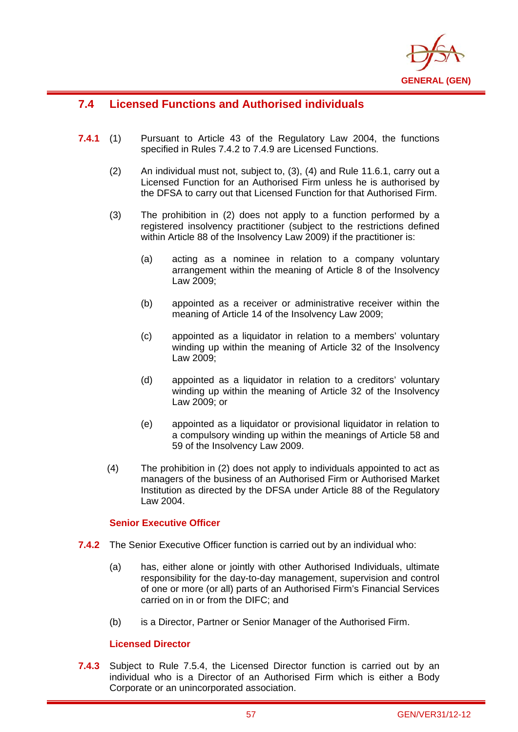## 7.4 Licensed Functions and Authorised individuals

**7.4.1** (1) Pursuant to Article 43 of the Regulatory Law 2004, the functions specified in Rules 7.4.2 to 7.4.9 are Licensed Functions.

(2) An individual must not, subject to, (3), (4) and Rule 11.6.1, carry out a Licensed Function for an Authorised Firm unless he is authorised by the DFSA to carry out that Licensed Function for that Authorised Firm.

(3) The prohibition in (2) does not apply to a function performed by a registered insolvency practitioner (subject to the restrictions defined within Article 88 of the Insolvency Law 2009) if the practitioner is:

(a) acting as a nominee in relation to a company voluntary arrangement within the meaning of Article 8 of the Insolvency Law 2009;

(b) appointed as a receiver or administrative receiver within the meaning of Article 14 of the Insolvency Law 2009;

(c) appointed as a liquidator in relation to a members' voluntary winding up within the meaning of Article 32 of the Insolvency Law 2009;

(d) appointed as a liquidator in relation to a creditors' voluntary winding up within the meaning of Article 32 of the Insolvency Law 2009; or

(e) appointed as a liquidator or provisional liquidator in relation to a compulsory winding up within the meanings of Article 58 and 59 of the Insolvency Law 2009.

(4) The prohibition in (2) does not apply to individuals appointed to act as managers of the business of an Authorised Firm or Authorised Market Institution as directed by the DFSA under Article 88 of the Regulatory Law 2004.

### Senior Executive Officer

**7.4.2** The Senior Executive Officer function is carried out by an individual who:

(a) has, either alone or jointly with other Authorised Individuals, ultimate responsibility for the day-to-day management, supervision and control of one or more (or all) parts of an Authorised Firm's Financial Services carried on in or from the DIFC; and

(b) is a Director, Partner or Senior Manager of the Authorised Firm.

### Licensed Director

**7.4.3** Subject to Rule 7.5.4, the Licensed Director function is carried out by an individual who is a Director of an Authorised Firm which is either a Body Corporate or an unincorporated association.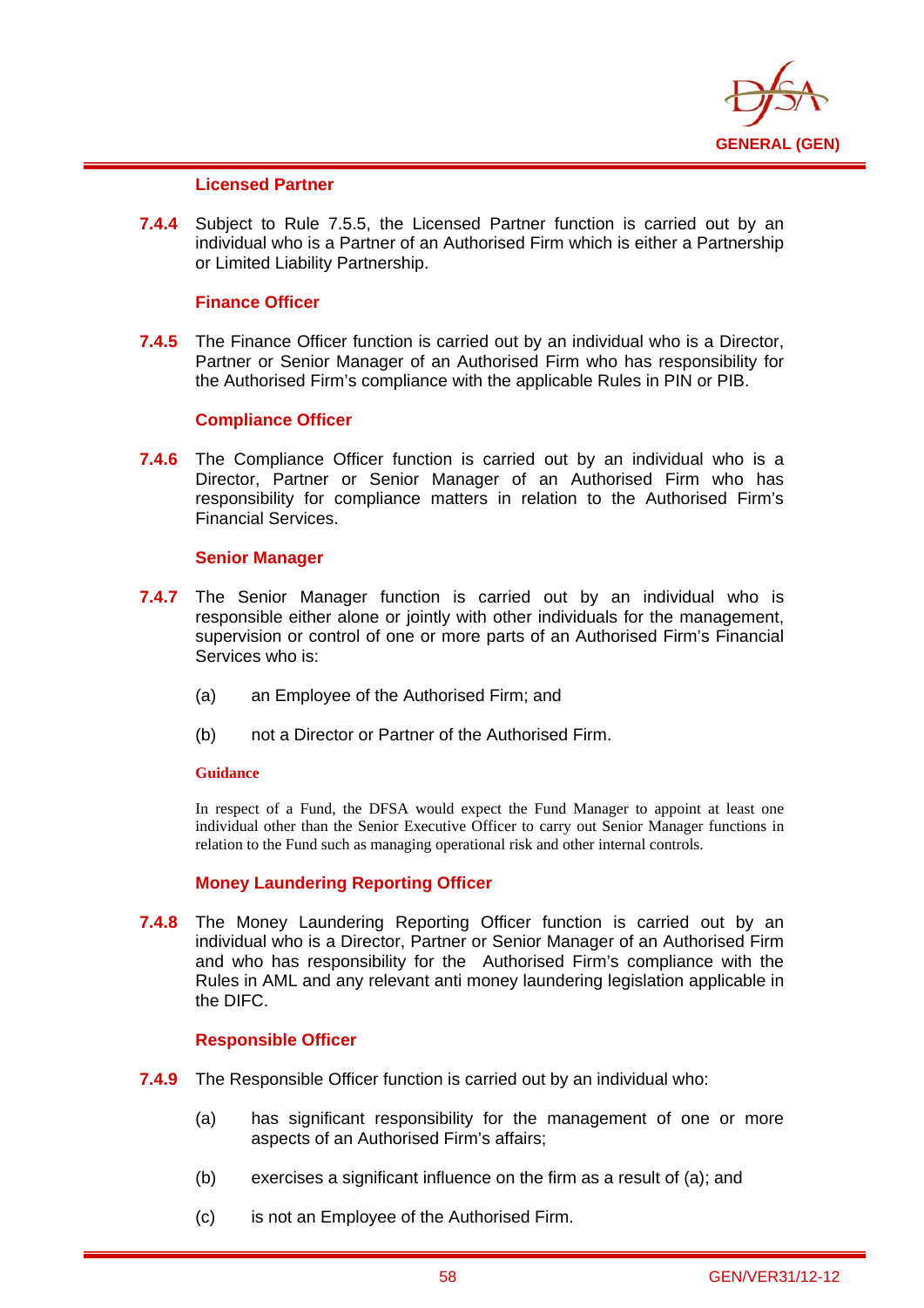#### Licensed Partner

**7.4.4** Subject to Rule 7.5.5, the Licensed Partner function is carried out by an individual who is a Partner of an Authorised Firm which is either a Partnership or Limited Liability Partnership.

#### Finance Officer

**7.4.5** The Finance Officer function is carried out by an individual who is a Director, Partner or Senior Manager of an Authorised Firm who has responsibility for the Authorised Firm's compliance with the applicable Rules in PIN or PIB.

#### Compliance Officer

**7.4.6** The Compliance Officer function is carried out by an individual who is a Director, Partner or Senior Manager of an Authorised Firm who has responsibility for compliance matters in relation to the Authorised Firm's Financial Services.

#### Senior Manager

**7.4.7** The Senior Manager function is carried out by an individual who is responsible either alone or jointly with other individuals for the management, supervision or control of one or more parts of an Authorised Firm's Financial Services who is:

(a) an Employee of the Authorised Firm; and

(b) not a Director or Partner of the Authorised Firm.

**Guidance**

In respect of a Fund, the DFSA would expect the Fund Manager to appoint at least one individual other than the Senior Executive Officer to carry out Senior Manager functions in relation to the Fund such as managing operational risk and other internal controls.

#### Money Laundering Reporting Officer

**7.4.8** The Money Laundering Reporting Officer function is carried out by an individual who is a Director, Partner or Senior Manager of an Authorised Firm and who has responsibility for the Authorised Firm's compliance with the Rules in AML and any relevant anti money laundering legislation applicable in the DIFC.

#### Responsible Officer

**7.4.9** The Responsible Officer function is carried out by an individual who:

(a) has significant responsibility for the management of one or more aspects of an Authorised Firm's affairs;

(b) exercises a significant influence on the firm as a result of (a); and

(c) is not an Employee of the Authorised Firm.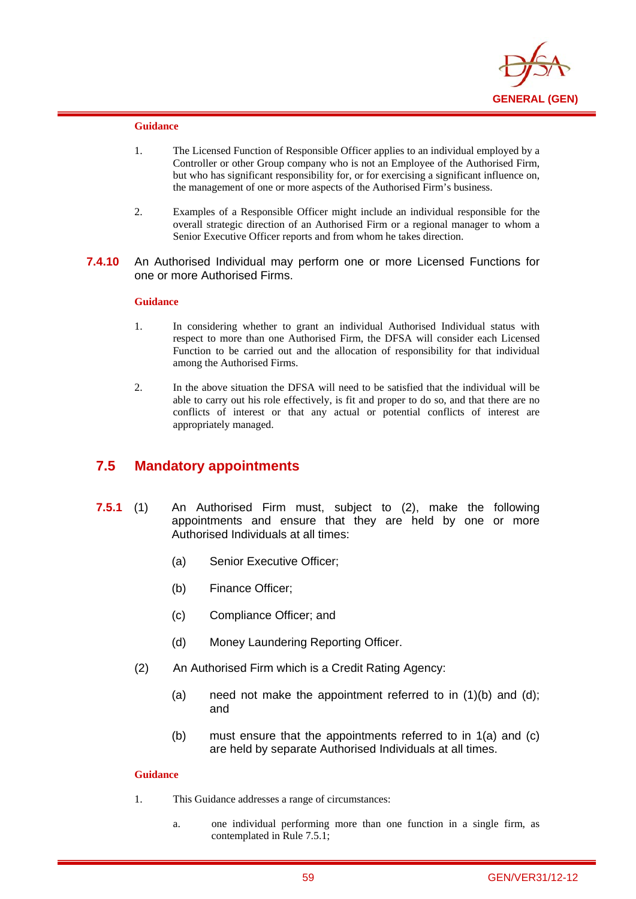**Guidance**

1. The Licensed Function of Responsible Officer applies to an individual employed by a Controller or other Group company who is not an Employee of the Authorised Firm, but who has significant responsibility for, or for exercising a significant influence on, the management of one or more aspects of the Authorised Firm's business.

2. Examples of a Responsible Officer might include an individual responsible for the overall strategic direction of an Authorised Firm or a regional manager to whom a Senior Executive Officer reports and from whom he takes direction.

**7.4.10** An Authorised Individual may perform one or more Licensed Functions for one or more Authorised Firms.

**Guidance**

1. In considering whether to grant an individual Authorised Individual status with respect to more than one Authorised Firm, the DFSA will consider each Licensed Function to be carried out and the allocation of responsibility for that individual among the Authorised Firms.

2. In the above situation the DFSA will need to be satisfied that the individual will be able to carry out his role effectively, is fit and proper to do so, and that there are no conflicts of interest or that any actual or potential conflicts of interest are appropriately managed.

## 7.5 Mandatory appointments

**7.5.1** (1) An Authorised Firm must, subject to (2), make the following appointments and ensure that they are held by one or more Authorised Individuals at all times:

(a) Senior Executive Officer;

(b) Finance Officer;

(c) Compliance Officer; and

(d) Money Laundering Reporting Officer.

(2) An Authorised Firm which is a Credit Rating Agency:

(a) need not make the appointment referred to in (1)(b) and (d); and

(b) must ensure that the appointments referred to in 1(a) and (c) are held by separate Authorised Individuals at all times.

**Guidance**

1. This Guidance addresses a range of circumstances:

a. one individual performing more than one function in a single firm, as contemplated in Rule 7.5.1;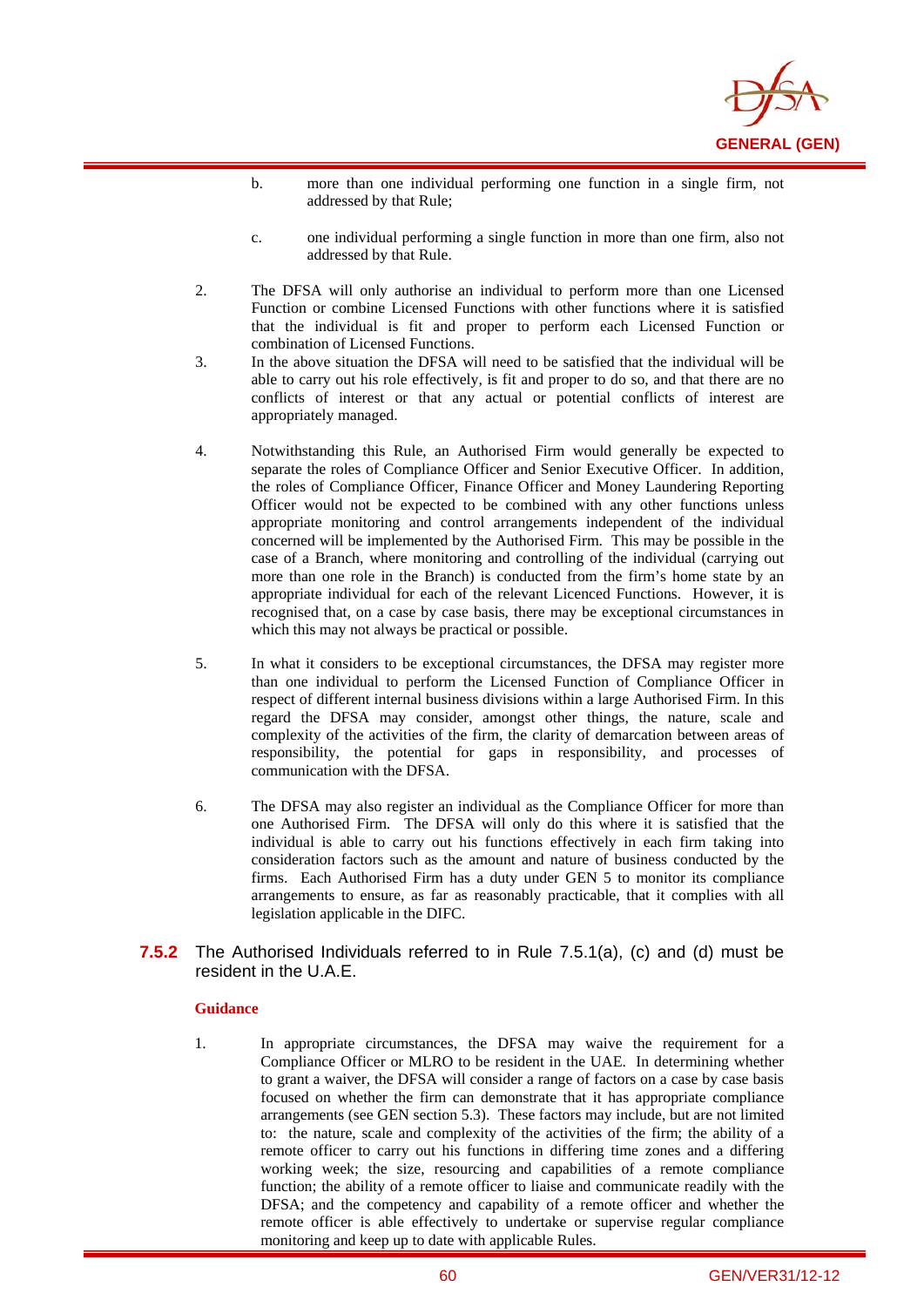b. more than one individual performing one function in a single firm, not addressed by that Rule;

c. one individual performing a single function in more than one firm, also not addressed by that Rule.

2. The DFSA will only authorise an individual to perform more than one Licensed Function or combine Licensed Functions with other functions where it is satisfied that the individual is fit and proper to perform each Licensed Function or combination of Licensed Functions.

3. In the above situation the DFSA will need to be satisfied that the individual will be able to carry out his role effectively, is fit and proper to do so, and that there are no conflicts of interest or that any actual or potential conflicts of interest are appropriately managed.

4. Notwithstanding this Rule, an Authorised Firm would generally be expected to separate the roles of Compliance Officer and Senior Executive Officer. In addition, the roles of Compliance Officer, Finance Officer and Money Laundering Reporting Officer would not be expected to be combined with any other functions unless appropriate monitoring and control arrangements independent of the individual concerned will be implemented by the Authorised Firm. This may be possible in the case of a Branch, where monitoring and controlling of the individual (carrying out more than one role in the Branch) is conducted from the firm's home state by an appropriate individual for each of the relevant Licenced Functions. However, it is recognised that, on a case by case basis, there may be exceptional circumstances in which this may not always be practical or possible.

5. In what it considers to be exceptional circumstances, the DFSA may register more than one individual to perform the Licensed Function of Compliance Officer in respect of different internal business divisions within a large Authorised Firm. In this regard the DFSA may consider, amongst other things, the nature, scale and complexity of the activities of the firm, the clarity of demarcation between areas of responsibility, the potential for gaps in responsibility, and processes of communication with the DFSA.

6. The DFSA may also register an individual as the Compliance Officer for more than one Authorised Firm. The DFSA will only do this where it is satisfied that the individual is able to carry out his functions effectively in each firm taking into consideration factors such as the amount and nature of business conducted by the firms. Each Authorised Firm has a duty under GEN 5 to monitor its compliance arrangements to ensure, as far as reasonably practicable, that it complies with all legislation applicable in the DIFC.

**7.5.2** The Authorised Individuals referred to in Rule 7.5.1(a), (c) and (d) must be resident in the U.A.E.

**Guidance**

1. In appropriate circumstances, the DFSA may waive the requirement for a Compliance Officer or MLRO to be resident in the UAE. In determining whether to grant a waiver, the DFSA will consider a range of factors on a case by case basis focused on whether the firm can demonstrate that it has appropriate compliance arrangements (see GEN section 5.3). These factors may include, but are not limited to: the nature, scale and complexity of the activities of the firm; the ability of a remote officer to carry out his functions in differing time zones and a differing working week; the size, resourcing and capabilities of a remote compliance function; the ability of a remote officer to liaise and communicate readily with the DFSA; and the competency and capability of a remote officer and whether the remote officer is able effectively to undertake or supervise regular compliance monitoring and keep up to date with applicable Rules.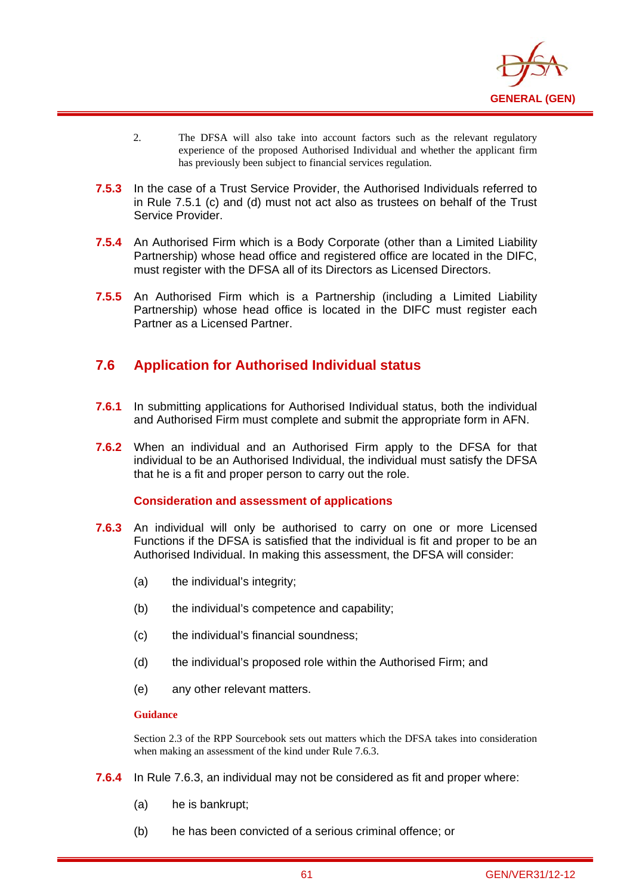2. The DFSA will also take into account factors such as the relevant regulatory experience of the proposed Authorised Individual and whether the applicant firm has previously been subject to financial services regulation.

**7.5.3** In the case of a Trust Service Provider, the Authorised Individuals referred to in Rule 7.5.1 (c) and (d) must not act also as trustees on behalf of the Trust Service Provider.

**7.5.4** An Authorised Firm which is a Body Corporate (other than a Limited Liability Partnership) whose head office and registered office are located in the DIFC, must register with the DFSA all of its Directors as Licensed Directors.

**7.5.5** An Authorised Firm which is a Partnership (including a Limited Liability Partnership) whose head office is located in the DIFC must register each Partner as a Licensed Partner.

## 7.6 Application for Authorised Individual status

**7.6.1** In submitting applications for Authorised Individual status, both the individual and Authorised Firm must complete and submit the appropriate form in AFN.

**7.6.2** When an individual and an Authorised Firm apply to the DFSA for that individual to be an Authorised Individual, the individual must satisfy the DFSA that he is a fit and proper person to carry out the role.

### Consideration and assessment of applications

**7.6.3** An individual will only be authorised to carry on one or more Licensed Functions if the DFSA is satisfied that the individual is fit and proper to be an Authorised Individual. In making this assessment, the DFSA will consider:

(a) the individual's integrity;

(b) the individual's competence and capability;

(c) the individual's financial soundness;

(d) the individual's proposed role within the Authorised Firm; and

(e) any other relevant matters.

**Guidance**

Section 2.3 of the RPP Sourcebook sets out matters which the DFSA takes into consideration when making an assessment of the kind under Rule 7.6.3.

**7.6.4** In Rule 7.6.3, an individual may not be considered as fit and proper where:

(a) he is bankrupt;

(b) he has been convicted of a serious criminal offence; or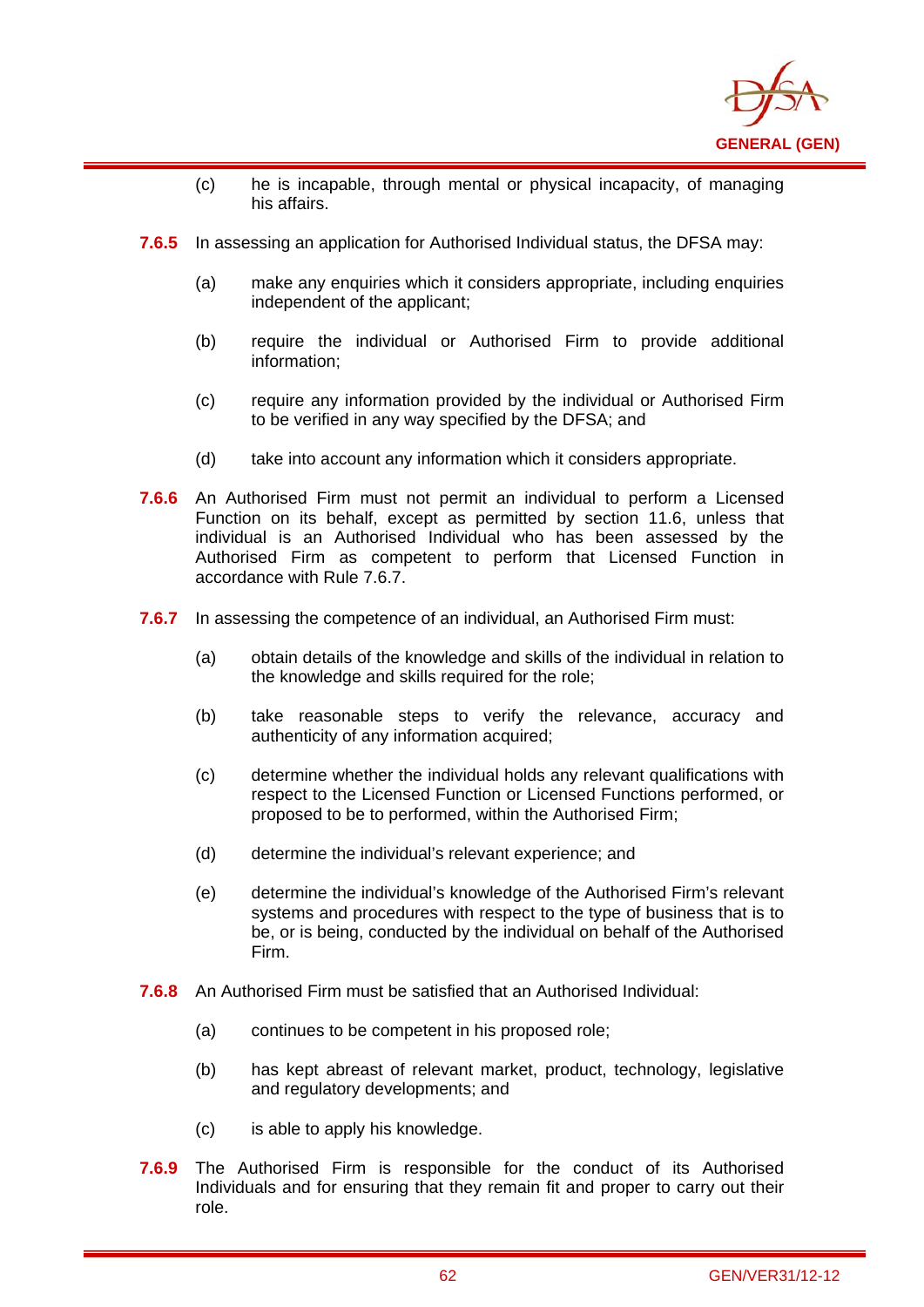(c) he is incapable, through mental or physical incapacity, of managing his affairs.

**7.6.5** In assessing an application for Authorised Individual status, the DFSA may:

(a) make any enquiries which it considers appropriate, including enquiries independent of the applicant;

(b) require the individual or Authorised Firm to provide additional information;

(c) require any information provided by the individual or Authorised Firm to be verified in any way specified by the DFSA; and

(d) take into account any information which it considers appropriate.

**7.6.6** An Authorised Firm must not permit an individual to perform a Licensed Function on its behalf, except as permitted by section 11.6, unless that individual is an Authorised Individual who has been assessed by the Authorised Firm as competent to perform that Licensed Function in accordance with Rule 7.6.7.

**7.6.7** In assessing the competence of an individual, an Authorised Firm must:

(a) obtain details of the knowledge and skills of the individual in relation to the knowledge and skills required for the role;

(b) take reasonable steps to verify the relevance, accuracy and authenticity of any information acquired;

(c) determine whether the individual holds any relevant qualifications with respect to the Licensed Function or Licensed Functions performed, or proposed to be to performed, within the Authorised Firm;

(d) determine the individual's relevant experience; and

(e) determine the individual's knowledge of the Authorised Firm's relevant systems and procedures with respect to the type of business that is to be, or is being, conducted by the individual on behalf of the Authorised Firm.

**7.6.8** An Authorised Firm must be satisfied that an Authorised Individual:

(a) continues to be competent in his proposed role;

(b) has kept abreast of relevant market, product, technology, legislative and regulatory developments; and

(c) is able to apply his knowledge.

**7.6.9** The Authorised Firm is responsible for the conduct of its Authorised Individuals and for ensuring that they remain fit and proper to carry out their role.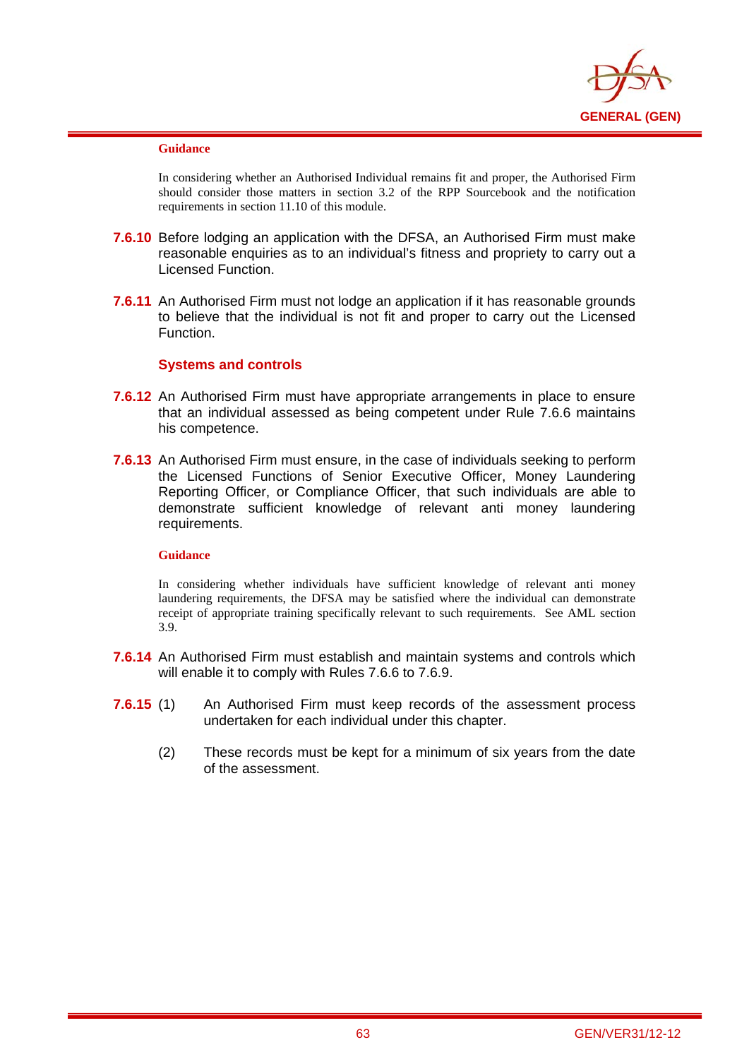**Guidance**

In considering whether an Authorised Individual remains fit and proper, the Authorised Firm should consider those matters in section 3.2 of the RPP Sourcebook and the notification requirements in section 11.10 of this module.

**7.6.10** Before lodging an application with the DFSA, an Authorised Firm must make reasonable enquiries as to an individual's fitness and propriety to carry out a Licensed Function.

**7.6.11** An Authorised Firm must not lodge an application if it has reasonable grounds to believe that the individual is not fit and proper to carry out the Licensed Function.

### Systems and controls

**7.6.12** An Authorised Firm must have appropriate arrangements in place to ensure that an individual assessed as being competent under Rule 7.6.6 maintains his competence.

**7.6.13** An Authorised Firm must ensure, in the case of individuals seeking to perform the Licensed Functions of Senior Executive Officer, Money Laundering Reporting Officer, or Compliance Officer, that such individuals are able to demonstrate sufficient knowledge of relevant anti money laundering requirements.

**Guidance**

In considering whether individuals have sufficient knowledge of relevant anti money laundering requirements, the DFSA may be satisfied where the individual can demonstrate receipt of appropriate training specifically relevant to such requirements. See AML section 3.9.

**7.6.14** An Authorised Firm must establish and maintain systems and controls which will enable it to comply with Rules 7.6.6 to 7.6.9.

**7.6.15** (1) An Authorised Firm must keep records of the assessment process undertaken for each individual under this chapter.

(2) These records must be kept for a minimum of six years from the date of the assessment.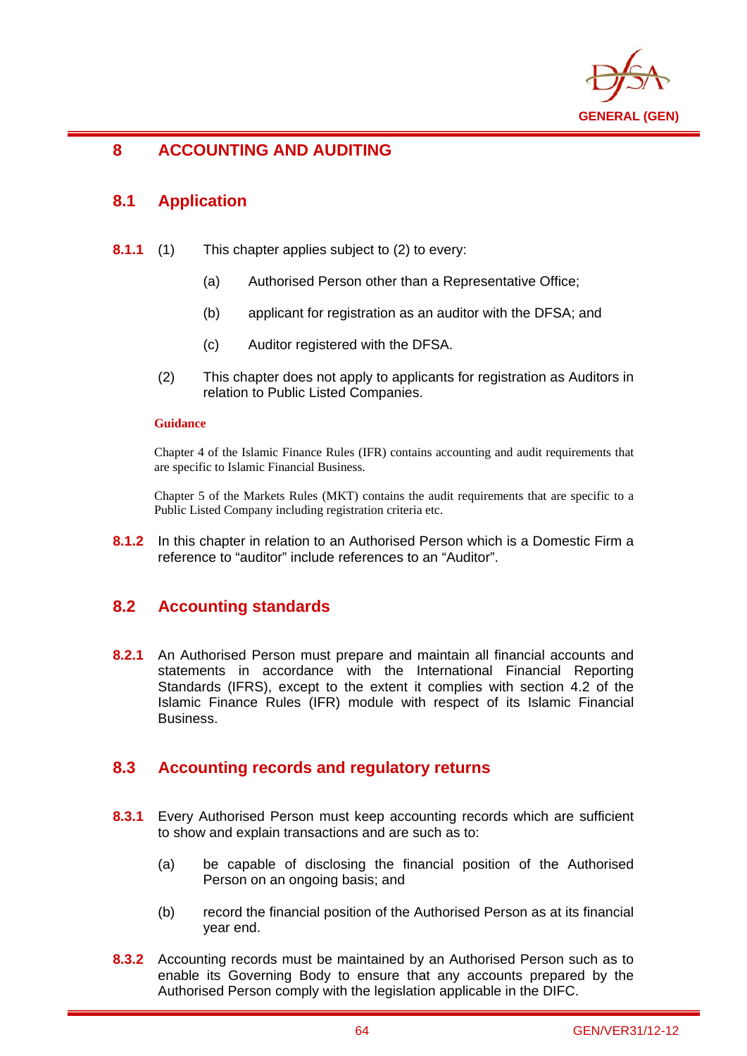# 8 ACCOUNTING AND AUDITING

## 8.1 Application

**8.1.1** (1) This chapter applies subject to (2) to every:

(a) Authorised Person other than a Representative Office;

(b) applicant for registration as an auditor with the DFSA; and

(c) Auditor registered with the DFSA.

(2) This chapter does not apply to applicants for registration as Auditors in relation to Public Listed Companies.

**Guidance**

Chapter 4 of the Islamic Finance Rules (IFR) contains accounting and audit requirements that are specific to Islamic Financial Business.

Chapter 5 of the Markets Rules (MKT) contains the audit requirements that are specific to a Public Listed Company including registration criteria etc.

**8.1.2** In this chapter in relation to an Authorised Person which is a Domestic Firm a reference to "auditor" include references to an "Auditor".

## 8.2 Accounting standards

**8.2.1** An Authorised Person must prepare and maintain all financial accounts and statements in accordance with the International Financial Reporting Standards (IFRS), except to the extent it complies with section 4.2 of the Islamic Finance Rules (IFR) module with respect of its Islamic Financial Business.

## 8.3 Accounting records and regulatory returns

**8.3.1** Every Authorised Person must keep accounting records which are sufficient to show and explain transactions and are such as to:

(a) be capable of disclosing the financial position of the Authorised Person on an ongoing basis; and

(b) record the financial position of the Authorised Person as at its financial year end.

**8.3.2** Accounting records must be maintained by an Authorised Person such as to enable its Governing Body to ensure that any accounts prepared by the Authorised Person comply with the legislation applicable in the DIFC.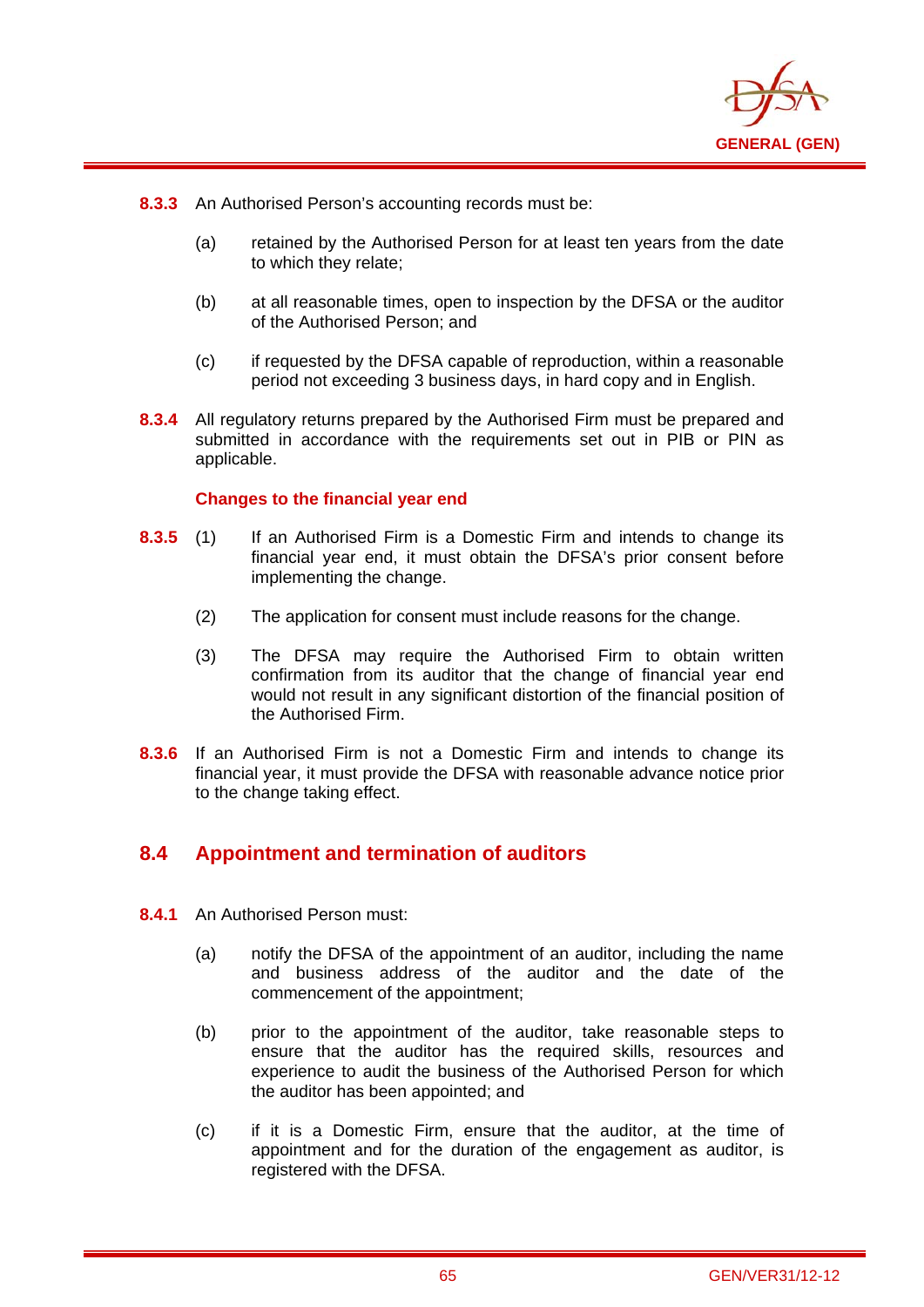**8.3.3** An Authorised Person's accounting records must be:

(a) retained by the Authorised Person for at least ten years from the date to which they relate;

(b) at all reasonable times, open to inspection by the DFSA or the auditor of the Authorised Person; and

(c) if requested by the DFSA capable of reproduction, within a reasonable period not exceeding 3 business days, in hard copy and in English.

**8.3.4** All regulatory returns prepared by the Authorised Firm must be prepared and submitted in accordance with the requirements set out in PIB or PIN as applicable.

**Changes to the financial year end**

**8.3.5** (1) If an Authorised Firm is a Domestic Firm and intends to change its financial year end, it must obtain the DFSA's prior consent before implementing the change.

(2) The application for consent must include reasons for the change.

(3) The DFSA may require the Authorised Firm to obtain written confirmation from its auditor that the change of financial year end would not result in any significant distortion of the financial position of the Authorised Firm.

**8.3.6** If an Authorised Firm is not a Domestic Firm and intends to change its financial year, it must provide the DFSA with reasonable advance notice prior to the change taking effect.

## 8.4 Appointment and termination of auditors

**8.4.1** An Authorised Person must:

(a) notify the DFSA of the appointment of an auditor, including the name and business address of the auditor and the date of the commencement of the appointment;

(b) prior to the appointment of the auditor, take reasonable steps to ensure that the auditor has the required skills, resources and experience to audit the business of the Authorised Person for which the auditor has been appointed; and

(c) if it is a Domestic Firm, ensure that the auditor, at the time of appointment and for the duration of the engagement as auditor, is registered with the DFSA.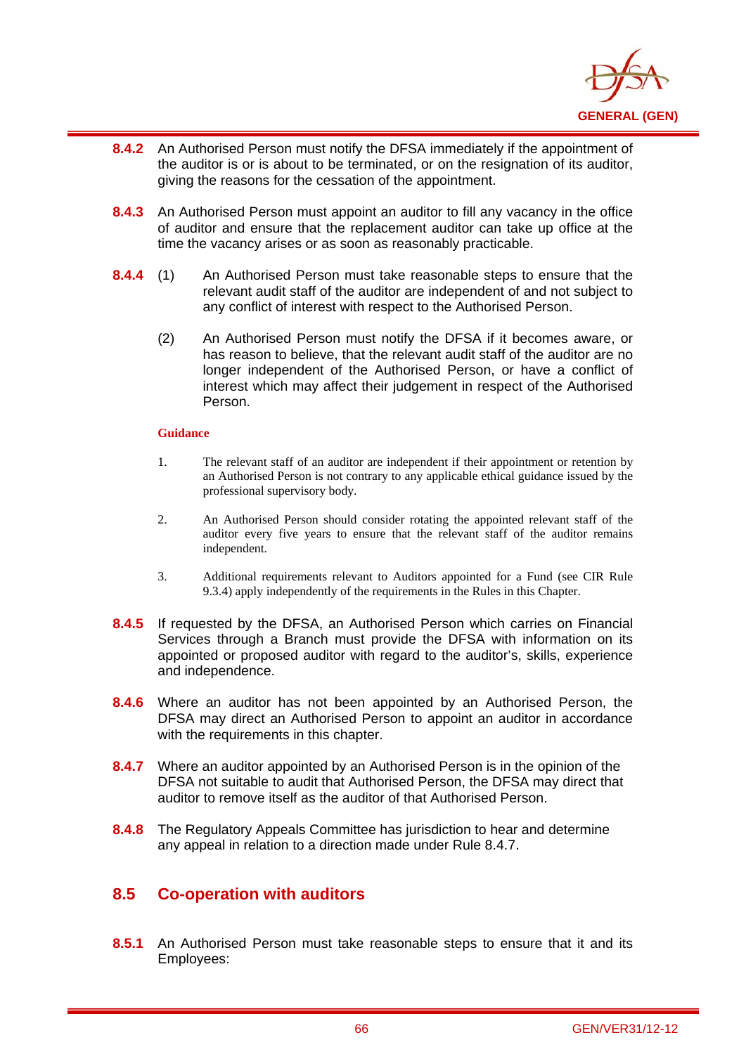**8.4.2** An Authorised Person must notify the DFSA immediately if the appointment of the auditor is or is about to be terminated, or on the resignation of its auditor, giving the reasons for the cessation of the appointment.

**8.4.3** An Authorised Person must appoint an auditor to fill any vacancy in the office of auditor and ensure that the replacement auditor can take up office at the time the vacancy arises or as soon as reasonably practicable.

**8.4.4** (1) An Authorised Person must take reasonable steps to ensure that the relevant audit staff of the auditor are independent of and not subject to any conflict of interest with respect to the Authorised Person.

(2) An Authorised Person must notify the DFSA if it becomes aware, or has reason to believe, that the relevant audit staff of the auditor are no longer independent of the Authorised Person, or have a conflict of interest which may affect their judgement in respect of the Authorised Person.

**Guidance**

1. The relevant staff of an auditor are independent if their appointment or retention by an Authorised Person is not contrary to any applicable ethical guidance issued by the professional supervisory body.

2. An Authorised Person should consider rotating the appointed relevant staff of the auditor every five years to ensure that the relevant staff of the auditor remains independent.

3. Additional requirements relevant to Auditors appointed for a Fund (see CIR Rule 9.3.4) apply independently of the requirements in the Rules in this Chapter.

**8.4.5** If requested by the DFSA, an Authorised Person which carries on Financial Services through a Branch must provide the DFSA with information on its appointed or proposed auditor with regard to the auditor's, skills, experience and independence.

**8.4.6** Where an auditor has not been appointed by an Authorised Person, the DFSA may direct an Authorised Person to appoint an auditor in accordance with the requirements in this chapter.

**8.4.7** Where an auditor appointed by an Authorised Person is in the opinion of the DFSA not suitable to audit that Authorised Person, the DFSA may direct that auditor to remove itself as the auditor of that Authorised Person.

**8.4.8** The Regulatory Appeals Committee has jurisdiction to hear and determine any appeal in relation to a direction made under Rule 8.4.7.

## 8.5 Co-operation with auditors

**8.5.1** An Authorised Person must take reasonable steps to ensure that it and its Employees: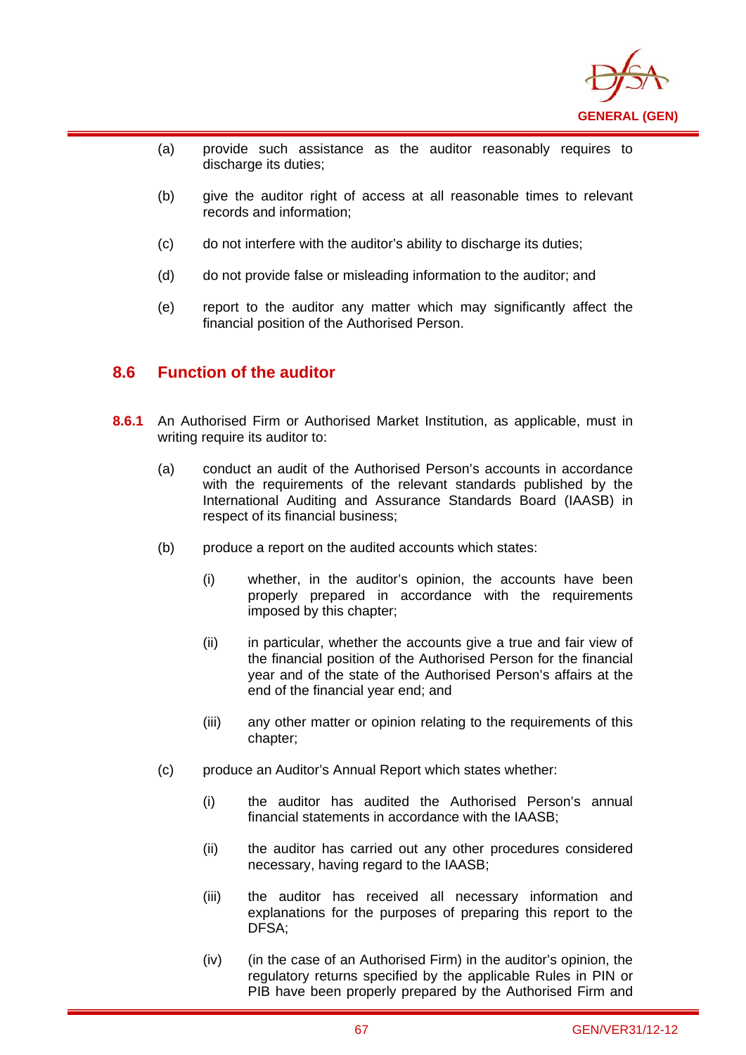(a) provide such assistance as the auditor reasonably requires to discharge its duties;

(b) give the auditor right of access at all reasonable times to relevant records and information;

(c) do not interfere with the auditor's ability to discharge its duties;

(d) do not provide false or misleading information to the auditor; and

(e) report to the auditor any matter which may significantly affect the financial position of the Authorised Person.

## 8.6 Function of the auditor

**8.6.1** An Authorised Firm or Authorised Market Institution, as applicable, must in writing require its auditor to:

(a) conduct an audit of the Authorised Person's accounts in accordance with the requirements of the relevant standards published by the International Auditing and Assurance Standards Board (IAASB) in respect of its financial business;

(b) produce a report on the audited accounts which states:

(i) whether, in the auditor's opinion, the accounts have been properly prepared in accordance with the requirements imposed by this chapter;

(ii) in particular, whether the accounts give a true and fair view of the financial position of the Authorised Person for the financial year and of the state of the Authorised Person's affairs at the end of the financial year end; and

(iii) any other matter or opinion relating to the requirements of this chapter;

(c) produce an Auditor's Annual Report which states whether:

(i) the auditor has audited the Authorised Person's annual financial statements in accordance with the IAASB;

(ii) the auditor has carried out any other procedures considered necessary, having regard to the IAASB;

(iii) the auditor has received all necessary information and explanations for the purposes of preparing this report to the DFSA;

(iv) (in the case of an Authorised Firm) in the auditor's opinion, the regulatory returns specified by the applicable Rules in PIN or PIB have been properly prepared by the Authorised Firm and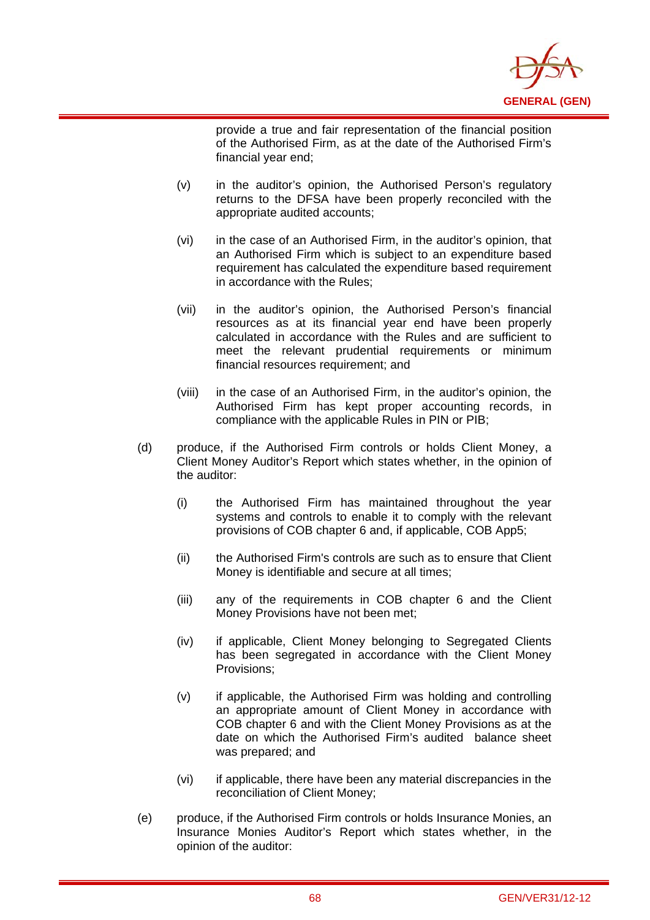provide a true and fair representation of the financial position of the Authorised Firm, as at the date of the Authorised Firm's financial year end;

(v) in the auditor's opinion, the Authorised Person's regulatory returns to the DFSA have been properly reconciled with the appropriate audited accounts;

(vi) in the case of an Authorised Firm, in the auditor's opinion, that an Authorised Firm which is subject to an expenditure based requirement has calculated the expenditure based requirement in accordance with the Rules;

(vii) in the auditor's opinion, the Authorised Person's financial resources as at its financial year end have been properly calculated in accordance with the Rules and are sufficient to meet the relevant prudential requirements or minimum financial resources requirement; and

(viii) in the case of an Authorised Firm, in the auditor's opinion, the Authorised Firm has kept proper accounting records, in compliance with the applicable Rules in PIN or PIB;

(d) produce, if the Authorised Firm controls or holds Client Money, a Client Money Auditor's Report which states whether, in the opinion of the auditor:

(i) the Authorised Firm has maintained throughout the year systems and controls to enable it to comply with the relevant provisions of COB chapter 6 and, if applicable, COB App5;

(ii) the Authorised Firm's controls are such as to ensure that Client Money is identifiable and secure at all times;

(iii) any of the requirements in COB chapter 6 and the Client Money Provisions have not been met;

(iv) if applicable, Client Money belonging to Segregated Clients has been segregated in accordance with the Client Money Provisions;

(v) if applicable, the Authorised Firm was holding and controlling an appropriate amount of Client Money in accordance with COB chapter 6 and with the Client Money Provisions as at the date on which the Authorised Firm's audited balance sheet was prepared; and

(vi) if applicable, there have been any material discrepancies in the reconciliation of Client Money;

(e) produce, if the Authorised Firm controls or holds Insurance Monies, an Insurance Monies Auditor's Report which states whether, in the opinion of the auditor: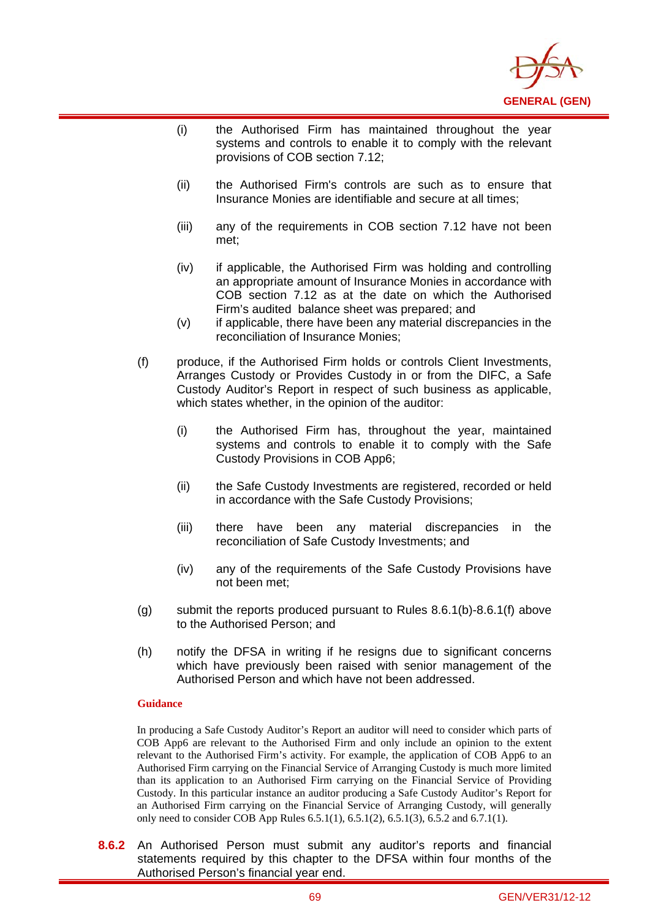(i) the Authorised Firm has maintained throughout the year systems and controls to enable it to comply with the relevant provisions of COB section 7.12;

(ii) the Authorised Firm's controls are such as to ensure that Insurance Monies are identifiable and secure at all times;

(iii) any of the requirements in COB section 7.12 have not been met;

(iv) if applicable, the Authorised Firm was holding and controlling an appropriate amount of Insurance Monies in accordance with COB section 7.12 as at the date on which the Authorised Firm's audited balance sheet was prepared; and

(v) if applicable, there have been any material discrepancies in the reconciliation of Insurance Monies;

(f) produce, if the Authorised Firm holds or controls Client Investments, Arranges Custody or Provides Custody in or from the DIFC, a Safe Custody Auditor's Report in respect of such business as applicable, which states whether, in the opinion of the auditor:

(i) the Authorised Firm has, throughout the year, maintained systems and controls to enable it to comply with the Safe Custody Provisions in COB App6;

(ii) the Safe Custody Investments are registered, recorded or held in accordance with the Safe Custody Provisions;

(iii) there have been any material discrepancies in the reconciliation of Safe Custody Investments; and

(iv) any of the requirements of the Safe Custody Provisions have not been met;

(g) submit the reports produced pursuant to Rules 8.6.1(b)-8.6.1(f) above to the Authorised Person; and

(h) notify the DFSA in writing if he resigns due to significant concerns which have previously been raised with senior management of the Authorised Person and which have not been addressed.

**Guidance**

In producing a Safe Custody Auditor's Report an auditor will need to consider which parts of COB App6 are relevant to the Authorised Firm and only include an opinion to the extent relevant to the Authorised Firm's activity. For example, the application of COB App6 to an Authorised Firm carrying on the Financial Service of Arranging Custody is much more limited than its application to an Authorised Firm carrying on the Financial Service of Providing Custody. In this particular instance an auditor producing a Safe Custody Auditor's Report for an Authorised Firm carrying on the Financial Service of Arranging Custody, will generally only need to consider COB App Rules 6.5.1(1), 6.5.1(2), 6.5.1(3), 6.5.2 and 6.7.1(1).

**8.6.2** An Authorised Person must submit any auditor's reports and financial statements required by this chapter to the DFSA within four months of the Authorised Person's financial year end.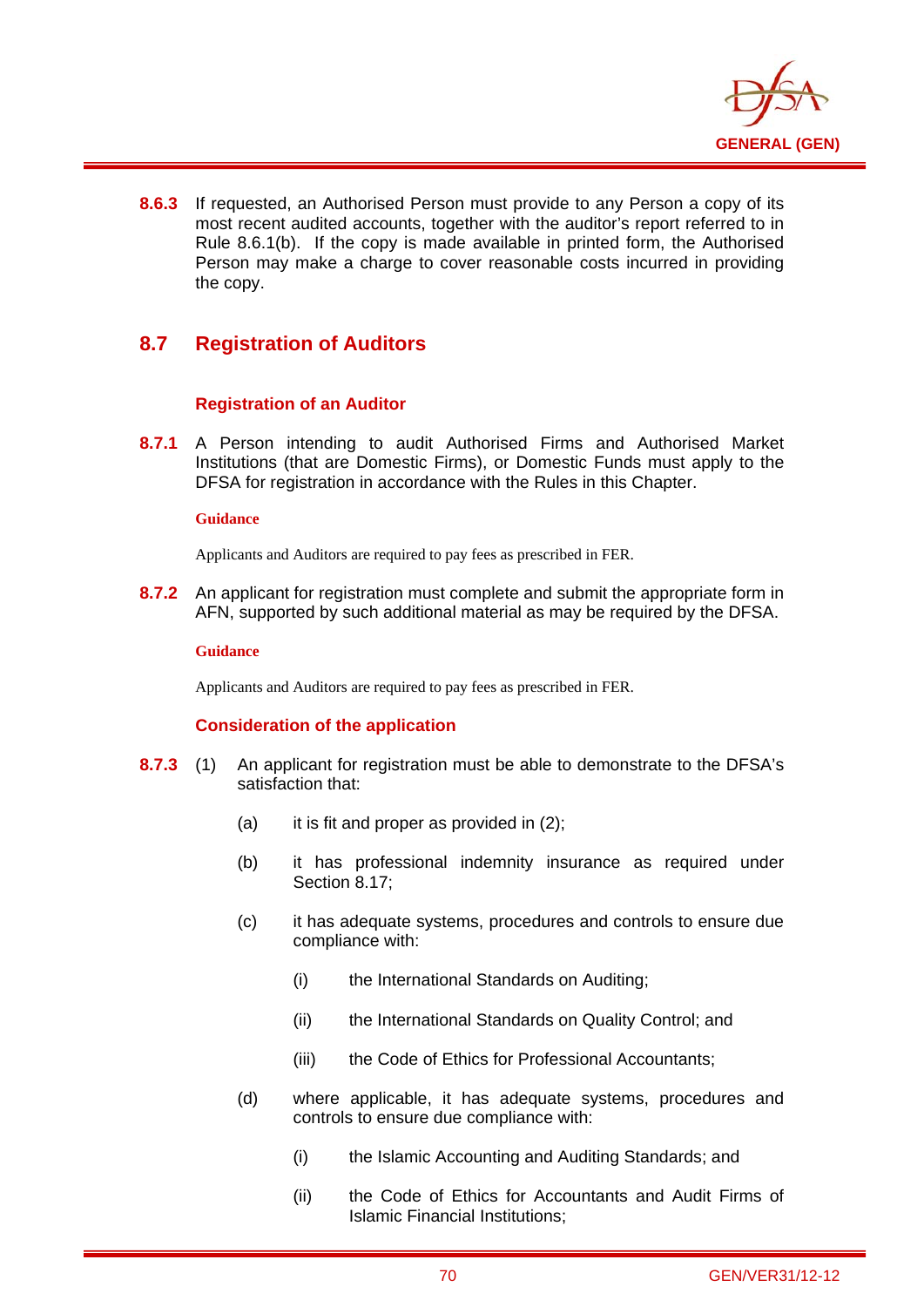**8.6.3** If requested, an Authorised Person must provide to any Person a copy of its most recent audited accounts, together with the auditor's report referred to in Rule 8.6.1(b). If the copy is made available in printed form, the Authorised Person may make a charge to cover reasonable costs incurred in providing the copy.

## 8.7 Registration of Auditors

### Registration of an Auditor

**8.7.1** A Person intending to audit Authorised Firms and Authorised Market Institutions (that are Domestic Firms), or Domestic Funds must apply to the DFSA for registration in accordance with the Rules in this Chapter.

**Guidance**

Applicants and Auditors are required to pay fees as prescribed in FER.

**8.7.2** An applicant for registration must complete and submit the appropriate form in AFN, supported by such additional material as may be required by the DFSA.

**Guidance**

Applicants and Auditors are required to pay fees as prescribed in FER.

### Consideration of the application

**8.7.3** (1) An applicant for registration must be able to demonstrate to the DFSA's satisfaction that:

(a) it is fit and proper as provided in (2);

(b) it has professional indemnity insurance as required under Section 8.17;

(c) it has adequate systems, procedures and controls to ensure due compliance with:

(i) the International Standards on Auditing;

(ii) the International Standards on Quality Control; and

(iii) the Code of Ethics for Professional Accountants;

(d) where applicable, it has adequate systems, procedures and controls to ensure due compliance with:

(i) the Islamic Accounting and Auditing Standards; and

(ii) the Code of Ethics for Accountants and Audit Firms of Islamic Financial Institutions;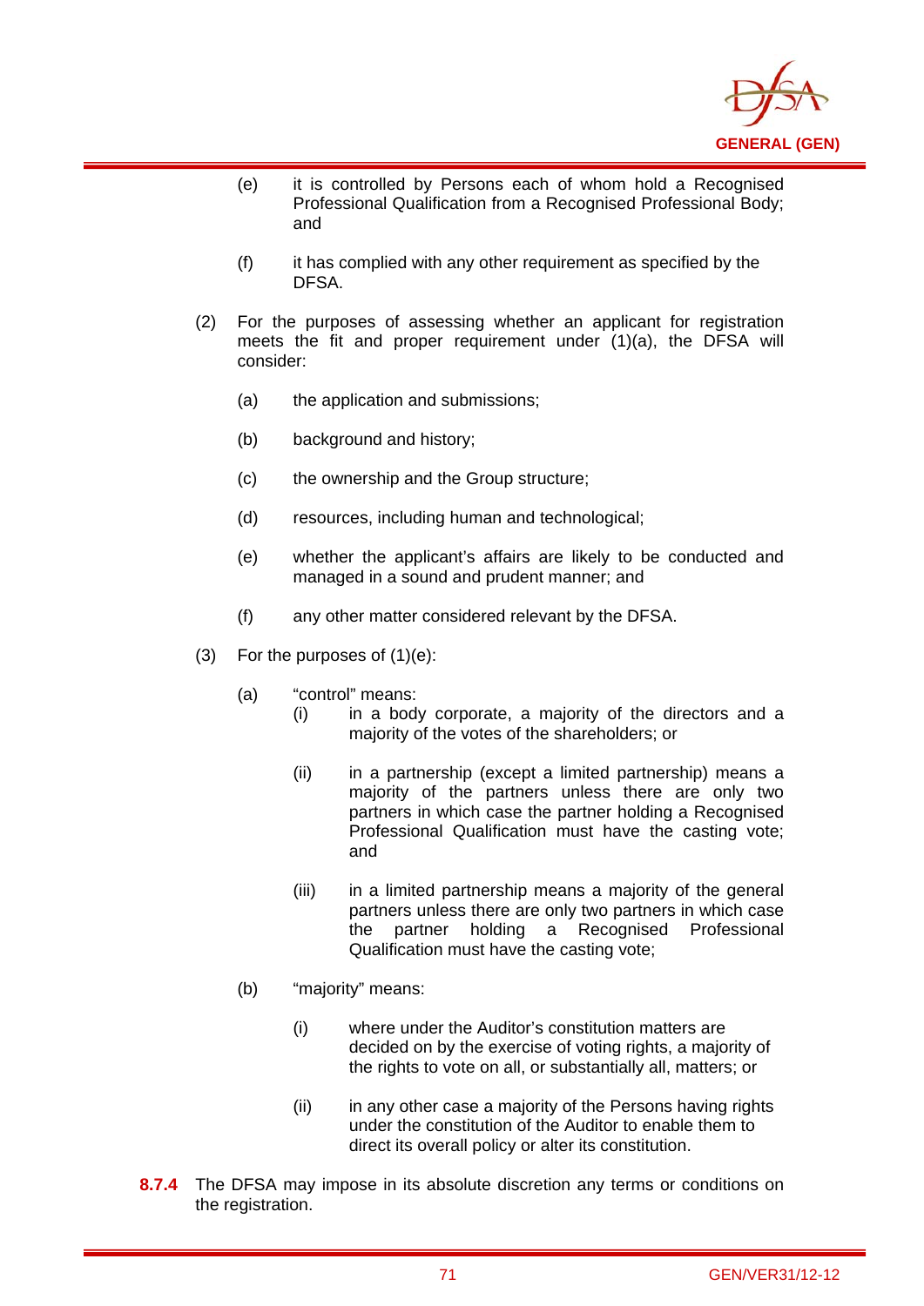(e) it is controlled by Persons each of whom hold a Recognised Professional Qualification from a Recognised Professional Body; and

(f) it has complied with any other requirement as specified by the DFSA.

(2) For the purposes of assessing whether an applicant for registration meets the fit and proper requirement under (1)(a), the DFSA will consider:

(a) the application and submissions;

(b) background and history;

(c) the ownership and the Group structure;

(d) resources, including human and technological;

(e) whether the applicant's affairs are likely to be conducted and managed in a sound and prudent manner; and

(f) any other matter considered relevant by the DFSA.

(3) For the purposes of (1)(e):

(a) "control" means:

(i) in a body corporate, a majority of the directors and a majority of the votes of the shareholders; or

(ii) in a partnership (except a limited partnership) means a majority of the partners unless there are only two partners in which case the partner holding a Recognised Professional Qualification must have the casting vote; and

(iii) in a limited partnership means a majority of the general partners unless there are only two partners in which case the partner holding a Recognised Professional Qualification must have the casting vote;

(b) "majority" means:

(i) where under the Auditor's constitution matters are decided on by the exercise of voting rights, a majority of the rights to vote on all, or substantially all, matters; or

(ii) in any other case a majority of the Persons having rights under the constitution of the Auditor to enable them to direct its overall policy or alter its constitution.

**8.7.4** The DFSA may impose in its absolute discretion any terms or conditions on the registration.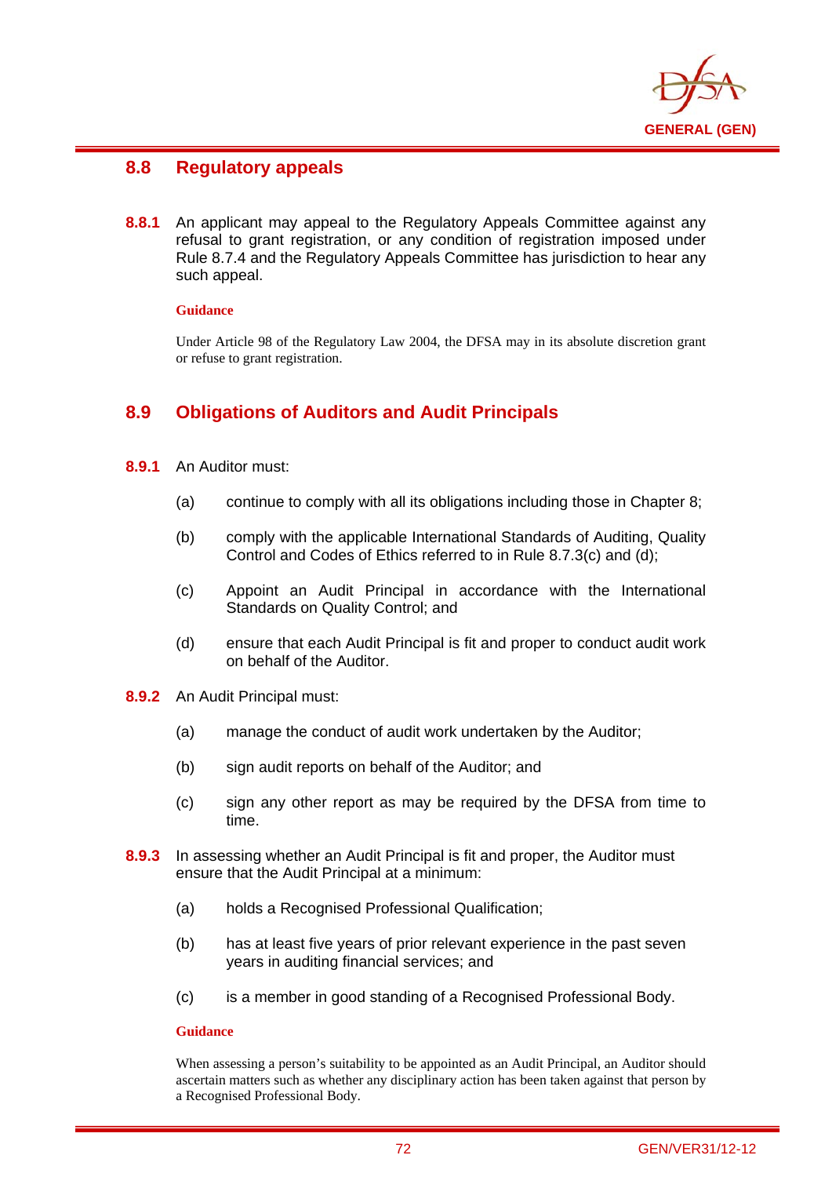## 8.8 Regulatory appeals

**8.8.1** An applicant may appeal to the Regulatory Appeals Committee against any refusal to grant registration, or any condition of registration imposed under Rule 8.7.4 and the Regulatory Appeals Committee has jurisdiction to hear any such appeal.

**Guidance**

Under Article 98 of the Regulatory Law 2004, the DFSA may in its absolute discretion grant or refuse to grant registration.

## 8.9 Obligations of Auditors and Audit Principals

**8.9.1** An Auditor must:

(a) continue to comply with all its obligations including those in Chapter 8;

(b) comply with the applicable International Standards of Auditing, Quality Control and Codes of Ethics referred to in Rule 8.7.3(c) and (d);

(c) Appoint an Audit Principal in accordance with the International Standards on Quality Control; and

(d) ensure that each Audit Principal is fit and proper to conduct audit work on behalf of the Auditor.

**8.9.2** An Audit Principal must:

(a) manage the conduct of audit work undertaken by the Auditor;

(b) sign audit reports on behalf of the Auditor; and

(c) sign any other report as may be required by the DFSA from time to time.

**8.9.3** In assessing whether an Audit Principal is fit and proper, the Auditor must ensure that the Audit Principal at a minimum:

(a) holds a Recognised Professional Qualification;

(b) has at least five years of prior relevant experience in the past seven years in auditing financial services; and

(c) is a member in good standing of a Recognised Professional Body.

**Guidance**

When assessing a person's suitability to be appointed as an Audit Principal, an Auditor should ascertain matters such as whether any disciplinary action has been taken against that person by a Recognised Professional Body.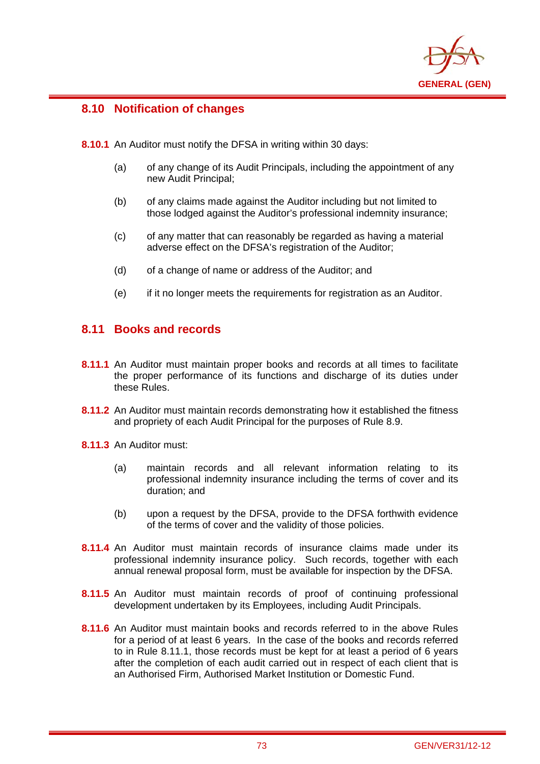## 8.10 Notification of changes

**8.10.1** An Auditor must notify the DFSA in writing within 30 days:

(a) of any change of its Audit Principals, including the appointment of any new Audit Principal;

(b) of any claims made against the Auditor including but not limited to those lodged against the Auditor's professional indemnity insurance;

(c) of any matter that can reasonably be regarded as having a material adverse effect on the DFSA's registration of the Auditor;

(d) of a change of name or address of the Auditor; and

(e) if it no longer meets the requirements for registration as an Auditor.

## 8.11 Books and records

**8.11.1** An Auditor must maintain proper books and records at all times to facilitate the proper performance of its functions and discharge of its duties under these Rules.

**8.11.2** An Auditor must maintain records demonstrating how it established the fitness and propriety of each Audit Principal for the purposes of Rule 8.9.

**8.11.3** An Auditor must:

(a) maintain records and all relevant information relating to its professional indemnity insurance including the terms of cover and its duration; and

(b) upon a request by the DFSA, provide to the DFSA forthwith evidence of the terms of cover and the validity of those policies.

**8.11.4** An Auditor must maintain records of insurance claims made under its professional indemnity insurance policy. Such records, together with each annual renewal proposal form, must be available for inspection by the DFSA.

**8.11.5** An Auditor must maintain records of proof of continuing professional development undertaken by its Employees, including Audit Principals.

**8.11.6** An Auditor must maintain books and records referred to in the above Rules for a period of at least 6 years. In the case of the books and records referred to in Rule 8.11.1, those records must be kept for at least a period of 6 years after the completion of each audit carried out in respect of each client that is an Authorised Firm, Authorised Market Institution or Domestic Fund.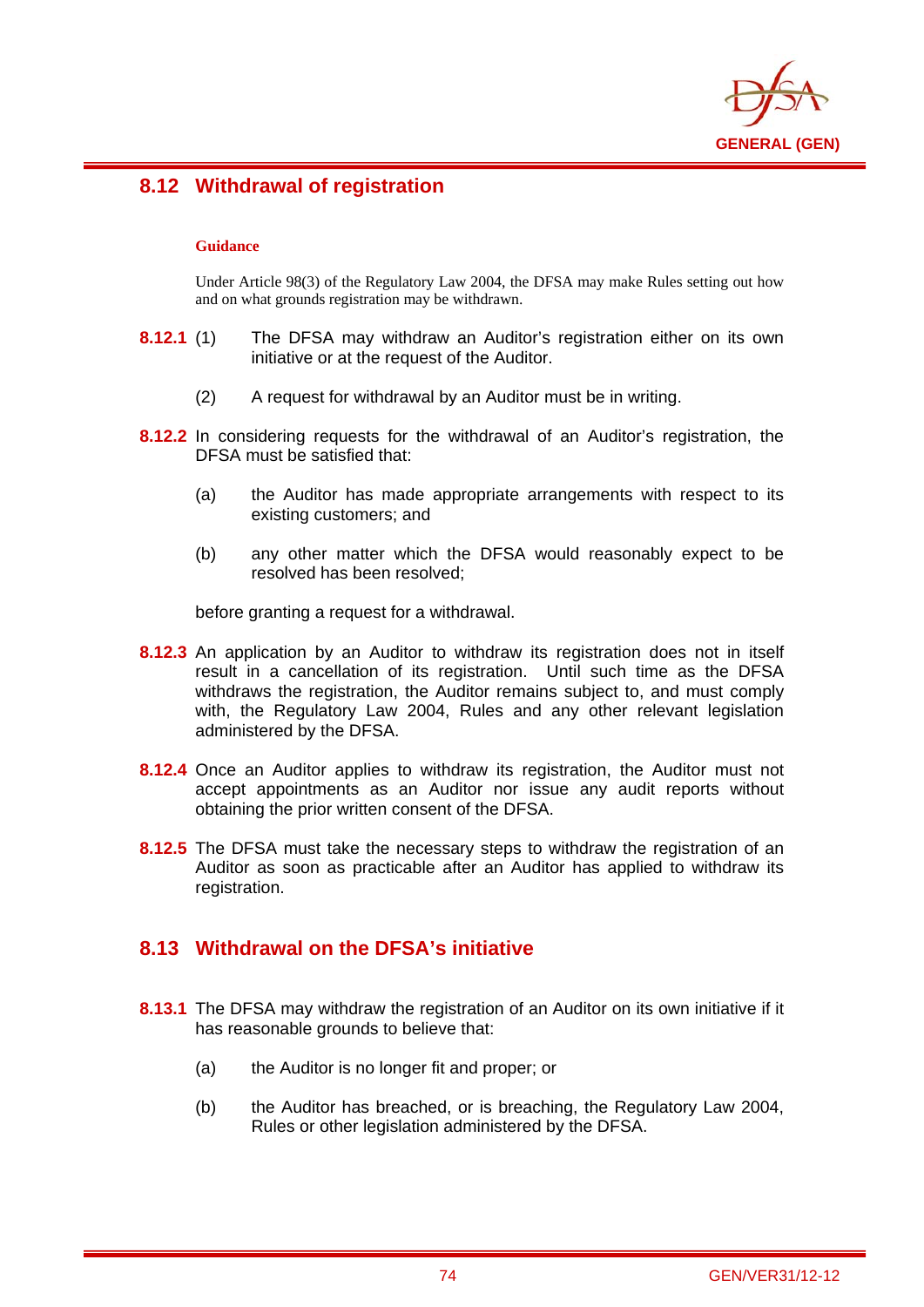## 8.12 Withdrawal of registration

**Guidance**

Under Article 98(3) of the Regulatory Law 2004, the DFSA may make Rules setting out how and on what grounds registration may be withdrawn.

**8.12.1** (1) The DFSA may withdraw an Auditor's registration either on its own initiative or at the request of the Auditor.

(2) A request for withdrawal by an Auditor must be in writing.

**8.12.2** In considering requests for the withdrawal of an Auditor's registration, the DFSA must be satisfied that:

(a) the Auditor has made appropriate arrangements with respect to its existing customers; and

(b) any other matter which the DFSA would reasonably expect to be resolved has been resolved;

before granting a request for a withdrawal.

**8.12.3** An application by an Auditor to withdraw its registration does not in itself result in a cancellation of its registration. Until such time as the DFSA withdraws the registration, the Auditor remains subject to, and must comply with, the Regulatory Law 2004, Rules and any other relevant legislation administered by the DFSA.

**8.12.4** Once an Auditor applies to withdraw its registration, the Auditor must not accept appointments as an Auditor nor issue any audit reports without obtaining the prior written consent of the DFSA.

**8.12.5** The DFSA must take the necessary steps to withdraw the registration of an Auditor as soon as practicable after an Auditor has applied to withdraw its registration.

## 8.13 Withdrawal on the DFSA's initiative

**8.13.1** The DFSA may withdraw the registration of an Auditor on its own initiative if it has reasonable grounds to believe that:

(a) the Auditor is no longer fit and proper; or

(b) the Auditor has breached, or is breaching, the Regulatory Law 2004, Rules or other legislation administered by the DFSA.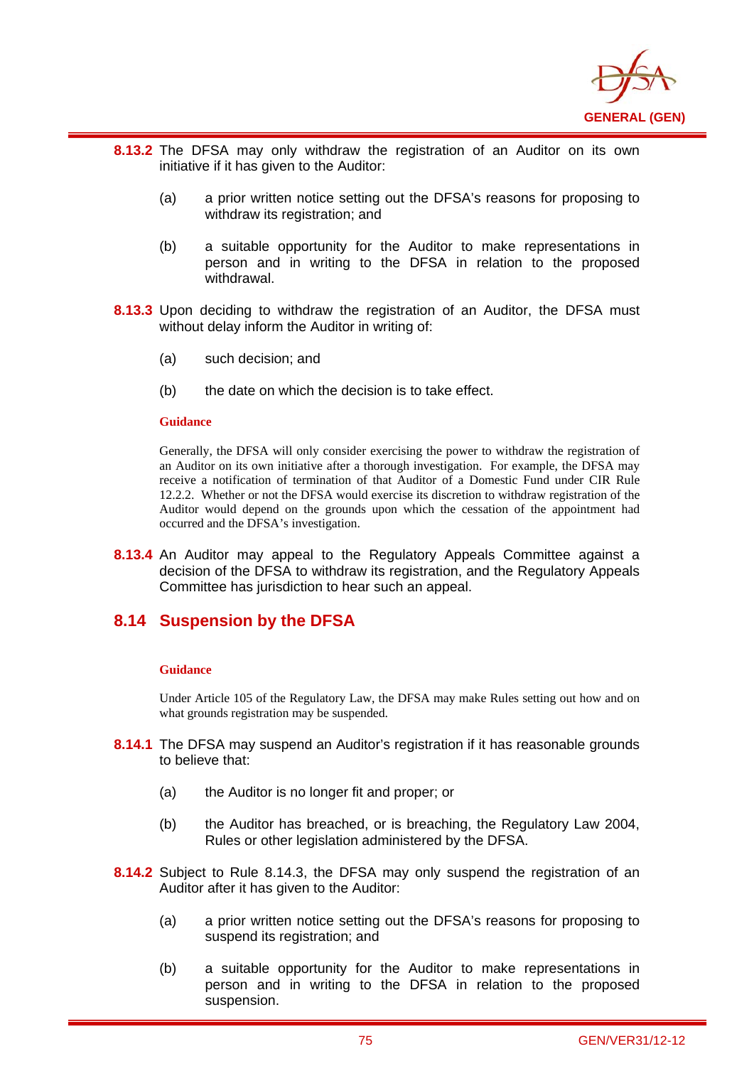**8.13.2** The DFSA may only withdraw the registration of an Auditor on its own initiative if it has given to the Auditor:

(a) a prior written notice setting out the DFSA's reasons for proposing to withdraw its registration; and

(b) a suitable opportunity for the Auditor to make representations in person and in writing to the DFSA in relation to the proposed withdrawal.

**8.13.3** Upon deciding to withdraw the registration of an Auditor, the DFSA must without delay inform the Auditor in writing of:

(a) such decision; and

(b) the date on which the decision is to take effect.

**Guidance**

Generally, the DFSA will only consider exercising the power to withdraw the registration of an Auditor on its own initiative after a thorough investigation. For example, the DFSA may receive a notification of termination of that Auditor of a Domestic Fund under CIR Rule 12.2.2. Whether or not the DFSA would exercise its discretion to withdraw registration of the Auditor would depend on the grounds upon which the cessation of the appointment had occurred and the DFSA's investigation.

**8.13.4** An Auditor may appeal to the Regulatory Appeals Committee against a decision of the DFSA to withdraw its registration, and the Regulatory Appeals Committee has jurisdiction to hear such an appeal.

## 8.14 Suspension by the DFSA

**Guidance**

Under Article 105 of the Regulatory Law, the DFSA may make Rules setting out how and on what grounds registration may be suspended.

**8.14.1** The DFSA may suspend an Auditor's registration if it has reasonable grounds to believe that:

(a) the Auditor is no longer fit and proper; or

(b) the Auditor has breached, or is breaching, the Regulatory Law 2004, Rules or other legislation administered by the DFSA.

**8.14.2** Subject to Rule 8.14.3, the DFSA may only suspend the registration of an Auditor after it has given to the Auditor:

(a) a prior written notice setting out the DFSA's reasons for proposing to suspend its registration; and

(b) a suitable opportunity for the Auditor to make representations in person and in writing to the DFSA in relation to the proposed suspension.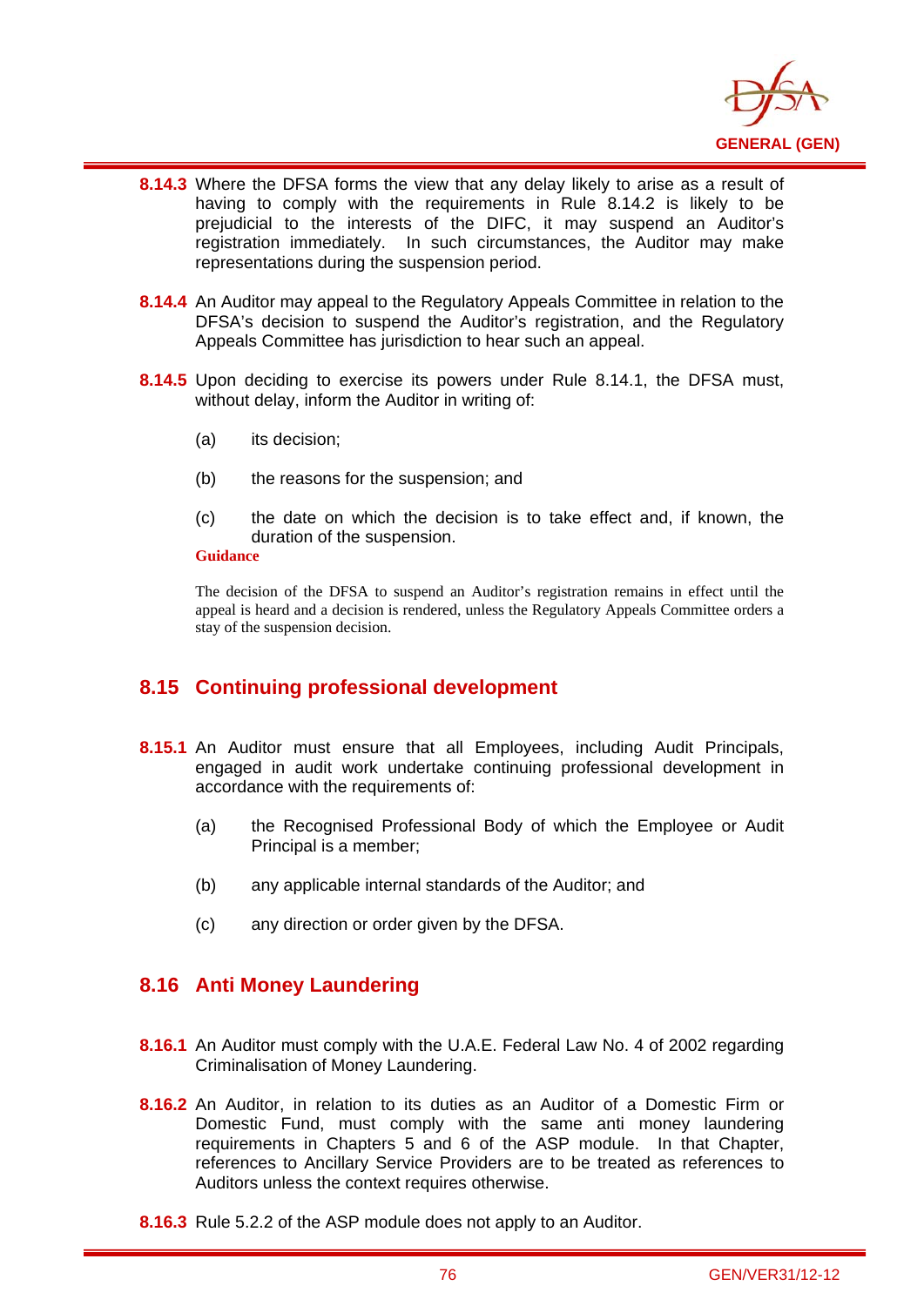**8.14.3** Where the DFSA forms the view that any delay likely to arise as a result of having to comply with the requirements in Rule 8.14.2 is likely to be prejudicial to the interests of the DIFC, it may suspend an Auditor's registration immediately. In such circumstances, the Auditor may make representations during the suspension period.

**8.14.4** An Auditor may appeal to the Regulatory Appeals Committee in relation to the DFSA's decision to suspend the Auditor's registration, and the Regulatory Appeals Committee has jurisdiction to hear such an appeal.

**8.14.5** Upon deciding to exercise its powers under Rule 8.14.1, the DFSA must, without delay, inform the Auditor in writing of:

(a) its decision;

(b) the reasons for the suspension; and

(c) the date on which the decision is to take effect and, if known, the duration of the suspension.

**Guidance**

The decision of the DFSA to suspend an Auditor's registration remains in effect until the appeal is heard and a decision is rendered, unless the Regulatory Appeals Committee orders a stay of the suspension decision.

## 8.15 Continuing professional development

**8.15.1** An Auditor must ensure that all Employees, including Audit Principals, engaged in audit work undertake continuing professional development in accordance with the requirements of:

(a) the Recognised Professional Body of which the Employee or Audit Principal is a member;

(b) any applicable internal standards of the Auditor; and

(c) any direction or order given by the DFSA.

## 8.16 Anti Money Laundering

**8.16.1** An Auditor must comply with the U.A.E. Federal Law No. 4 of 2002 regarding Criminalisation of Money Laundering.

**8.16.2** An Auditor, in relation to its duties as an Auditor of a Domestic Firm or Domestic Fund, must comply with the same anti money laundering requirements in Chapters 5 and 6 of the ASP module. In that Chapter, references to Ancillary Service Providers are to be treated as references to Auditors unless the context requires otherwise.

**8.16.3** Rule 5.2.2 of the ASP module does not apply to an Auditor.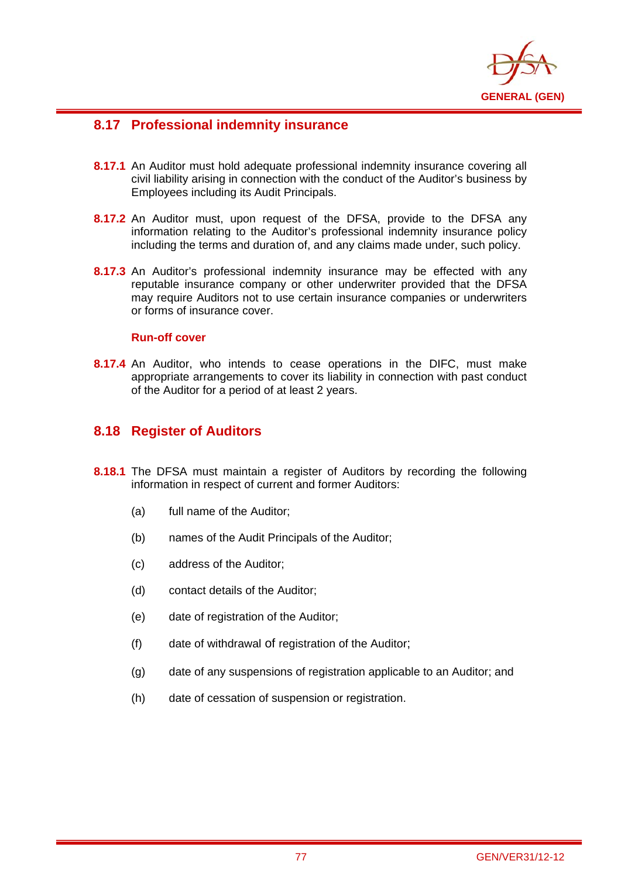## 8.17 Professional indemnity insurance

**8.17.1** An Auditor must hold adequate professional indemnity insurance covering all civil liability arising in connection with the conduct of the Auditor's business by Employees including its Audit Principals.

**8.17.2** An Auditor must, upon request of the DFSA, provide to the DFSA any information relating to the Auditor's professional indemnity insurance policy including the terms and duration of, and any claims made under, such policy.

**8.17.3** An Auditor's professional indemnity insurance may be effected with any reputable insurance company or other underwriter provided that the DFSA may require Auditors not to use certain insurance companies or underwriters or forms of insurance cover.

#### Run-off cover

**8.17.4** An Auditor, who intends to cease operations in the DIFC, must make appropriate arrangements to cover its liability in connection with past conduct of the Auditor for a period of at least 2 years.

## 8.18 Register of Auditors

**8.18.1** The DFSA must maintain a register of Auditors by recording the following information in respect of current and former Auditors:

(a) full name of the Auditor;

(b) names of the Audit Principals of the Auditor;

(c) address of the Auditor;

(d) contact details of the Auditor;

(e) date of registration of the Auditor;

(f) date of withdrawal of registration of the Auditor;

(g) date of any suspensions of registration applicable to an Auditor; and

(h) date of cessation of suspension or registration.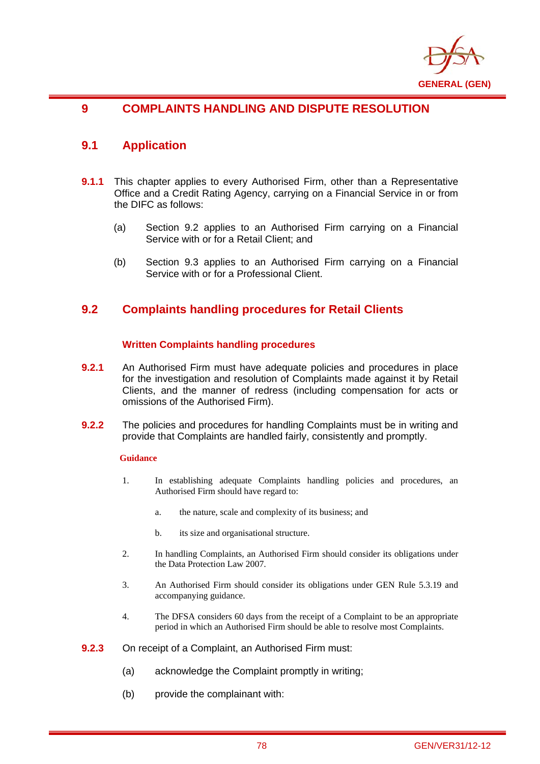# 9 COMPLAINTS HANDLING AND DISPUTE RESOLUTION

## 9.1 Application

**9.1.1** This chapter applies to every Authorised Firm, other than a Representative Office and a Credit Rating Agency, carrying on a Financial Service in or from the DIFC as follows:

(a) Section 9.2 applies to an Authorised Firm carrying on a Financial Service with or for a Retail Client; and

(b) Section 9.3 applies to an Authorised Firm carrying on a Financial Service with or for a Professional Client.

## 9.2 Complaints handling procedures for Retail Clients

### Written Complaints handling procedures

**9.2.1** An Authorised Firm must have adequate policies and procedures in place for the investigation and resolution of Complaints made against it by Retail Clients, and the manner of redress (including compensation for acts or omissions of the Authorised Firm).

**9.2.2** The policies and procedures for handling Complaints must be in writing and provide that Complaints are handled fairly, consistently and promptly.

**Guidance**

1. In establishing adequate Complaints handling policies and procedures, an Authorised Firm should have regard to:

   a. the nature, scale and complexity of its business; and

   b. its size and organisational structure.

2. In handling Complaints, an Authorised Firm should consider its obligations under the Data Protection Law 2007.

3. An Authorised Firm should consider its obligations under GEN Rule 5.3.19 and accompanying guidance.

4. The DFSA considers 60 days from the receipt of a Complaint to be an appropriate period in which an Authorised Firm should be able to resolve most Complaints.

**9.2.3** On receipt of a Complaint, an Authorised Firm must:

(a) acknowledge the Complaint promptly in writing;

(b) provide the complainant with: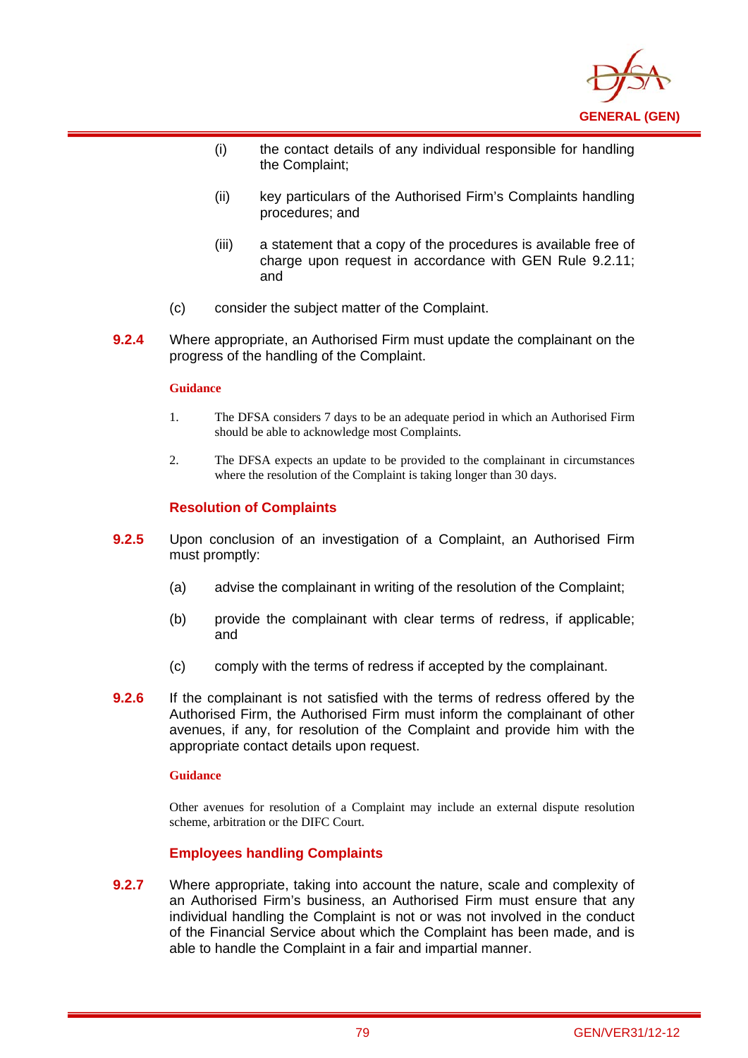(i) the contact details of any individual responsible for handling the Complaint;

(ii) key particulars of the Authorised Firm's Complaints handling procedures; and

(iii) a statement that a copy of the procedures is available free of charge upon request in accordance with GEN Rule 9.2.11; and

(c) consider the subject matter of the Complaint.

**9.2.4** Where appropriate, an Authorised Firm must update the complainant on the progress of the handling of the Complaint.

**Guidance**

1. The DFSA considers 7 days to be an adequate period in which an Authorised Firm should be able to acknowledge most Complaints.

2. The DFSA expects an update to be provided to the complainant in circumstances where the resolution of the Complaint is taking longer than 30 days.

### Resolution of Complaints

**9.2.5** Upon conclusion of an investigation of a Complaint, an Authorised Firm must promptly:

(a) advise the complainant in writing of the resolution of the Complaint;

(b) provide the complainant with clear terms of redress, if applicable; and

(c) comply with the terms of redress if accepted by the complainant.

**9.2.6** If the complainant is not satisfied with the terms of redress offered by the Authorised Firm, the Authorised Firm must inform the complainant of other avenues, if any, for resolution of the Complaint and provide him with the appropriate contact details upon request.

**Guidance**

Other avenues for resolution of a Complaint may include an external dispute resolution scheme, arbitration or the DIFC Court.

### Employees handling Complaints

**9.2.7** Where appropriate, taking into account the nature, scale and complexity of an Authorised Firm's business, an Authorised Firm must ensure that any individual handling the Complaint is not or was not involved in the conduct of the Financial Service about which the Complaint has been made, and is able to handle the Complaint in a fair and impartial manner.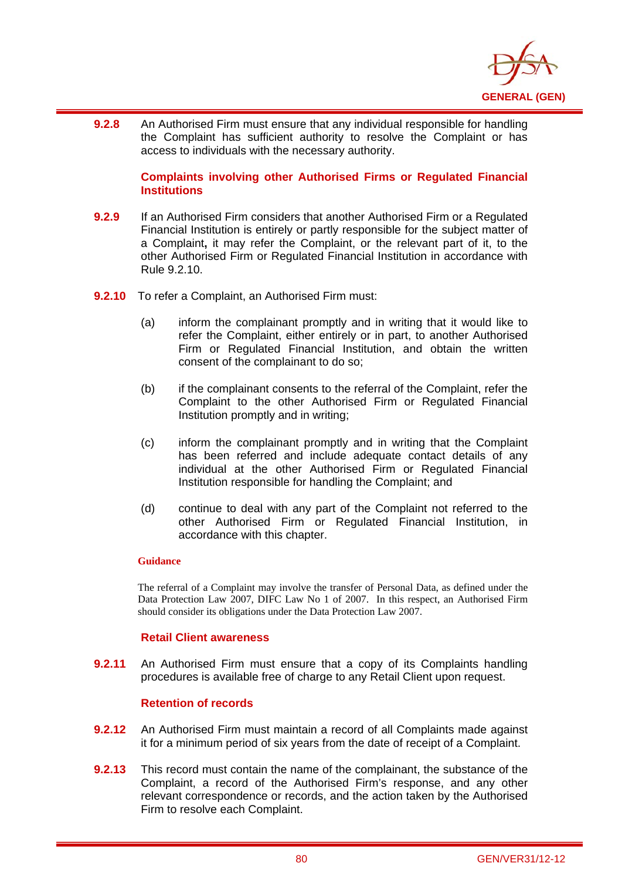**9.2.8** An Authorised Firm must ensure that any individual responsible for handling the Complaint has sufficient authority to resolve the Complaint or has access to individuals with the necessary authority.

### Complaints involving other Authorised Firms or Regulated Financial Institutions

**9.2.9** If an Authorised Firm considers that another Authorised Firm or a Regulated Financial Institution is entirely or partly responsible for the subject matter of a Complaint**,** it may refer the Complaint, or the relevant part of it, to the other Authorised Firm or Regulated Financial Institution in accordance with Rule 9.2.10.

**9.2.10** To refer a Complaint, an Authorised Firm must:

(a) inform the complainant promptly and in writing that it would like to refer the Complaint, either entirely or in part, to another Authorised Firm or Regulated Financial Institution, and obtain the written consent of the complainant to do so;

(b) if the complainant consents to the referral of the Complaint, refer the Complaint to the other Authorised Firm or Regulated Financial Institution promptly and in writing;

(c) inform the complainant promptly and in writing that the Complaint has been referred and include adequate contact details of any individual at the other Authorised Firm or Regulated Financial Institution responsible for handling the Complaint; and

(d) continue to deal with any part of the Complaint not referred to the other Authorised Firm or Regulated Financial Institution, in accordance with this chapter.

**Guidance**

The referral of a Complaint may involve the transfer of Personal Data, as defined under the Data Protection Law 2007, DIFC Law No 1 of 2007. In this respect, an Authorised Firm should consider its obligations under the Data Protection Law 2007.

### Retail Client awareness

**9.2.11** An Authorised Firm must ensure that a copy of its Complaints handling procedures is available free of charge to any Retail Client upon request.

### Retention of records

**9.2.12** An Authorised Firm must maintain a record of all Complaints made against it for a minimum period of six years from the date of receipt of a Complaint.

**9.2.13** This record must contain the name of the complainant, the substance of the Complaint, a record of the Authorised Firm's response, and any other relevant correspondence or records, and the action taken by the Authorised Firm to resolve each Complaint.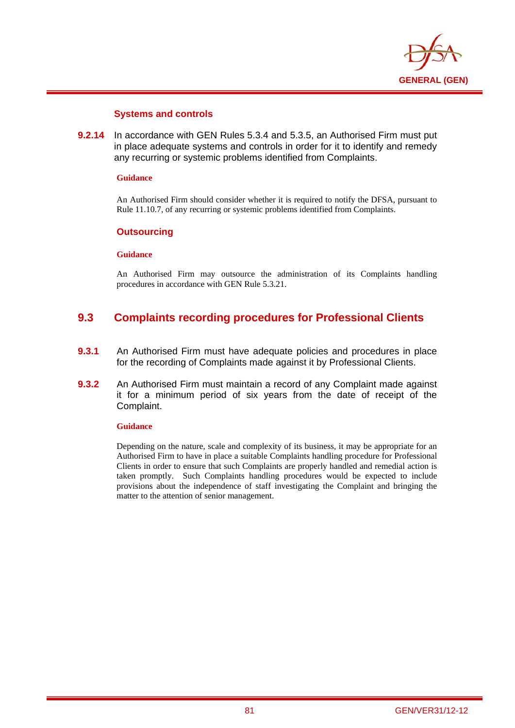### Systems and controls

**9.2.14** In accordance with GEN Rules 5.3.4 and 5.3.5, an Authorised Firm must put in place adequate systems and controls in order for it to identify and remedy any recurring or systemic problems identified from Complaints.

**Guidance**

An Authorised Firm should consider whether it is required to notify the DFSA, pursuant to Rule 11.10.7, of any recurring or systemic problems identified from Complaints.

### Outsourcing

**Guidance**

An Authorised Firm may outsource the administration of its Complaints handling procedures in accordance with GEN Rule 5.3.21.

## 9.3 Complaints recording procedures for Professional Clients

**9.3.1** An Authorised Firm must have adequate policies and procedures in place for the recording of Complaints made against it by Professional Clients.

**9.3.2** An Authorised Firm must maintain a record of any Complaint made against it for a minimum period of six years from the date of receipt of the Complaint.

**Guidance**

Depending on the nature, scale and complexity of its business, it may be appropriate for an Authorised Firm to have in place a suitable Complaints handling procedure for Professional Clients in order to ensure that such Complaints are properly handled and remedial action is taken promptly. Such Complaints handling procedures would be expected to include provisions about the independence of staff investigating the Complaint and bringing the matter to the attention of senior management.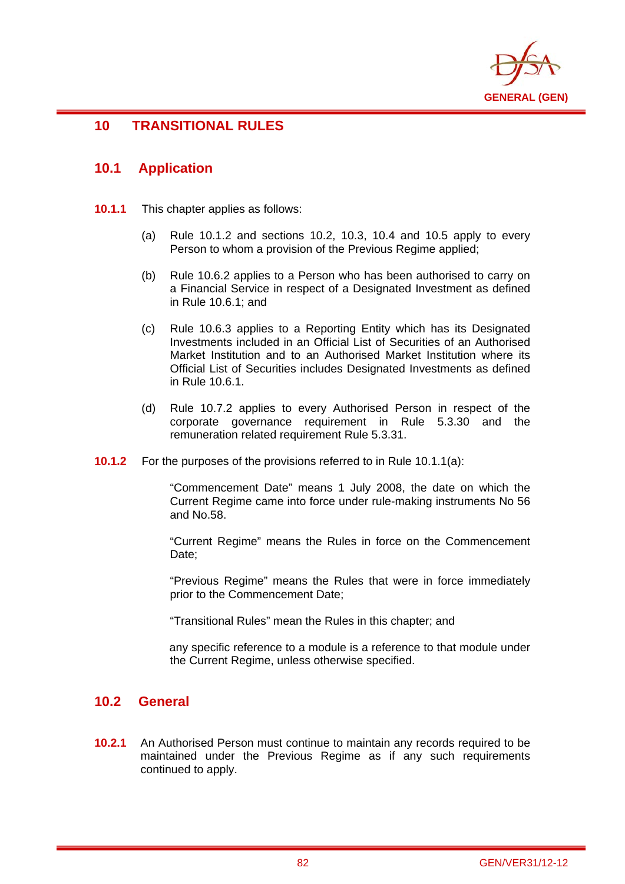# 10 TRANSITIONAL RULES

## 10.1 Application

**10.1.1** This chapter applies as follows:

(a) Rule 10.1.2 and sections 10.2, 10.3, 10.4 and 10.5 apply to every Person to whom a provision of the Previous Regime applied;

(b) Rule 10.6.2 applies to a Person who has been authorised to carry on a Financial Service in respect of a Designated Investment as defined in Rule 10.6.1; and

(c) Rule 10.6.3 applies to a Reporting Entity which has its Designated Investments included in an Official List of Securities of an Authorised Market Institution and to an Authorised Market Institution where its Official List of Securities includes Designated Investments as defined in Rule 10.6.1.

(d) Rule 10.7.2 applies to every Authorised Person in respect of the corporate governance requirement in Rule 5.3.30 and the remuneration related requirement Rule 5.3.31.

**10.1.2** For the purposes of the provisions referred to in Rule 10.1.1(a):

"Commencement Date" means 1 July 2008, the date on which the Current Regime came into force under rule-making instruments No 56 and No.58.

"Current Regime" means the Rules in force on the Commencement Date;

"Previous Regime" means the Rules that were in force immediately prior to the Commencement Date;

"Transitional Rules" mean the Rules in this chapter; and

any specific reference to a module is a reference to that module under the Current Regime, unless otherwise specified.

## 10.2 General

**10.2.1** An Authorised Person must continue to maintain any records required to be maintained under the Previous Regime as if any such requirements continued to apply.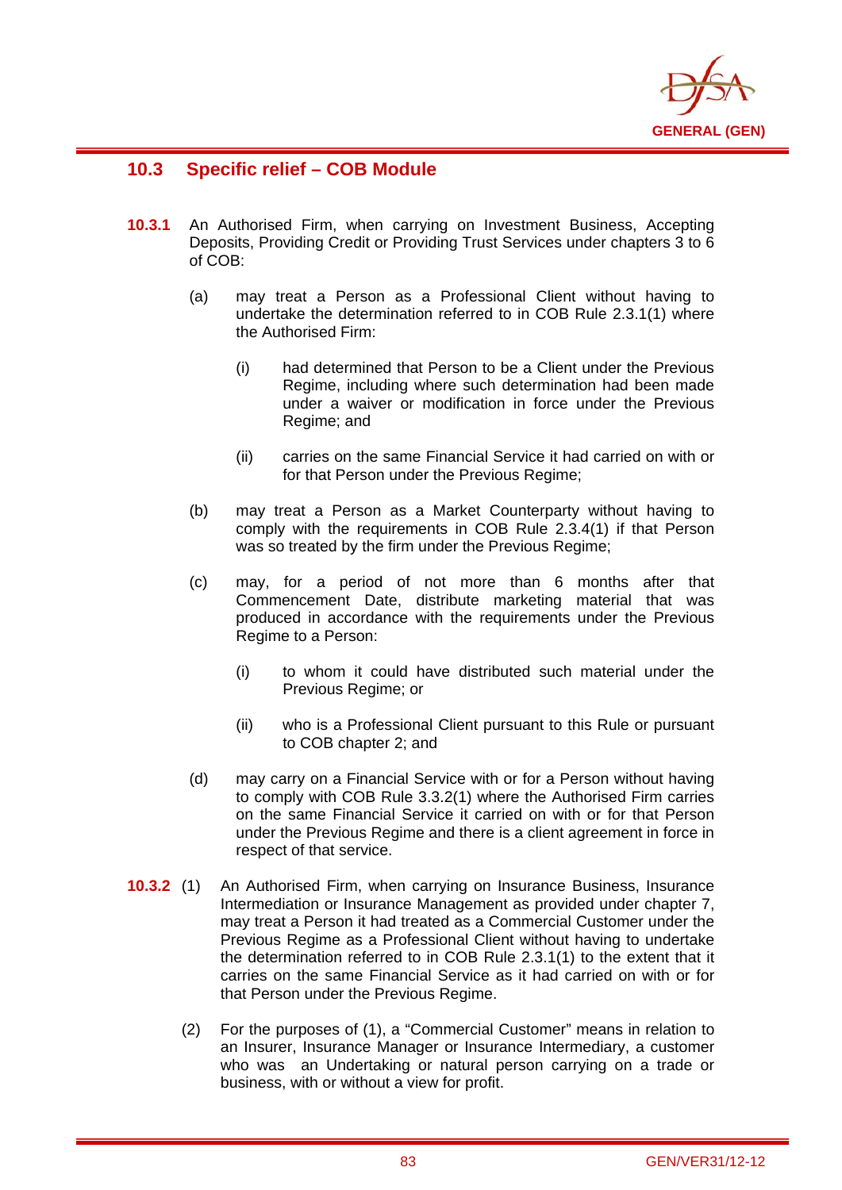## 10.3 Specific relief – COB Module

**10.3.1** An Authorised Firm, when carrying on Investment Business, Accepting Deposits, Providing Credit or Providing Trust Services under chapters 3 to 6 of COB:

(a) may treat a Person as a Professional Client without having to undertake the determination referred to in COB Rule 2.3.1(1) where the Authorised Firm:

  (i) had determined that Person to be a Client under the Previous Regime, including where such determination had been made under a waiver or modification in force under the Previous Regime; and

  (ii) carries on the same Financial Service it had carried on with or for that Person under the Previous Regime;

(b) may treat a Person as a Market Counterparty without having to comply with the requirements in COB Rule 2.3.4(1) if that Person was so treated by the firm under the Previous Regime;

(c) may, for a period of not more than 6 months after that Commencement Date, distribute marketing material that was produced in accordance with the requirements under the Previous Regime to a Person:

  (i) to whom it could have distributed such material under the Previous Regime; or

  (ii) who is a Professional Client pursuant to this Rule or pursuant to COB chapter 2; and

(d) may carry on a Financial Service with or for a Person without having to comply with COB Rule 3.3.2(1) where the Authorised Firm carries on the same Financial Service it carried on with or for that Person under the Previous Regime and there is a client agreement in force in respect of that service.

**10.3.2** (1) An Authorised Firm, when carrying on Insurance Business, Insurance Intermediation or Insurance Management as provided under chapter 7, may treat a Person it had treated as a Commercial Customer under the Previous Regime as a Professional Client without having to undertake the determination referred to in COB Rule 2.3.1(1) to the extent that it carries on the same Financial Service as it had carried on with or for that Person under the Previous Regime.

(2) For the purposes of (1), a "Commercial Customer" means in relation to an Insurer, Insurance Manager or Insurance Intermediary, a customer who was an Undertaking or natural person carrying on a trade or business, with or without a view for profit.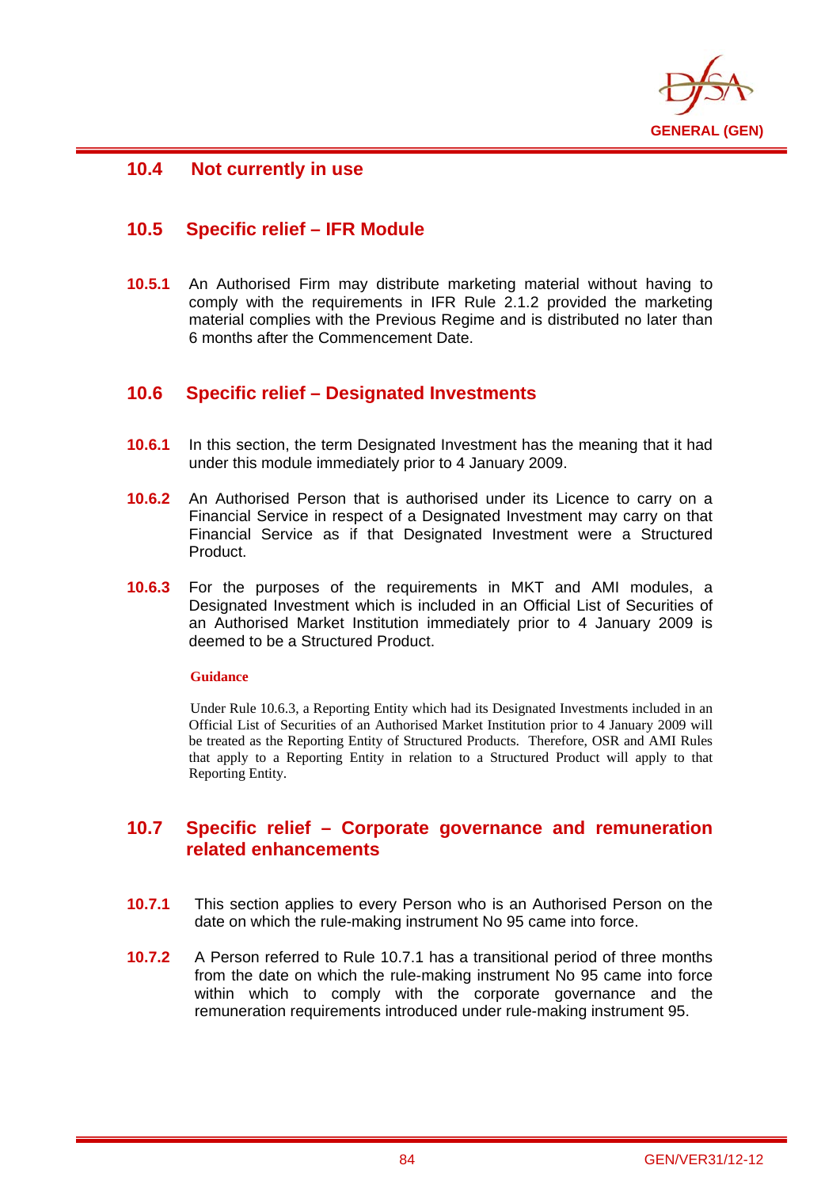## 10.4 Not currently in use

## 10.5 Specific relief – IFR Module

**10.5.1** An Authorised Firm may distribute marketing material without having to comply with the requirements in IFR Rule 2.1.2 provided the marketing material complies with the Previous Regime and is distributed no later than 6 months after the Commencement Date.

## 10.6 Specific relief – Designated Investments

**10.6.1** In this section, the term Designated Investment has the meaning that it had under this module immediately prior to 4 January 2009.

**10.6.2** An Authorised Person that is authorised under its Licence to carry on a Financial Service in respect of a Designated Investment may carry on that Financial Service as if that Designated Investment were a Structured Product.

**10.6.3** For the purposes of the requirements in MKT and AMI modules, a Designated Investment which is included in an Official List of Securities of an Authorised Market Institution immediately prior to 4 January 2009 is deemed to be a Structured Product.

**Guidance**

Under Rule 10.6.3, a Reporting Entity which had its Designated Investments included in an Official List of Securities of an Authorised Market Institution prior to 4 January 2009 will be treated as the Reporting Entity of Structured Products. Therefore, OSR and AMI Rules that apply to a Reporting Entity in relation to a Structured Product will apply to that Reporting Entity.

## 10.7 Specific relief – Corporate governance and remuneration related enhancements

**10.7.1** This section applies to every Person who is an Authorised Person on the date on which the rule-making instrument No 95 came into force.

**10.7.2** A Person referred to Rule 10.7.1 has a transitional period of three months from the date on which the rule-making instrument No 95 came into force within which to comply with the corporate governance and the remuneration requirements introduced under rule-making instrument 95.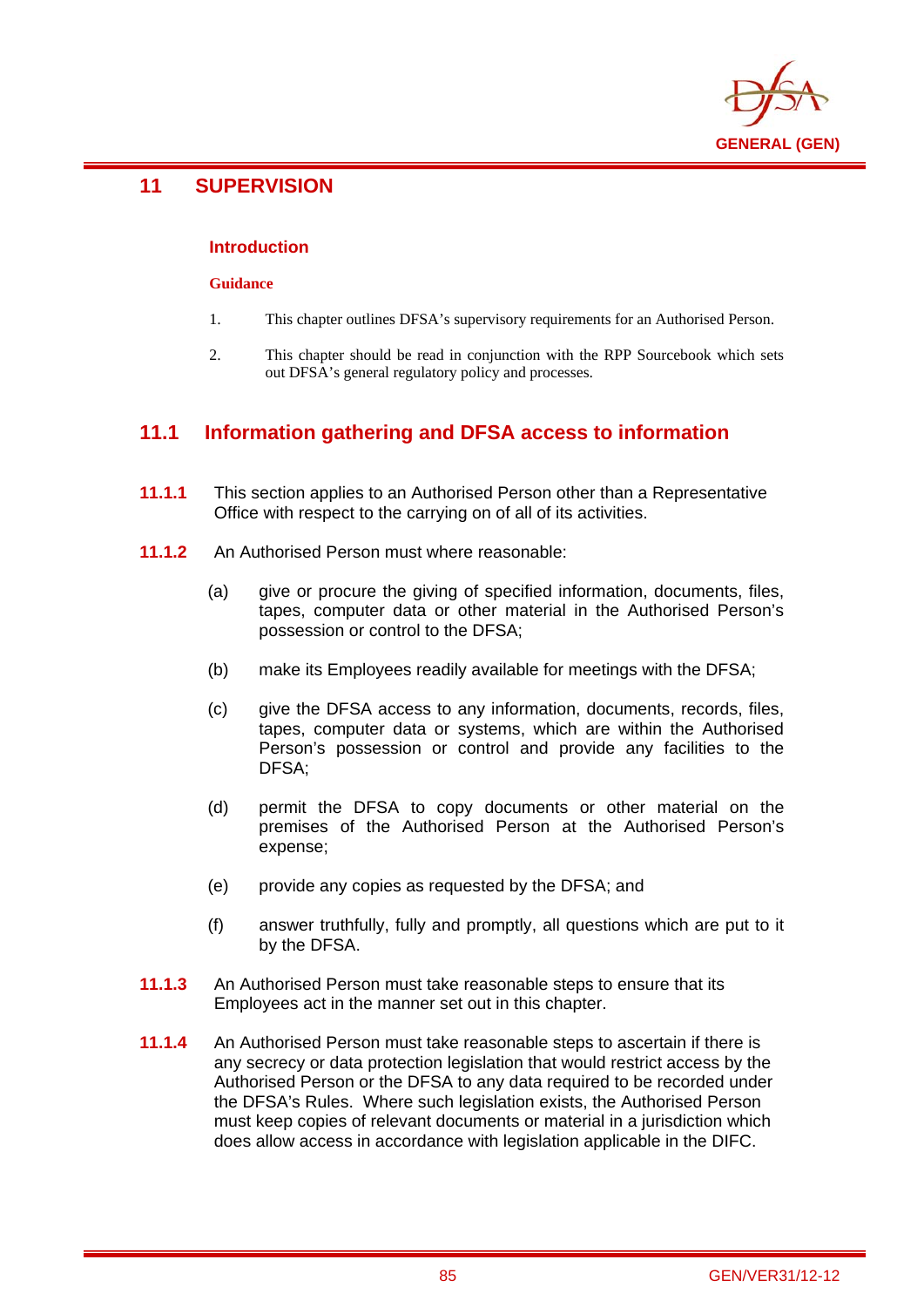# 11 SUPERVISION

### Introduction

**Guidance**

1. This chapter outlines DFSA's supervisory requirements for an Authorised Person.

2. This chapter should be read in conjunction with the RPP Sourcebook which sets out DFSA's general regulatory policy and processes.

## 11.1 Information gathering and DFSA access to information

**11.1.1** This section applies to an Authorised Person other than a Representative Office with respect to the carrying on of all of its activities.

**11.1.2** An Authorised Person must where reasonable:

(a) give or procure the giving of specified information, documents, files, tapes, computer data or other material in the Authorised Person's possession or control to the DFSA;

(b) make its Employees readily available for meetings with the DFSA;

(c) give the DFSA access to any information, documents, records, files, tapes, computer data or systems, which are within the Authorised Person's possession or control and provide any facilities to the DFSA;

(d) permit the DFSA to copy documents or other material on the premises of the Authorised Person at the Authorised Person's expense;

(e) provide any copies as requested by the DFSA; and

(f) answer truthfully, fully and promptly, all questions which are put to it by the DFSA.

**11.1.3** An Authorised Person must take reasonable steps to ensure that its Employees act in the manner set out in this chapter.

**11.1.4** An Authorised Person must take reasonable steps to ascertain if there is any secrecy or data protection legislation that would restrict access by the Authorised Person or the DFSA to any data required to be recorded under the DFSA's Rules. Where such legislation exists, the Authorised Person must keep copies of relevant documents or material in a jurisdiction which does allow access in accordance with legislation applicable in the DIFC.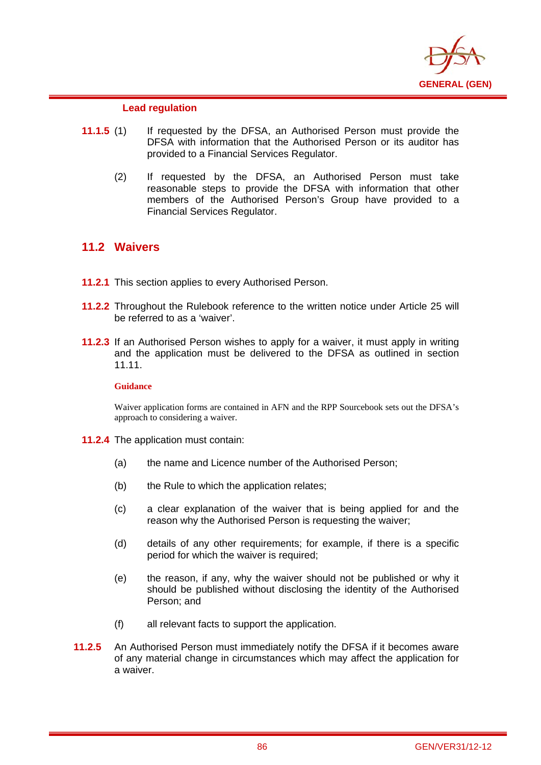**Lead regulation**

**11.1.5** (1) If requested by the DFSA, an Authorised Person must provide the DFSA with information that the Authorised Person or its auditor has provided to a Financial Services Regulator.

(2) If requested by the DFSA, an Authorised Person must take reasonable steps to provide the DFSA with information that other members of the Authorised Person's Group have provided to a Financial Services Regulator.

## 11.2 Waivers

**11.2.1** This section applies to every Authorised Person.

**11.2.2** Throughout the Rulebook reference to the written notice under Article 25 will be referred to as a 'waiver'.

**11.2.3** If an Authorised Person wishes to apply for a waiver, it must apply in writing and the application must be delivered to the DFSA as outlined in section 11.11.

**Guidance**

Waiver application forms are contained in AFN and the RPP Sourcebook sets out the DFSA's approach to considering a waiver.

**11.2.4** The application must contain:

(a) the name and Licence number of the Authorised Person;

(b) the Rule to which the application relates;

(c) a clear explanation of the waiver that is being applied for and the reason why the Authorised Person is requesting the waiver;

(d) details of any other requirements; for example, if there is a specific period for which the waiver is required;

(e) the reason, if any, why the waiver should not be published or why it should be published without disclosing the identity of the Authorised Person; and

(f) all relevant facts to support the application.

**11.2.5** An Authorised Person must immediately notify the DFSA if it becomes aware of any material change in circumstances which may affect the application for a waiver.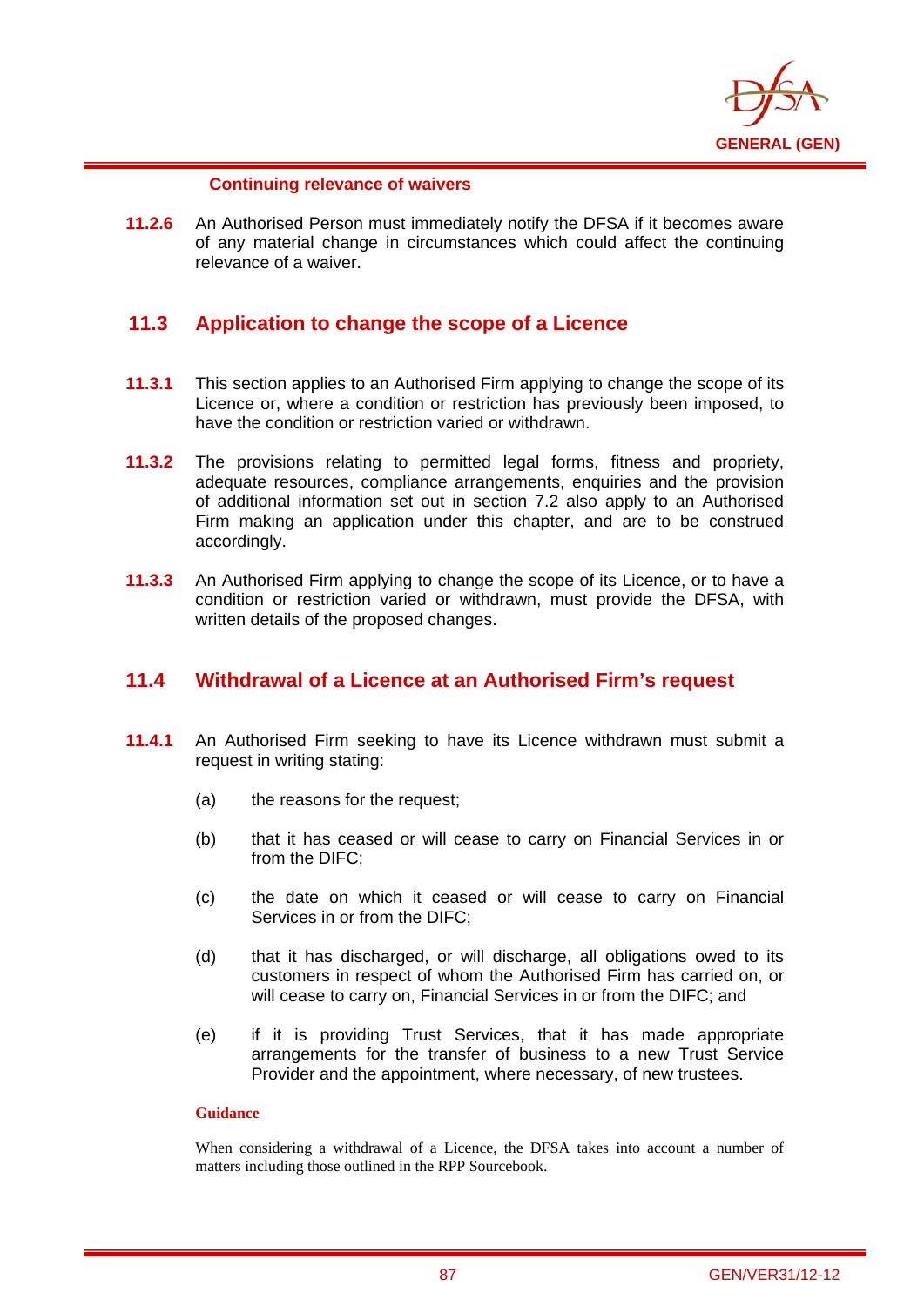#### Continuing relevance of waivers

**11.2.6** An Authorised Person must immediately notify the DFSA if it becomes aware of any material change in circumstances which could affect the continuing relevance of a waiver.

## 11.3 Application to change the scope of a Licence

**11.3.1** This section applies to an Authorised Firm applying to change the scope of its Licence or, where a condition or restriction has previously been imposed, to have the condition or restriction varied or withdrawn.

**11.3.2** The provisions relating to permitted legal forms, fitness and propriety, adequate resources, compliance arrangements, enquiries and the provision of additional information set out in section 7.2 also apply to an Authorised Firm making an application under this chapter, and are to be construed accordingly.

**11.3.3** An Authorised Firm applying to change the scope of its Licence, or to have a condition or restriction varied or withdrawn, must provide the DFSA, with written details of the proposed changes.

## 11.4 Withdrawal of a Licence at an Authorised Firm's request

**11.4.1** An Authorised Firm seeking to have its Licence withdrawn must submit a request in writing stating:

(a) the reasons for the request;

(b) that it has ceased or will cease to carry on Financial Services in or from the DIFC;

(c) the date on which it ceased or will cease to carry on Financial Services in or from the DIFC;

(d) that it has discharged, or will discharge, all obligations owed to its customers in respect of whom the Authorised Firm has carried on, or will cease to carry on, Financial Services in or from the DIFC; and

(e) if it is providing Trust Services, that it has made appropriate arrangements for the transfer of business to a new Trust Service Provider and the appointment, where necessary, of new trustees.

**Guidance**

When considering a withdrawal of a Licence, the DFSA takes into account a number of matters including those outlined in the RPP Sourcebook.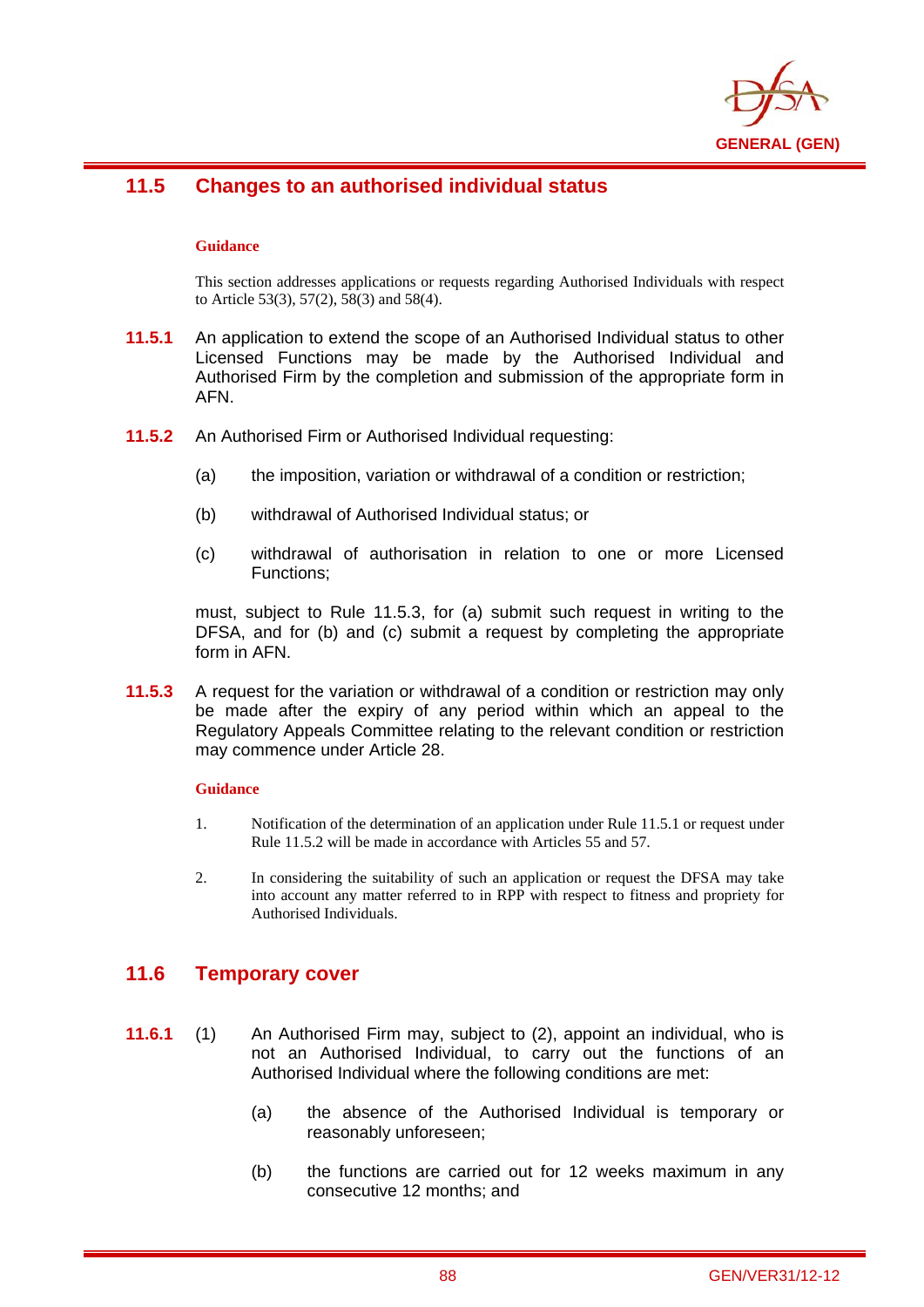## 11.5 Changes to an authorised individual status

**Guidance**

This section addresses applications or requests regarding Authorised Individuals with respect to Article 53(3), 57(2), 58(3) and 58(4).

**11.5.1** An application to extend the scope of an Authorised Individual status to other Licensed Functions may be made by the Authorised Individual and Authorised Firm by the completion and submission of the appropriate form in AFN.

**11.5.2** An Authorised Firm or Authorised Individual requesting:

(a) the imposition, variation or withdrawal of a condition or restriction;

(b) withdrawal of Authorised Individual status; or

(c) withdrawal of authorisation in relation to one or more Licensed Functions;

must, subject to Rule 11.5.3, for (a) submit such request in writing to the DFSA, and for (b) and (c) submit a request by completing the appropriate form in AFN.

**11.5.3** A request for the variation or withdrawal of a condition or restriction may only be made after the expiry of any period within which an appeal to the Regulatory Appeals Committee relating to the relevant condition or restriction may commence under Article 28.

**Guidance**

1. Notification of the determination of an application under Rule 11.5.1 or request under Rule 11.5.2 will be made in accordance with Articles 55 and 57.

2. In considering the suitability of such an application or request the DFSA may take into account any matter referred to in RPP with respect to fitness and propriety for Authorised Individuals.

## 11.6 Temporary cover

**11.6.1** (1) An Authorised Firm may, subject to (2), appoint an individual, who is not an Authorised Individual, to carry out the functions of an Authorised Individual where the following conditions are met:

(a) the absence of the Authorised Individual is temporary or reasonably unforeseen;

(b) the functions are carried out for 12 weeks maximum in any consecutive 12 months; and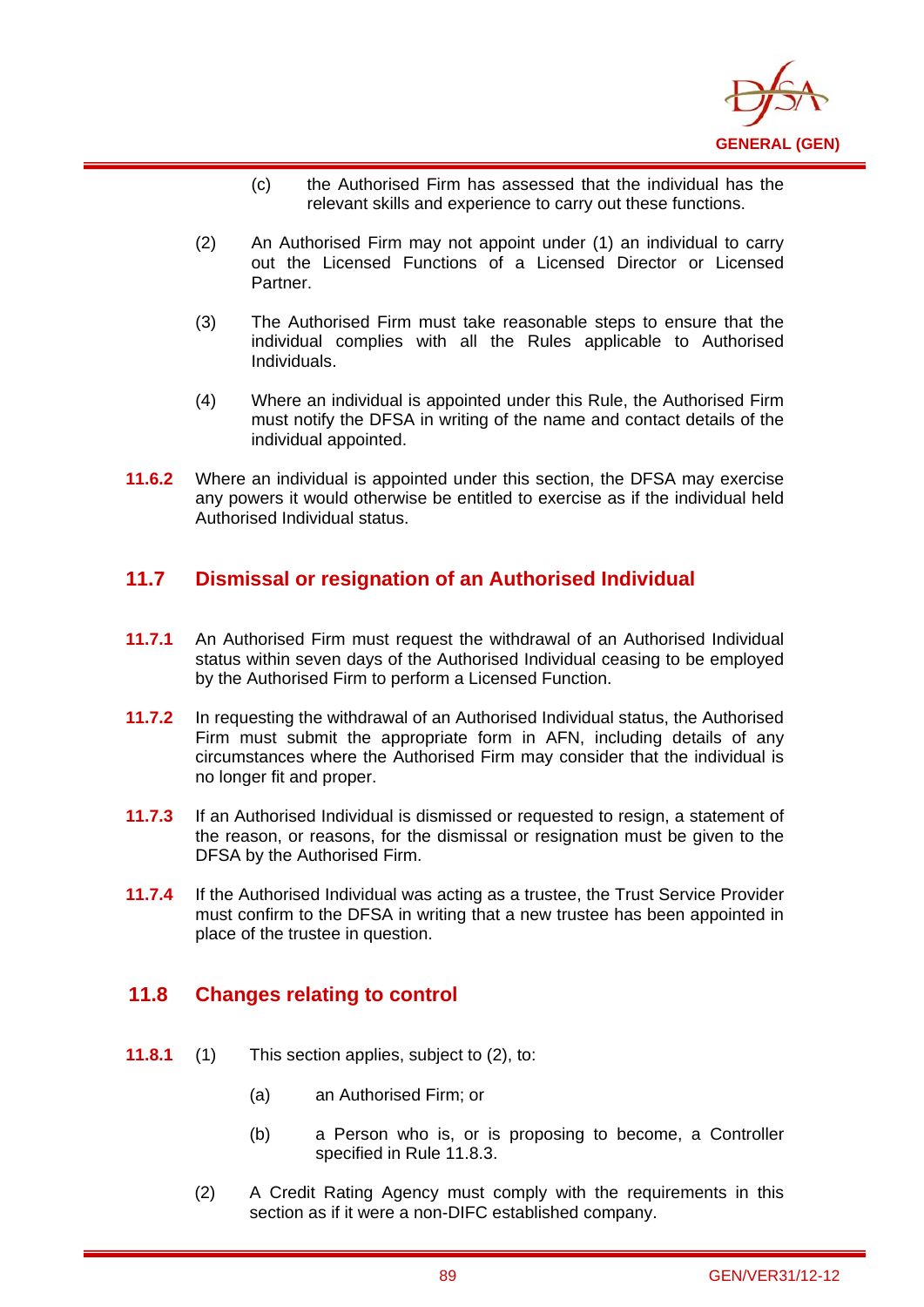(c) the Authorised Firm has assessed that the individual has the relevant skills and experience to carry out these functions.

(2) An Authorised Firm may not appoint under (1) an individual to carry out the Licensed Functions of a Licensed Director or Licensed Partner.

(3) The Authorised Firm must take reasonable steps to ensure that the individual complies with all the Rules applicable to Authorised Individuals.

(4) Where an individual is appointed under this Rule, the Authorised Firm must notify the DFSA in writing of the name and contact details of the individual appointed.

**11.6.2** Where an individual is appointed under this section, the DFSA may exercise any powers it would otherwise be entitled to exercise as if the individual held Authorised Individual status.

## 11.7 Dismissal or resignation of an Authorised Individual

**11.7.1** An Authorised Firm must request the withdrawal of an Authorised Individual status within seven days of the Authorised Individual ceasing to be employed by the Authorised Firm to perform a Licensed Function.

**11.7.2** In requesting the withdrawal of an Authorised Individual status, the Authorised Firm must submit the appropriate form in AFN, including details of any circumstances where the Authorised Firm may consider that the individual is no longer fit and proper.

**11.7.3** If an Authorised Individual is dismissed or requested to resign, a statement of the reason, or reasons, for the dismissal or resignation must be given to the DFSA by the Authorised Firm.

**11.7.4** If the Authorised Individual was acting as a trustee, the Trust Service Provider must confirm to the DFSA in writing that a new trustee has been appointed in place of the trustee in question.

## 11.8 Changes relating to control

**11.8.1** (1) This section applies, subject to (2), to:

(a) an Authorised Firm; or

(b) a Person who is, or is proposing to become, a Controller specified in Rule 11.8.3.

(2) A Credit Rating Agency must comply with the requirements in this section as if it were a non-DIFC established company.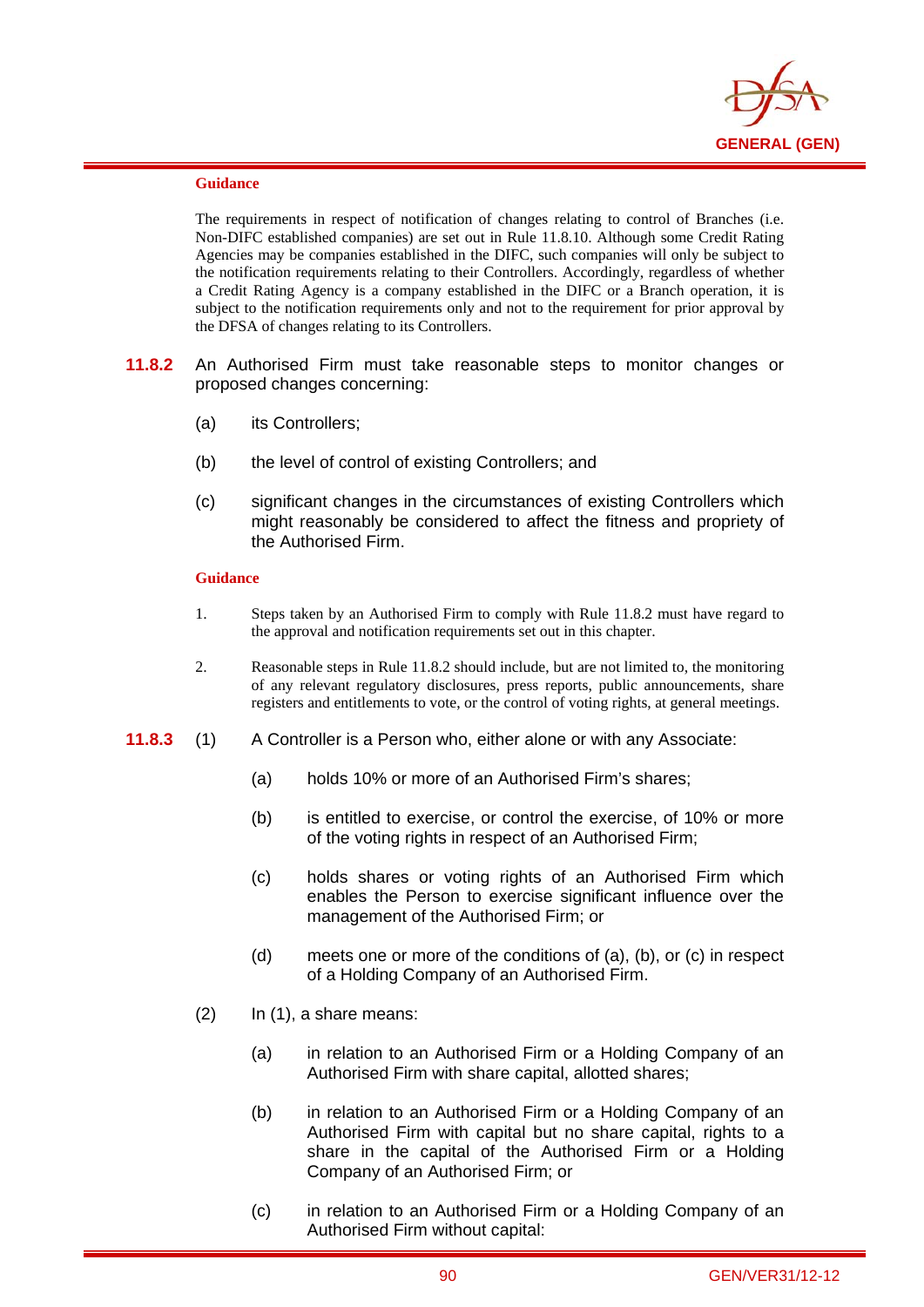**Guidance**

The requirements in respect of notification of changes relating to control of Branches (i.e. Non-DIFC established companies) are set out in Rule 11.8.10. Although some Credit Rating Agencies may be companies established in the DIFC, such companies will only be subject to the notification requirements relating to their Controllers. Accordingly, regardless of whether a Credit Rating Agency is a company established in the DIFC or a Branch operation, it is subject to the notification requirements only and not to the requirement for prior approval by the DFSA of changes relating to its Controllers.

**11.8.2** An Authorised Firm must take reasonable steps to monitor changes or proposed changes concerning:

(a) its Controllers;

(b) the level of control of existing Controllers; and

(c) significant changes in the circumstances of existing Controllers which might reasonably be considered to affect the fitness and propriety of the Authorised Firm.

**Guidance**

1. Steps taken by an Authorised Firm to comply with Rule 11.8.2 must have regard to the approval and notification requirements set out in this chapter.

2. Reasonable steps in Rule 11.8.2 should include, but are not limited to, the monitoring of any relevant regulatory disclosures, press reports, public announcements, share registers and entitlements to vote, or the control of voting rights, at general meetings.

**11.8.3** (1) A Controller is a Person who, either alone or with any Associate:

(a) holds 10% or more of an Authorised Firm's shares;

(b) is entitled to exercise, or control the exercise, of 10% or more of the voting rights in respect of an Authorised Firm;

(c) holds shares or voting rights of an Authorised Firm which enables the Person to exercise significant influence over the management of the Authorised Firm; or

(d) meets one or more of the conditions of (a), (b), or (c) in respect of a Holding Company of an Authorised Firm.

(2) In (1), a share means:

(a) in relation to an Authorised Firm or a Holding Company of an Authorised Firm with share capital, allotted shares;

(b) in relation to an Authorised Firm or a Holding Company of an Authorised Firm with capital but no share capital, rights to a share in the capital of the Authorised Firm or a Holding Company of an Authorised Firm; or

(c) in relation to an Authorised Firm or a Holding Company of an Authorised Firm without capital: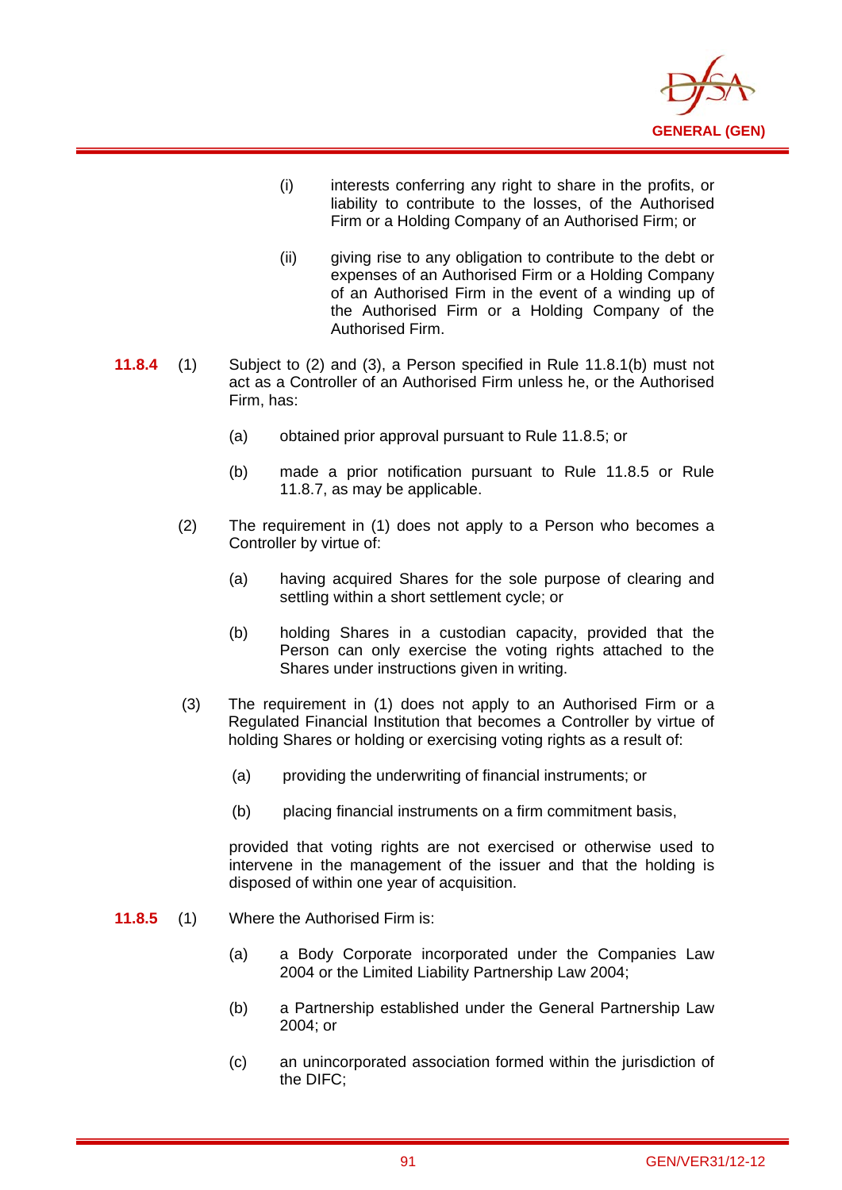(i) interests conferring any right to share in the profits, or liability to contribute to the losses, of the Authorised Firm or a Holding Company of an Authorised Firm; or

(ii) giving rise to any obligation to contribute to the debt or expenses of an Authorised Firm or a Holding Company of an Authorised Firm in the event of a winding up of the Authorised Firm or a Holding Company of the Authorised Firm.

**11.8.4** (1) Subject to (2) and (3), a Person specified in Rule 11.8.1(b) must not act as a Controller of an Authorised Firm unless he, or the Authorised Firm, has:

(a) obtained prior approval pursuant to Rule 11.8.5; or

(b) made a prior notification pursuant to Rule 11.8.5 or Rule 11.8.7, as may be applicable.

(2) The requirement in (1) does not apply to a Person who becomes a Controller by virtue of:

(a) having acquired Shares for the sole purpose of clearing and settling within a short settlement cycle; or

(b) holding Shares in a custodian capacity, provided that the Person can only exercise the voting rights attached to the Shares under instructions given in writing.

(3) The requirement in (1) does not apply to an Authorised Firm or a Regulated Financial Institution that becomes a Controller by virtue of holding Shares or holding or exercising voting rights as a result of:

(a) providing the underwriting of financial instruments; or

(b) placing financial instruments on a firm commitment basis,

provided that voting rights are not exercised or otherwise used to intervene in the management of the issuer and that the holding is disposed of within one year of acquisition.

**11.8.5** (1) Where the Authorised Firm is:

(a) a Body Corporate incorporated under the Companies Law 2004 or the Limited Liability Partnership Law 2004;

(b) a Partnership established under the General Partnership Law 2004; or

(c) an unincorporated association formed within the jurisdiction of the DIFC;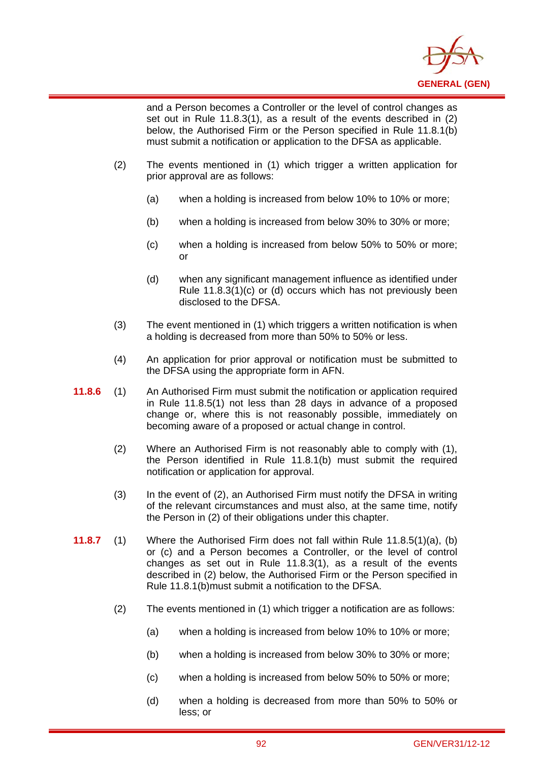and a Person becomes a Controller or the level of control changes as set out in Rule 11.8.3(1), as a result of the events described in (2) below, the Authorised Firm or the Person specified in Rule 11.8.1(b) must submit a notification or application to the DFSA as applicable.

(2) The events mentioned in (1) which trigger a written application for prior approval are as follows:

(a) when a holding is increased from below 10% to 10% or more;

(b) when a holding is increased from below 30% to 30% or more;

(c) when a holding is increased from below 50% to 50% or more; or

(d) when any significant management influence as identified under Rule 11.8.3(1)(c) or (d) occurs which has not previously been disclosed to the DFSA.

(3) The event mentioned in (1) which triggers a written notification is when a holding is decreased from more than 50% to 50% or less.

(4) An application for prior approval or notification must be submitted to the DFSA using the appropriate form in AFN.

**11.8.6** (1) An Authorised Firm must submit the notification or application required in Rule 11.8.5(1) not less than 28 days in advance of a proposed change or, where this is not reasonably possible, immediately on becoming aware of a proposed or actual change in control.

(2) Where an Authorised Firm is not reasonably able to comply with (1), the Person identified in Rule 11.8.1(b) must submit the required notification or application for approval.

(3) In the event of (2), an Authorised Firm must notify the DFSA in writing of the relevant circumstances and must also, at the same time, notify the Person in (2) of their obligations under this chapter.

**11.8.7** (1) Where the Authorised Firm does not fall within Rule 11.8.5(1)(a), (b) or (c) and a Person becomes a Controller, or the level of control changes as set out in Rule 11.8.3(1), as a result of the events described in (2) below, the Authorised Firm or the Person specified in Rule 11.8.1(b)must submit a notification to the DFSA.

(2) The events mentioned in (1) which trigger a notification are as follows:

(a) when a holding is increased from below 10% to 10% or more;

(b) when a holding is increased from below 30% to 30% or more;

(c) when a holding is increased from below 50% to 50% or more;

(d) when a holding is decreased from more than 50% to 50% or less; or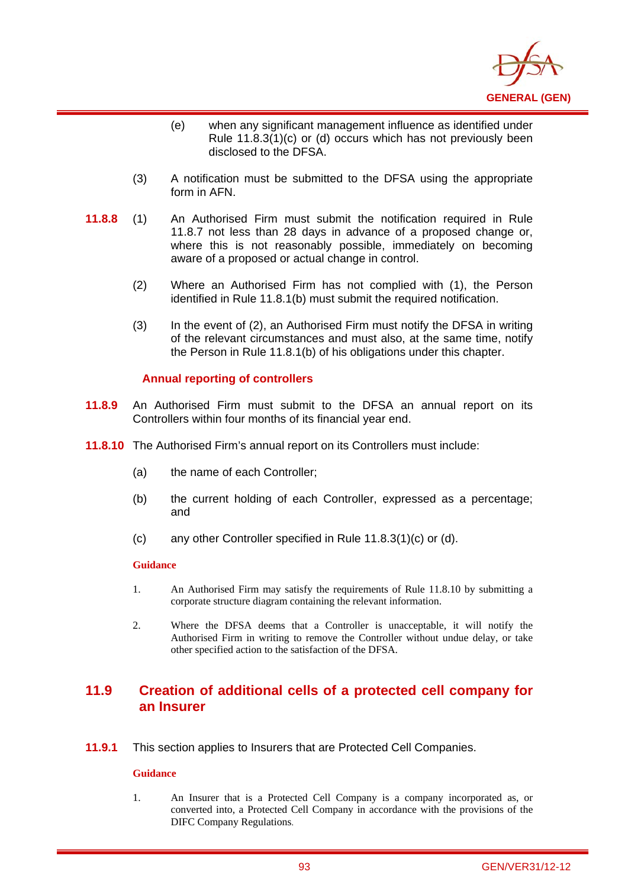(e) when any significant management influence as identified under Rule 11.8.3(1)(c) or (d) occurs which has not previously been disclosed to the DFSA.

(3) A notification must be submitted to the DFSA using the appropriate form in AFN.

**11.8.8** (1) An Authorised Firm must submit the notification required in Rule 11.8.7 not less than 28 days in advance of a proposed change or, where this is not reasonably possible, immediately on becoming aware of a proposed or actual change in control.

(2) Where an Authorised Firm has not complied with (1), the Person identified in Rule 11.8.1(b) must submit the required notification.

(3) In the event of (2), an Authorised Firm must notify the DFSA in writing of the relevant circumstances and must also, at the same time, notify the Person in Rule 11.8.1(b) of his obligations under this chapter.

### Annual reporting of controllers

**11.8.9** An Authorised Firm must submit to the DFSA an annual report on its Controllers within four months of its financial year end.

**11.8.10** The Authorised Firm's annual report on its Controllers must include:

(a) the name of each Controller;

(b) the current holding of each Controller, expressed as a percentage; and

(c) any other Controller specified in Rule 11.8.3(1)(c) or (d).

**Guidance**

1. An Authorised Firm may satisfy the requirements of Rule 11.8.10 by submitting a corporate structure diagram containing the relevant information.

2. Where the DFSA deems that a Controller is unacceptable, it will notify the Authorised Firm in writing to remove the Controller without undue delay, or take other specified action to the satisfaction of the DFSA.

## 11.9 Creation of additional cells of a protected cell company for an Insurer

**11.9.1** This section applies to Insurers that are Protected Cell Companies.

**Guidance**

1. An Insurer that is a Protected Cell Company is a company incorporated as, or converted into, a Protected Cell Company in accordance with the provisions of the DIFC Company Regulations.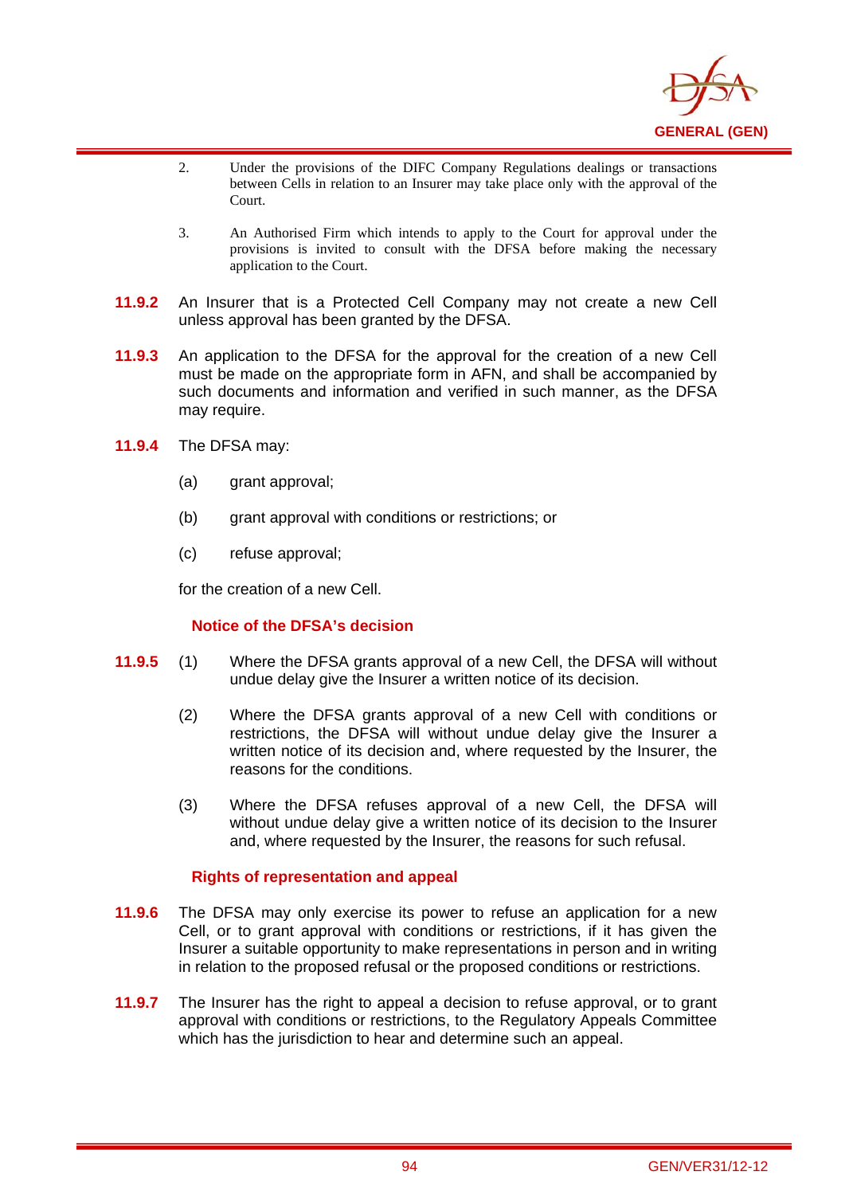2. Under the provisions of the DIFC Company Regulations dealings or transactions between Cells in relation to an Insurer may take place only with the approval of the Court.

3. An Authorised Firm which intends to apply to the Court for approval under the provisions is invited to consult with the DFSA before making the necessary application to the Court.

**11.9.2** An Insurer that is a Protected Cell Company may not create a new Cell unless approval has been granted by the DFSA.

**11.9.3** An application to the DFSA for the approval for the creation of a new Cell must be made on the appropriate form in AFN, and shall be accompanied by such documents and information and verified in such manner, as the DFSA may require.

**11.9.4** The DFSA may:

(a) grant approval;

(b) grant approval with conditions or restrictions; or

(c) refuse approval;

for the creation of a new Cell.

### Notice of the DFSA's decision

**11.9.5** (1) Where the DFSA grants approval of a new Cell, the DFSA will without undue delay give the Insurer a written notice of its decision.

(2) Where the DFSA grants approval of a new Cell with conditions or restrictions, the DFSA will without undue delay give the Insurer a written notice of its decision and, where requested by the Insurer, the reasons for the conditions.

(3) Where the DFSA refuses approval of a new Cell, the DFSA will without undue delay give a written notice of its decision to the Insurer and, where requested by the Insurer, the reasons for such refusal.

### Rights of representation and appeal

**11.9.6** The DFSA may only exercise its power to refuse an application for a new Cell, or to grant approval with conditions or restrictions, if it has given the Insurer a suitable opportunity to make representations in person and in writing in relation to the proposed refusal or the proposed conditions or restrictions.

**11.9.7** The Insurer has the right to appeal a decision to refuse approval, or to grant approval with conditions or restrictions, to the Regulatory Appeals Committee which has the jurisdiction to hear and determine such an appeal.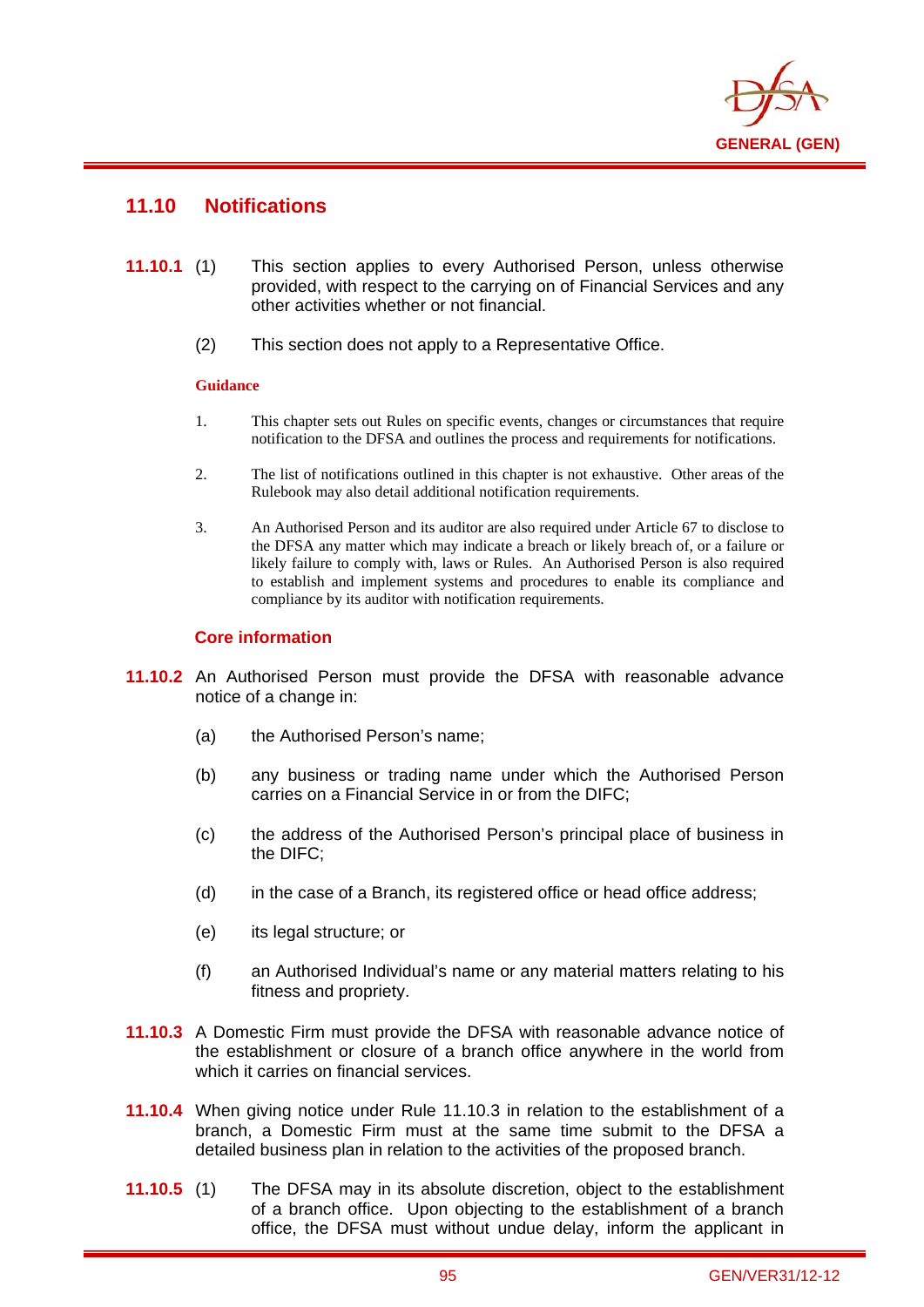## 11.10 Notifications

**11.10.1** (1) This section applies to every Authorised Person, unless otherwise provided, with respect to the carrying on of Financial Services and any other activities whether or not financial.

(2) This section does not apply to a Representative Office.

**Guidance**

1. This chapter sets out Rules on specific events, changes or circumstances that require notification to the DFSA and outlines the process and requirements for notifications.

2. The list of notifications outlined in this chapter is not exhaustive. Other areas of the Rulebook may also detail additional notification requirements.

3. An Authorised Person and its auditor are also required under Article 67 to disclose to the DFSA any matter which may indicate a breach or likely breach of, or a failure or likely failure to comply with, laws or Rules. An Authorised Person is also required to establish and implement systems and procedures to enable its compliance and compliance by its auditor with notification requirements.

### Core information

**11.10.2** An Authorised Person must provide the DFSA with reasonable advance notice of a change in:

(a) the Authorised Person's name;

(b) any business or trading name under which the Authorised Person carries on a Financial Service in or from the DIFC;

(c) the address of the Authorised Person's principal place of business in the DIFC;

(d) in the case of a Branch, its registered office or head office address;

(e) its legal structure; or

(f) an Authorised Individual's name or any material matters relating to his fitness and propriety.

**11.10.3** A Domestic Firm must provide the DFSA with reasonable advance notice of the establishment or closure of a branch office anywhere in the world from which it carries on financial services.

**11.10.4** When giving notice under Rule 11.10.3 in relation to the establishment of a branch, a Domestic Firm must at the same time submit to the DFSA a detailed business plan in relation to the activities of the proposed branch.

**11.10.5** (1) The DFSA may in its absolute discretion, object to the establishment of a branch office. Upon objecting to the establishment of a branch office, the DFSA must without undue delay, inform the applicant in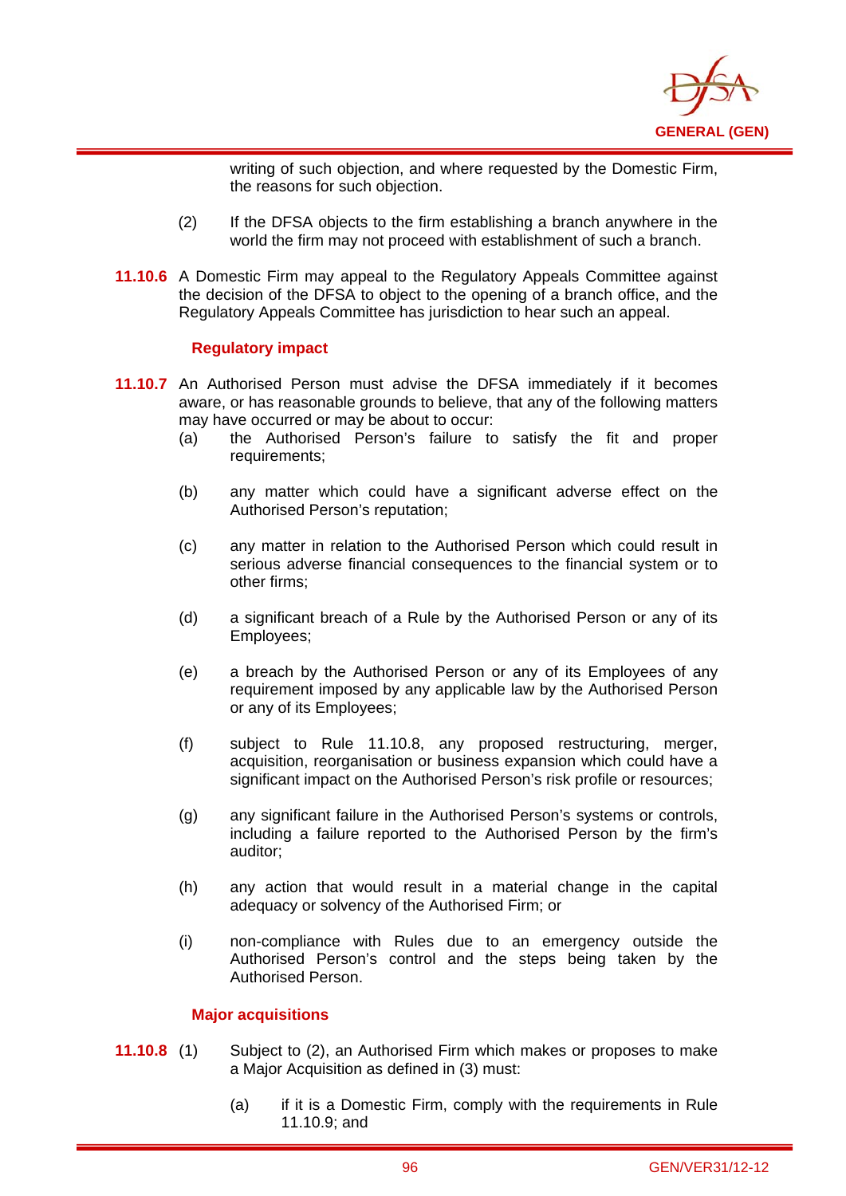writing of such objection, and where requested by the Domestic Firm, the reasons for such objection.

(2) If the DFSA objects to the firm establishing a branch anywhere in the world the firm may not proceed with establishment of such a branch.

**11.10.6** A Domestic Firm may appeal to the Regulatory Appeals Committee against the decision of the DFSA to object to the opening of a branch office, and the Regulatory Appeals Committee has jurisdiction to hear such an appeal.

### Regulatory impact

**11.10.7** An Authorised Person must advise the DFSA immediately if it becomes aware, or has reasonable grounds to believe, that any of the following matters may have occurred or may be about to occur:

(a) the Authorised Person's failure to satisfy the fit and proper requirements;

(b) any matter which could have a significant adverse effect on the Authorised Person's reputation;

(c) any matter in relation to the Authorised Person which could result in serious adverse financial consequences to the financial system or to other firms;

(d) a significant breach of a Rule by the Authorised Person or any of its Employees;

(e) a breach by the Authorised Person or any of its Employees of any requirement imposed by any applicable law by the Authorised Person or any of its Employees;

(f) subject to Rule 11.10.8, any proposed restructuring, merger, acquisition, reorganisation or business expansion which could have a significant impact on the Authorised Person's risk profile or resources;

(g) any significant failure in the Authorised Person's systems or controls, including a failure reported to the Authorised Person by the firm's auditor;

(h) any action that would result in a material change in the capital adequacy or solvency of the Authorised Firm; or

(i) non-compliance with Rules due to an emergency outside the Authorised Person's control and the steps being taken by the Authorised Person.

### Major acquisitions

**11.10.8** (1) Subject to (2), an Authorised Firm which makes or proposes to make a Major Acquisition as defined in (3) must:

(a) if it is a Domestic Firm, comply with the requirements in Rule 11.10.9; and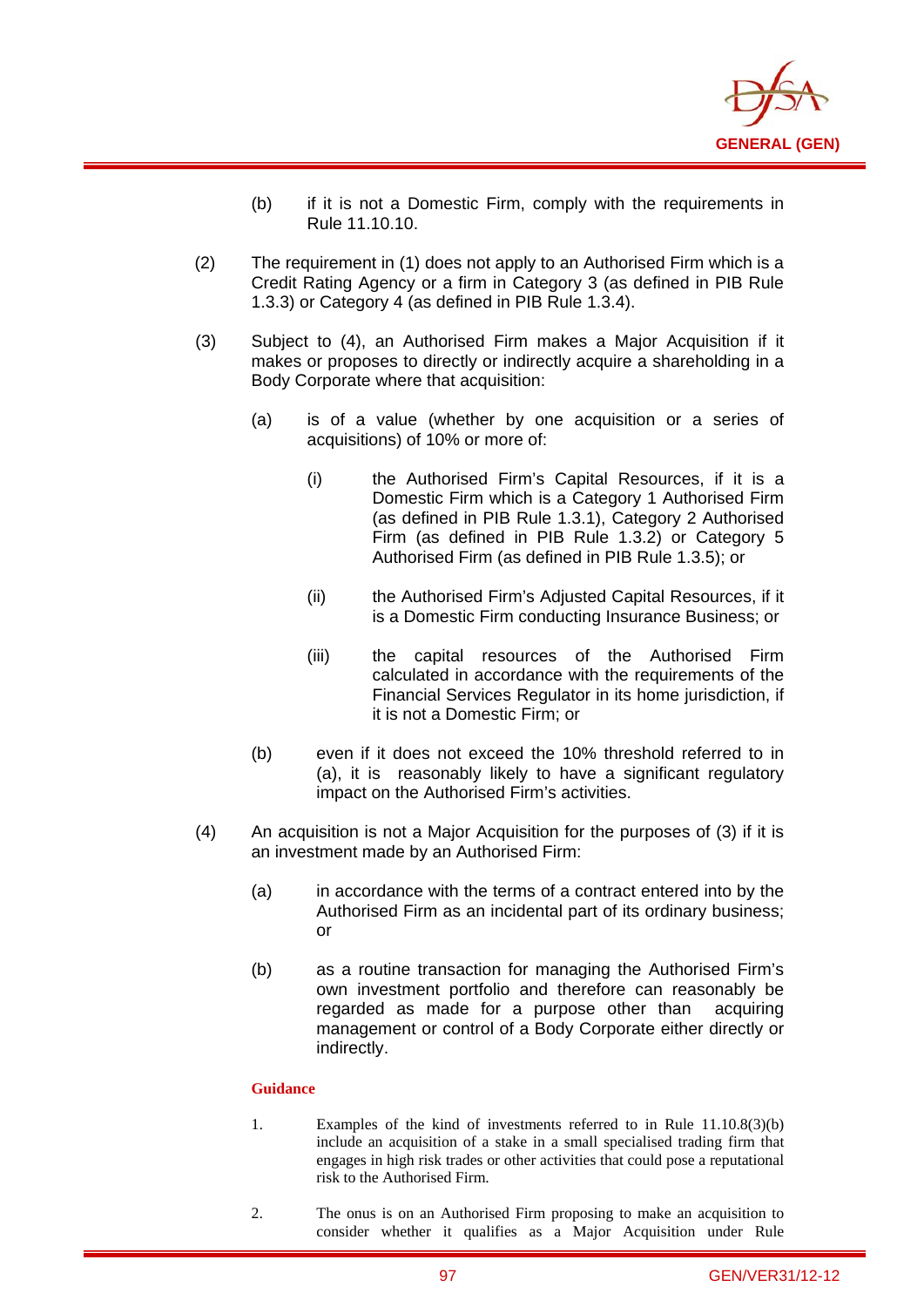(b) if it is not a Domestic Firm, comply with the requirements in Rule 11.10.10.

(2) The requirement in (1) does not apply to an Authorised Firm which is a Credit Rating Agency or a firm in Category 3 (as defined in PIB Rule 1.3.3) or Category 4 (as defined in PIB Rule 1.3.4).

(3) Subject to (4), an Authorised Firm makes a Major Acquisition if it makes or proposes to directly or indirectly acquire a shareholding in a Body Corporate where that acquisition:

(a) is of a value (whether by one acquisition or a series of acquisitions) of 10% or more of:

(i) the Authorised Firm's Capital Resources, if it is a Domestic Firm which is a Category 1 Authorised Firm (as defined in PIB Rule 1.3.1), Category 2 Authorised Firm (as defined in PIB Rule 1.3.2) or Category 5 Authorised Firm (as defined in PIB Rule 1.3.5); or

(ii) the Authorised Firm's Adjusted Capital Resources, if it is a Domestic Firm conducting Insurance Business; or

(iii) the capital resources of the Authorised Firm calculated in accordance with the requirements of the Financial Services Regulator in its home jurisdiction, if it is not a Domestic Firm; or

(b) even if it does not exceed the 10% threshold referred to in (a), it is reasonably likely to have a significant regulatory impact on the Authorised Firm's activities.

(4) An acquisition is not a Major Acquisition for the purposes of (3) if it is an investment made by an Authorised Firm:

(a) in accordance with the terms of a contract entered into by the Authorised Firm as an incidental part of its ordinary business; or

(b) as a routine transaction for managing the Authorised Firm's own investment portfolio and therefore can reasonably be regarded as made for a purpose other than acquiring management or control of a Body Corporate either directly or indirectly.

**Guidance**

1. Examples of the kind of investments referred to in Rule 11.10.8(3)(b) include an acquisition of a stake in a small specialised trading firm that engages in high risk trades or other activities that could pose a reputational risk to the Authorised Firm.

2. The onus is on an Authorised Firm proposing to make an acquisition to consider whether it qualifies as a Major Acquisition under Rule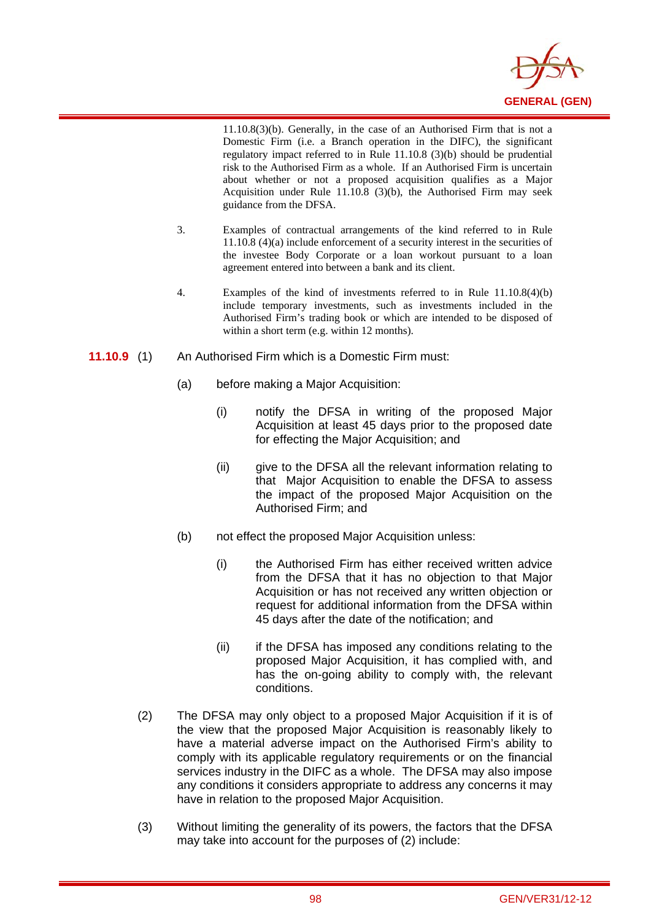11.10.8(3)(b). Generally, in the case of an Authorised Firm that is not a Domestic Firm (i.e. a Branch operation in the DIFC), the significant regulatory impact referred to in Rule 11.10.8 (3)(b) should be prudential risk to the Authorised Firm as a whole. If an Authorised Firm is uncertain about whether or not a proposed acquisition qualifies as a Major Acquisition under Rule 11.10.8 (3)(b), the Authorised Firm may seek guidance from the DFSA.

3. Examples of contractual arrangements of the kind referred to in Rule 11.10.8 (4)(a) include enforcement of a security interest in the securities of the investee Body Corporate or a loan workout pursuant to a loan agreement entered into between a bank and its client.

4. Examples of the kind of investments referred to in Rule 11.10.8(4)(b) include temporary investments, such as investments included in the Authorised Firm's trading book or which are intended to be disposed of within a short term (e.g. within 12 months).

**11.10.9** (1) An Authorised Firm which is a Domestic Firm must:

(a) before making a Major Acquisition:

(i) notify the DFSA in writing of the proposed Major Acquisition at least 45 days prior to the proposed date for effecting the Major Acquisition; and

(ii) give to the DFSA all the relevant information relating to that Major Acquisition to enable the DFSA to assess the impact of the proposed Major Acquisition on the Authorised Firm; and

(b) not effect the proposed Major Acquisition unless:

(i) the Authorised Firm has either received written advice from the DFSA that it has no objection to that Major Acquisition or has not received any written objection or request for additional information from the DFSA within 45 days after the date of the notification; and

(ii) if the DFSA has imposed any conditions relating to the proposed Major Acquisition, it has complied with, and has the on-going ability to comply with, the relevant conditions.

(2) The DFSA may only object to a proposed Major Acquisition if it is of the view that the proposed Major Acquisition is reasonably likely to have a material adverse impact on the Authorised Firm's ability to comply with its applicable regulatory requirements or on the financial services industry in the DIFC as a whole. The DFSA may also impose any conditions it considers appropriate to address any concerns it may have in relation to the proposed Major Acquisition.

(3) Without limiting the generality of its powers, the factors that the DFSA may take into account for the purposes of (2) include: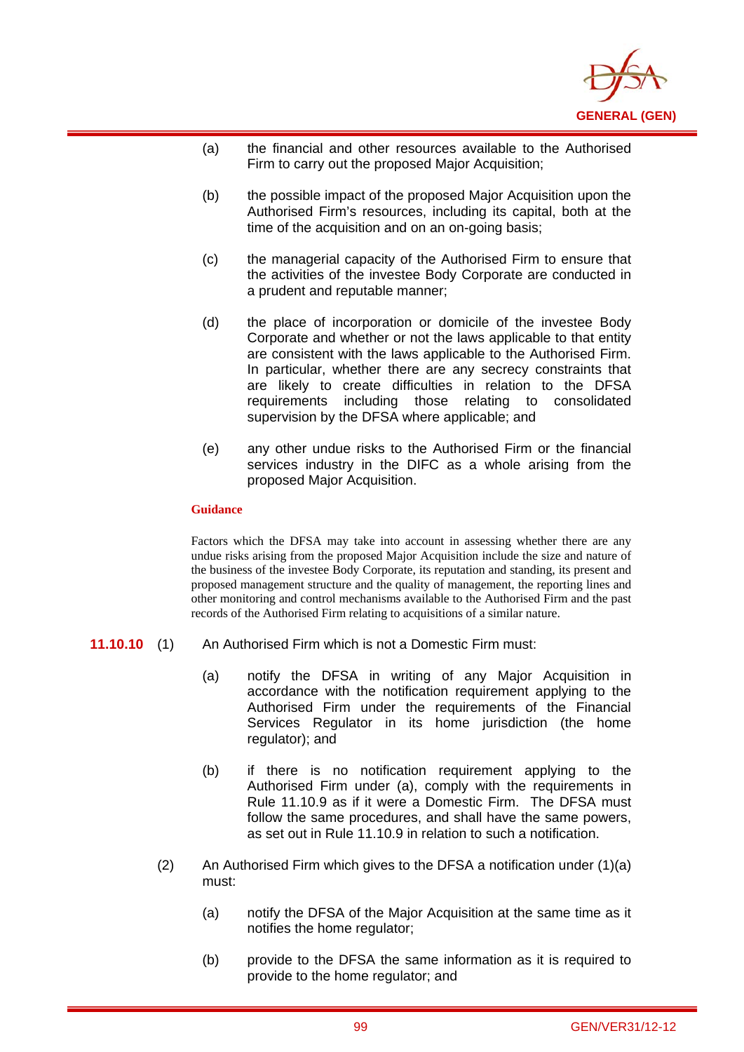(a) the financial and other resources available to the Authorised Firm to carry out the proposed Major Acquisition;

(b) the possible impact of the proposed Major Acquisition upon the Authorised Firm's resources, including its capital, both at the time of the acquisition and on an on-going basis;

(c) the managerial capacity of the Authorised Firm to ensure that the activities of the investee Body Corporate are conducted in a prudent and reputable manner;

(d) the place of incorporation or domicile of the investee Body Corporate and whether or not the laws applicable to that entity are consistent with the laws applicable to the Authorised Firm. In particular, whether there are any secrecy constraints that are likely to create difficulties in relation to the DFSA requirements including those relating to consolidated supervision by the DFSA where applicable; and

(e) any other undue risks to the Authorised Firm or the financial services industry in the DIFC as a whole arising from the proposed Major Acquisition.

**Guidance**

Factors which the DFSA may take into account in assessing whether there are any undue risks arising from the proposed Major Acquisition include the size and nature of the business of the investee Body Corporate, its reputation and standing, its present and proposed management structure and the quality of management, the reporting lines and other monitoring and control mechanisms available to the Authorised Firm and the past records of the Authorised Firm relating to acquisitions of a similar nature.

**11.10.10** (1) An Authorised Firm which is not a Domestic Firm must:

(a) notify the DFSA in writing of any Major Acquisition in accordance with the notification requirement applying to the Authorised Firm under the requirements of the Financial Services Regulator in its home jurisdiction (the home regulator); and

(b) if there is no notification requirement applying to the Authorised Firm under (a), comply with the requirements in Rule 11.10.9 as if it were a Domestic Firm. The DFSA must follow the same procedures, and shall have the same powers, as set out in Rule 11.10.9 in relation to such a notification.

(2) An Authorised Firm which gives to the DFSA a notification under (1)(a) must:

(a) notify the DFSA of the Major Acquisition at the same time as it notifies the home regulator;

(b) provide to the DFSA the same information as it is required to provide to the home regulator; and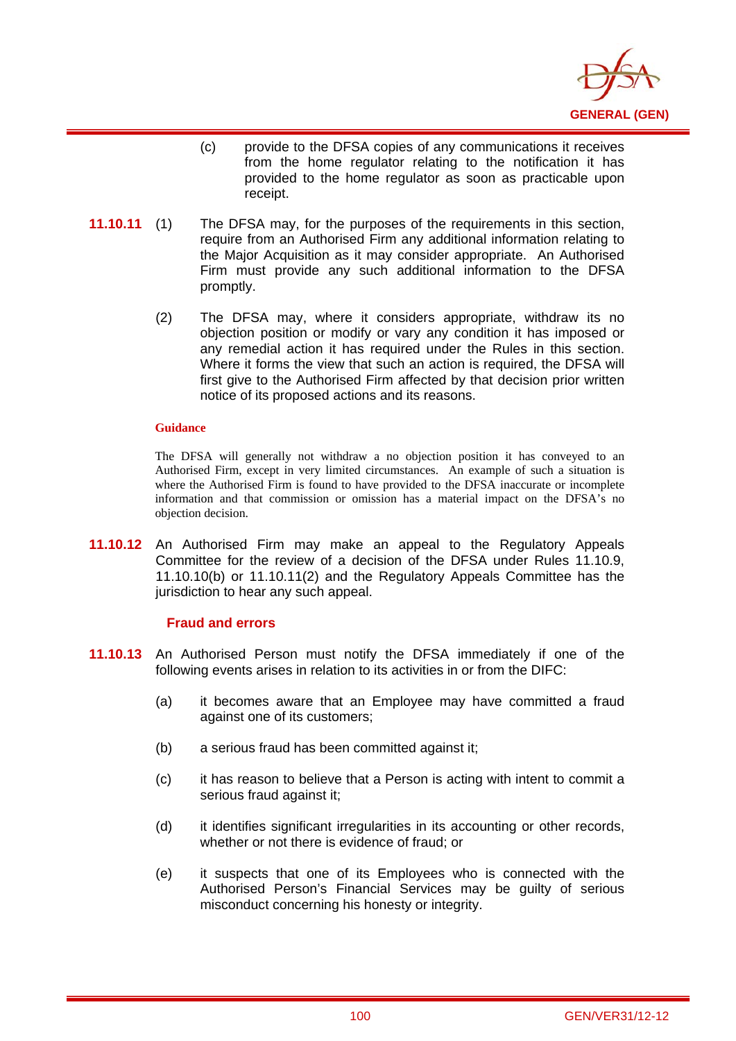(c) provide to the DFSA copies of any communications it receives from the home regulator relating to the notification it has provided to the home regulator as soon as practicable upon receipt.

**11.10.11** (1) The DFSA may, for the purposes of the requirements in this section, require from an Authorised Firm any additional information relating to the Major Acquisition as it may consider appropriate. An Authorised Firm must provide any such additional information to the DFSA promptly.

(2) The DFSA may, where it considers appropriate, withdraw its no objection position or modify or vary any condition it has imposed or any remedial action it has required under the Rules in this section. Where it forms the view that such an action is required, the DFSA will first give to the Authorised Firm affected by that decision prior written notice of its proposed actions and its reasons.

**Guidance**

The DFSA will generally not withdraw a no objection position it has conveyed to an Authorised Firm, except in very limited circumstances. An example of such a situation is where the Authorised Firm is found to have provided to the DFSA inaccurate or incomplete information and that commission or omission has a material impact on the DFSA's no objection decision.

**11.10.12** An Authorised Firm may make an appeal to the Regulatory Appeals Committee for the review of a decision of the DFSA under Rules 11.10.9, 11.10.10(b) or 11.10.11(2) and the Regulatory Appeals Committee has the jurisdiction to hear any such appeal.

### Fraud and errors

**11.10.13** An Authorised Person must notify the DFSA immediately if one of the following events arises in relation to its activities in or from the DIFC:

(a) it becomes aware that an Employee may have committed a fraud against one of its customers;

(b) a serious fraud has been committed against it;

(c) it has reason to believe that a Person is acting with intent to commit a serious fraud against it;

(d) it identifies significant irregularities in its accounting or other records, whether or not there is evidence of fraud; or

(e) it suspects that one of its Employees who is connected with the Authorised Person's Financial Services may be guilty of serious misconduct concerning his honesty or integrity.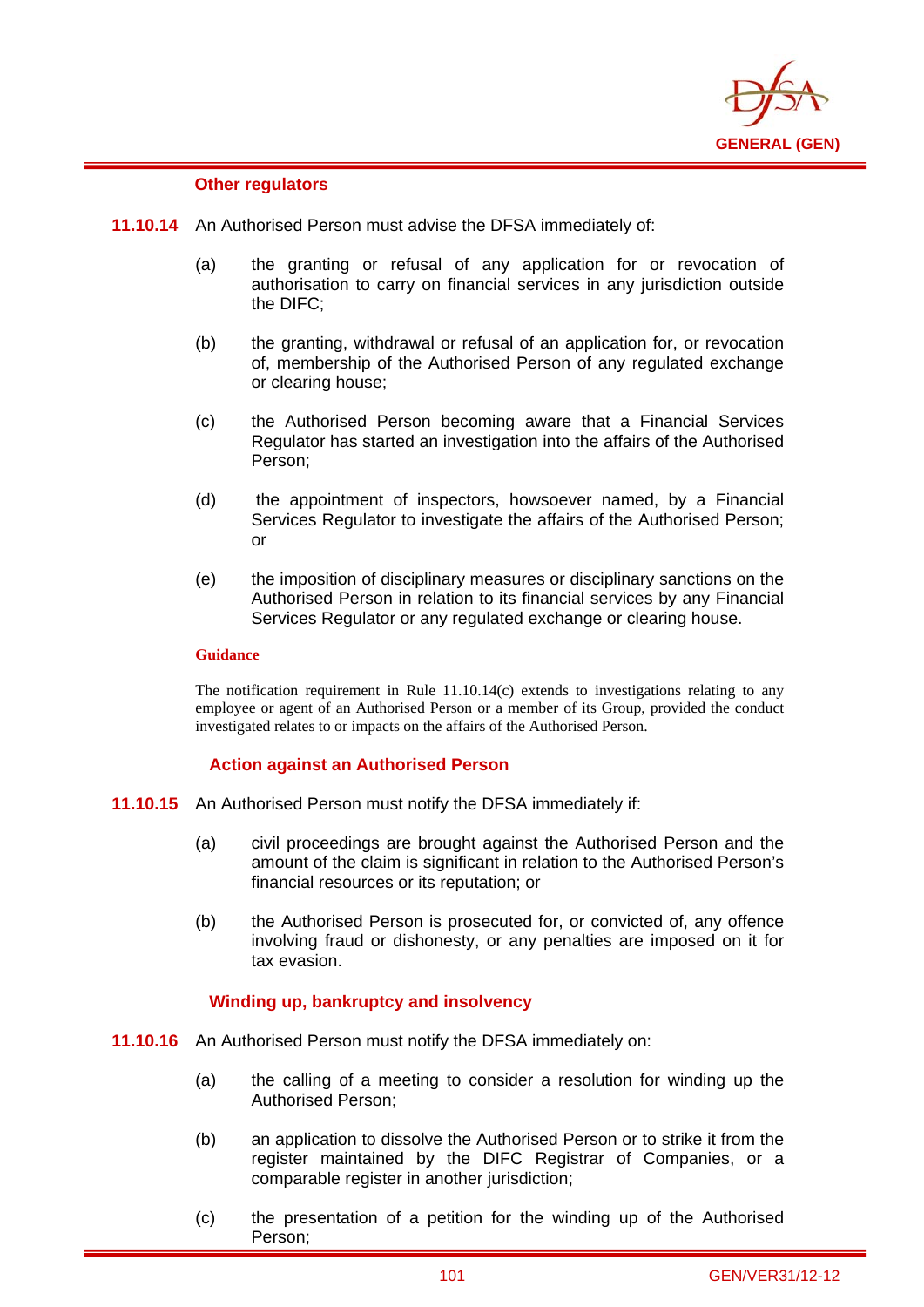#### Other regulators

**11.10.14** An Authorised Person must advise the DFSA immediately of:

(a) the granting or refusal of any application for or revocation of authorisation to carry on financial services in any jurisdiction outside the DIFC;

(b) the granting, withdrawal or refusal of an application for, or revocation of, membership of the Authorised Person of any regulated exchange or clearing house;

(c) the Authorised Person becoming aware that a Financial Services Regulator has started an investigation into the affairs of the Authorised Person;

(d) the appointment of inspectors, howsoever named, by a Financial Services Regulator to investigate the affairs of the Authorised Person; or

(e) the imposition of disciplinary measures or disciplinary sanctions on the Authorised Person in relation to its financial services by any Financial Services Regulator or any regulated exchange or clearing house.

**Guidance**

The notification requirement in Rule 11.10.14(c) extends to investigations relating to any employee or agent of an Authorised Person or a member of its Group, provided the conduct investigated relates to or impacts on the affairs of the Authorised Person.

#### Action against an Authorised Person

**11.10.15** An Authorised Person must notify the DFSA immediately if:

(a) civil proceedings are brought against the Authorised Person and the amount of the claim is significant in relation to the Authorised Person's financial resources or its reputation; or

(b) the Authorised Person is prosecuted for, or convicted of, any offence involving fraud or dishonesty, or any penalties are imposed on it for tax evasion.

#### Winding up, bankruptcy and insolvency

**11.10.16** An Authorised Person must notify the DFSA immediately on:

(a) the calling of a meeting to consider a resolution for winding up the Authorised Person;

(b) an application to dissolve the Authorised Person or to strike it from the register maintained by the DIFC Registrar of Companies, or a comparable register in another jurisdiction;

(c) the presentation of a petition for the winding up of the Authorised Person;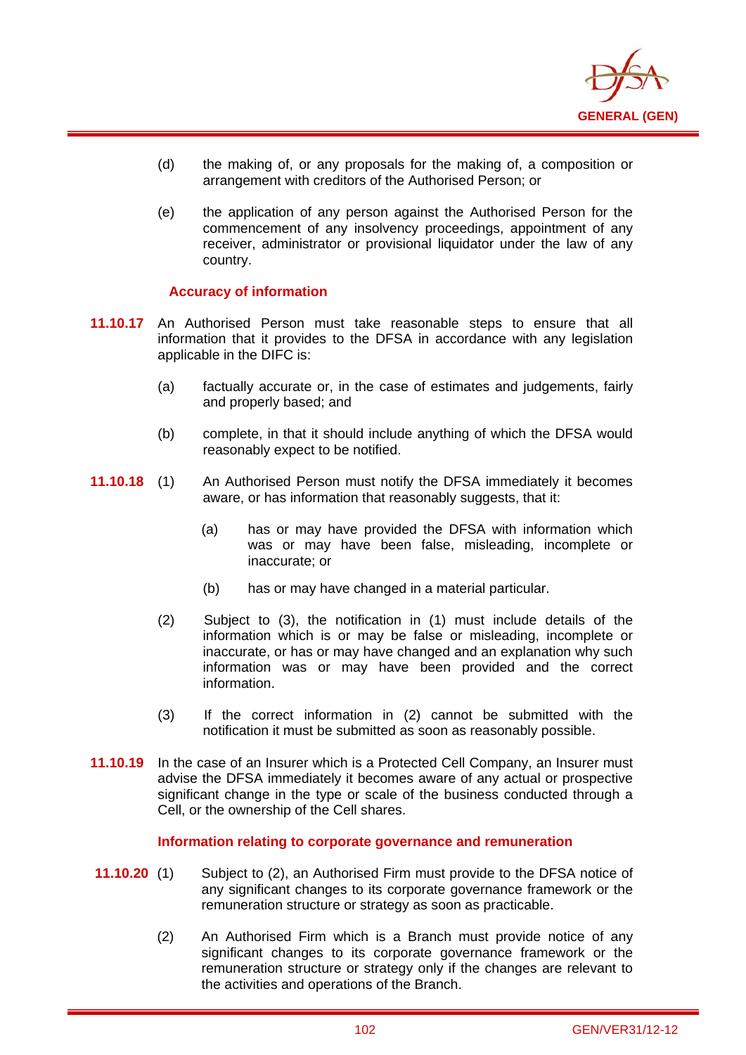(d) the making of, or any proposals for the making of, a composition or arrangement with creditors of the Authorised Person; or

(e) the application of any person against the Authorised Person for the commencement of any insolvency proceedings, appointment of any receiver, administrator or provisional liquidator under the law of any country.

### Accuracy of information

**11.10.17** An Authorised Person must take reasonable steps to ensure that all information that it provides to the DFSA in accordance with any legislation applicable in the DIFC is:

(a) factually accurate or, in the case of estimates and judgements, fairly and properly based; and

(b) complete, in that it should include anything of which the DFSA would reasonably expect to be notified.

**11.10.18** (1) An Authorised Person must notify the DFSA immediately it becomes aware, or has information that reasonably suggests, that it:

(a) has or may have provided the DFSA with information which was or may have been false, misleading, incomplete or inaccurate; or

(b) has or may have changed in a material particular.

(2) Subject to (3), the notification in (1) must include details of the information which is or may be false or misleading, incomplete or inaccurate, or has or may have changed and an explanation why such information was or may have been provided and the correct information.

(3) If the correct information in (2) cannot be submitted with the notification it must be submitted as soon as reasonably possible.

**11.10.19** In the case of an Insurer which is a Protected Cell Company, an Insurer must advise the DFSA immediately it becomes aware of any actual or prospective significant change in the type or scale of the business conducted through a Cell, or the ownership of the Cell shares.

### Information relating to corporate governance and remuneration

**11.10.20** (1) Subject to (2), an Authorised Firm must provide to the DFSA notice of any significant changes to its corporate governance framework or the remuneration structure or strategy as soon as practicable.

(2) An Authorised Firm which is a Branch must provide notice of any significant changes to its corporate governance framework or the remuneration structure or strategy only if the changes are relevant to the activities and operations of the Branch.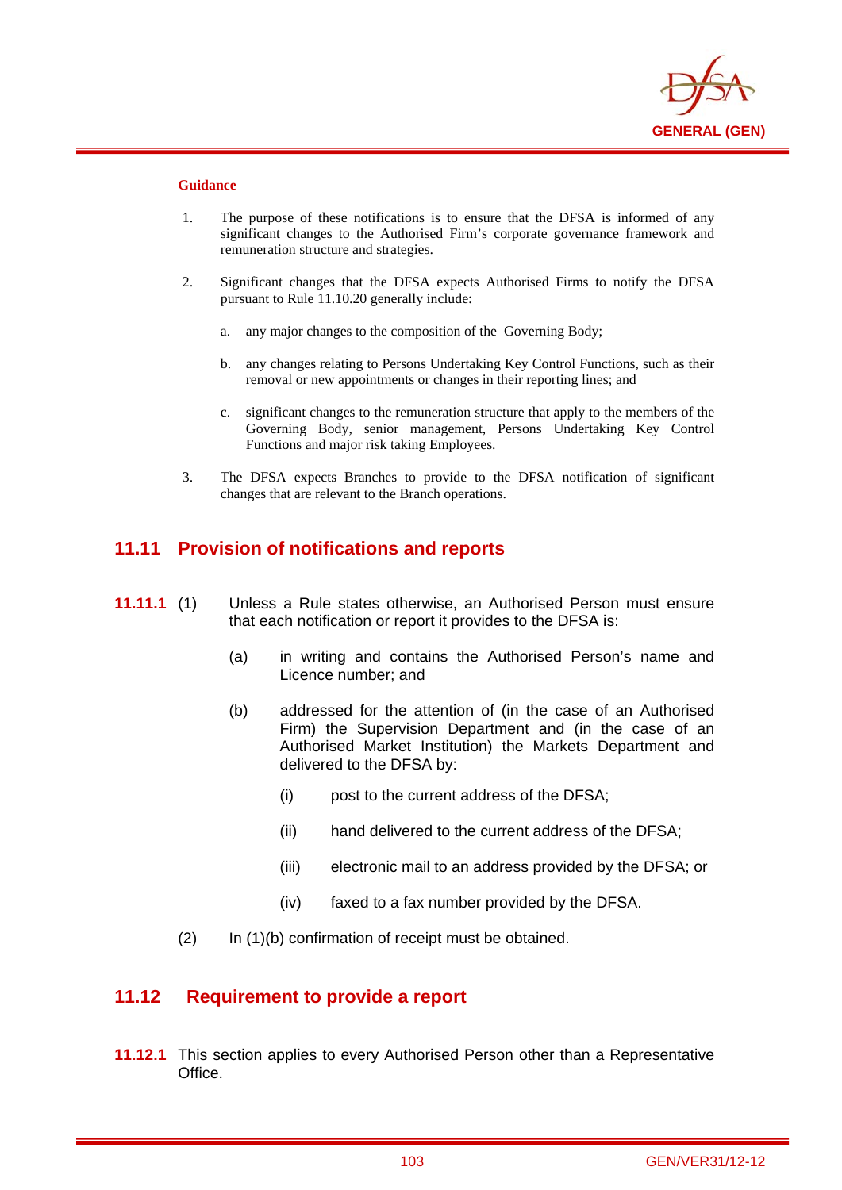**Guidance**

1. The purpose of these notifications is to ensure that the DFSA is informed of any significant changes to the Authorised Firm's corporate governance framework and remuneration structure and strategies.

2. Significant changes that the DFSA expects Authorised Firms to notify the DFSA pursuant to Rule 11.10.20 generally include:

   a. any major changes to the composition of the Governing Body;

   b. any changes relating to Persons Undertaking Key Control Functions, such as their removal or new appointments or changes in their reporting lines; and

   c. significant changes to the remuneration structure that apply to the members of the Governing Body, senior management, Persons Undertaking Key Control Functions and major risk taking Employees.

3. The DFSA expects Branches to provide to the DFSA notification of significant changes that are relevant to the Branch operations.

## 11.11 Provision of notifications and reports

**11.11.1** (1) Unless a Rule states otherwise, an Authorised Person must ensure that each notification or report it provides to the DFSA is:

(a) in writing and contains the Authorised Person's name and Licence number; and

(b) addressed for the attention of (in the case of an Authorised Firm) the Supervision Department and (in the case of an Authorised Market Institution) the Markets Department and delivered to the DFSA by:

(i) post to the current address of the DFSA;

(ii) hand delivered to the current address of the DFSA;

(iii) electronic mail to an address provided by the DFSA; or

(iv) faxed to a fax number provided by the DFSA.

(2) In (1)(b) confirmation of receipt must be obtained.

## 11.12 Requirement to provide a report

**11.12.1** This section applies to every Authorised Person other than a Representative Office.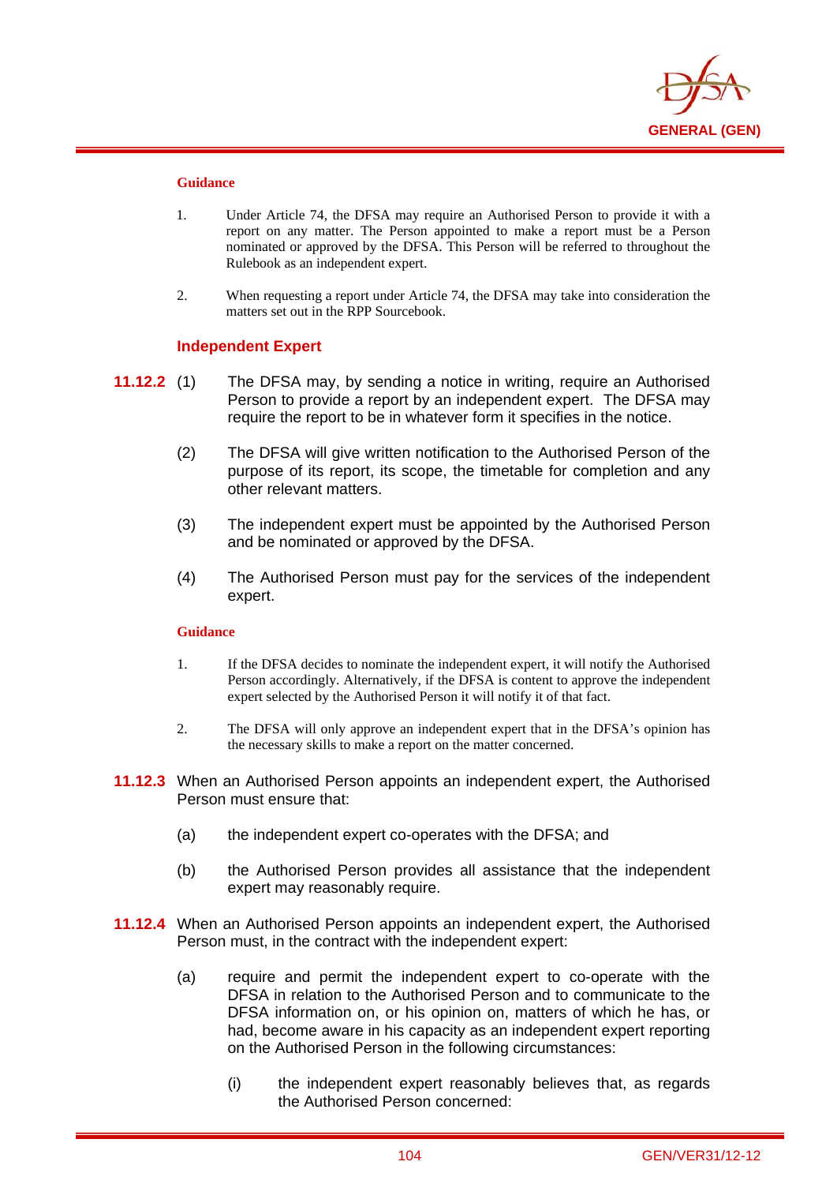**Guidance**

1. Under Article 74, the DFSA may require an Authorised Person to provide it with a report on any matter. The Person appointed to make a report must be a Person nominated or approved by the DFSA. This Person will be referred to throughout the Rulebook as an independent expert.

2. When requesting a report under Article 74, the DFSA may take into consideration the matters set out in the RPP Sourcebook.

### Independent Expert

**11.12.2** (1) The DFSA may, by sending a notice in writing, require an Authorised Person to provide a report by an independent expert. The DFSA may require the report to be in whatever form it specifies in the notice.

(2) The DFSA will give written notification to the Authorised Person of the purpose of its report, its scope, the timetable for completion and any other relevant matters.

(3) The independent expert must be appointed by the Authorised Person and be nominated or approved by the DFSA.

(4) The Authorised Person must pay for the services of the independent expert.

**Guidance**

1. If the DFSA decides to nominate the independent expert, it will notify the Authorised Person accordingly. Alternatively, if the DFSA is content to approve the independent expert selected by the Authorised Person it will notify it of that fact.

2. The DFSA will only approve an independent expert that in the DFSA's opinion has the necessary skills to make a report on the matter concerned.

**11.12.3** When an Authorised Person appoints an independent expert, the Authorised Person must ensure that:

(a) the independent expert co-operates with the DFSA; and

(b) the Authorised Person provides all assistance that the independent expert may reasonably require.

**11.12.4** When an Authorised Person appoints an independent expert, the Authorised Person must, in the contract with the independent expert:

(a) require and permit the independent expert to co-operate with the DFSA in relation to the Authorised Person and to communicate to the DFSA information on, or his opinion on, matters of which he has, or had, become aware in his capacity as an independent expert reporting on the Authorised Person in the following circumstances:

(i) the independent expert reasonably believes that, as regards the Authorised Person concerned: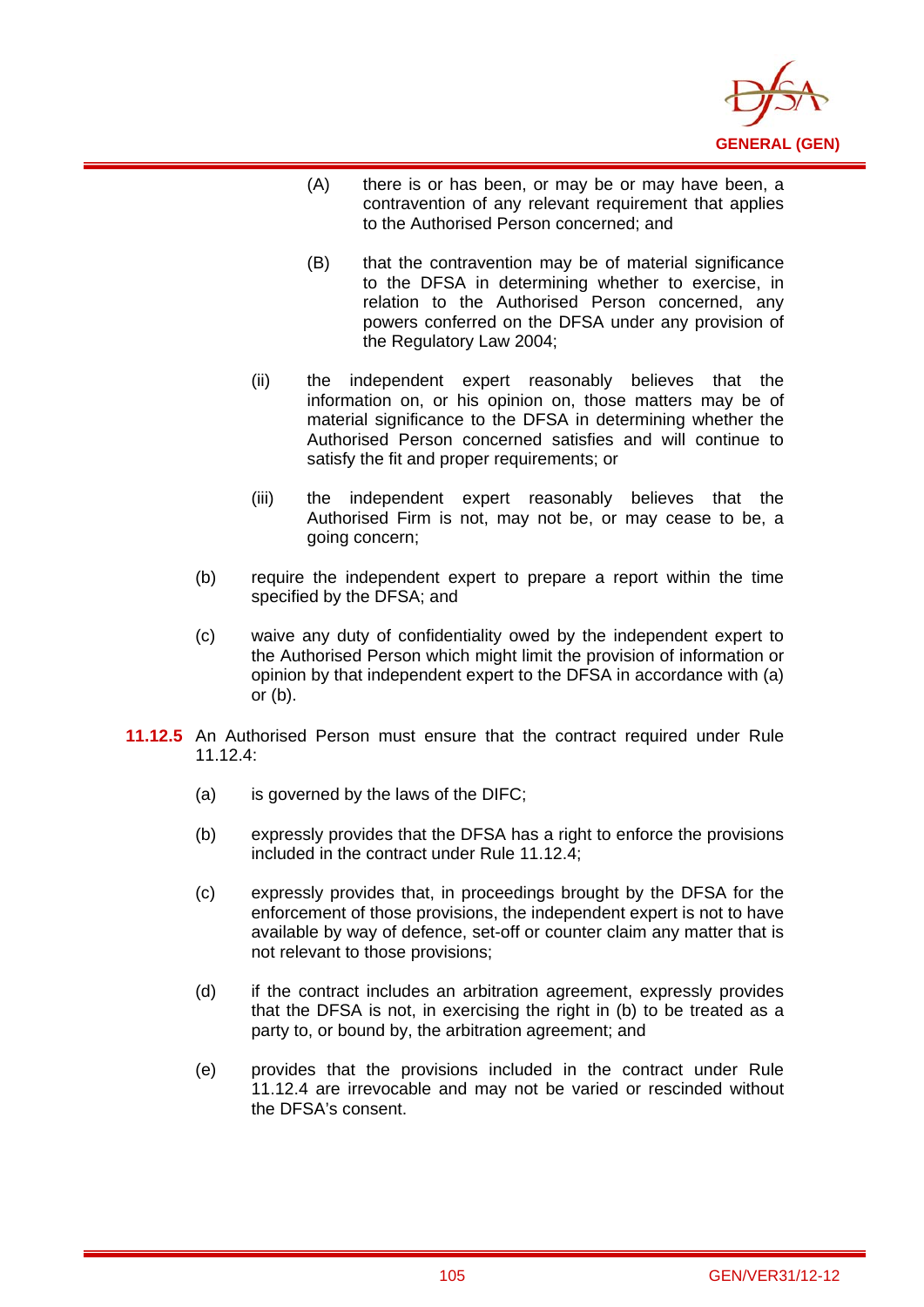(A) there is or has been, or may be or may have been, a contravention of any relevant requirement that applies to the Authorised Person concerned; and

(B) that the contravention may be of material significance to the DFSA in determining whether to exercise, in relation to the Authorised Person concerned, any powers conferred on the DFSA under any provision of the Regulatory Law 2004;

(ii) the independent expert reasonably believes that the information on, or his opinion on, those matters may be of material significance to the DFSA in determining whether the Authorised Person concerned satisfies and will continue to satisfy the fit and proper requirements; or

(iii) the independent expert reasonably believes that the Authorised Firm is not, may not be, or may cease to be, a going concern;

(b) require the independent expert to prepare a report within the time specified by the DFSA; and

(c) waive any duty of confidentiality owed by the independent expert to the Authorised Person which might limit the provision of information or opinion by that independent expert to the DFSA in accordance with (a) or (b).

**11.12.5** An Authorised Person must ensure that the contract required under Rule 11.12.4:

(a) is governed by the laws of the DIFC;

(b) expressly provides that the DFSA has a right to enforce the provisions included in the contract under Rule 11.12.4;

(c) expressly provides that, in proceedings brought by the DFSA for the enforcement of those provisions, the independent expert is not to have available by way of defence, set-off or counter claim any matter that is not relevant to those provisions;

(d) if the contract includes an arbitration agreement, expressly provides that the DFSA is not, in exercising the right in (b) to be treated as a party to, or bound by, the arbitration agreement; and

(e) provides that the provisions included in the contract under Rule 11.12.4 are irrevocable and may not be varied or rescinded without the DFSA's consent.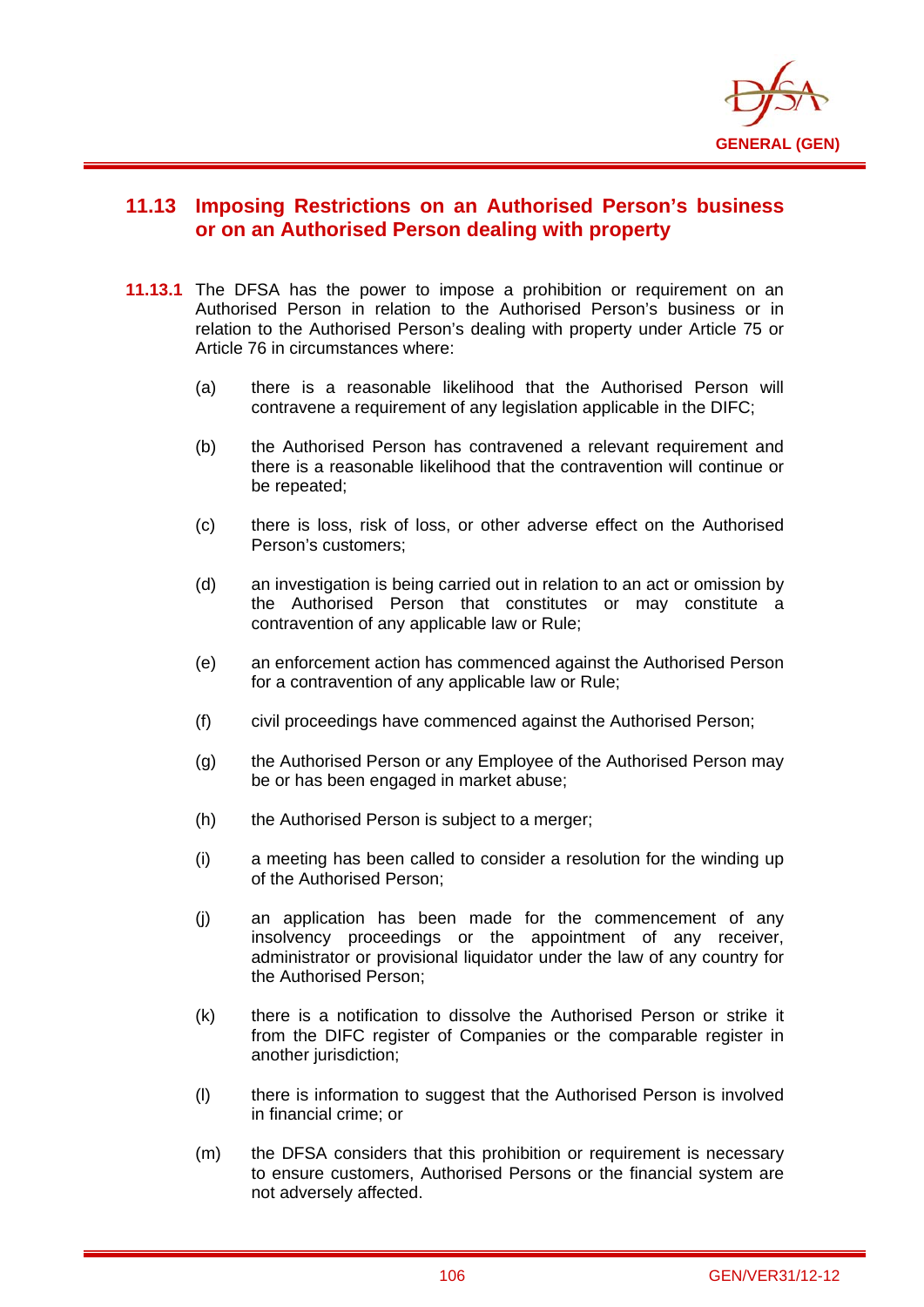## 11.13 Imposing Restrictions on an Authorised Person's business or on an Authorised Person dealing with property

**11.13.1** The DFSA has the power to impose a prohibition or requirement on an Authorised Person in relation to the Authorised Person's business or in relation to the Authorised Person's dealing with property under Article 75 or Article 76 in circumstances where:

(a) there is a reasonable likelihood that the Authorised Person will contravene a requirement of any legislation applicable in the DIFC;

(b) the Authorised Person has contravened a relevant requirement and there is a reasonable likelihood that the contravention will continue or be repeated;

(c) there is loss, risk of loss, or other adverse effect on the Authorised Person's customers;

(d) an investigation is being carried out in relation to an act or omission by the Authorised Person that constitutes or may constitute a contravention of any applicable law or Rule;

(e) an enforcement action has commenced against the Authorised Person for a contravention of any applicable law or Rule;

(f) civil proceedings have commenced against the Authorised Person;

(g) the Authorised Person or any Employee of the Authorised Person may be or has been engaged in market abuse;

(h) the Authorised Person is subject to a merger;

(i) a meeting has been called to consider a resolution for the winding up of the Authorised Person;

(j) an application has been made for the commencement of any insolvency proceedings or the appointment of any receiver, administrator or provisional liquidator under the law of any country for the Authorised Person;

(k) there is a notification to dissolve the Authorised Person or strike it from the DIFC register of Companies or the comparable register in another jurisdiction;

(l) there is information to suggest that the Authorised Person is involved in financial crime; or

(m) the DFSA considers that this prohibition or requirement is necessary to ensure customers, Authorised Persons or the financial system are not adversely affected.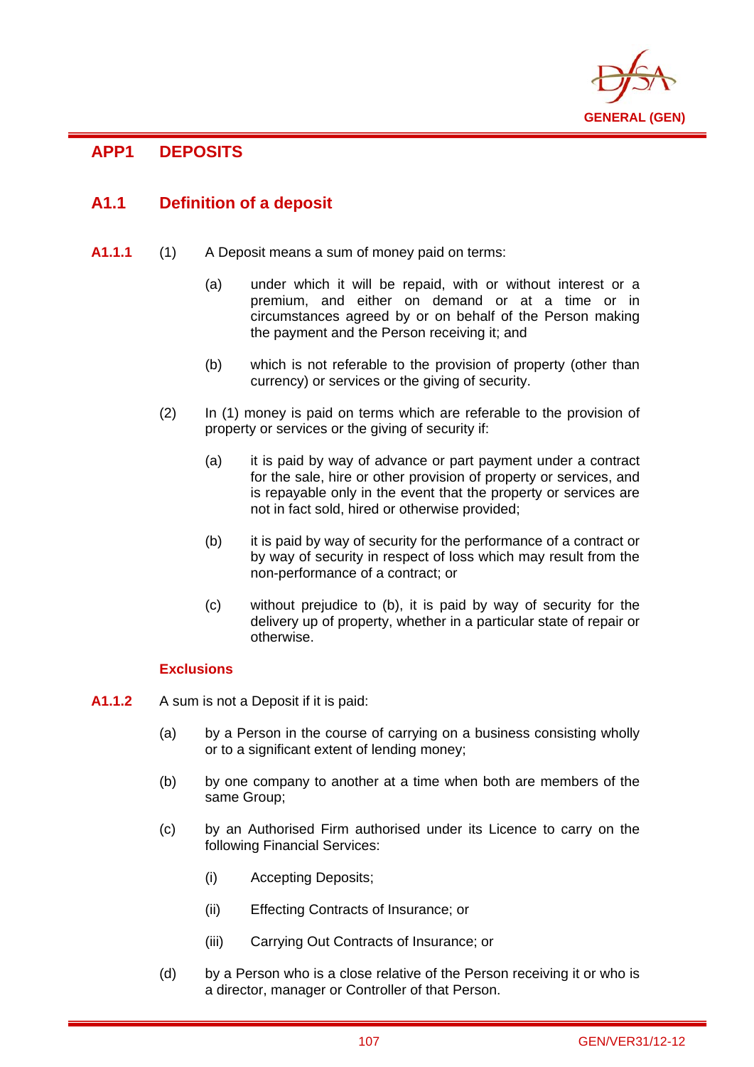## APP1 DEPOSITS

### A1.1 Definition of a deposit

**A1.1.1** (1) A Deposit means a sum of money paid on terms:

(a) under which it will be repaid, with or without interest or a premium, and either on demand or at a time or in circumstances agreed by or on behalf of the Person making the payment and the Person receiving it; and

(b) which is not referable to the provision of property (other than currency) or services or the giving of security.

(2) In (1) money is paid on terms which are referable to the provision of property or services or the giving of security if:

(a) it is paid by way of advance or part payment under a contract for the sale, hire or other provision of property or services, and is repayable only in the event that the property or services are not in fact sold, hired or otherwise provided;

(b) it is paid by way of security for the performance of a contract or by way of security in respect of loss which may result from the non-performance of a contract; or

(c) without prejudice to (b), it is paid by way of security for the delivery up of property, whether in a particular state of repair or otherwise.

#### Exclusions

**A1.1.2** A sum is not a Deposit if it is paid:

(a) by a Person in the course of carrying on a business consisting wholly or to a significant extent of lending money;

(b) by one company to another at a time when both are members of the same Group;

(c) by an Authorised Firm authorised under its Licence to carry on the following Financial Services:

(i) Accepting Deposits;

(ii) Effecting Contracts of Insurance; or

(iii) Carrying Out Contracts of Insurance; or

(d) by a Person who is a close relative of the Person receiving it or who is a director, manager or Controller of that Person.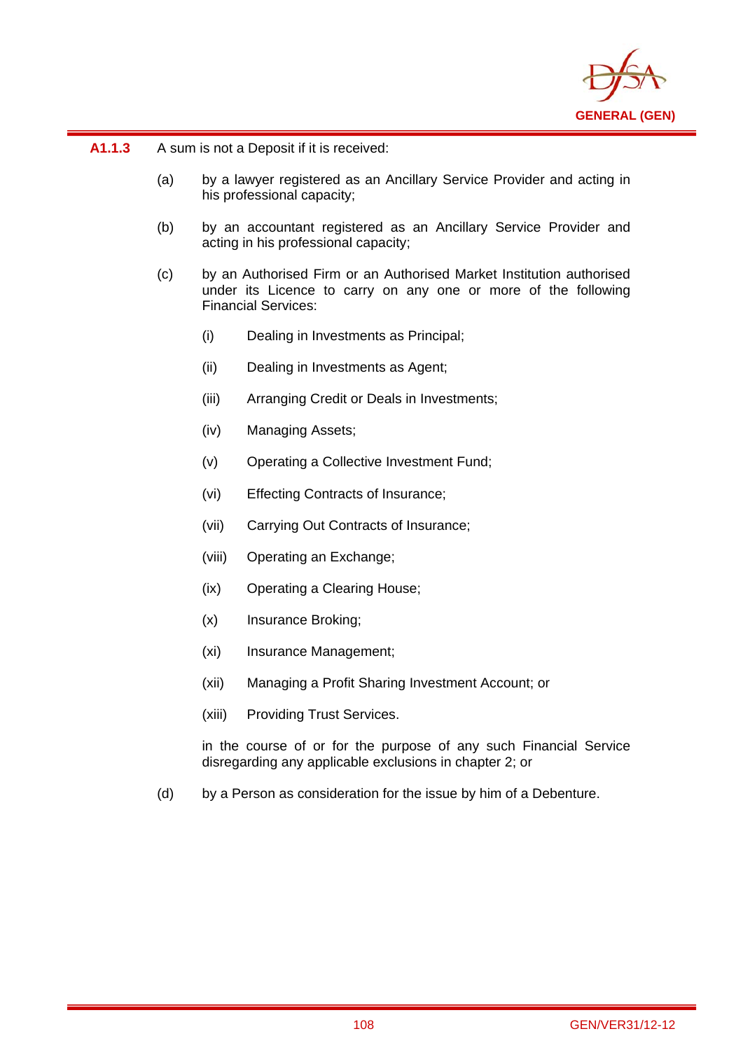**A1.1.3** A sum is not a Deposit if it is received:

(a) by a lawyer registered as an Ancillary Service Provider and acting in his professional capacity;

(b) by an accountant registered as an Ancillary Service Provider and acting in his professional capacity;

(c) by an Authorised Firm or an Authorised Market Institution authorised under its Licence to carry on any one or more of the following Financial Services:

  (i) Dealing in Investments as Principal;

  (ii) Dealing in Investments as Agent;

  (iii) Arranging Credit or Deals in Investments;

  (iv) Managing Assets;

  (v) Operating a Collective Investment Fund;

  (vi) Effecting Contracts of Insurance;

  (vii) Carrying Out Contracts of Insurance;

  (viii) Operating an Exchange;

  (ix) Operating a Clearing House;

  (x) Insurance Broking;

  (xi) Insurance Management;

  (xii) Managing a Profit Sharing Investment Account; or

  (xiii) Providing Trust Services.

  in the course of or for the purpose of any such Financial Service disregarding any applicable exclusions in chapter 2; or

(d) by a Person as consideration for the issue by him of a Debenture.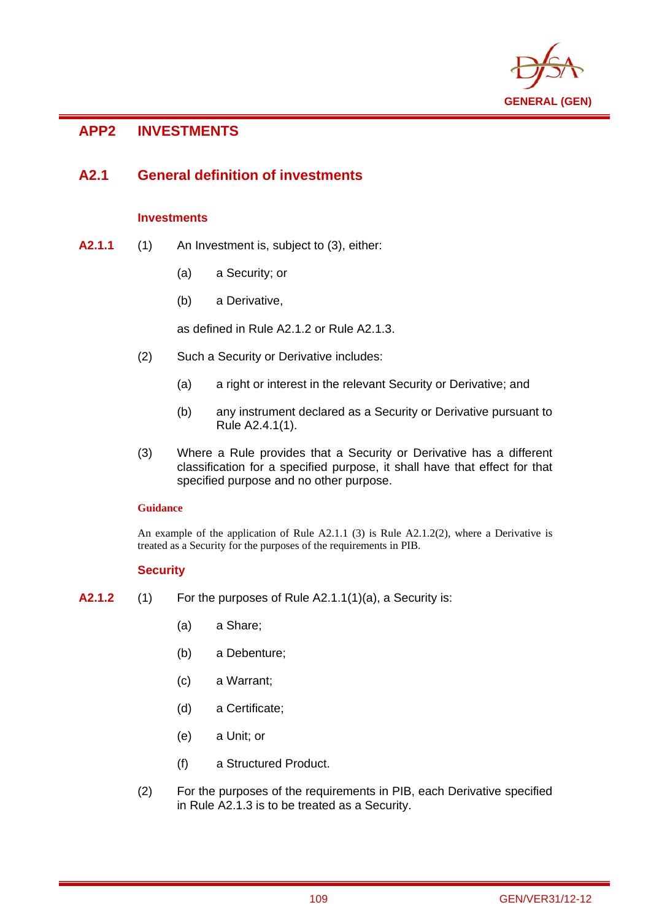# APP2 INVESTMENTS

## A2.1 General definition of investments

### Investments

**A2.1.1** (1) An Investment is, subject to (3), either:

(a) a Security; or

(b) a Derivative,

as defined in Rule A2.1.2 or Rule A2.1.3.

(2) Such a Security or Derivative includes:

(a) a right or interest in the relevant Security or Derivative; and

(b) any instrument declared as a Security or Derivative pursuant to Rule A2.4.1(1).

(3) Where a Rule provides that a Security or Derivative has a different classification for a specified purpose, it shall have that effect for that specified purpose and no other purpose.

**Guidance**

An example of the application of Rule A2.1.1 (3) is Rule A2.1.2(2), where a Derivative is treated as a Security for the purposes of the requirements in PIB.

### Security

**A2.1.2** (1) For the purposes of Rule A2.1.1(1)(a), a Security is:

(a) a Share;

(b) a Debenture;

(c) a Warrant;

(d) a Certificate;

(e) a Unit; or

(f) a Structured Product.

(2) For the purposes of the requirements in PIB, each Derivative specified in Rule A2.1.3 is to be treated as a Security.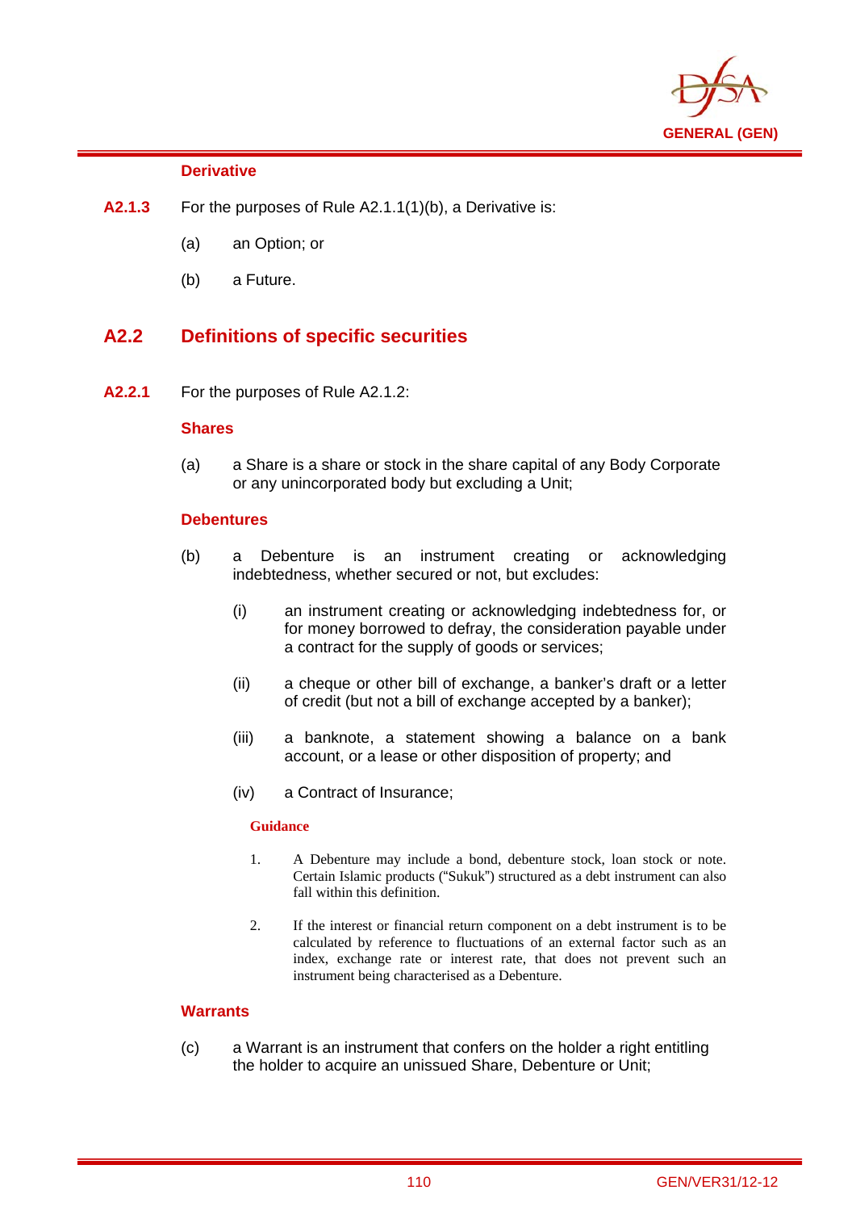### Derivative

**A2.1.3** For the purposes of Rule A2.1.1(1)(b), a Derivative is:

(a) an Option; or

(b) a Future.

## A2.2 Definitions of specific securities

**A2.2.1** For the purposes of Rule A2.1.2:

### Shares

(a) a Share is a share or stock in the share capital of any Body Corporate or any unincorporated body but excluding a Unit;

### Debentures

(b) a Debenture is an instrument creating or acknowledging indebtedness, whether secured or not, but excludes:

(i) an instrument creating or acknowledging indebtedness for, or for money borrowed to defray, the consideration payable under a contract for the supply of goods or services;

(ii) a cheque or other bill of exchange, a banker's draft or a letter of credit (but not a bill of exchange accepted by a banker);

(iii) a banknote, a statement showing a balance on a bank account, or a lease or other disposition of property; and

(iv) a Contract of Insurance;

**Guidance**

1. A Debenture may include a bond, debenture stock, loan stock or note. Certain Islamic products ("Sukuk") structured as a debt instrument can also fall within this definition.

2. If the interest or financial return component on a debt instrument is to be calculated by reference to fluctuations of an external factor such as an index, exchange rate or interest rate, that does not prevent such an instrument being characterised as a Debenture.

### Warrants

(c) a Warrant is an instrument that confers on the holder a right entitling the holder to acquire an unissued Share, Debenture or Unit;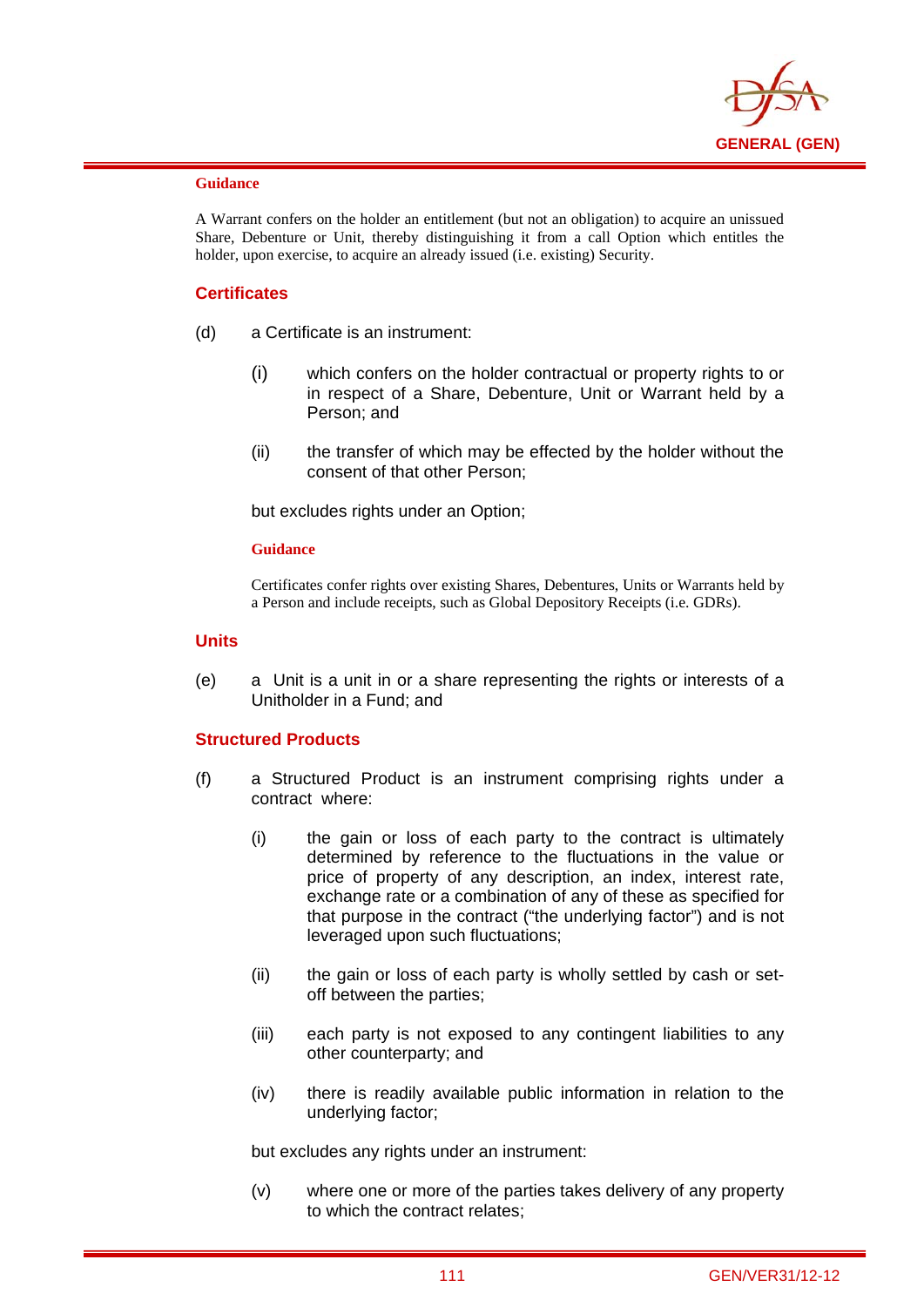**Guidance**

A Warrant confers on the holder an entitlement (but not an obligation) to acquire an unissued Share, Debenture or Unit, thereby distinguishing it from a call Option which entitles the holder, upon exercise, to acquire an already issued (i.e. existing) Security.

### Certificates

(d) a Certificate is an instrument:

(i) which confers on the holder contractual or property rights to or in respect of a Share, Debenture, Unit or Warrant held by a Person; and

(ii) the transfer of which may be effected by the holder without the consent of that other Person;

but excludes rights under an Option;

**Guidance**

Certificates confer rights over existing Shares, Debentures, Units or Warrants held by a Person and include receipts, such as Global Depository Receipts (i.e. GDRs).

### Units

(e) a Unit is a unit in or a share representing the rights or interests of a Unitholder in a Fund; and

### Structured Products

(f) a Structured Product is an instrument comprising rights under a contract where:

(i) the gain or loss of each party to the contract is ultimately determined by reference to the fluctuations in the value or price of property of any description, an index, interest rate, exchange rate or a combination of any of these as specified for that purpose in the contract ("the underlying factor") and is not leveraged upon such fluctuations;

(ii) the gain or loss of each party is wholly settled by cash or set-off between the parties;

(iii) each party is not exposed to any contingent liabilities to any other counterparty; and

(iv) there is readily available public information in relation to the underlying factor;

but excludes any rights under an instrument:

(v) where one or more of the parties takes delivery of any property to which the contract relates;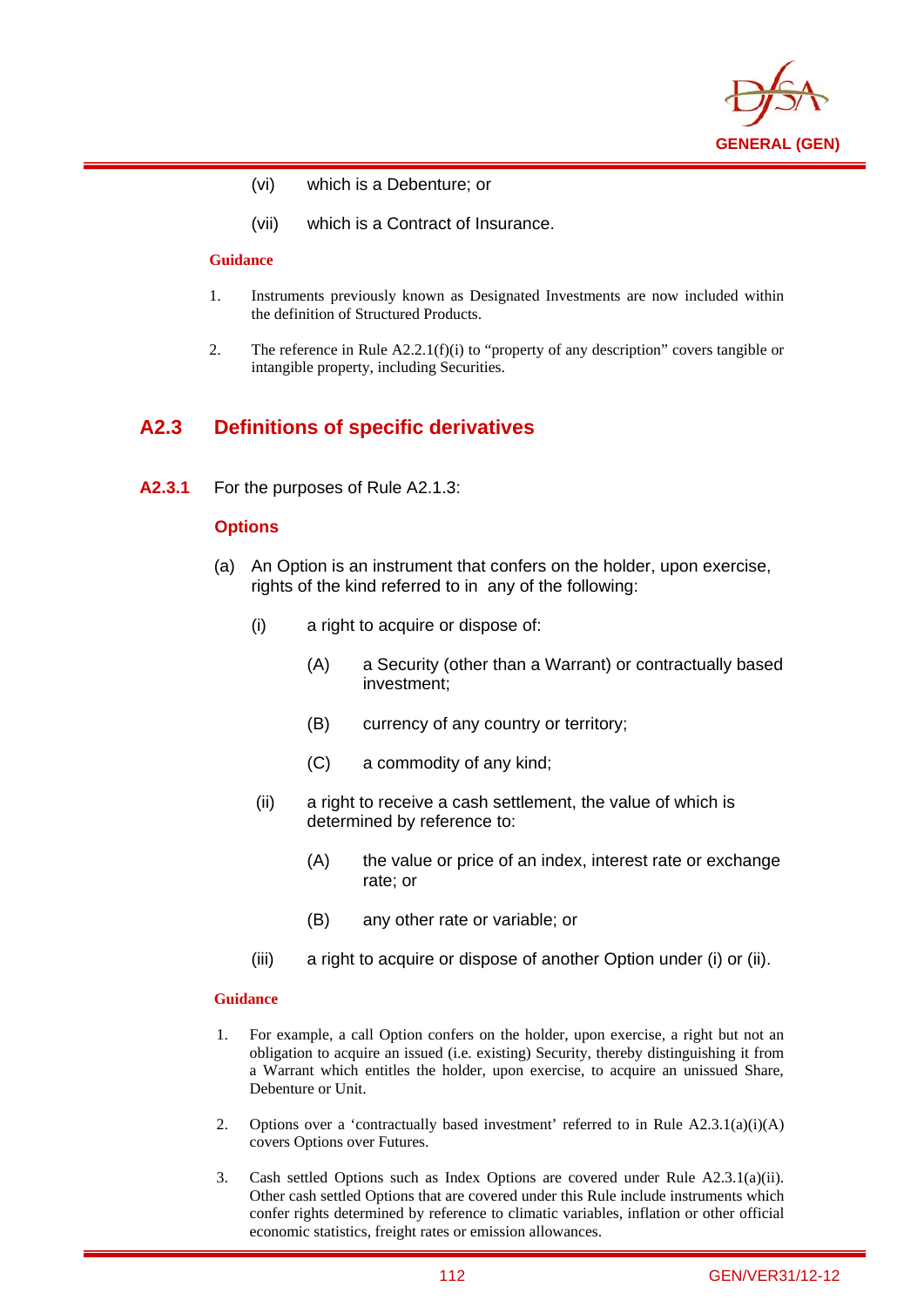(vi) which is a Debenture; or

(vii) which is a Contract of Insurance.

**Guidance**

1. Instruments previously known as Designated Investments are now included within the definition of Structured Products.

2. The reference in Rule A2.2.1(f)(i) to "property of any description" covers tangible or intangible property, including Securities.

## A2.3 Definitions of specific derivatives

**A2.3.1** For the purposes of Rule A2.1.3:

### Options

(a) An Option is an instrument that confers on the holder, upon exercise, rights of the kind referred to in any of the following:

(i) a right to acquire or dispose of:

(A) a Security (other than a Warrant) or contractually based investment;

(B) currency of any country or territory;

(C) a commodity of any kind;

(ii) a right to receive a cash settlement, the value of which is determined by reference to:

(A) the value or price of an index, interest rate or exchange rate; or

(B) any other rate or variable; or

(iii) a right to acquire or dispose of another Option under (i) or (ii).

**Guidance**

1. For example, a call Option confers on the holder, upon exercise, a right but not an obligation to acquire an issued (i.e. existing) Security, thereby distinguishing it from a Warrant which entitles the holder, upon exercise, to acquire an unissued Share, Debenture or Unit.

2. Options over a 'contractually based investment' referred to in Rule A2.3.1(a)(i)(A) covers Options over Futures.

3. Cash settled Options such as Index Options are covered under Rule A2.3.1(a)(ii). Other cash settled Options that are covered under this Rule include instruments which confer rights determined by reference to climatic variables, inflation or other official economic statistics, freight rates or emission allowances.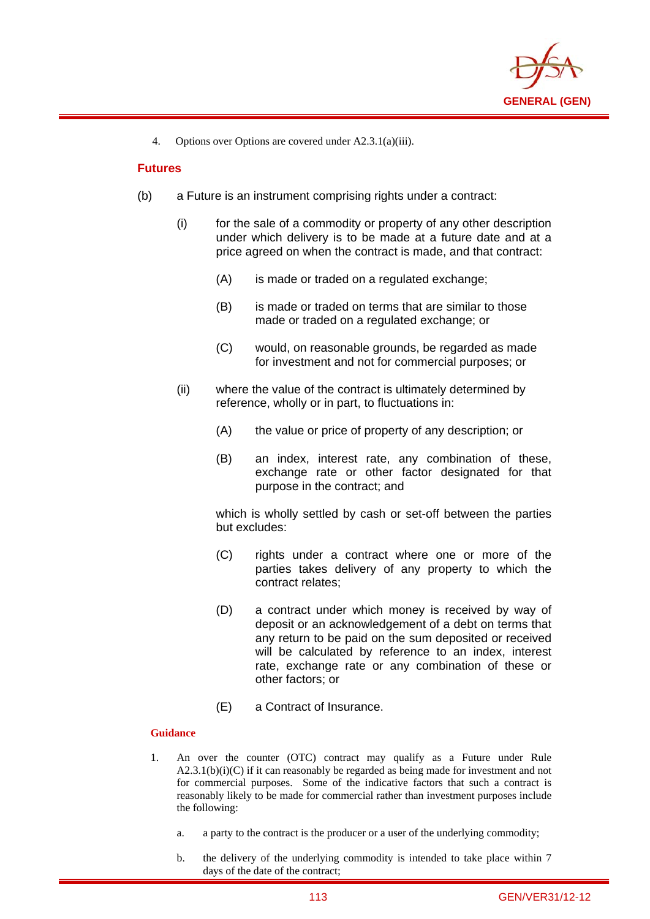4. Options over Options are covered under A2.3.1(a)(iii).

### Futures

(b) a Future is an instrument comprising rights under a contract:

- (i) for the sale of a commodity or property of any other description under which delivery is to be made at a future date and at a price agreed on when the contract is made, and that contract:
  - (A) is made or traded on a regulated exchange;
  - (B) is made or traded on terms that are similar to those made or traded on a regulated exchange; or
  - (C) would, on reasonable grounds, be regarded as made for investment and not for commercial purposes; or
- (ii) where the value of the contract is ultimately determined by reference, wholly or in part, to fluctuations in:
  - (A) the value or price of property of any description; or
  - (B) an index, interest rate, any combination of these, exchange rate or other factor designated for that purpose in the contract; and

  which is wholly settled by cash or set-off between the parties but excludes:

  - (C) rights under a contract where one or more of the parties takes delivery of any property to which the contract relates;
  - (D) a contract under which money is received by way of deposit or an acknowledgement of a debt on terms that any return to be paid on the sum deposited or received will be calculated by reference to an index, interest rate, exchange rate or any combination of these or other factors; or
  - (E) a Contract of Insurance.

#### Guidance

1. An over the counter (OTC) contract may qualify as a Future under Rule A2.3.1(b)(i)(C) if it can reasonably be regarded as being made for investment and not for commercial purposes. Some of the indicative factors that such a contract is reasonably likely to be made for commercial rather than investment purposes include the following:
   - a. a party to the contract is the producer or a user of the underlying commodity;
   - b. the delivery of the underlying commodity is intended to take place within 7 days of the date of the contract;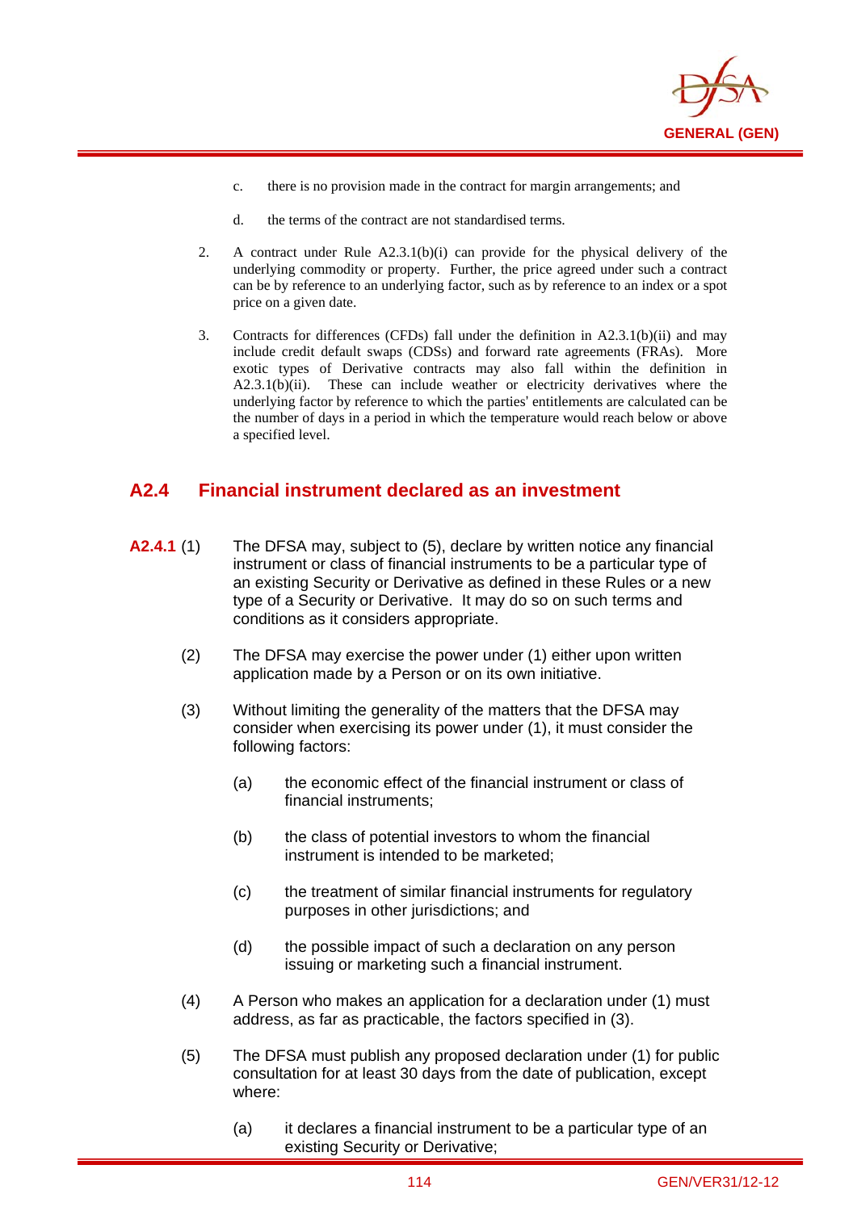c. there is no provision made in the contract for margin arrangements; and

d. the terms of the contract are not standardised terms.

2. A contract under Rule A2.3.1(b)(i) can provide for the physical delivery of the underlying commodity or property. Further, the price agreed under such a contract can be by reference to an underlying factor, such as by reference to an index or a spot price on a given date.

3. Contracts for differences (CFDs) fall under the definition in A2.3.1(b)(ii) and may include credit default swaps (CDSs) and forward rate agreements (FRAs). More exotic types of Derivative contracts may also fall within the definition in A2.3.1(b)(ii). These can include weather or electricity derivatives where the underlying factor by reference to which the parties' entitlements are calculated can be the number of days in a period in which the temperature would reach below or above a specified level.

## A2.4 Financial instrument declared as an investment

**A2.4.1** (1) The DFSA may, subject to (5), declare by written notice any financial instrument or class of financial instruments to be a particular type of an existing Security or Derivative as defined in these Rules or a new type of a Security or Derivative. It may do so on such terms and conditions as it considers appropriate.

(2) The DFSA may exercise the power under (1) either upon written application made by a Person or on its own initiative.

(3) Without limiting the generality of the matters that the DFSA may consider when exercising its power under (1), it must consider the following factors:

(a) the economic effect of the financial instrument or class of financial instruments;

(b) the class of potential investors to whom the financial instrument is intended to be marketed;

(c) the treatment of similar financial instruments for regulatory purposes in other jurisdictions; and

(d) the possible impact of such a declaration on any person issuing or marketing such a financial instrument.

(4) A Person who makes an application for a declaration under (1) must address, as far as practicable, the factors specified in (3).

(5) The DFSA must publish any proposed declaration under (1) for public consultation for at least 30 days from the date of publication, except where:

(a) it declares a financial instrument to be a particular type of an existing Security or Derivative;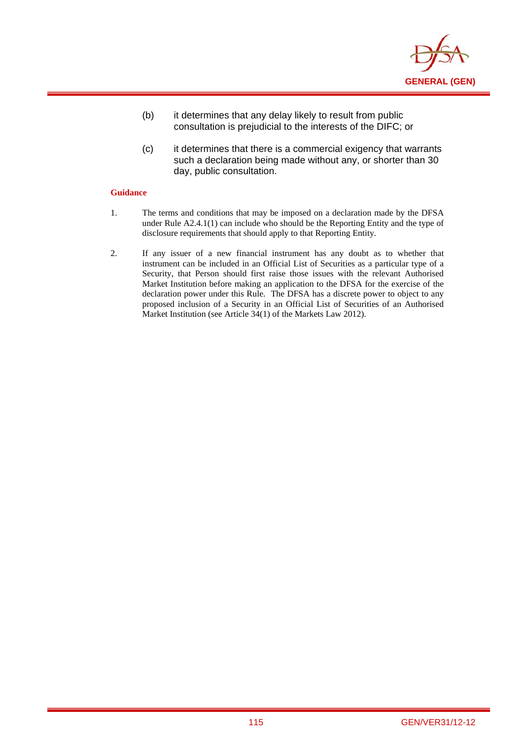(b) it determines that any delay likely to result from public consultation is prejudicial to the interests of the DIFC; or

(c) it determines that there is a commercial exigency that warrants such a declaration being made without any, or shorter than 30 day, public consultation.

**Guidance**

1. The terms and conditions that may be imposed on a declaration made by the DFSA under Rule A2.4.1(1) can include who should be the Reporting Entity and the type of disclosure requirements that should apply to that Reporting Entity.

2. If any issuer of a new financial instrument has any doubt as to whether that instrument can be included in an Official List of Securities as a particular type of a Security, that Person should first raise those issues with the relevant Authorised Market Institution before making an application to the DFSA for the exercise of the declaration power under this Rule. The DFSA has a discrete power to object to any proposed inclusion of a Security in an Official List of Securities of an Authorised Market Institution (see Article 34(1) of the Markets Law 2012).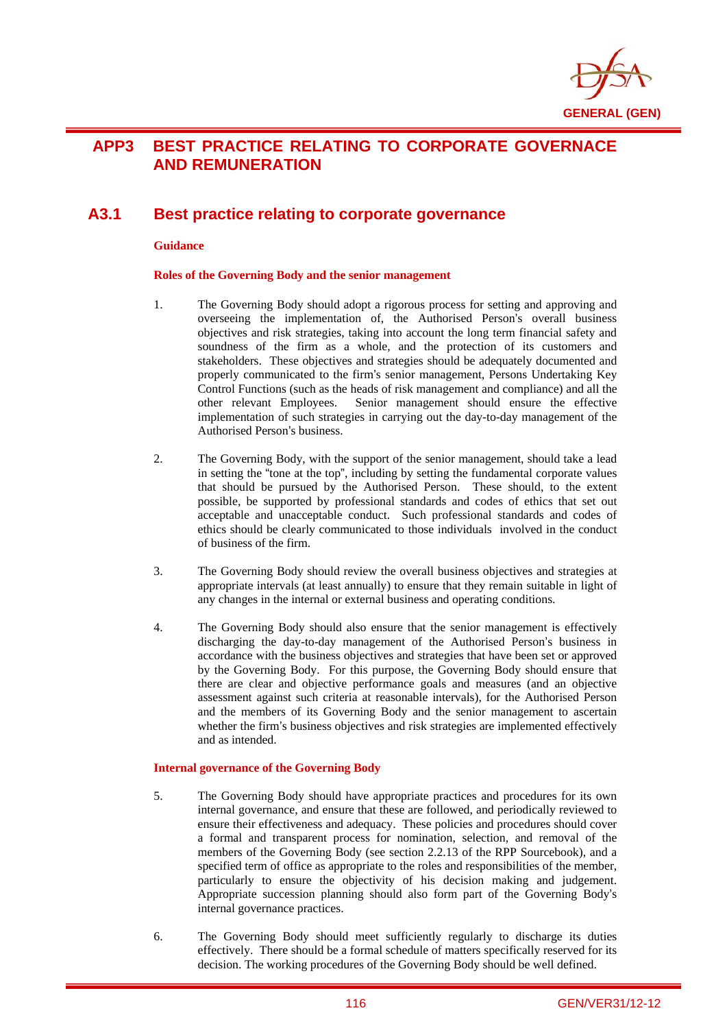# APP3 BEST PRACTICE RELATING TO CORPORATE GOVERNACE AND REMUNERATION

## A3.1 Best practice relating to corporate governance

**Guidance**

**Roles of the Governing Body and the senior management**

1. The Governing Body should adopt a rigorous process for setting and approving and overseeing the implementation of, the Authorised Person's overall business objectives and risk strategies, taking into account the long term financial safety and soundness of the firm as a whole, and the protection of its customers and stakeholders. These objectives and strategies should be adequately documented and properly communicated to the firm's senior management, Persons Undertaking Key Control Functions (such as the heads of risk management and compliance) and all the other relevant Employees. Senior management should ensure the effective implementation of such strategies in carrying out the day-to-day management of the Authorised Person's business.

2. The Governing Body, with the support of the senior management, should take a lead in setting the "tone at the top", including by setting the fundamental corporate values that should be pursued by the Authorised Person. These should, to the extent possible, be supported by professional standards and codes of ethics that set out acceptable and unacceptable conduct. Such professional standards and codes of ethics should be clearly communicated to those individuals involved in the conduct of business of the firm.

3. The Governing Body should review the overall business objectives and strategies at appropriate intervals (at least annually) to ensure that they remain suitable in light of any changes in the internal or external business and operating conditions.

4. The Governing Body should also ensure that the senior management is effectively discharging the day-to-day management of the Authorised Person's business in accordance with the business objectives and strategies that have been set or approved by the Governing Body. For this purpose, the Governing Body should ensure that there are clear and objective performance goals and measures (and an objective assessment against such criteria at reasonable intervals), for the Authorised Person and the members of its Governing Body and the senior management to ascertain whether the firm's business objectives and risk strategies are implemented effectively and as intended.

**Internal governance of the Governing Body**

5. The Governing Body should have appropriate practices and procedures for its own internal governance, and ensure that these are followed, and periodically reviewed to ensure their effectiveness and adequacy. These policies and procedures should cover a formal and transparent process for nomination, selection, and removal of the members of the Governing Body (see section 2.2.13 of the RPP Sourcebook), and a specified term of office as appropriate to the roles and responsibilities of the member, particularly to ensure the objectivity of his decision making and judgement. Appropriate succession planning should also form part of the Governing Body's internal governance practices.

6. The Governing Body should meet sufficiently regularly to discharge its duties effectively. There should be a formal schedule of matters specifically reserved for its decision. The working procedures of the Governing Body should be well defined.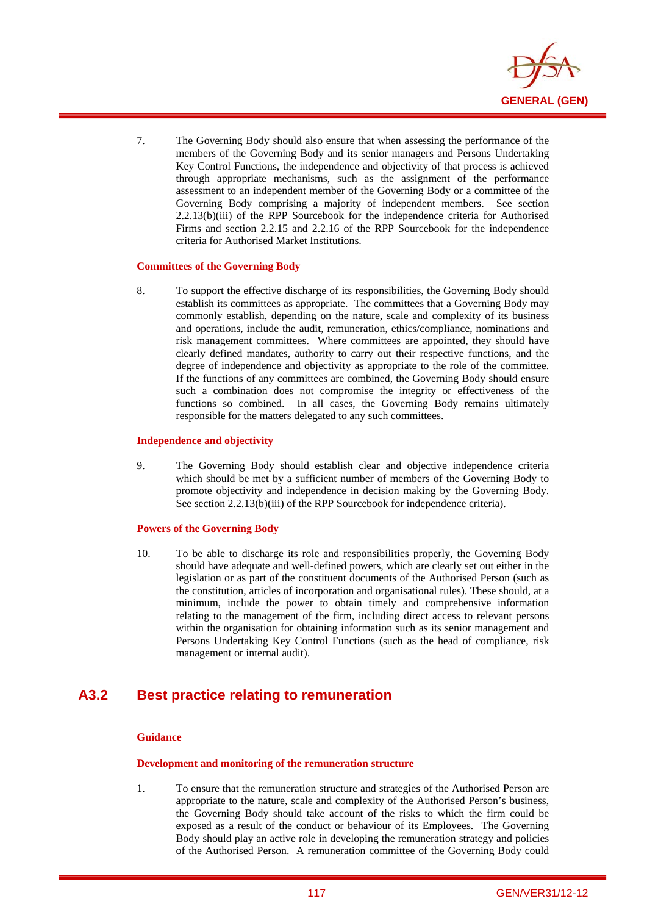7. The Governing Body should also ensure that when assessing the performance of the members of the Governing Body and its senior managers and Persons Undertaking Key Control Functions, the independence and objectivity of that process is achieved through appropriate mechanisms, such as the assignment of the performance assessment to an independent member of the Governing Body or a committee of the Governing Body comprising a majority of independent members. See section 2.2.13(b)(iii) of the RPP Sourcebook for the independence criteria for Authorised Firms and section 2.2.15 and 2.2.16 of the RPP Sourcebook for the independence criteria for Authorised Market Institutions.

**Committees of the Governing Body**

8. To support the effective discharge of its responsibilities, the Governing Body should establish its committees as appropriate. The committees that a Governing Body may commonly establish, depending on the nature, scale and complexity of its business and operations, include the audit, remuneration, ethics/compliance, nominations and risk management committees. Where committees are appointed, they should have clearly defined mandates, authority to carry out their respective functions, and the degree of independence and objectivity as appropriate to the role of the committee. If the functions of any committees are combined, the Governing Body should ensure such a combination does not compromise the integrity or effectiveness of the functions so combined. In all cases, the Governing Body remains ultimately responsible for the matters delegated to any such committees.

**Independence and objectivity**

9. The Governing Body should establish clear and objective independence criteria which should be met by a sufficient number of members of the Governing Body to promote objectivity and independence in decision making by the Governing Body. See section 2.2.13(b)(iii) of the RPP Sourcebook for independence criteria).

**Powers of the Governing Body**

10. To be able to discharge its role and responsibilities properly, the Governing Body should have adequate and well-defined powers, which are clearly set out either in the legislation or as part of the constituent documents of the Authorised Person (such as the constitution, articles of incorporation and organisational rules). These should, at a minimum, include the power to obtain timely and comprehensive information relating to the management of the firm, including direct access to relevant persons within the organisation for obtaining information such as its senior management and Persons Undertaking Key Control Functions (such as the head of compliance, risk management or internal audit).

## A3.2 Best practice relating to remuneration

**Guidance**

**Development and monitoring of the remuneration structure**

1. To ensure that the remuneration structure and strategies of the Authorised Person are appropriate to the nature, scale and complexity of the Authorised Person's business, the Governing Body should take account of the risks to which the firm could be exposed as a result of the conduct or behaviour of its Employees. The Governing Body should play an active role in developing the remuneration strategy and policies of the Authorised Person. A remuneration committee of the Governing Body could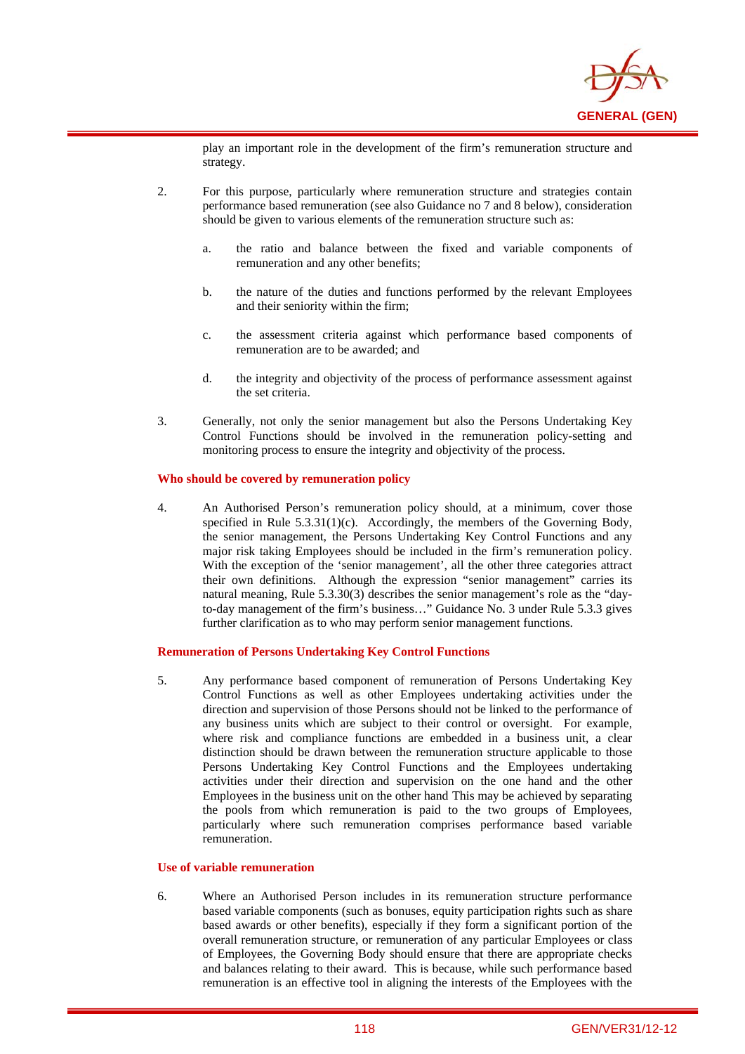play an important role in the development of the firm's remuneration structure and strategy.

2. For this purpose, particularly where remuneration structure and strategies contain performance based remuneration (see also Guidance no 7 and 8 below), consideration should be given to various elements of the remuneration structure such as:

   a. the ratio and balance between the fixed and variable components of remuneration and any other benefits;

   b. the nature of the duties and functions performed by the relevant Employees and their seniority within the firm;

   c. the assessment criteria against which performance based components of remuneration are to be awarded; and

   d. the integrity and objectivity of the process of performance assessment against the set criteria.

3. Generally, not only the senior management but also the Persons Undertaking Key Control Functions should be involved in the remuneration policy-setting and monitoring process to ensure the integrity and objectivity of the process.

**Who should be covered by remuneration policy**

4. An Authorised Person's remuneration policy should, at a minimum, cover those specified in Rule 5.3.31(1)(c). Accordingly, the members of the Governing Body, the senior management, the Persons Undertaking Key Control Functions and any major risk taking Employees should be included in the firm's remuneration policy. With the exception of the 'senior management', all the other three categories attract their own definitions. Although the expression "senior management" carries its natural meaning, Rule 5.3.30(3) describes the senior management's role as the "day-to-day management of the firm's business…" Guidance No. 3 under Rule 5.3.3 gives further clarification as to who may perform senior management functions.

**Remuneration of Persons Undertaking Key Control Functions**

5. Any performance based component of remuneration of Persons Undertaking Key Control Functions as well as other Employees undertaking activities under the direction and supervision of those Persons should not be linked to the performance of any business units which are subject to their control or oversight. For example, where risk and compliance functions are embedded in a business unit, a clear distinction should be drawn between the remuneration structure applicable to those Persons Undertaking Key Control Functions and the Employees undertaking activities under their direction and supervision on the one hand and the other Employees in the business unit on the other hand This may be achieved by separating the pools from which remuneration is paid to the two groups of Employees, particularly where such remuneration comprises performance based variable remuneration.

**Use of variable remuneration**

6. Where an Authorised Person includes in its remuneration structure performance based variable components (such as bonuses, equity participation rights such as share based awards or other benefits), especially if they form a significant portion of the overall remuneration structure, or remuneration of any particular Employees or class of Employees, the Governing Body should ensure that there are appropriate checks and balances relating to their award. This is because, while such performance based remuneration is an effective tool in aligning the interests of the Employees with the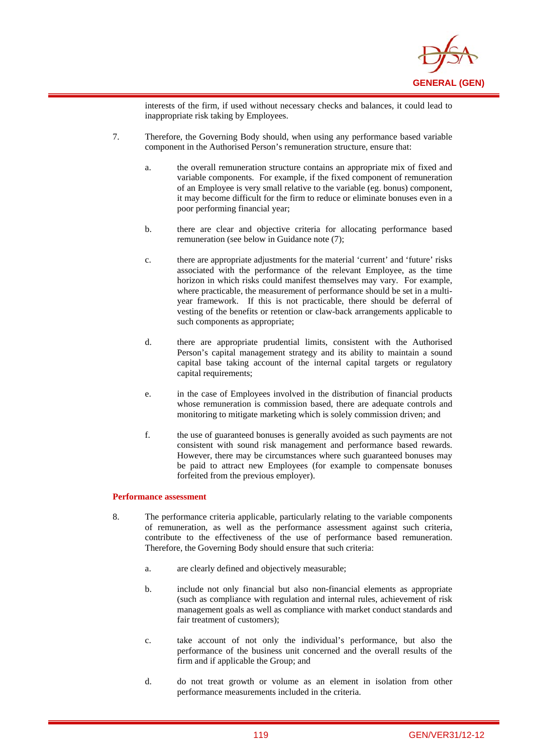interests of the firm, if used without necessary checks and balances, it could lead to inappropriate risk taking by Employees.

7. Therefore, the Governing Body should, when using any performance based variable component in the Authorised Person's remuneration structure, ensure that:

   a. the overall remuneration structure contains an appropriate mix of fixed and variable components. For example, if the fixed component of remuneration of an Employee is very small relative to the variable (eg. bonus) component, it may become difficult for the firm to reduce or eliminate bonuses even in a poor performing financial year;

   b. there are clear and objective criteria for allocating performance based remuneration (see below in Guidance note (7);

   c. there are appropriate adjustments for the material 'current' and 'future' risks associated with the performance of the relevant Employee, as the time horizon in which risks could manifest themselves may vary. For example, where practicable, the measurement of performance should be set in a multi-year framework. If this is not practicable, there should be deferral of vesting of the benefits or retention or claw-back arrangements applicable to such components as appropriate;

   d. there are appropriate prudential limits, consistent with the Authorised Person's capital management strategy and its ability to maintain a sound capital base taking account of the internal capital targets or regulatory capital requirements;

   e. in the case of Employees involved in the distribution of financial products whose remuneration is commission based, there are adequate controls and monitoring to mitigate marketing which is solely commission driven; and

   f. the use of guaranteed bonuses is generally avoided as such payments are not consistent with sound risk management and performance based rewards. However, there may be circumstances where such guaranteed bonuses may be paid to attract new Employees (for example to compensate bonuses forfeited from the previous employer).

**Performance assessment**

8. The performance criteria applicable, particularly relating to the variable components of remuneration, as well as the performance assessment against such criteria, contribute to the effectiveness of the use of performance based remuneration. Therefore, the Governing Body should ensure that such criteria:

   a. are clearly defined and objectively measurable;

   b. include not only financial but also non-financial elements as appropriate (such as compliance with regulation and internal rules, achievement of risk management goals as well as compliance with market conduct standards and fair treatment of customers);

   c. take account of not only the individual's performance, but also the performance of the business unit concerned and the overall results of the firm and if applicable the Group; and

   d. do not treat growth or volume as an element in isolation from other performance measurements included in the criteria.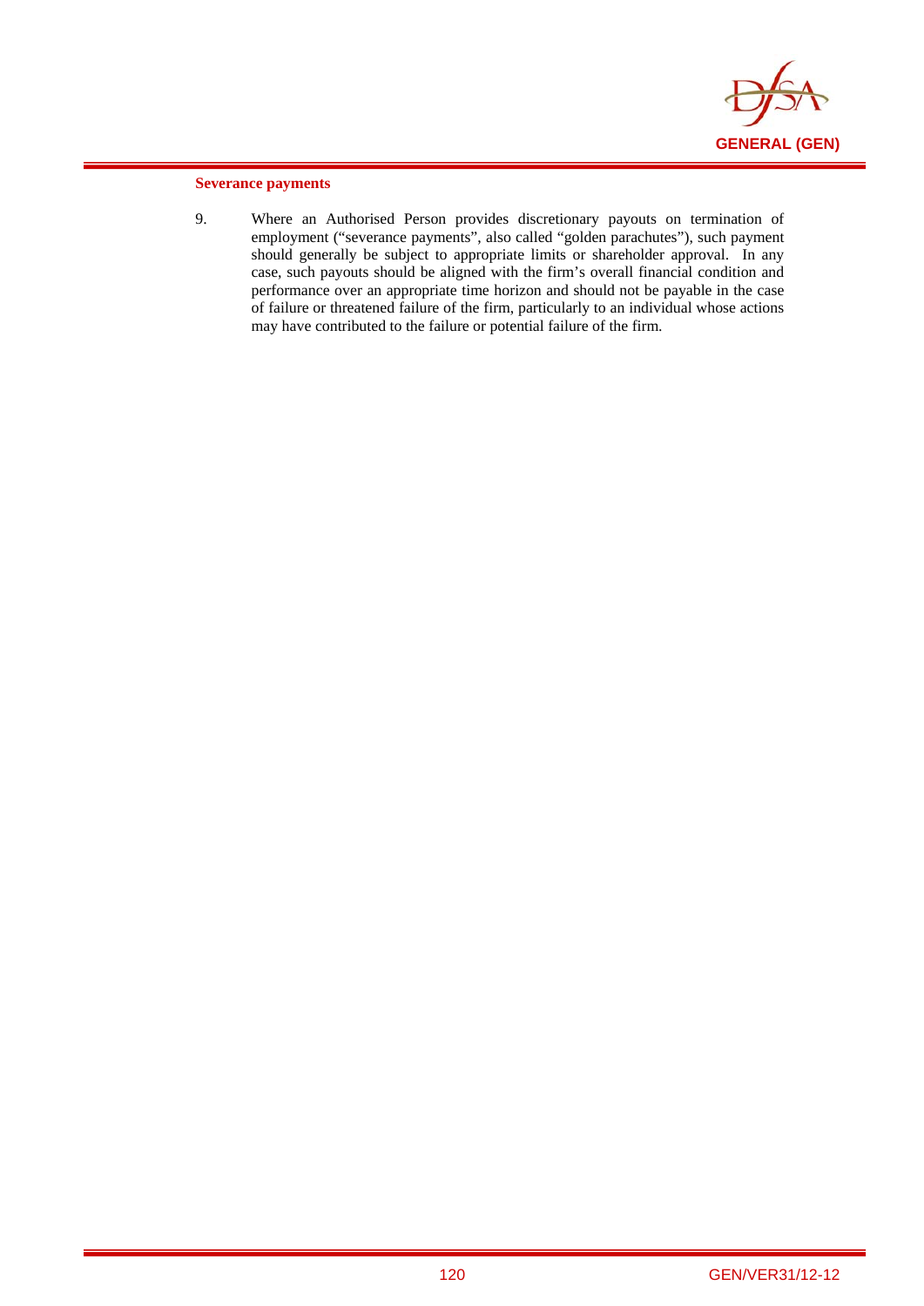**Severance payments**

9. Where an Authorised Person provides discretionary payouts on termination of employment ("severance payments", also called "golden parachutes"), such payment should generally be subject to appropriate limits or shareholder approval. In any case, such payouts should be aligned with the firm's overall financial condition and performance over an appropriate time horizon and should not be payable in the case of failure or threatened failure of the firm, particularly to an individual whose actions may have contributed to the failure or potential failure of the firm.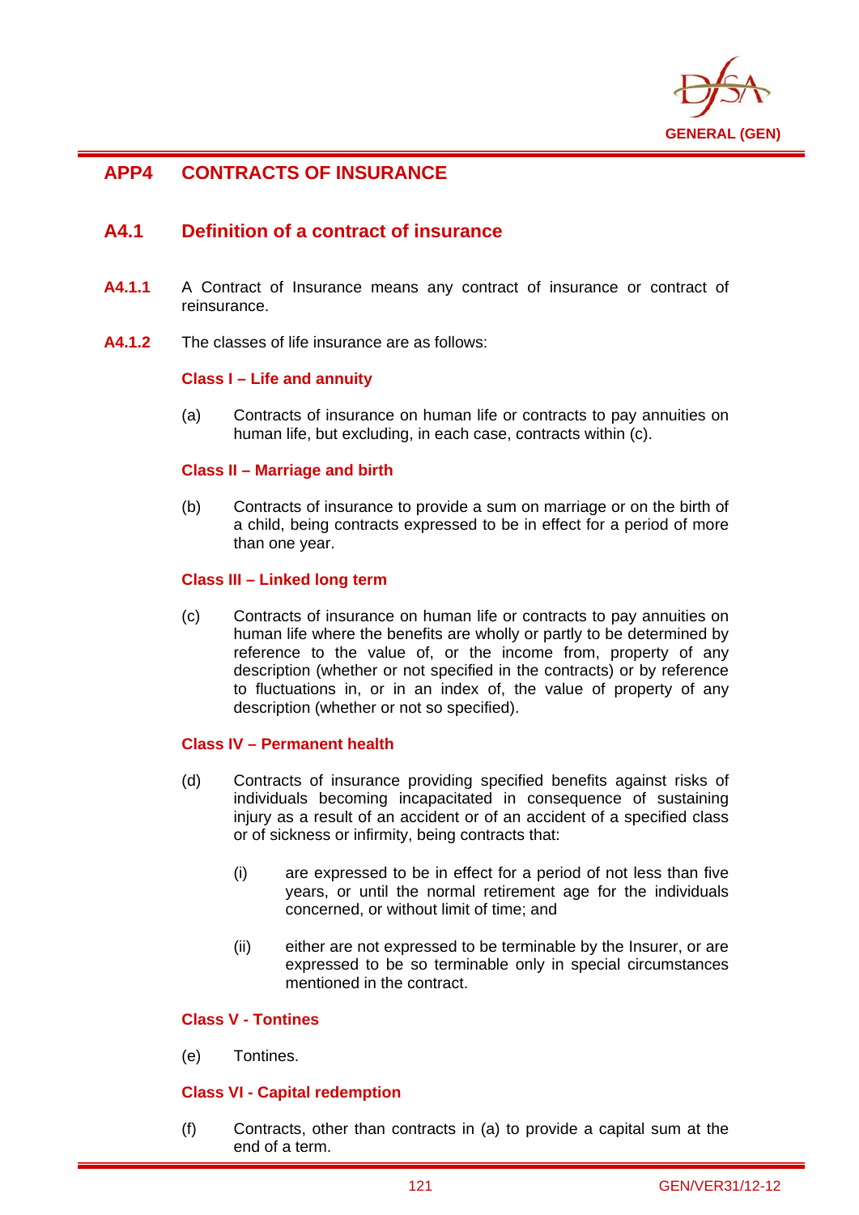# APP4 CONTRACTS OF INSURANCE

## A4.1 Definition of a contract of insurance

**A4.1.1** A Contract of Insurance means any contract of insurance or contract of reinsurance.

**A4.1.2** The classes of life insurance are as follows:

**Class I – Life and annuity**

(a) Contracts of insurance on human life or contracts to pay annuities on human life, but excluding, in each case, contracts within (c).

**Class II – Marriage and birth**

(b) Contracts of insurance to provide a sum on marriage or on the birth of a child, being contracts expressed to be in effect for a period of more than one year.

**Class III – Linked long term**

(c) Contracts of insurance on human life or contracts to pay annuities on human life where the benefits are wholly or partly to be determined by reference to the value of, or the income from, property of any description (whether or not specified in the contracts) or by reference to fluctuations in, or in an index of, the value of property of any description (whether or not so specified).

**Class IV – Permanent health**

(d) Contracts of insurance providing specified benefits against risks of individuals becoming incapacitated in consequence of sustaining injury as a result of an accident or of an accident of a specified class or of sickness or infirmity, being contracts that:

(i) are expressed to be in effect for a period of not less than five years, or until the normal retirement age for the individuals concerned, or without limit of time; and

(ii) either are not expressed to be terminable by the Insurer, or are expressed to be so terminable only in special circumstances mentioned in the contract.

**Class V - Tontines**

(e) Tontines.

**Class VI - Capital redemption**

(f) Contracts, other than contracts in (a) to provide a capital sum at the end of a term.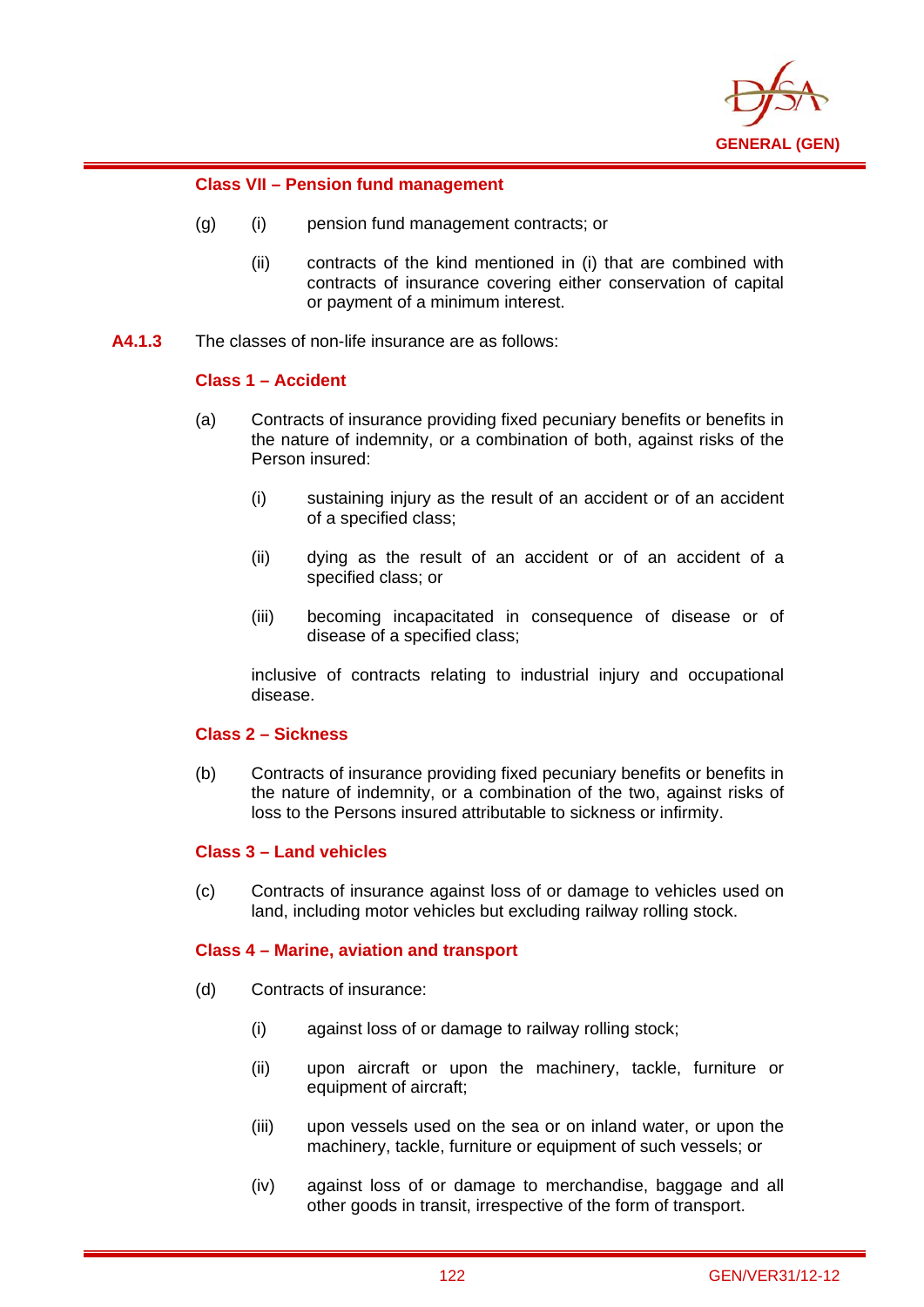**Class VII – Pension fund management**

(g) (i) pension fund management contracts; or

(ii) contracts of the kind mentioned in (i) that are combined with contracts of insurance covering either conservation of capital or payment of a minimum interest.

**A4.1.3** The classes of non-life insurance are as follows:

**Class 1 – Accident**

(a) Contracts of insurance providing fixed pecuniary benefits or benefits in the nature of indemnity, or a combination of both, against risks of the Person insured:

(i) sustaining injury as the result of an accident or of an accident of a specified class;

(ii) dying as the result of an accident or of an accident of a specified class; or

(iii) becoming incapacitated in consequence of disease or of disease of a specified class;

inclusive of contracts relating to industrial injury and occupational disease.

**Class 2 – Sickness**

(b) Contracts of insurance providing fixed pecuniary benefits or benefits in the nature of indemnity, or a combination of the two, against risks of loss to the Persons insured attributable to sickness or infirmity.

**Class 3 – Land vehicles**

(c) Contracts of insurance against loss of or damage to vehicles used on land, including motor vehicles but excluding railway rolling stock.

**Class 4 – Marine, aviation and transport**

(d) Contracts of insurance:

(i) against loss of or damage to railway rolling stock;

(ii) upon aircraft or upon the machinery, tackle, furniture or equipment of aircraft;

(iii) upon vessels used on the sea or on inland water, or upon the machinery, tackle, furniture or equipment of such vessels; or

(iv) against loss of or damage to merchandise, baggage and all other goods in transit, irrespective of the form of transport.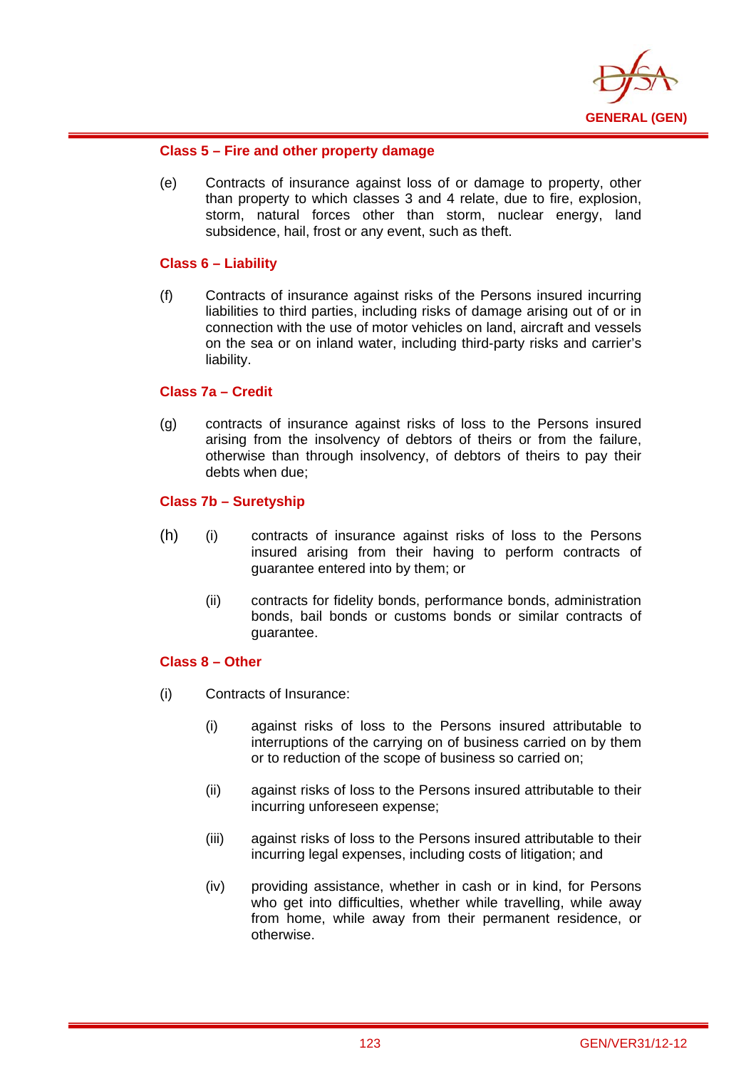**Class 5 – Fire and other property damage**

(e) Contracts of insurance against loss of or damage to property, other than property to which classes 3 and 4 relate, due to fire, explosion, storm, natural forces other than storm, nuclear energy, land subsidence, hail, frost or any event, such as theft.

**Class 6 – Liability**

(f) Contracts of insurance against risks of the Persons insured incurring liabilities to third parties, including risks of damage arising out of or in connection with the use of motor vehicles on land, aircraft and vessels on the sea or on inland water, including third-party risks and carrier's liability.

**Class 7a – Credit**

(g) contracts of insurance against risks of loss to the Persons insured arising from the insolvency of debtors of theirs or from the failure, otherwise than through insolvency, of debtors of theirs to pay their debts when due;

**Class 7b – Suretyship**

(h)
- (i) contracts of insurance against risks of loss to the Persons insured arising from their having to perform contracts of guarantee entered into by them; or
- (ii) contracts for fidelity bonds, performance bonds, administration bonds, bail bonds or customs bonds or similar contracts of guarantee.

**Class 8 – Other**

(i) Contracts of Insurance:

- (i) against risks of loss to the Persons insured attributable to interruptions of the carrying on of business carried on by them or to reduction of the scope of business so carried on;
- (ii) against risks of loss to the Persons insured attributable to their incurring unforeseen expense;
- (iii) against risks of loss to the Persons insured attributable to their incurring legal expenses, including costs of litigation; and
- (iv) providing assistance, whether in cash or in kind, for Persons who get into difficulties, whether while travelling, while away from home, while away from their permanent residence, or otherwise.